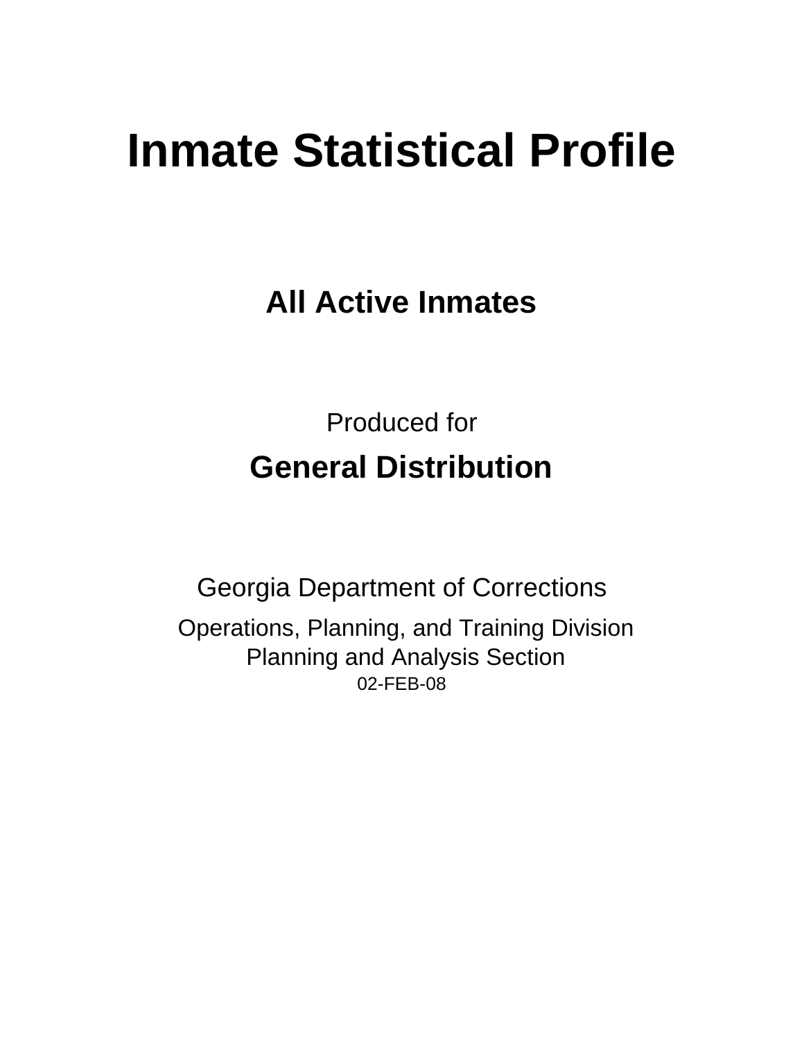# Inmate Statistical Profile

## All Active Inmates

Produced for

## General Distribution

Georgia Department of Corrections

Operations, Planning, and Training Division
Planning and Analysis Section
02-FEB-08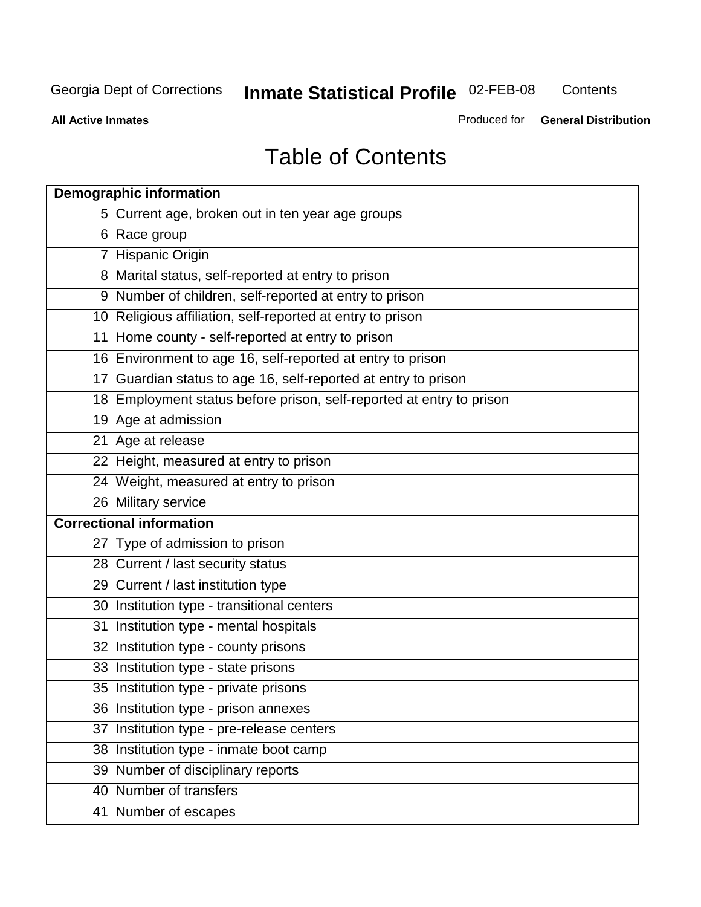# Table of Contents

| Demographic information | |
|---|---|
| 5 | Current age, broken out in ten year age groups |
| 6 | Race group |
| 7 | Hispanic Origin |
| 8 | Marital status, self-reported at entry to prison |
| 9 | Number of children, self-reported at entry to prison |
| 10 | Religious affiliation, self-reported at entry to prison |
| 11 | Home county - self-reported at entry to prison |
| 16 | Environment to age 16, self-reported at entry to prison |
| 17 | Guardian status to age 16, self-reported at entry to prison |
| 18 | Employment status before prison, self-reported at entry to prison |
| 19 | Age at admission |
| 21 | Age at release |
| 22 | Height, measured at entry to prison |
| 24 | Weight, measured at entry to prison |
| 26 | Military service |
| **Correctional information** | |
| 27 | Type of admission to prison |
| 28 | Current / last security status |
| 29 | Current / last institution type |
| 30 | Institution type - transitional centers |
| 31 | Institution type - mental hospitals |
| 32 | Institution type - county prisons |
| 33 | Institution type - state prisons |
| 35 | Institution type - private prisons |
| 36 | Institution type - prison annexes |
| 37 | Institution type - pre-release centers |
| 38 | Institution type - inmate boot camp |
| 39 | Number of disciplinary reports |
| 40 | Number of transfers |
| 41 | Number of escapes |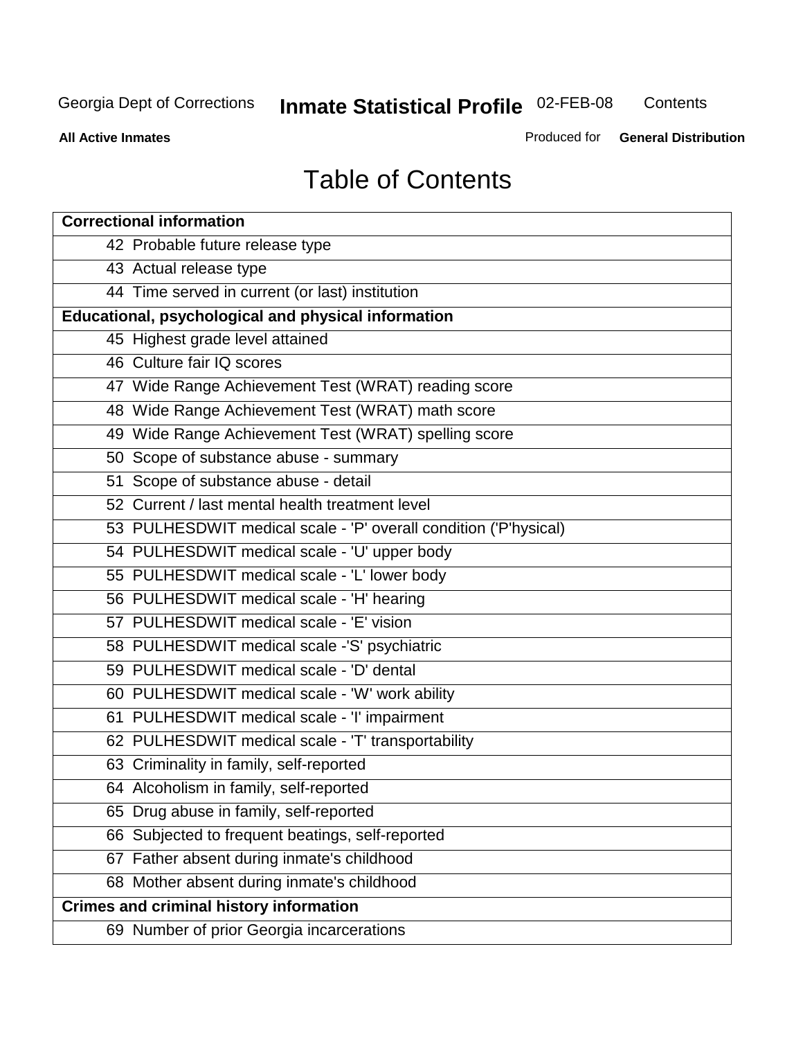# Table of Contents

| Correctional information |
|---|
| 42 Probable future release type |
| 43 Actual release type |
| 44 Time served in current (or last) institution |
| **Educational, psychological and physical information** |
| 45 Highest grade level attained |
| 46 Culture fair IQ scores |
| 47 Wide Range Achievement Test (WRAT) reading score |
| 48 Wide Range Achievement Test (WRAT) math score |
| 49 Wide Range Achievement Test (WRAT) spelling score |
| 50 Scope of substance abuse - summary |
| 51 Scope of substance abuse - detail |
| 52 Current / last mental health treatment level |
| 53 PULHESDWIT medical scale - 'P' overall condition ('P'hysical) |
| 54 PULHESDWIT medical scale - 'U' upper body |
| 55 PULHESDWIT medical scale - 'L' lower body |
| 56 PULHESDWIT medical scale - 'H' hearing |
| 57 PULHESDWIT medical scale - 'E' vision |
| 58 PULHESDWIT medical scale -'S' psychiatric |
| 59 PULHESDWIT medical scale - 'D' dental |
| 60 PULHESDWIT medical scale - 'W' work ability |
| 61 PULHESDWIT medical scale - 'I' impairment |
| 62 PULHESDWIT medical scale - 'T' transportability |
| 63 Criminality in family, self-reported |
| 64 Alcoholism in family, self-reported |
| 65 Drug abuse in family, self-reported |
| 66 Subjected to frequent beatings, self-reported |
| 67 Father absent during inmate's childhood |
| 68 Mother absent during inmate's childhood |
| **Crimes and criminal history information** |
| 69 Number of prior Georgia incarcerations |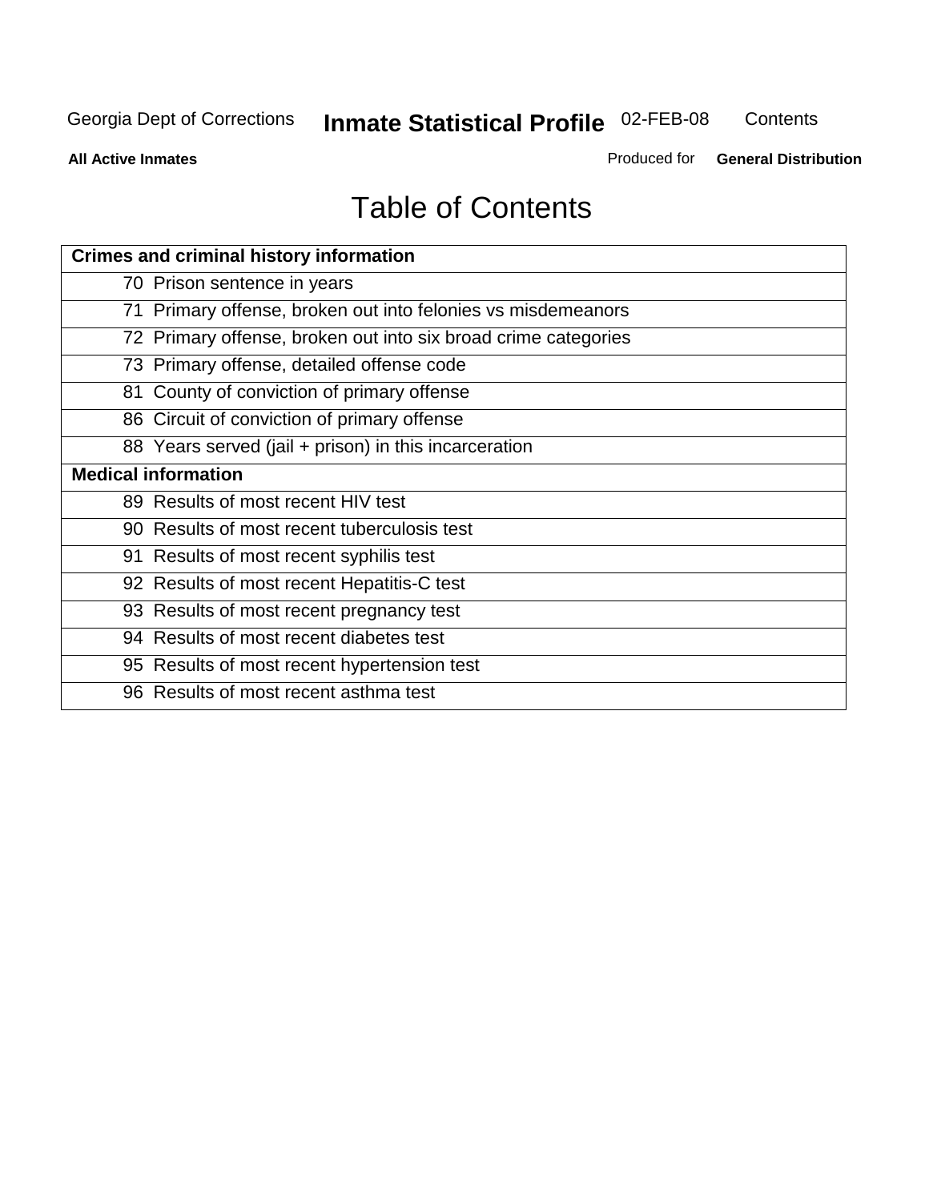# Table of Contents

| Crimes and criminal history information |
|---|
| 70 Prison sentence in years |
| 71 Primary offense, broken out into felonies vs misdemeanors |
| 72 Primary offense, broken out into six broad crime categories |
| 73 Primary offense, detailed offense code |
| 81 County of conviction of primary offense |
| 86 Circuit of conviction of primary offense |
| 88 Years served (jail + prison) in this incarceration |
| **Medical information** |
| 89 Results of most recent HIV test |
| 90 Results of most recent tuberculosis test |
| 91 Results of most recent syphilis test |
| 92 Results of most recent Hepatitis-C test |
| 93 Results of most recent pregnancy test |
| 94 Results of most recent diabetes test |
| 95 Results of most recent hypertension test |
| 96 Results of most recent asthma test |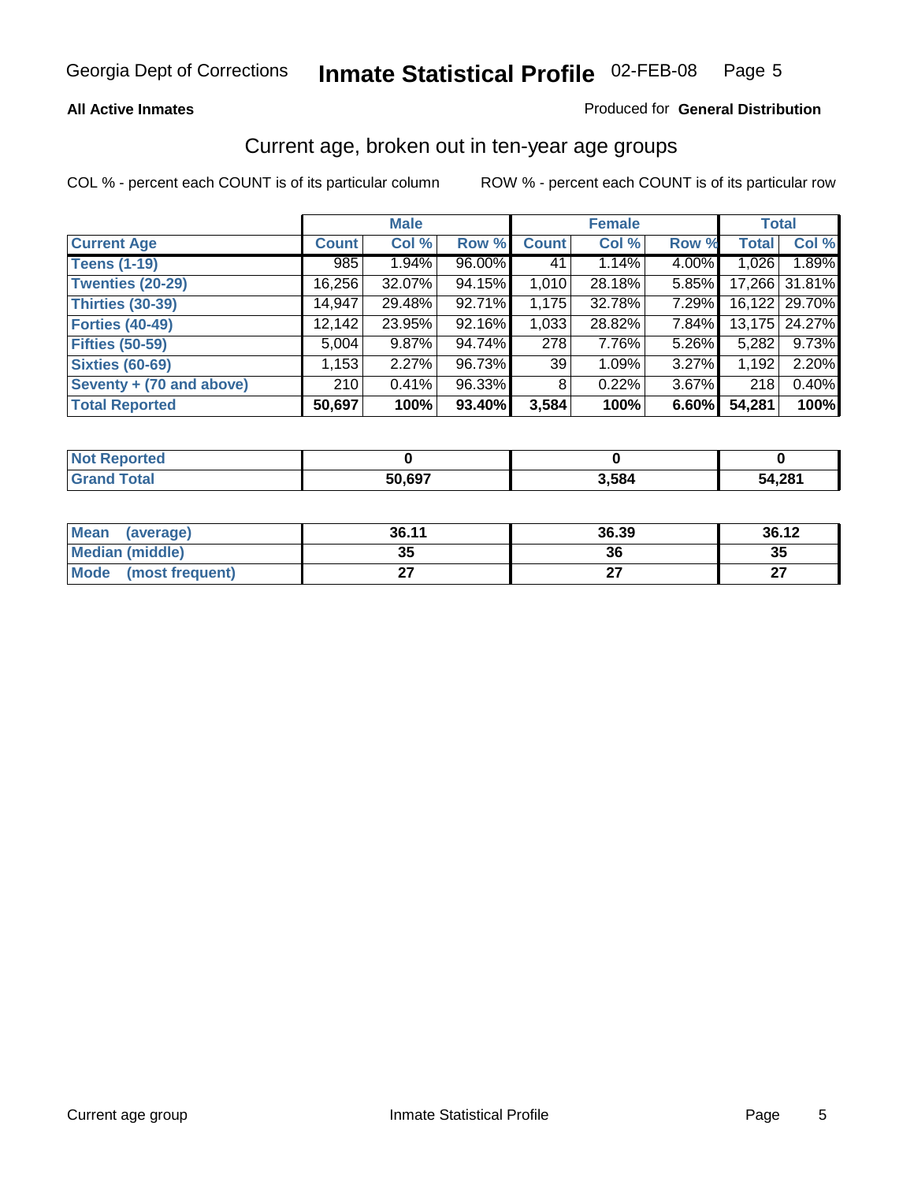**All Active Inmates**

Produced for **General Distribution**

## Current age, broken out in ten-year age groups

COL % - percent each COUNT is of its particular column

ROW % - percent each COUNT is of its particular row

| | Male | | | Female | | | Total | |
|---|---|---|---|---|---|---|---|---|
| Current Age | Count | Col % | Row % | Count | Col % | Row % | Total | Col % |
| Teens (1-19) | 985 | 1.94% | 96.00% | 41 | 1.14% | 4.00% | 1,026 | 1.89% |
| Twenties (20-29) | 16,256 | 32.07% | 94.15% | 1,010 | 28.18% | 5.85% | 17,266 | 31.81% |
| Thirties (30-39) | 14,947 | 29.48% | 92.71% | 1,175 | 32.78% | 7.29% | 16,122 | 29.70% |
| Forties (40-49) | 12,142 | 23.95% | 92.16% | 1,033 | 28.82% | 7.84% | 13,175 | 24.27% |
| Fifties (50-59) | 5,004 | 9.87% | 94.74% | 278 | 7.76% | 5.26% | 5,282 | 9.73% |
| Sixties (60-69) | 1,153 | 2.27% | 96.73% | 39 | 1.09% | 3.27% | 1,192 | 2.20% |
| Seventy + (70 and above) | 210 | 0.41% | 96.33% | 8 | 0.22% | 3.67% | 218 | 0.40% |
| **Total Reported** | **50,697** | **100%** | **93.40%** | **3,584** | **100%** | **6.60%** | **54,281** | **100%** |

| | Male | Female | Total |
|---|---|---|---|
| Not Reported | 0 | 0 | 0 |
| Grand Total | 50,697 | 3,584 | 54,281 |

| | Male | Female | Total |
|---|---|---|---|
| Mean (average) | 36.11 | 36.39 | 36.12 |
| Median (middle) | 35 | 36 | 35 |
| Mode (most frequent) | 27 | 27 | 27 |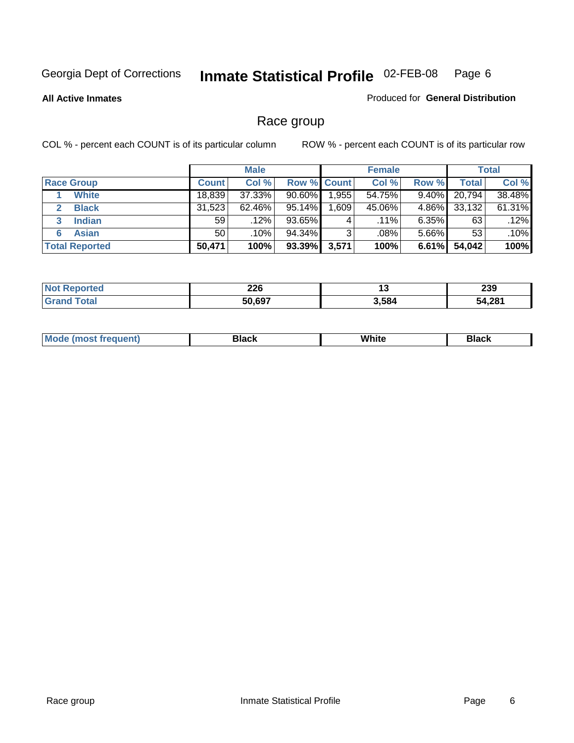Georgia Dept of Corrections **Inmate Statistical Profile** 02-FEB-08

**All Active Inmates** Produced for **General Distribution**

## Race group

COL % - percent each COUNT is of its particular column ROW % - percent each COUNT is of its particular row

| | Male | | | Female | | | Total | |
|---|---|---|---|---|---|---|---|---|
| **Race Group** | **Count** | **Col %** | **Row %** | **Count** | **Col %** | **Row %** | **Total** | **Col %** |
| 1 **White** | 18,839 | 37.33% | 90.60% | 1,955 | 54.75% | 9.40% | 20,794 | 38.48% |
| 2 **Black** | 31,523 | 62.46% | 95.14% | 1,609 | 45.06% | 4.86% | 33,132 | 61.31% |
| 3 **Indian** | 59 | .12% | 93.65% | 4 | .11% | 6.35% | 63 | .12% |
| 6 **Asian** | 50 | .10% | 94.34% | 3 | .08% | 5.66% | 53 | .10% |
| **Total Reported** | **50,471** | **100%** | **93.39%** | **3,571** | **100%** | **6.61%** | **54,042** | **100%** |

| | Male | Female | Total |
|---|---|---|---|
| **Not Reported** | **226** | **13** | **239** |
| **Grand Total** | **50,697** | **3,584** | **54,281** |

| | Male | Female | Total |
|---|---|---|---|
| **Mode (most frequent)** | **Black** | **White** | **Black** |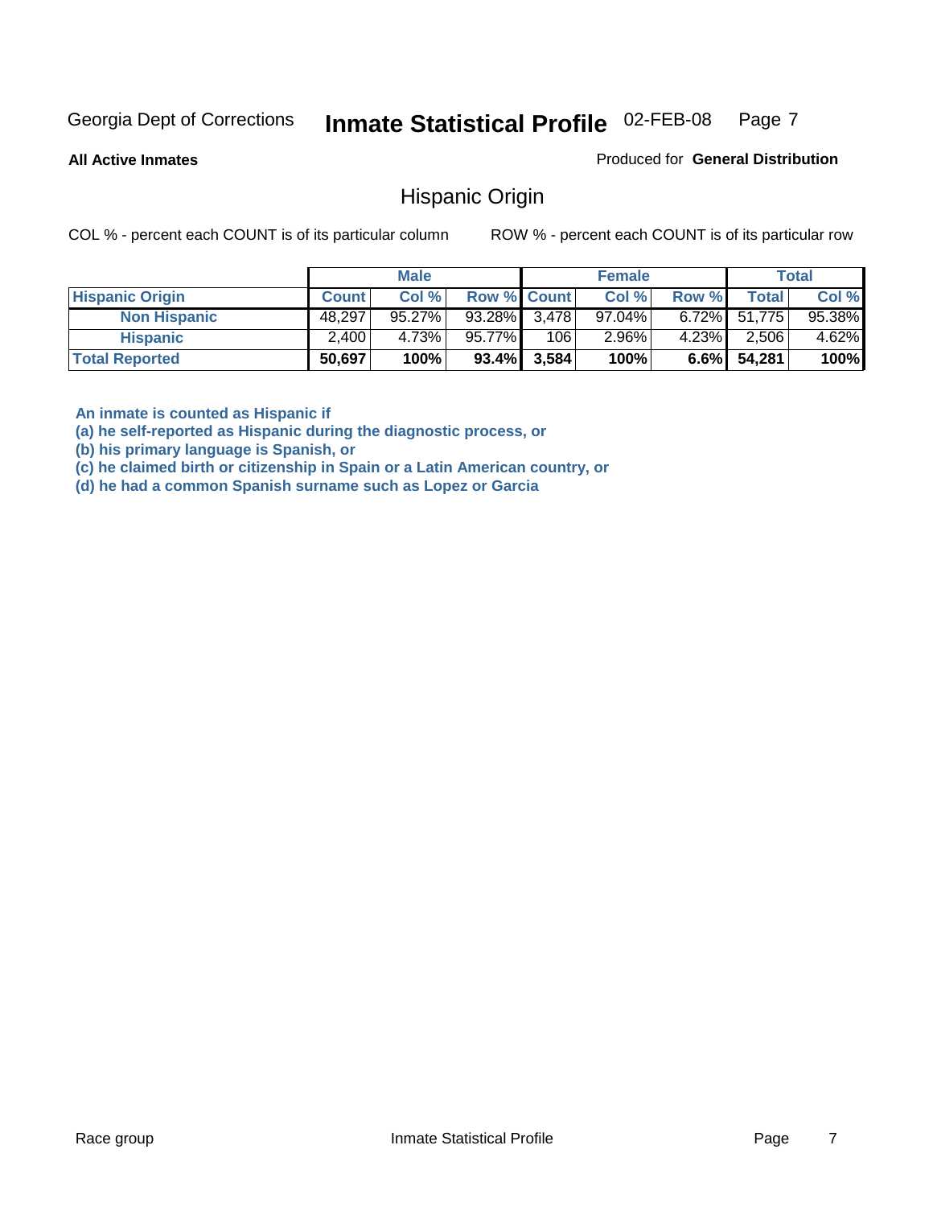Georgia Dept of Corrections **Inmate Statistical Profile** 02-FEB-08

**All Active Inmates**

Produced for **General Distribution**

## Hispanic Origin

COL % - percent each COUNT is of its particular column

ROW % - percent each COUNT is of its particular row

| | Male | | | Female | | | Total | |
|---|---|---|---|---|---|---|---|---|
| **Hispanic Origin** | **Count** | **Col %** | **Row %** | **Count** | **Col %** | **Row %** | **Total** | **Col %** |
| **Non Hispanic** | 48,297 | 95.27% | 93.28% | 3,478 | 97.04% | 6.72% | 51,775 | 95.38% |
| **Hispanic** | 2,400 | 4.73% | 95.77% | 106 | 2.96% | 4.23% | 2,506 | 4.62% |
| **Total Reported** | **50,697** | **100%** | **93.4%** | **3,584** | **100%** | **6.6%** | **54,281** | **100%** |

**An inmate is counted as Hispanic if**
**(a) he self-reported as Hispanic during the diagnostic process, or**
**(b) his primary language is Spanish, or**
**(c) he claimed birth or citizenship in Spain or a Latin American country, or**
**(d) he had a common Spanish surname such as Lopez or Garcia**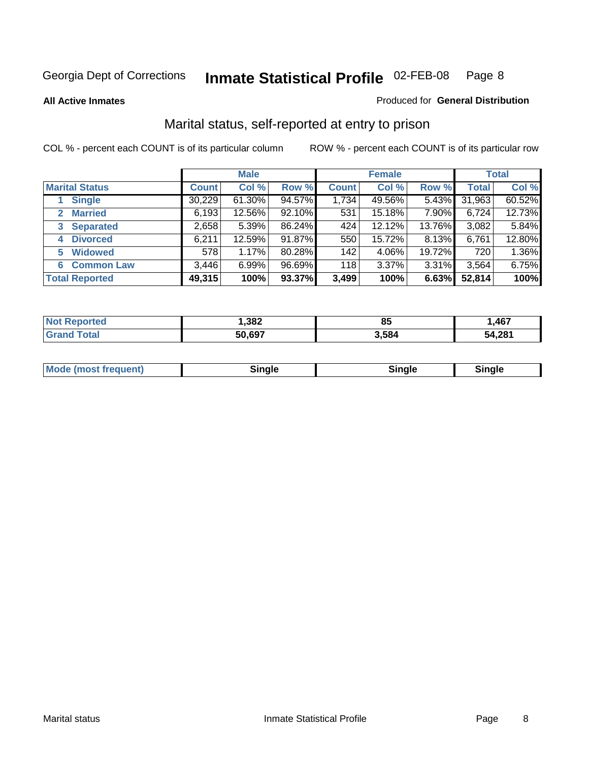Georgia Dept of Corrections **Inmate Statistical Profile** 02-FEB-08

**All Active Inmates**

Produced for **General Distribution**

## Marital status, self-reported at entry to prison

COL % - percent each COUNT is of its particular column

ROW % - percent each COUNT is of its particular row

| | Male | | | Female | | | Total | |
|---|---|---|---|---|---|---|---|---|
| **Marital Status** | **Count** | **Col %** | **Row %** | **Count** | **Col %** | **Row %** | **Total** | **Col %** |
| 1 Single | 30,229 | 61.30% | 94.57% | 1,734 | 49.56% | 5.43% | 31,963 | 60.52% |
| 2 Married | 6,193 | 12.56% | 92.10% | 531 | 15.18% | 7.90% | 6,724 | 12.73% |
| 3 Separated | 2,658 | 5.39% | 86.24% | 424 | 12.12% | 13.76% | 3,082 | 5.84% |
| 4 Divorced | 6,211 | 12.59% | 91.87% | 550 | 15.72% | 8.13% | 6,761 | 12.80% |
| 5 Widowed | 578 | 1.17% | 80.28% | 142 | 4.06% | 19.72% | 720 | 1.36% |
| 6 Common Law | 3,446 | 6.99% | 96.69% | 118 | 3.37% | 3.31% | 3,564 | 6.75% |
| **Total Reported** | **49,315** | **100%** | **93.37%** | **3,499** | **100%** | **6.63%** | **52,814** | **100%** |

| | Male | Female | Total |
|---|---|---|---|
| **Not Reported** | **1,382** | **85** | **1,467** |
| **Grand Total** | **50,697** | **3,584** | **54,281** |

| | Male | Female | Total |
|---|---|---|---|
| **Mode (most frequent)** | **Single** | **Single** | **Single** |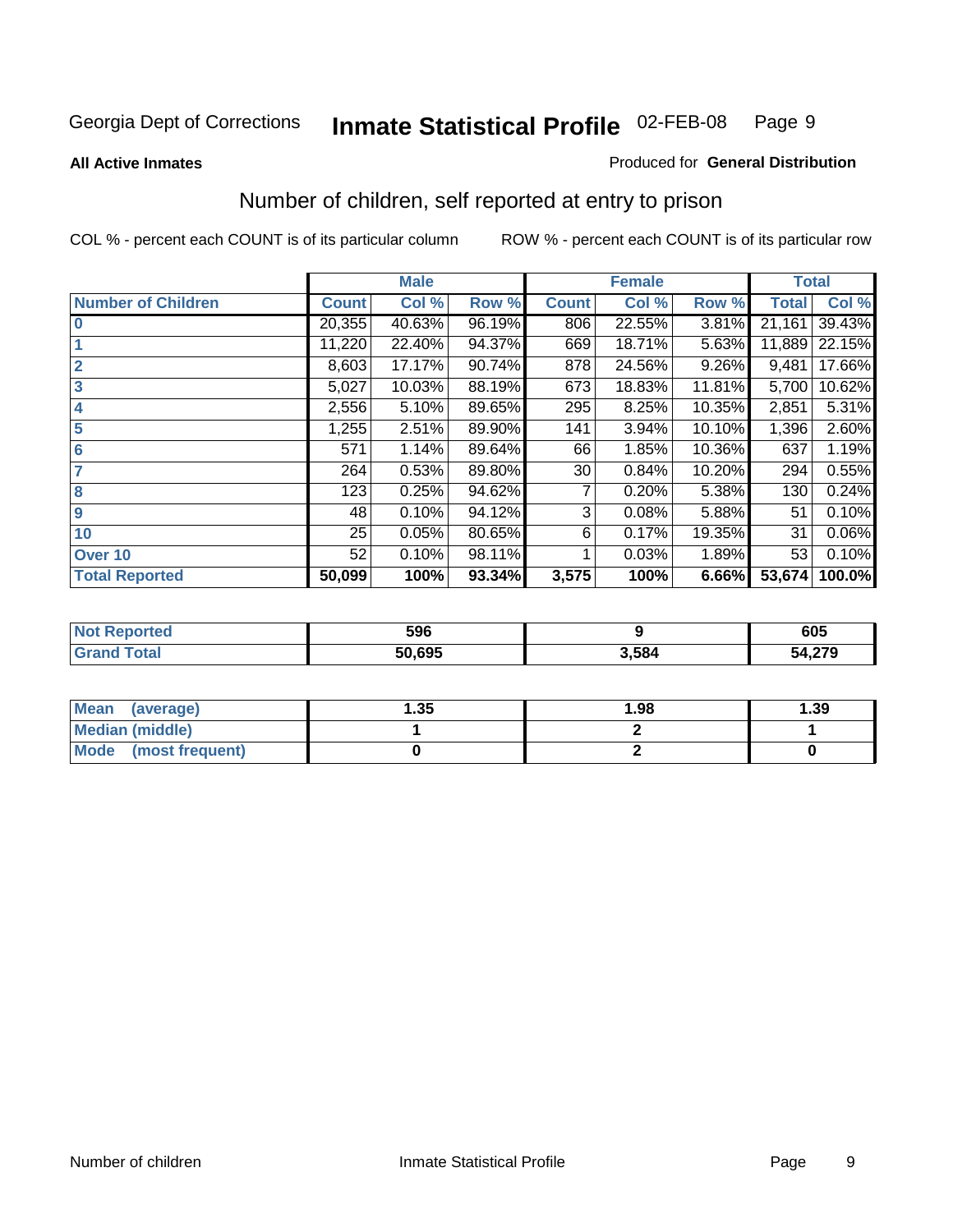Georgia Dept of Corrections **Inmate Statistical Profile** 02-FEB-08

**All Active Inmates**

Produced for **General Distribution**

## Number of children, self reported at entry to prison

COL % - percent each COUNT is of its particular column

ROW % - percent each COUNT is of its particular row

| | Male | | | Female | | | Total | |
|---|---|---|---|---|---|---|---|---|
| **Number of Children** | **Count** | **Col %** | **Row %** | **Count** | **Col %** | **Row %** | **Total** | **Col %** |
| **0** | 20,355 | 40.63% | 96.19% | 806 | 22.55% | 3.81% | 21,161 | 39.43% |
| **1** | 11,220 | 22.40% | 94.37% | 669 | 18.71% | 5.63% | 11,889 | 22.15% |
| **2** | 8,603 | 17.17% | 90.74% | 878 | 24.56% | 9.26% | 9,481 | 17.66% |
| **3** | 5,027 | 10.03% | 88.19% | 673 | 18.83% | 11.81% | 5,700 | 10.62% |
| **4** | 2,556 | 5.10% | 89.65% | 295 | 8.25% | 10.35% | 2,851 | 5.31% |
| **5** | 1,255 | 2.51% | 89.90% | 141 | 3.94% | 10.10% | 1,396 | 2.60% |
| **6** | 571 | 1.14% | 89.64% | 66 | 1.85% | 10.36% | 637 | 1.19% |
| **7** | 264 | 0.53% | 89.80% | 30 | 0.84% | 10.20% | 294 | 0.55% |
| **8** | 123 | 0.25% | 94.62% | 7 | 0.20% | 5.38% | 130 | 0.24% |
| **9** | 48 | 0.10% | 94.12% | 3 | 0.08% | 5.88% | 51 | 0.10% |
| **10** | 25 | 0.05% | 80.65% | 6 | 0.17% | 19.35% | 31 | 0.06% |
| **Over 10** | 52 | 0.10% | 98.11% | 1 | 0.03% | 1.89% | 53 | 0.10% |
| **Total Reported** | **50,099** | **100%** | **93.34%** | **3,575** | **100%** | **6.66%** | **53,674** | **100.0%** |

| | Male | Female | Total |
|---|---|---|---|
| **Not Reported** | **596** | **9** | **605** |
| **Grand Total** | **50,695** | **3,584** | **54,279** |

| | Male | Female | Total |
|---|---|---|---|
| **Mean (average)** | **1.35** | **1.98** | **1.39** |
| **Median (middle)** | **1** | **2** | **1** |
| **Mode (most frequent)** | **0** | **2** | **0** |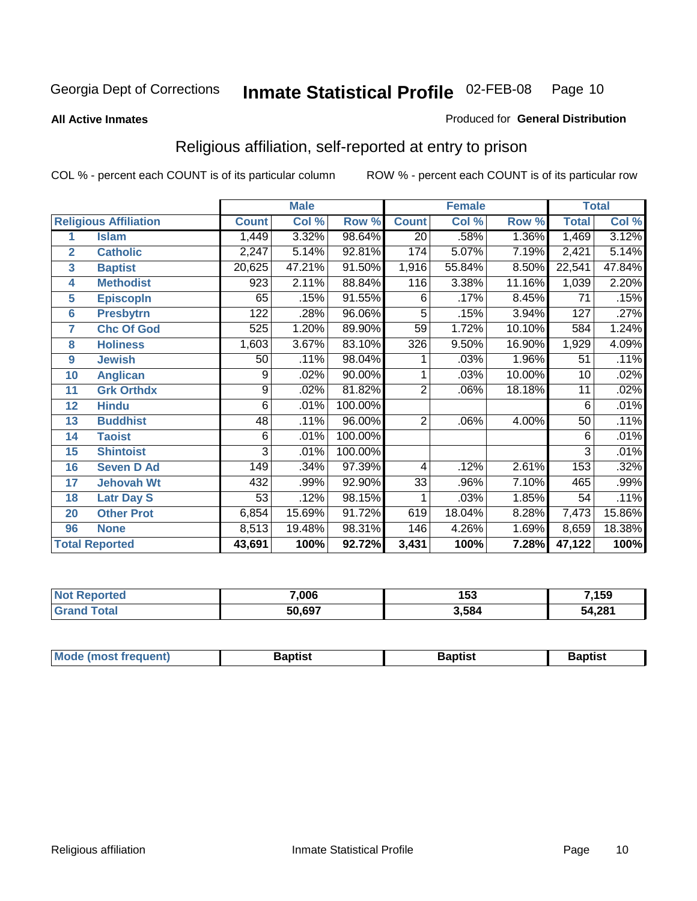Georgia Dept of Corrections **Inmate Statistical Profile** 02-FEB-08

**All Active Inmates**

Produced for **General Distribution**

## Religious affiliation, self-reported at entry to prison

COL % - percent each COUNT is of its particular column    ROW % - percent each COUNT is of its particular row

| | | Male | | | Female | | | Total | |
|---|---|---|---|---|---|---|---|---|---|
| **Religious Affiliation** | | **Count** | **Col %** | **Row %** | **Count** | **Col %** | **Row %** | **Total** | **Col %** |
| 1 | Islam | 1,449 | 3.32% | 98.64% | 20 | .58% | 1.36% | 1,469 | 3.12% |
| 2 | Catholic | 2,247 | 5.14% | 92.81% | 174 | 5.07% | 7.19% | 2,421 | 5.14% |
| 3 | Baptist | 20,625 | 47.21% | 91.50% | 1,916 | 55.84% | 8.50% | 22,541 | 47.84% |
| 4 | Methodist | 923 | 2.11% | 88.84% | 116 | 3.38% | 11.16% | 1,039 | 2.20% |
| 5 | Episcopln | 65 | .15% | 91.55% | 6 | .17% | 8.45% | 71 | .15% |
| 6 | Presbytrn | 122 | .28% | 96.06% | 5 | .15% | 3.94% | 127 | .27% |
| 7 | Chc Of God | 525 | 1.20% | 89.90% | 59 | 1.72% | 10.10% | 584 | 1.24% |
| 8 | Holiness | 1,603 | 3.67% | 83.10% | 326 | 9.50% | 16.90% | 1,929 | 4.09% |
| 9 | Jewish | 50 | .11% | 98.04% | 1 | .03% | 1.96% | 51 | .11% |
| 10 | Anglican | 9 | .02% | 90.00% | 1 | .03% | 10.00% | 10 | .02% |
| 11 | Grk Orthdx | 9 | .02% | 81.82% | 2 | .06% | 18.18% | 11 | .02% |
| 12 | Hindu | 6 | .01% | 100.00% | | | | 6 | .01% |
| 13 | Buddhist | 48 | .11% | 96.00% | 2 | .06% | 4.00% | 50 | .11% |
| 14 | Taoist | 6 | .01% | 100.00% | | | | 6 | .01% |
| 15 | Shintoist | 3 | .01% | 100.00% | | | | 3 | .01% |
| 16 | Seven D Ad | 149 | .34% | 97.39% | 4 | .12% | 2.61% | 153 | .32% |
| 17 | Jehovah Wt | 432 | .99% | 92.90% | 33 | .96% | 7.10% | 465 | .99% |
| 18 | Latr Day S | 53 | .12% | 98.15% | 1 | .03% | 1.85% | 54 | .11% |
| 20 | Other Prot | 6,854 | 15.69% | 91.72% | 619 | 18.04% | 8.28% | 7,473 | 15.86% |
| 96 | None | 8,513 | 19.48% | 98.31% | 146 | 4.26% | 1.69% | 8,659 | 18.38% |
| **Total Reported** | | **43,691** | **100%** | **92.72%** | **3,431** | **100%** | **7.28%** | **47,122** | **100%** |

| | Male | Female | Total |
|---|---|---|---|
| Not Reported | **7,006** | **153** | **7,159** |
| Grand Total | **50,697** | **3,584** | **54,281** |

| | Male | Female | Total |
|---|---|---|---|
| Mode (most frequent) | **Baptist** | **Baptist** | **Baptist** |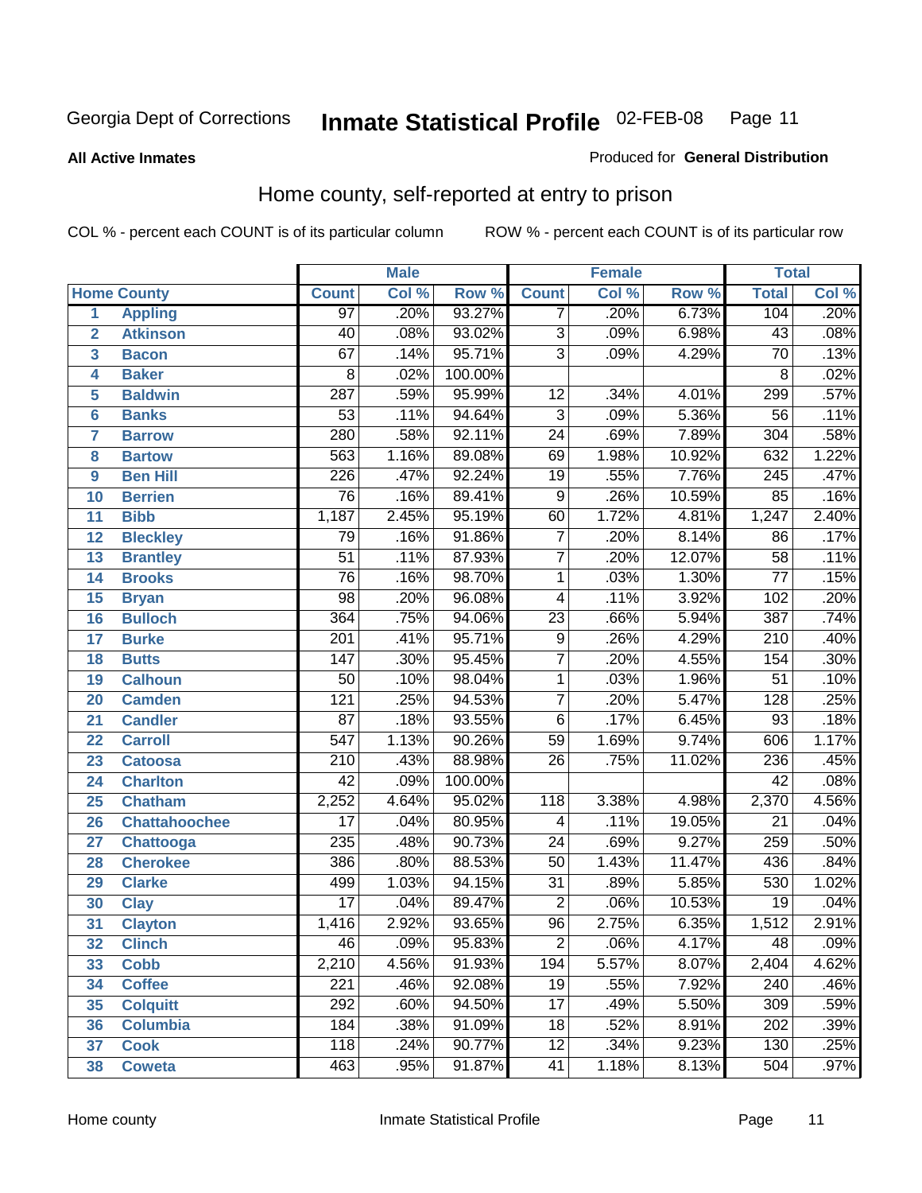Georgia Dept of Corrections **Inmate Statistical Profile** 02-FEB-08

**All Active Inmates** Produced for **General Distribution**

## Home county, self-reported at entry to prison

COL % - percent each COUNT is of its particular column ROW % - percent each COUNT is of its particular row

| | | Male | | | Female | | | Total | |
|---|---|---|---|---|---|---|---|---|---|
| Home County | | Count | Col % | Row % | Count | Col % | Row % | Total | Col % |
| 1 | Appling | 97 | .20% | 93.27% | 7 | .20% | 6.73% | 104 | .20% |
| 2 | Atkinson | 40 | .08% | 93.02% | 3 | .09% | 6.98% | 43 | .08% |
| 3 | Bacon | 67 | .14% | 95.71% | 3 | .09% | 4.29% | 70 | .13% |
| 4 | Baker | 8 | .02% | 100.00% | | | | 8 | .02% |
| 5 | Baldwin | 287 | .59% | 95.99% | 12 | .34% | 4.01% | 299 | .57% |
| 6 | Banks | 53 | .11% | 94.64% | 3 | .09% | 5.36% | 56 | .11% |
| 7 | Barrow | 280 | .58% | 92.11% | 24 | .69% | 7.89% | 304 | .58% |
| 8 | Bartow | 563 | 1.16% | 89.08% | 69 | 1.98% | 10.92% | 632 | 1.22% |
| 9 | Ben Hill | 226 | .47% | 92.24% | 19 | .55% | 7.76% | 245 | .47% |
| 10 | Berrien | 76 | .16% | 89.41% | 9 | .26% | 10.59% | 85 | .16% |
| 11 | Bibb | 1,187 | 2.45% | 95.19% | 60 | 1.72% | 4.81% | 1,247 | 2.40% |
| 12 | Bleckley | 79 | .16% | 91.86% | 7 | .20% | 8.14% | 86 | .17% |
| 13 | Brantley | 51 | .11% | 87.93% | 7 | .20% | 12.07% | 58 | .11% |
| 14 | Brooks | 76 | .16% | 98.70% | 1 | .03% | 1.30% | 77 | .15% |
| 15 | Bryan | 98 | .20% | 96.08% | 4 | .11% | 3.92% | 102 | .20% |
| 16 | Bulloch | 364 | .75% | 94.06% | 23 | .66% | 5.94% | 387 | .74% |
| 17 | Burke | 201 | .41% | 95.71% | 9 | .26% | 4.29% | 210 | .40% |
| 18 | Butts | 147 | .30% | 95.45% | 7 | .20% | 4.55% | 154 | .30% |
| 19 | Calhoun | 50 | .10% | 98.04% | 1 | .03% | 1.96% | 51 | .10% |
| 20 | Camden | 121 | .25% | 94.53% | 7 | .20% | 5.47% | 128 | .25% |
| 21 | Candler | 87 | .18% | 93.55% | 6 | .17% | 6.45% | 93 | .18% |
| 22 | Carroll | 547 | 1.13% | 90.26% | 59 | 1.69% | 9.74% | 606 | 1.17% |
| 23 | Catoosa | 210 | .43% | 88.98% | 26 | .75% | 11.02% | 236 | .45% |
| 24 | Charlton | 42 | .09% | 100.00% | | | | 42 | .08% |
| 25 | Chatham | 2,252 | 4.64% | 95.02% | 118 | 3.38% | 4.98% | 2,370 | 4.56% |
| 26 | Chattahoochee | 17 | .04% | 80.95% | 4 | .11% | 19.05% | 21 | .04% |
| 27 | Chattooga | 235 | .48% | 90.73% | 24 | .69% | 9.27% | 259 | .50% |
| 28 | Cherokee | 386 | .80% | 88.53% | 50 | 1.43% | 11.47% | 436 | .84% |
| 29 | Clarke | 499 | 1.03% | 94.15% | 31 | .89% | 5.85% | 530 | 1.02% |
| 30 | Clay | 17 | .04% | 89.47% | 2 | .06% | 10.53% | 19 | .04% |
| 31 | Clayton | 1,416 | 2.92% | 93.65% | 96 | 2.75% | 6.35% | 1,512 | 2.91% |
| 32 | Clinch | 46 | .09% | 95.83% | 2 | .06% | 4.17% | 48 | .09% |
| 33 | Cobb | 2,210 | 4.56% | 91.93% | 194 | 5.57% | 8.07% | 2,404 | 4.62% |
| 34 | Coffee | 221 | .46% | 92.08% | 19 | .55% | 7.92% | 240 | .46% |
| 35 | Colquitt | 292 | .60% | 94.50% | 17 | .49% | 5.50% | 309 | .59% |
| 36 | Columbia | 184 | .38% | 91.09% | 18 | .52% | 8.91% | 202 | .39% |
| 37 | Cook | 118 | .24% | 90.77% | 12 | .34% | 9.23% | 130 | .25% |
| 38 | Coweta | 463 | .95% | 91.87% | 41 | 1.18% | 8.13% | 504 | .97% |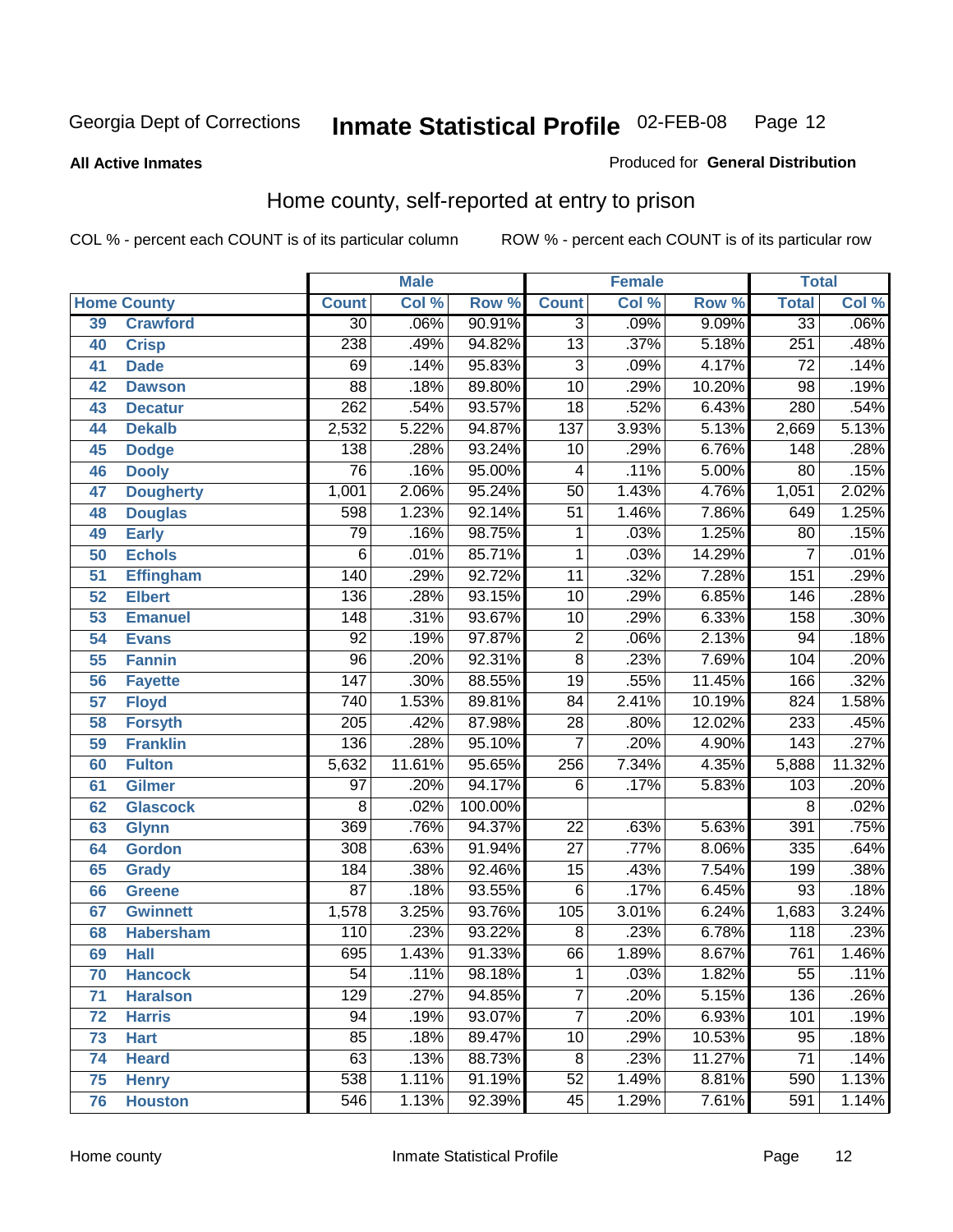Georgia Dept of Corrections **Inmate Statistical Profile** 02-FEB-08

**All Active Inmates** Produced for **General Distribution**

## Home county, self-reported at entry to prison

COL % - percent each COUNT is of its particular column ROW % - percent each COUNT is of its particular row

| Home County | | Male | | | Female | | | Total | |
|---|---|---|---|---|---|---|---|---|---|
| | | Count | Col % | Row % | Count | Col % | Row % | Total | Col % |
| 39 | Crawford | 30 | .06% | 90.91% | 3 | .09% | 9.09% | 33 | .06% |
| 40 | Crisp | 238 | .49% | 94.82% | 13 | .37% | 5.18% | 251 | .48% |
| 41 | Dade | 69 | .14% | 95.83% | 3 | .09% | 4.17% | 72 | .14% |
| 42 | Dawson | 88 | .18% | 89.80% | 10 | .29% | 10.20% | 98 | .19% |
| 43 | Decatur | 262 | .54% | 93.57% | 18 | .52% | 6.43% | 280 | .54% |
| 44 | Dekalb | 2,532 | 5.22% | 94.87% | 137 | 3.93% | 5.13% | 2,669 | 5.13% |
| 45 | Dodge | 138 | .28% | 93.24% | 10 | .29% | 6.76% | 148 | .28% |
| 46 | Dooly | 76 | .16% | 95.00% | 4 | .11% | 5.00% | 80 | .15% |
| 47 | Dougherty | 1,001 | 2.06% | 95.24% | 50 | 1.43% | 4.76% | 1,051 | 2.02% |
| 48 | Douglas | 598 | 1.23% | 92.14% | 51 | 1.46% | 7.86% | 649 | 1.25% |
| 49 | Early | 79 | .16% | 98.75% | 1 | .03% | 1.25% | 80 | .15% |
| 50 | Echols | 6 | .01% | 85.71% | 1 | .03% | 14.29% | 7 | .01% |
| 51 | Effingham | 140 | .29% | 92.72% | 11 | .32% | 7.28% | 151 | .29% |
| 52 | Elbert | 136 | .28% | 93.15% | 10 | .29% | 6.85% | 146 | .28% |
| 53 | Emanuel | 148 | .31% | 93.67% | 10 | .29% | 6.33% | 158 | .30% |
| 54 | Evans | 92 | .19% | 97.87% | 2 | .06% | 2.13% | 94 | .18% |
| 55 | Fannin | 96 | .20% | 92.31% | 8 | .23% | 7.69% | 104 | .20% |
| 56 | Fayette | 147 | .30% | 88.55% | 19 | .55% | 11.45% | 166 | .32% |
| 57 | Floyd | 740 | 1.53% | 89.81% | 84 | 2.41% | 10.19% | 824 | 1.58% |
| 58 | Forsyth | 205 | .42% | 87.98% | 28 | .80% | 12.02% | 233 | .45% |
| 59 | Franklin | 136 | .28% | 95.10% | 7 | .20% | 4.90% | 143 | .27% |
| 60 | Fulton | 5,632 | 11.61% | 95.65% | 256 | 7.34% | 4.35% | 5,888 | 11.32% |
| 61 | Gilmer | 97 | .20% | 94.17% | 6 | .17% | 5.83% | 103 | .20% |
| 62 | Glascock | 8 | .02% | 100.00% | | | | 8 | .02% |
| 63 | Glynn | 369 | .76% | 94.37% | 22 | .63% | 5.63% | 391 | .75% |
| 64 | Gordon | 308 | .63% | 91.94% | 27 | .77% | 8.06% | 335 | .64% |
| 65 | Grady | 184 | .38% | 92.46% | 15 | .43% | 7.54% | 199 | .38% |
| 66 | Greene | 87 | .18% | 93.55% | 6 | .17% | 6.45% | 93 | .18% |
| 67 | Gwinnett | 1,578 | 3.25% | 93.76% | 105 | 3.01% | 6.24% | 1,683 | 3.24% |
| 68 | Habersham | 110 | .23% | 93.22% | 8 | .23% | 6.78% | 118 | .23% |
| 69 | Hall | 695 | 1.43% | 91.33% | 66 | 1.89% | 8.67% | 761 | 1.46% |
| 70 | Hancock | 54 | .11% | 98.18% | 1 | .03% | 1.82% | 55 | .11% |
| 71 | Haralson | 129 | .27% | 94.85% | 7 | .20% | 5.15% | 136 | .26% |
| 72 | Harris | 94 | .19% | 93.07% | 7 | .20% | 6.93% | 101 | .19% |
| 73 | Hart | 85 | .18% | 89.47% | 10 | .29% | 10.53% | 95 | .18% |
| 74 | Heard | 63 | .13% | 88.73% | 8 | .23% | 11.27% | 71 | .14% |
| 75 | Henry | 538 | 1.11% | 91.19% | 52 | 1.49% | 8.81% | 590 | 1.13% |
| 76 | Houston | 546 | 1.13% | 92.39% | 45 | 1.29% | 7.61% | 591 | 1.14% |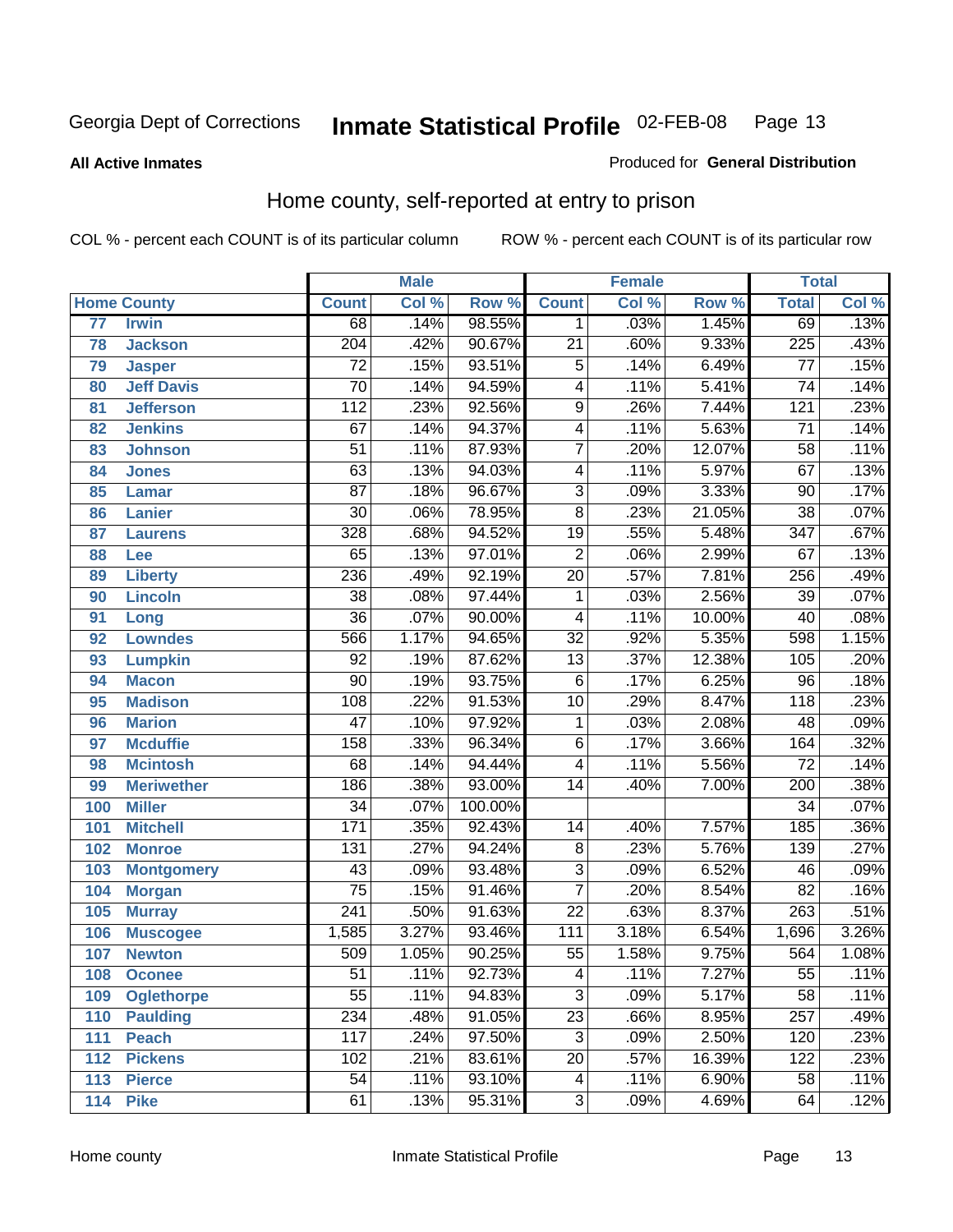Georgia Dept of Corrections **Inmate Statistical Profile** 02-FEB-08

**All Active Inmates**

Produced for **General Distribution**

## Home county, self-reported at entry to prison

COL % - percent each COUNT is of its particular column     ROW % - percent each COUNT is of its particular row

| Home County | | Male | | | Female | | | Total | |
|---|---|---|---|---|---|---|---|---|---|
| | | Count | Col % | Row % | Count | Col % | Row % | Total | Col % |
| 77 | Irwin | 68 | .14% | 98.55% | 1 | .03% | 1.45% | 69 | .13% |
| 78 | Jackson | 204 | .42% | 90.67% | 21 | .60% | 9.33% | 225 | .43% |
| 79 | Jasper | 72 | .15% | 93.51% | 5 | .14% | 6.49% | 77 | .15% |
| 80 | Jeff Davis | 70 | .14% | 94.59% | 4 | .11% | 5.41% | 74 | .14% |
| 81 | Jefferson | 112 | .23% | 92.56% | 9 | .26% | 7.44% | 121 | .23% |
| 82 | Jenkins | 67 | .14% | 94.37% | 4 | .11% | 5.63% | 71 | .14% |
| 83 | Johnson | 51 | .11% | 87.93% | 7 | .20% | 12.07% | 58 | .11% |
| 84 | Jones | 63 | .13% | 94.03% | 4 | .11% | 5.97% | 67 | .13% |
| 85 | Lamar | 87 | .18% | 96.67% | 3 | .09% | 3.33% | 90 | .17% |
| 86 | Lanier | 30 | .06% | 78.95% | 8 | .23% | 21.05% | 38 | .07% |
| 87 | Laurens | 328 | .68% | 94.52% | 19 | .55% | 5.48% | 347 | .67% |
| 88 | Lee | 65 | .13% | 97.01% | 2 | .06% | 2.99% | 67 | .13% |
| 89 | Liberty | 236 | .49% | 92.19% | 20 | .57% | 7.81% | 256 | .49% |
| 90 | Lincoln | 38 | .08% | 97.44% | 1 | .03% | 2.56% | 39 | .07% |
| 91 | Long | 36 | .07% | 90.00% | 4 | .11% | 10.00% | 40 | .08% |
| 92 | Lowndes | 566 | 1.17% | 94.65% | 32 | .92% | 5.35% | 598 | 1.15% |
| 93 | Lumpkin | 92 | .19% | 87.62% | 13 | .37% | 12.38% | 105 | .20% |
| 94 | Macon | 90 | .19% | 93.75% | 6 | .17% | 6.25% | 96 | .18% |
| 95 | Madison | 108 | .22% | 91.53% | 10 | .29% | 8.47% | 118 | .23% |
| 96 | Marion | 47 | .10% | 97.92% | 1 | .03% | 2.08% | 48 | .09% |
| 97 | Mcduffie | 158 | .33% | 96.34% | 6 | .17% | 3.66% | 164 | .32% |
| 98 | Mcintosh | 68 | .14% | 94.44% | 4 | .11% | 5.56% | 72 | .14% |
| 99 | Meriwether | 186 | .38% | 93.00% | 14 | .40% | 7.00% | 200 | .38% |
| 100 | Miller | 34 | .07% | 100.00% | | | | 34 | .07% |
| 101 | Mitchell | 171 | .35% | 92.43% | 14 | .40% | 7.57% | 185 | .36% |
| 102 | Monroe | 131 | .27% | 94.24% | 8 | .23% | 5.76% | 139 | .27% |
| 103 | Montgomery | 43 | .09% | 93.48% | 3 | .09% | 6.52% | 46 | .09% |
| 104 | Morgan | 75 | .15% | 91.46% | 7 | .20% | 8.54% | 82 | .16% |
| 105 | Murray | 241 | .50% | 91.63% | 22 | .63% | 8.37% | 263 | .51% |
| 106 | Muscogee | 1,585 | 3.27% | 93.46% | 111 | 3.18% | 6.54% | 1,696 | 3.26% |
| 107 | Newton | 509 | 1.05% | 90.25% | 55 | 1.58% | 9.75% | 564 | 1.08% |
| 108 | Oconee | 51 | .11% | 92.73% | 4 | .11% | 7.27% | 55 | .11% |
| 109 | Oglethorpe | 55 | .11% | 94.83% | 3 | .09% | 5.17% | 58 | .11% |
| 110 | Paulding | 234 | .48% | 91.05% | 23 | .66% | 8.95% | 257 | .49% |
| 111 | Peach | 117 | .24% | 97.50% | 3 | .09% | 2.50% | 120 | .23% |
| 112 | Pickens | 102 | .21% | 83.61% | 20 | .57% | 16.39% | 122 | .23% |
| 113 | Pierce | 54 | .11% | 93.10% | 4 | .11% | 6.90% | 58 | .11% |
| 114 | Pike | 61 | .13% | 95.31% | 3 | .09% | 4.69% | 64 | .12% |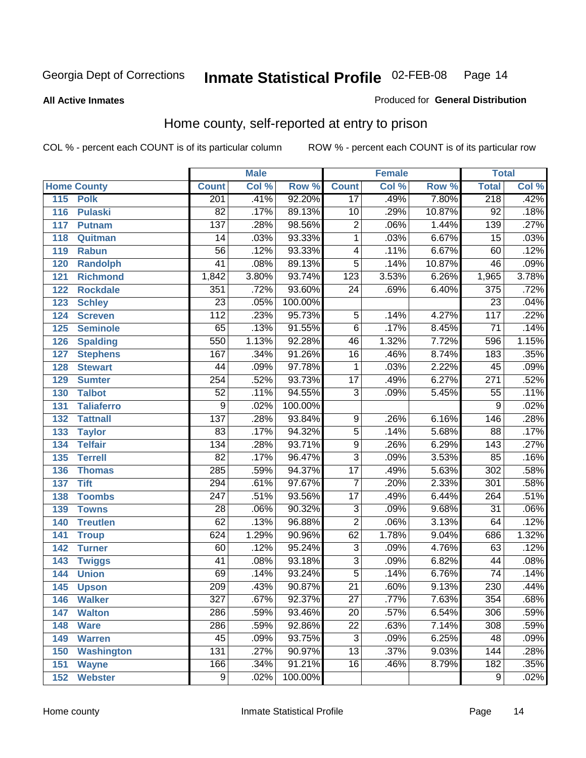Georgia Dept of Corrections **Inmate Statistical Profile** 02-FEB-08 Page 14

**All Active Inmates**

Produced for **General Distribution**

## Home county, self-reported at entry to prison

COL % - percent each COUNT is of its particular column ROW % - percent each COUNT is of its particular row

| Home County | | Male | | | Female | | | Total | |
|---|---|---|---|---|---|---|---|---|---|
| | | Count | Col % | Row % | Count | Col % | Row % | Total | Col % |
| 115 | Polk | 201 | .41% | 92.20% | 17 | .49% | 7.80% | 218 | .42% |
| 116 | Pulaski | 82 | .17% | 89.13% | 10 | .29% | 10.87% | 92 | .18% |
| 117 | Putnam | 137 | .28% | 98.56% | 2 | .06% | 1.44% | 139 | .27% |
| 118 | Quitman | 14 | .03% | 93.33% | 1 | .03% | 6.67% | 15 | .03% |
| 119 | Rabun | 56 | .12% | 93.33% | 4 | .11% | 6.67% | 60 | .12% |
| 120 | Randolph | 41 | .08% | 89.13% | 5 | .14% | 10.87% | 46 | .09% |
| 121 | Richmond | 1,842 | 3.80% | 93.74% | 123 | 3.53% | 6.26% | 1,965 | 3.78% |
| 122 | Rockdale | 351 | .72% | 93.60% | 24 | .69% | 6.40% | 375 | .72% |
| 123 | Schley | 23 | .05% | 100.00% | | | | 23 | .04% |
| 124 | Screven | 112 | .23% | 95.73% | 5 | .14% | 4.27% | 117 | .22% |
| 125 | Seminole | 65 | .13% | 91.55% | 6 | .17% | 8.45% | 71 | .14% |
| 126 | Spalding | 550 | 1.13% | 92.28% | 46 | 1.32% | 7.72% | 596 | 1.15% |
| 127 | Stephens | 167 | .34% | 91.26% | 16 | .46% | 8.74% | 183 | .35% |
| 128 | Stewart | 44 | .09% | 97.78% | 1 | .03% | 2.22% | 45 | .09% |
| 129 | Sumter | 254 | .52% | 93.73% | 17 | .49% | 6.27% | 271 | .52% |
| 130 | Talbot | 52 | .11% | 94.55% | 3 | .09% | 5.45% | 55 | .11% |
| 131 | Taliaferro | 9 | .02% | 100.00% | | | | 9 | .02% |
| 132 | Tattnall | 137 | .28% | 93.84% | 9 | .26% | 6.16% | 146 | .28% |
| 133 | Taylor | 83 | .17% | 94.32% | 5 | .14% | 5.68% | 88 | .17% |
| 134 | Telfair | 134 | .28% | 93.71% | 9 | .26% | 6.29% | 143 | .27% |
| 135 | Terrell | 82 | .17% | 96.47% | 3 | .09% | 3.53% | 85 | .16% |
| 136 | Thomas | 285 | .59% | 94.37% | 17 | .49% | 5.63% | 302 | .58% |
| 137 | Tift | 294 | .61% | 97.67% | 7 | .20% | 2.33% | 301 | .58% |
| 138 | Toombs | 247 | .51% | 93.56% | 17 | .49% | 6.44% | 264 | .51% |
| 139 | Towns | 28 | .06% | 90.32% | 3 | .09% | 9.68% | 31 | .06% |
| 140 | Treutlen | 62 | .13% | 96.88% | 2 | .06% | 3.13% | 64 | .12% |
| 141 | Troup | 624 | 1.29% | 90.96% | 62 | 1.78% | 9.04% | 686 | 1.32% |
| 142 | Turner | 60 | .12% | 95.24% | 3 | .09% | 4.76% | 63 | .12% |
| 143 | Twiggs | 41 | .08% | 93.18% | 3 | .09% | 6.82% | 44 | .08% |
| 144 | Union | 69 | .14% | 93.24% | 5 | .14% | 6.76% | 74 | .14% |
| 145 | Upson | 209 | .43% | 90.87% | 21 | .60% | 9.13% | 230 | .44% |
| 146 | Walker | 327 | .67% | 92.37% | 27 | .77% | 7.63% | 354 | .68% |
| 147 | Walton | 286 | .59% | 93.46% | 20 | .57% | 6.54% | 306 | .59% |
| 148 | Ware | 286 | .59% | 92.86% | 22 | .63% | 7.14% | 308 | .59% |
| 149 | Warren | 45 | .09% | 93.75% | 3 | .09% | 6.25% | 48 | .09% |
| 150 | Washington | 131 | .27% | 90.97% | 13 | .37% | 9.03% | 144 | .28% |
| 151 | Wayne | 166 | .34% | 91.21% | 16 | .46% | 8.79% | 182 | .35% |
| 152 | Webster | 9 | .02% | 100.00% | | | | 9 | .02% |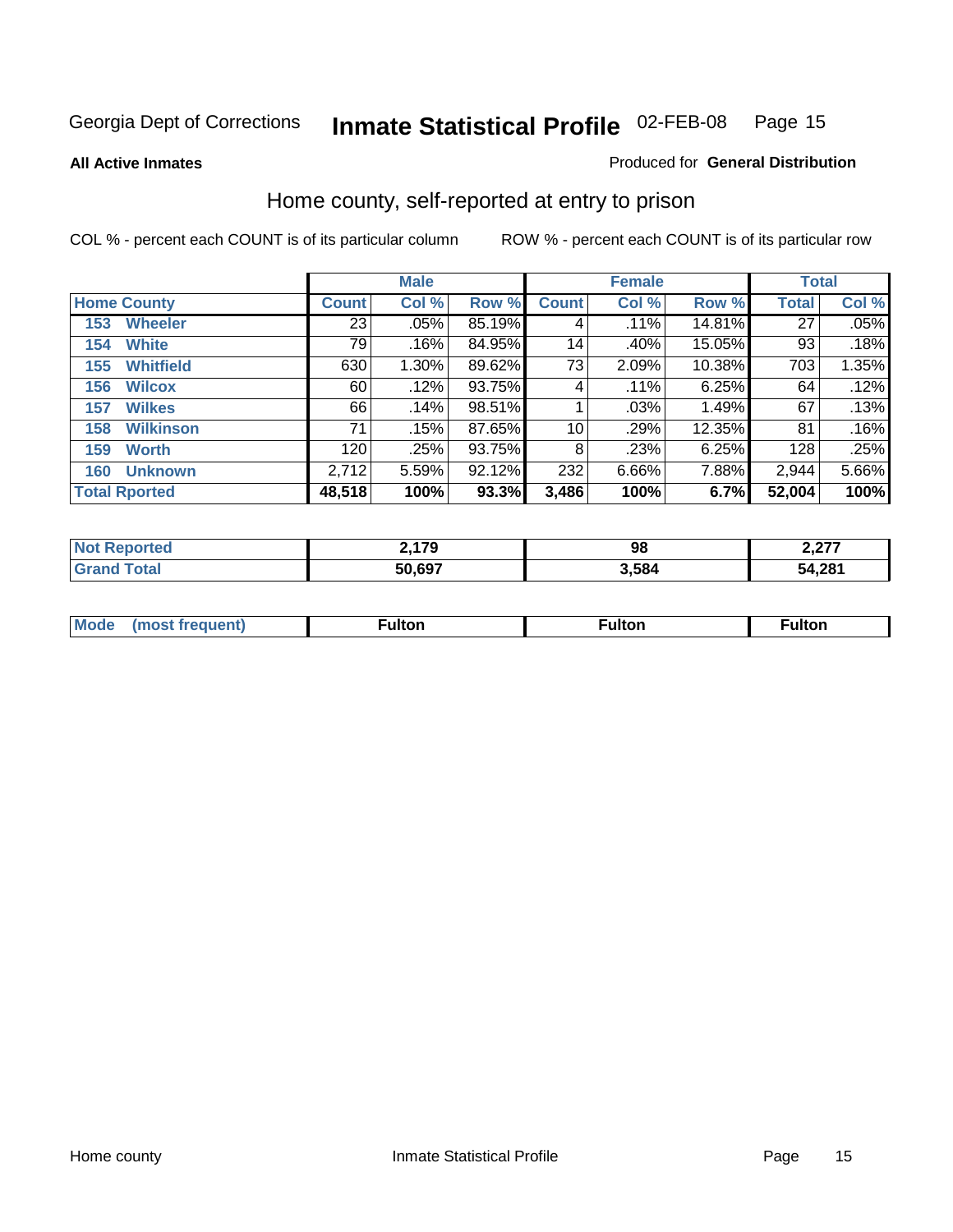Georgia Dept of Corrections **Inmate Statistical Profile** 02-FEB-08

**All Active Inmates**

Produced for **General Distribution**

## Home county, self-reported at entry to prison

COL % - percent each COUNT is of its particular column

ROW % - percent each COUNT is of its particular row

| Home County | Male | | | Female | | | Total | |
|---|---|---|---|---|---|---|---|---|
| | Count | Col % | Row % | Count | Col % | Row % | Total | Col % |
| 153 Wheeler | 23 | .05% | 85.19% | 4 | .11% | 14.81% | 27 | .05% |
| 154 White | 79 | .16% | 84.95% | 14 | .40% | 15.05% | 93 | .18% |
| 155 Whitfield | 630 | 1.30% | 89.62% | 73 | 2.09% | 10.38% | 703 | 1.35% |
| 156 Wilcox | 60 | .12% | 93.75% | 4 | .11% | 6.25% | 64 | .12% |
| 157 Wilkes | 66 | .14% | 98.51% | 1 | .03% | 1.49% | 67 | .13% |
| 158 Wilkinson | 71 | .15% | 87.65% | 10 | .29% | 12.35% | 81 | .16% |
| 159 Worth | 120 | .25% | 93.75% | 8 | .23% | 6.25% | 128 | .25% |
| 160 Unknown | 2,712 | 5.59% | 92.12% | 232 | 6.66% | 7.88% | 2,944 | 5.66% |
| **Total Rported** | **48,518** | **100%** | **93.3%** | **3,486** | **100%** | **6.7%** | **52,004** | **100%** |

| | Male | Female | Total |
|---|---|---|---|
| Not Reported | 2,179 | 98 | 2,277 |
| Grand Total | 50,697 | 3,584 | 54,281 |

| | Male | Female | Total |
|---|---|---|---|
| Mode (most frequent) | Fulton | Fulton | Fulton |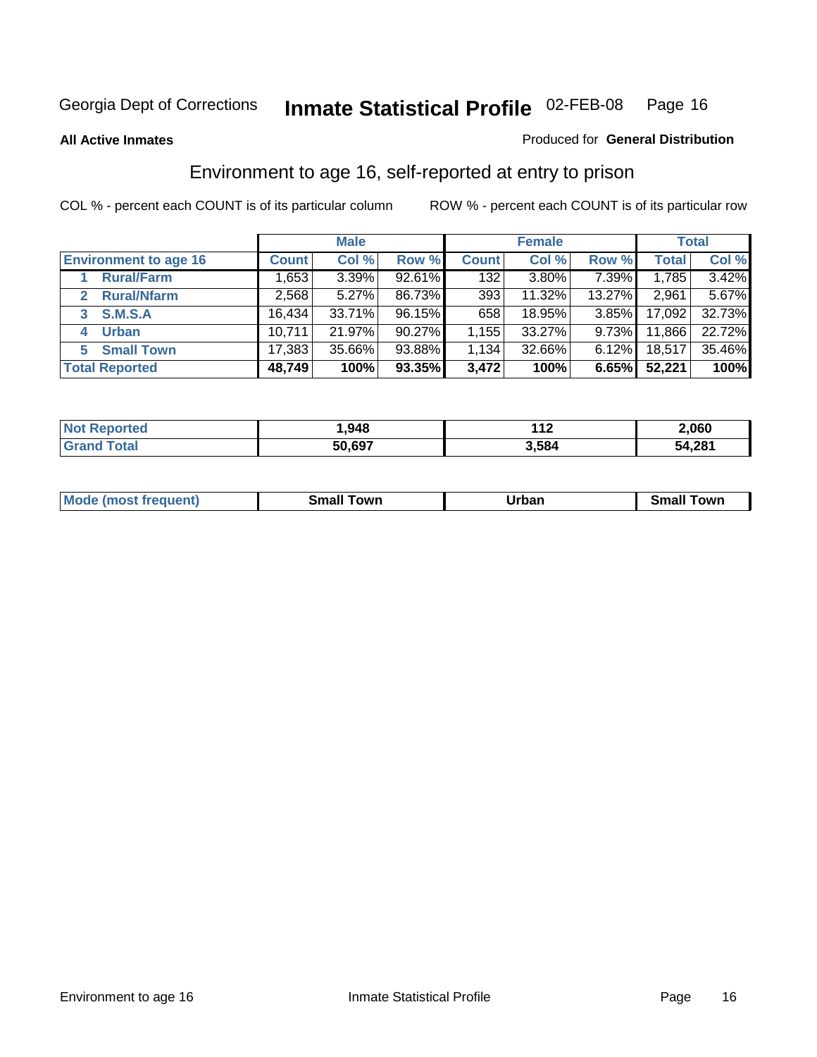Georgia Dept of Corrections **Inmate Statistical Profile** 02-FEB-08

**All Active Inmates** Produced for **General Distribution**

## Environment to age 16, self-reported at entry to prison

COL % - percent each COUNT is of its particular column ROW % - percent each COUNT is of its particular row

| | Male | | | Female | | | Total | |
|---|---|---|---|---|---|---|---|---|
| **Environment to age 16** | **Count** | **Col %** | **Row %** | **Count** | **Col %** | **Row %** | **Total** | **Col %** |
| 1 **Rural/Farm** | 1,653 | 3.39% | 92.61% | 132 | 3.80% | 7.39% | 1,785 | 3.42% |
| 2 **Rural/Nfarm** | 2,568 | 5.27% | 86.73% | 393 | 11.32% | 13.27% | 2,961 | 5.67% |
| 3 **S.M.S.A** | 16,434 | 33.71% | 96.15% | 658 | 18.95% | 3.85% | 17,092 | 32.73% |
| 4 **Urban** | 10,711 | 21.97% | 90.27% | 1,155 | 33.27% | 9.73% | 11,866 | 22.72% |
| 5 **Small Town** | 17,383 | 35.66% | 93.88% | 1,134 | 32.66% | 6.12% | 18,517 | 35.46% |
| **Total Reported** | **48,749** | **100%** | **93.35%** | **3,472** | **100%** | **6.65%** | **52,221** | **100%** |

| | Male | Female | Total |
|---|---|---|---|
| **Not Reported** | **1,948** | **112** | **2,060** |
| **Grand Total** | **50,697** | **3,584** | **54,281** |

| | Male | Female | Total |
|---|---|---|---|
| **Mode (most frequent)** | **Small Town** | **Urban** | **Small Town** |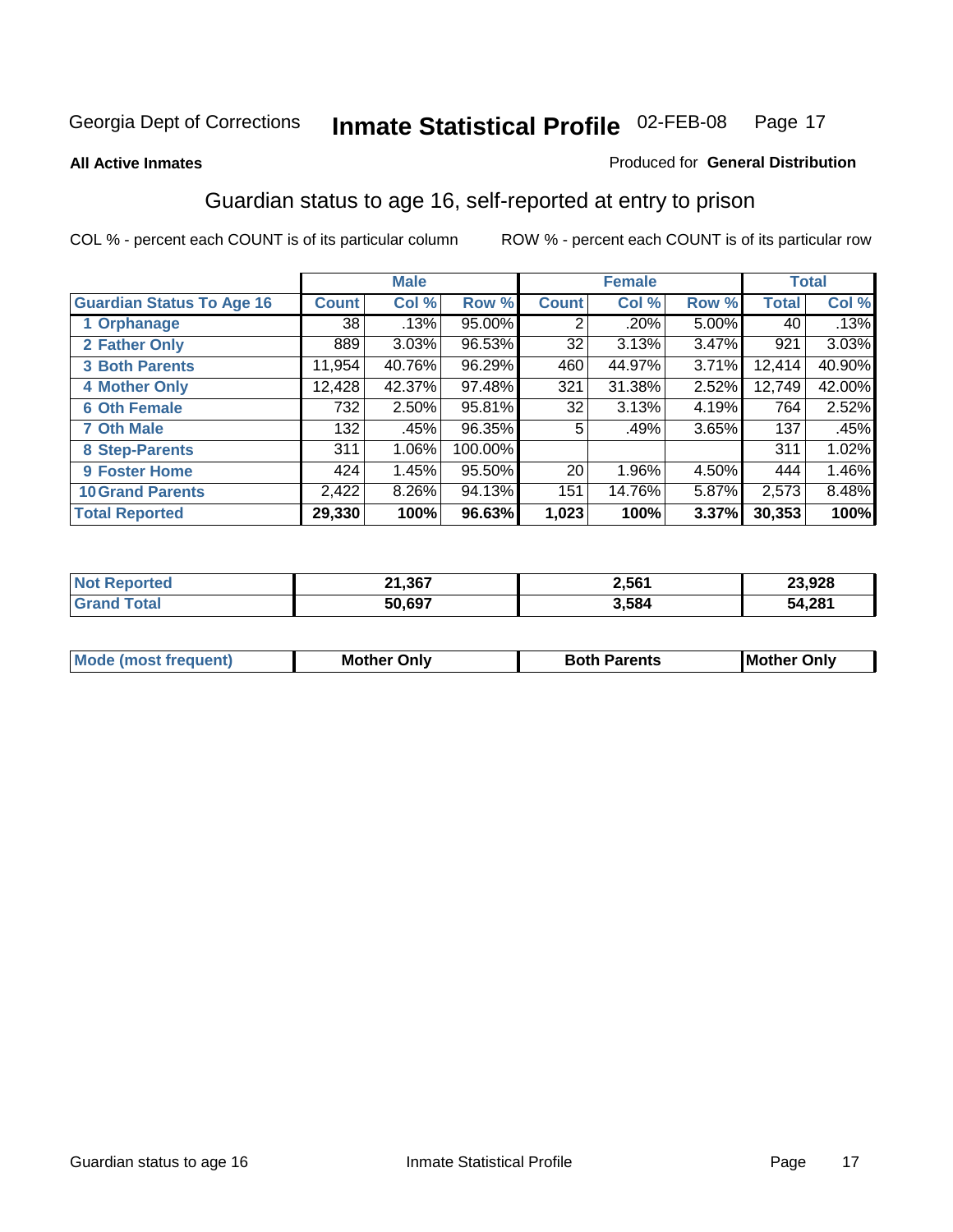Georgia Dept of Corrections **Inmate Statistical Profile** 02-FEB-08

**All Active Inmates**

Produced for **General Distribution**

## Guardian status to age 16, self-reported at entry to prison

COL % - percent each COUNT is of its particular column

ROW % - percent each COUNT is of its particular row

| | Male | | | Female | | | Total | |
|---|---|---|---|---|---|---|---|---|
| **Guardian Status To Age 16** | **Count** | **Col %** | **Row %** | **Count** | **Col %** | **Row %** | **Total** | **Col %** |
| 1 Orphanage | 38 | .13% | 95.00% | 2 | .20% | 5.00% | 40 | .13% |
| 2 Father Only | 889 | 3.03% | 96.53% | 32 | 3.13% | 3.47% | 921 | 3.03% |
| 3 Both Parents | 11,954 | 40.76% | 96.29% | 460 | 44.97% | 3.71% | 12,414 | 40.90% |
| 4 Mother Only | 12,428 | 42.37% | 97.48% | 321 | 31.38% | 2.52% | 12,749 | 42.00% |
| 6 Oth Female | 732 | 2.50% | 95.81% | 32 | 3.13% | 4.19% | 764 | 2.52% |
| 7 Oth Male | 132 | .45% | 96.35% | 5 | .49% | 3.65% | 137 | .45% |
| 8 Step-Parents | 311 | 1.06% | 100.00% | | | | 311 | 1.02% |
| 9 Foster Home | 424 | 1.45% | 95.50% | 20 | 1.96% | 4.50% | 444 | 1.46% |
| 10 Grand Parents | 2,422 | 8.26% | 94.13% | 151 | 14.76% | 5.87% | 2,573 | 8.48% |
| **Total Reported** | **29,330** | **100%** | **96.63%** | **1,023** | **100%** | **3.37%** | **30,353** | **100%** |

| | Male | Female | Total |
|---|---|---|---|
| **Not Reported** | **21,367** | **2,561** | **23,928** |
| **Grand Total** | **50,697** | **3,584** | **54,281** |

| | Male | Female | Total |
|---|---|---|---|
| **Mode (most frequent)** | **Mother Only** | **Both Parents** | **Mother Only** |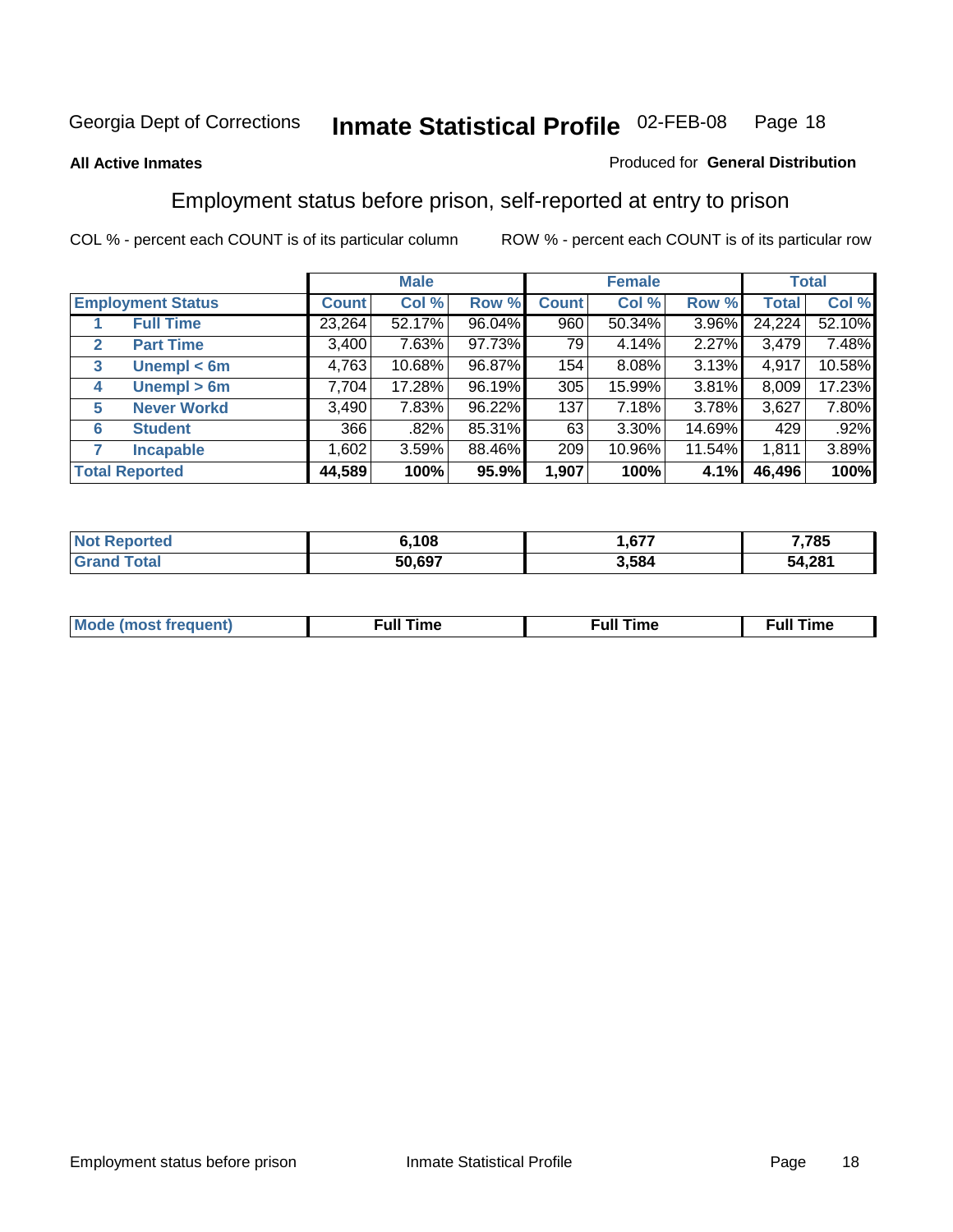Georgia Dept of Corrections **Inmate Statistical Profile** 02-FEB-08

**All Active Inmates**

Produced for **General Distribution**

## Employment status before prison, self-reported at entry to prison

COL % - percent each COUNT is of its particular column

ROW % - percent each COUNT is of its particular row

| | | Male | | | Female | | | Total | |
|---|---|---|---|---|---|---|---|---|---|
| **Employment Status** | | **Count** | **Col %** | **Row %** | **Count** | **Col %** | **Row %** | **Total** | **Col %** |
| 1 | **Full Time** | 23,264 | 52.17% | 96.04% | 960 | 50.34% | 3.96% | 24,224 | 52.10% |
| 2 | **Part Time** | 3,400 | 7.63% | 97.73% | 79 | 4.14% | 2.27% | 3,479 | 7.48% |
| 3 | **Unempl < 6m** | 4,763 | 10.68% | 96.87% | 154 | 8.08% | 3.13% | 4,917 | 10.58% |
| 4 | **Unempl > 6m** | 7,704 | 17.28% | 96.19% | 305 | 15.99% | 3.81% | 8,009 | 17.23% |
| 5 | **Never Workd** | 3,490 | 7.83% | 96.22% | 137 | 7.18% | 3.78% | 3,627 | 7.80% |
| 6 | **Student** | 366 | .82% | 85.31% | 63 | 3.30% | 14.69% | 429 | .92% |
| 7 | **Incapable** | 1,602 | 3.59% | 88.46% | 209 | 10.96% | 11.54% | 1,811 | 3.89% |
| **Total Reported** | | **44,589** | **100%** | **95.9%** | **1,907** | **100%** | **4.1%** | **46,496** | **100%** |

| | Male | Female | Total |
|---|---|---|---|
| **Not Reported** | **6,108** | **1,677** | **7,785** |
| **Grand Total** | **50,697** | **3,584** | **54,281** |

| | Male | Female | Total |
|---|---|---|---|
| **Mode (most frequent)** | **Full Time** | **Full Time** | **Full Time** |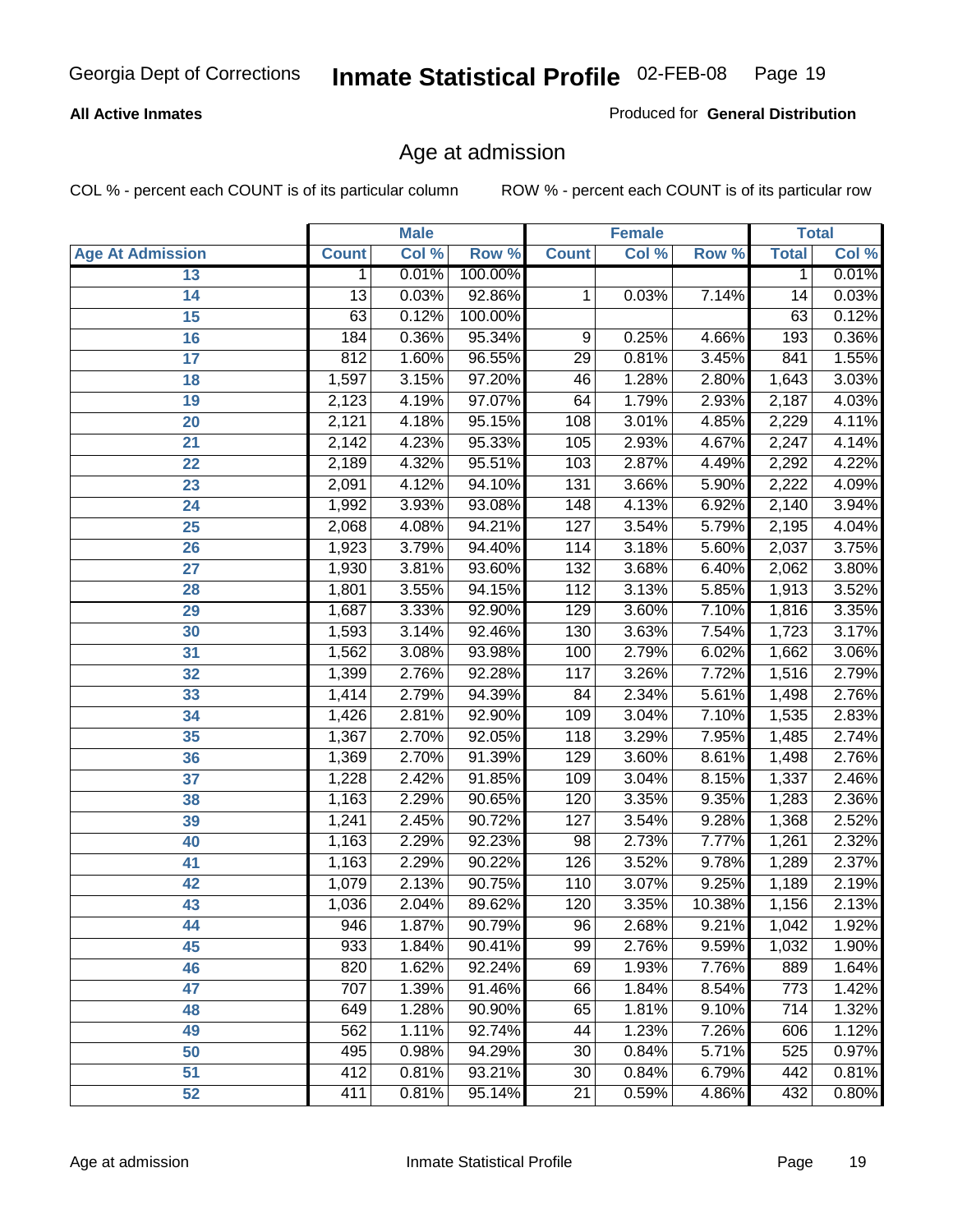Georgia Dept of Corrections **Inmate Statistical Profile** 02-FEB-08

**All Active Inmates**

Produced for **General Distribution**

## Age at admission

COL % - percent each COUNT is of its particular column

ROW % - percent each COUNT is of its particular row

| | Male | | | Female | | | Total | |
|---|---|---|---|---|---|---|---|---|
| **Age At Admission** | **Count** | **Col %** | **Row %** | **Count** | **Col %** | **Row %** | **Total** | **Col %** |
| 13 | 1 | 0.01% | 100.00% | | | | 1 | 0.01% |
| 14 | 13 | 0.03% | 92.86% | 1 | 0.03% | 7.14% | 14 | 0.03% |
| 15 | 63 | 0.12% | 100.00% | | | | 63 | 0.12% |
| 16 | 184 | 0.36% | 95.34% | 9 | 0.25% | 4.66% | 193 | 0.36% |
| 17 | 812 | 1.60% | 96.55% | 29 | 0.81% | 3.45% | 841 | 1.55% |
| 18 | 1,597 | 3.15% | 97.20% | 46 | 1.28% | 2.80% | 1,643 | 3.03% |
| 19 | 2,123 | 4.19% | 97.07% | 64 | 1.79% | 2.93% | 2,187 | 4.03% |
| 20 | 2,121 | 4.18% | 95.15% | 108 | 3.01% | 4.85% | 2,229 | 4.11% |
| 21 | 2,142 | 4.23% | 95.33% | 105 | 2.93% | 4.67% | 2,247 | 4.14% |
| 22 | 2,189 | 4.32% | 95.51% | 103 | 2.87% | 4.49% | 2,292 | 4.22% |
| 23 | 2,091 | 4.12% | 94.10% | 131 | 3.66% | 5.90% | 2,222 | 4.09% |
| 24 | 1,992 | 3.93% | 93.08% | 148 | 4.13% | 6.92% | 2,140 | 3.94% |
| 25 | 2,068 | 4.08% | 94.21% | 127 | 3.54% | 5.79% | 2,195 | 4.04% |
| 26 | 1,923 | 3.79% | 94.40% | 114 | 3.18% | 5.60% | 2,037 | 3.75% |
| 27 | 1,930 | 3.81% | 93.60% | 132 | 3.68% | 6.40% | 2,062 | 3.80% |
| 28 | 1,801 | 3.55% | 94.15% | 112 | 3.13% | 5.85% | 1,913 | 3.52% |
| 29 | 1,687 | 3.33% | 92.90% | 129 | 3.60% | 7.10% | 1,816 | 3.35% |
| 30 | 1,593 | 3.14% | 92.46% | 130 | 3.63% | 7.54% | 1,723 | 3.17% |
| 31 | 1,562 | 3.08% | 93.98% | 100 | 2.79% | 6.02% | 1,662 | 3.06% |
| 32 | 1,399 | 2.76% | 92.28% | 117 | 3.26% | 7.72% | 1,516 | 2.79% |
| 33 | 1,414 | 2.79% | 94.39% | 84 | 2.34% | 5.61% | 1,498 | 2.76% |
| 34 | 1,426 | 2.81% | 92.90% | 109 | 3.04% | 7.10% | 1,535 | 2.83% |
| 35 | 1,367 | 2.70% | 92.05% | 118 | 3.29% | 7.95% | 1,485 | 2.74% |
| 36 | 1,369 | 2.70% | 91.39% | 129 | 3.60% | 8.61% | 1,498 | 2.76% |
| 37 | 1,228 | 2.42% | 91.85% | 109 | 3.04% | 8.15% | 1,337 | 2.46% |
| 38 | 1,163 | 2.29% | 90.65% | 120 | 3.35% | 9.35% | 1,283 | 2.36% |
| 39 | 1,241 | 2.45% | 90.72% | 127 | 3.54% | 9.28% | 1,368 | 2.52% |
| 40 | 1,163 | 2.29% | 92.23% | 98 | 2.73% | 7.77% | 1,261 | 2.32% |
| 41 | 1,163 | 2.29% | 90.22% | 126 | 3.52% | 9.78% | 1,289 | 2.37% |
| 42 | 1,079 | 2.13% | 90.75% | 110 | 3.07% | 9.25% | 1,189 | 2.19% |
| 43 | 1,036 | 2.04% | 89.62% | 120 | 3.35% | 10.38% | 1,156 | 2.13% |
| 44 | 946 | 1.87% | 90.79% | 96 | 2.68% | 9.21% | 1,042 | 1.92% |
| 45 | 933 | 1.84% | 90.41% | 99 | 2.76% | 9.59% | 1,032 | 1.90% |
| 46 | 820 | 1.62% | 92.24% | 69 | 1.93% | 7.76% | 889 | 1.64% |
| 47 | 707 | 1.39% | 91.46% | 66 | 1.84% | 8.54% | 773 | 1.42% |
| 48 | 649 | 1.28% | 90.90% | 65 | 1.81% | 9.10% | 714 | 1.32% |
| 49 | 562 | 1.11% | 92.74% | 44 | 1.23% | 7.26% | 606 | 1.12% |
| 50 | 495 | 0.98% | 94.29% | 30 | 0.84% | 5.71% | 525 | 0.97% |
| 51 | 412 | 0.81% | 93.21% | 30 | 0.84% | 6.79% | 442 | 0.81% |
| 52 | 411 | 0.81% | 95.14% | 21 | 0.59% | 4.86% | 432 | 0.80% |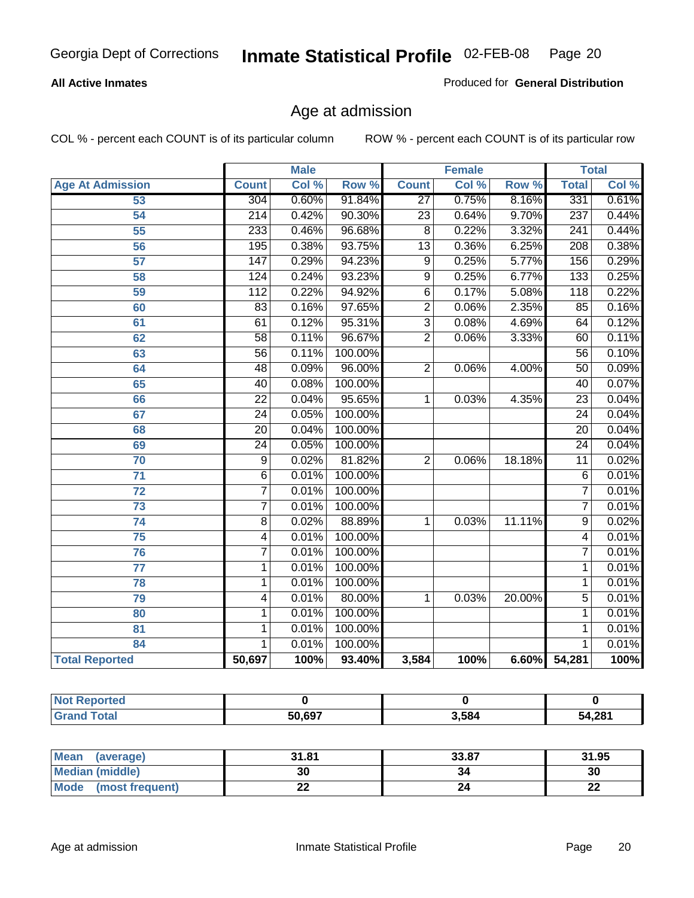Georgia Dept of Corrections **Inmate Statistical Profile** 02-FEB-08

**All Active Inmates**

Produced for **General Distribution**

## Age at admission

COL % - percent each COUNT is of its particular column ROW % - percent each COUNT is of its particular row

| | Male | | | Female | | | Total | |
|---|---|---|---|---|---|---|---|---|
| **Age At Admission** | **Count** | **Col %** | **Row %** | **Count** | **Col %** | **Row %** | **Total** | **Col %** |
| 53 | 304 | 0.60% | 91.84% | 27 | 0.75% | 8.16% | 331 | 0.61% |
| 54 | 214 | 0.42% | 90.30% | 23 | 0.64% | 9.70% | 237 | 0.44% |
| 55 | 233 | 0.46% | 96.68% | 8 | 0.22% | 3.32% | 241 | 0.44% |
| 56 | 195 | 0.38% | 93.75% | 13 | 0.36% | 6.25% | 208 | 0.38% |
| 57 | 147 | 0.29% | 94.23% | 9 | 0.25% | 5.77% | 156 | 0.29% |
| 58 | 124 | 0.24% | 93.23% | 9 | 0.25% | 6.77% | 133 | 0.25% |
| 59 | 112 | 0.22% | 94.92% | 6 | 0.17% | 5.08% | 118 | 0.22% |
| 60 | 83 | 0.16% | 97.65% | 2 | 0.06% | 2.35% | 85 | 0.16% |
| 61 | 61 | 0.12% | 95.31% | 3 | 0.08% | 4.69% | 64 | 0.12% |
| 62 | 58 | 0.11% | 96.67% | 2 | 0.06% | 3.33% | 60 | 0.11% |
| 63 | 56 | 0.11% | 100.00% | | | | 56 | 0.10% |
| 64 | 48 | 0.09% | 96.00% | 2 | 0.06% | 4.00% | 50 | 0.09% |
| 65 | 40 | 0.08% | 100.00% | | | | 40 | 0.07% |
| 66 | 22 | 0.04% | 95.65% | 1 | 0.03% | 4.35% | 23 | 0.04% |
| 67 | 24 | 0.05% | 100.00% | | | | 24 | 0.04% |
| 68 | 20 | 0.04% | 100.00% | | | | 20 | 0.04% |
| 69 | 24 | 0.05% | 100.00% | | | | 24 | 0.04% |
| 70 | 9 | 0.02% | 81.82% | 2 | 0.06% | 18.18% | 11 | 0.02% |
| 71 | 6 | 0.01% | 100.00% | | | | 6 | 0.01% |
| 72 | 7 | 0.01% | 100.00% | | | | 7 | 0.01% |
| 73 | 7 | 0.01% | 100.00% | | | | 7 | 0.01% |
| 74 | 8 | 0.02% | 88.89% | 1 | 0.03% | 11.11% | 9 | 0.02% |
| 75 | 4 | 0.01% | 100.00% | | | | 4 | 0.01% |
| 76 | 7 | 0.01% | 100.00% | | | | 7 | 0.01% |
| 77 | 1 | 0.01% | 100.00% | | | | 1 | 0.01% |
| 78 | 1 | 0.01% | 100.00% | | | | 1 | 0.01% |
| 79 | 4 | 0.01% | 80.00% | 1 | 0.03% | 20.00% | 5 | 0.01% |
| 80 | 1 | 0.01% | 100.00% | | | | 1 | 0.01% |
| 81 | 1 | 0.01% | 100.00% | | | | 1 | 0.01% |
| 84 | 1 | 0.01% | 100.00% | | | | 1 | 0.01% |
| **Total Reported** | **50,697** | **100%** | **93.40%** | **3,584** | **100%** | **6.60%** | **54,281** | **100%** |

| | Male | Female | Total |
|---|---|---|---|
| **Not Reported** | **0** | **0** | **0** |
| **Grand Total** | **50,697** | **3,584** | **54,281** |

| | Male | Female | Total |
|---|---|---|---|
| **Mean (average)** | **31.81** | **33.87** | **31.95** |
| **Median (middle)** | **30** | **34** | **30** |
| **Mode (most frequent)** | **22** | **24** | **22** |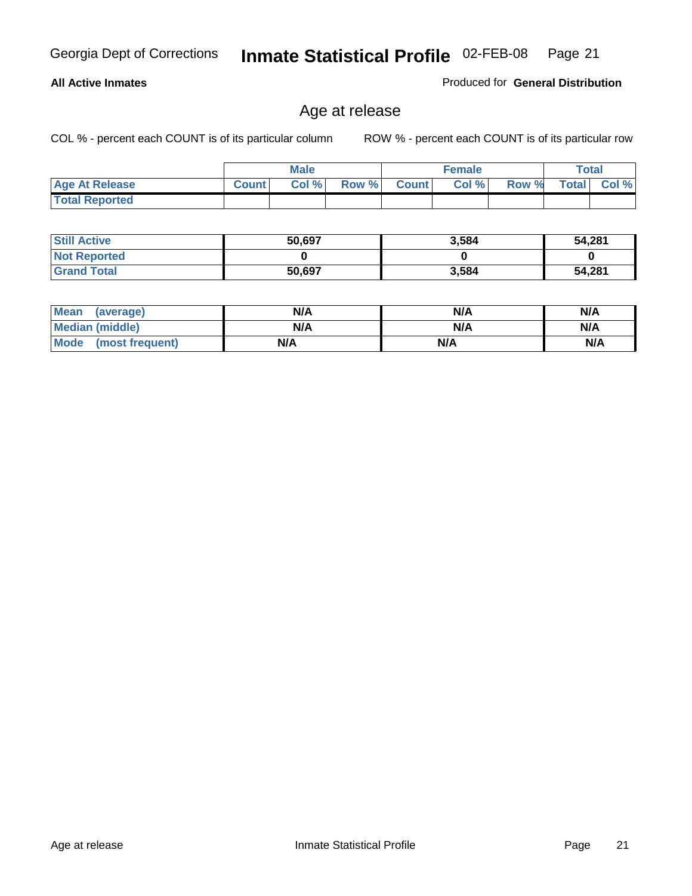Georgia Dept of Corrections **Inmate Statistical Profile** 02-FEB-08

**All Active Inmates**

Produced for **General Distribution**

## Age at release

COL % - percent each COUNT is of its particular column    ROW % - percent each COUNT is of its particular row

| | Male | | | Female | | | Total | |
|---|---|---|---|---|---|---|---|---|
| **Age At Release** | **Count** | **Col %** | **Row %** | **Count** | **Col %** | **Row %** | **Total** | **Col %** |
| **Total Reported** | | | | | | | | |

| | Male | Female | Total |
|---|---|---|---|
| **Still Active** | 50,697 | 3,584 | 54,281 |
| **Not Reported** | 0 | 0 | 0 |
| **Grand Total** | 50,697 | 3,584 | 54,281 |

| | Male | Female | Total |
|---|---|---|---|
| **Mean (average)** | N/A | N/A | N/A |
| **Median (middle)** | N/A | N/A | N/A |
| **Mode (most frequent)** | N/A | N/A | N/A |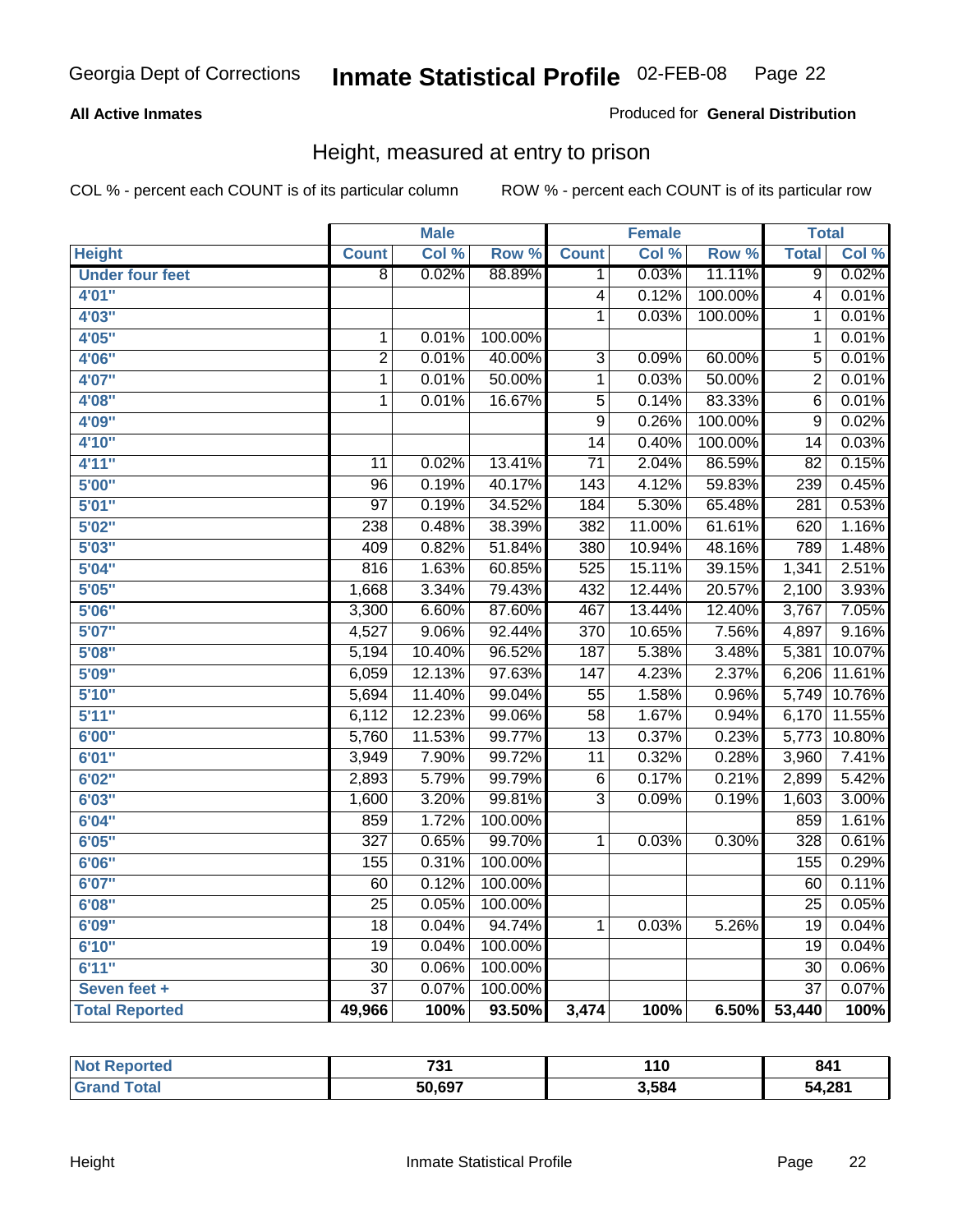Georgia Dept of Corrections **Inmate Statistical Profile** 02-FEB-08

**All Active Inmates** Produced for **General Distribution**

## Height, measured at entry to prison

COL % - percent each COUNT is of its particular column ROW % - percent each COUNT is of its particular row

| | Male | | | Female | | | Total | |
|---|---|---|---|---|---|---|---|---|
| **Height** | **Count** | **Col %** | **Row %** | **Count** | **Col %** | **Row %** | **Total** | **Col %** |
| **Under four feet** | 8 | 0.02% | 88.89% | 1 | 0.03% | 11.11% | 9 | 0.02% |
| **4'01"** | | | | 4 | 0.12% | 100.00% | 4 | 0.01% |
| **4'03"** | | | | 1 | 0.03% | 100.00% | 1 | 0.01% |
| **4'05"** | 1 | 0.01% | 100.00% | | | | 1 | 0.01% |
| **4'06"** | 2 | 0.01% | 40.00% | 3 | 0.09% | 60.00% | 5 | 0.01% |
| **4'07"** | 1 | 0.01% | 50.00% | 1 | 0.03% | 50.00% | 2 | 0.01% |
| **4'08"** | 1 | 0.01% | 16.67% | 5 | 0.14% | 83.33% | 6 | 0.01% |
| **4'09"** | | | | 9 | 0.26% | 100.00% | 9 | 0.02% |
| **4'10"** | | | | 14 | 0.40% | 100.00% | 14 | 0.03% |
| **4'11"** | 11 | 0.02% | 13.41% | 71 | 2.04% | 86.59% | 82 | 0.15% |
| **5'00"** | 96 | 0.19% | 40.17% | 143 | 4.12% | 59.83% | 239 | 0.45% |
| **5'01"** | 97 | 0.19% | 34.52% | 184 | 5.30% | 65.48% | 281 | 0.53% |
| **5'02"** | 238 | 0.48% | 38.39% | 382 | 11.00% | 61.61% | 620 | 1.16% |
| **5'03"** | 409 | 0.82% | 51.84% | 380 | 10.94% | 48.16% | 789 | 1.48% |
| **5'04"** | 816 | 1.63% | 60.85% | 525 | 15.11% | 39.15% | 1,341 | 2.51% |
| **5'05"** | 1,668 | 3.34% | 79.43% | 432 | 12.44% | 20.57% | 2,100 | 3.93% |
| **5'06"** | 3,300 | 6.60% | 87.60% | 467 | 13.44% | 12.40% | 3,767 | 7.05% |
| **5'07"** | 4,527 | 9.06% | 92.44% | 370 | 10.65% | 7.56% | 4,897 | 9.16% |
| **5'08"** | 5,194 | 10.40% | 96.52% | 187 | 5.38% | 3.48% | 5,381 | 10.07% |
| **5'09"** | 6,059 | 12.13% | 97.63% | 147 | 4.23% | 2.37% | 6,206 | 11.61% |
| **5'10"** | 5,694 | 11.40% | 99.04% | 55 | 1.58% | 0.96% | 5,749 | 10.76% |
| **5'11"** | 6,112 | 12.23% | 99.06% | 58 | 1.67% | 0.94% | 6,170 | 11.55% |
| **6'00"** | 5,760 | 11.53% | 99.77% | 13 | 0.37% | 0.23% | 5,773 | 10.80% |
| **6'01"** | 3,949 | 7.90% | 99.72% | 11 | 0.32% | 0.28% | 3,960 | 7.41% |
| **6'02"** | 2,893 | 5.79% | 99.79% | 6 | 0.17% | 0.21% | 2,899 | 5.42% |
| **6'03"** | 1,600 | 3.20% | 99.81% | 3 | 0.09% | 0.19% | 1,603 | 3.00% |
| **6'04"** | 859 | 1.72% | 100.00% | | | | 859 | 1.61% |
| **6'05"** | 327 | 0.65% | 99.70% | 1 | 0.03% | 0.30% | 328 | 0.61% |
| **6'06"** | 155 | 0.31% | 100.00% | | | | 155 | 0.29% |
| **6'07"** | 60 | 0.12% | 100.00% | | | | 60 | 0.11% |
| **6'08"** | 25 | 0.05% | 100.00% | | | | 25 | 0.05% |
| **6'09"** | 18 | 0.04% | 94.74% | 1 | 0.03% | 5.26% | 19 | 0.04% |
| **6'10"** | 19 | 0.04% | 100.00% | | | | 19 | 0.04% |
| **6'11"** | 30 | 0.06% | 100.00% | | | | 30 | 0.06% |
| **Seven feet +** | 37 | 0.07% | 100.00% | | | | 37 | 0.07% |
| **Total Reported** | **49,966** | **100%** | **93.50%** | **3,474** | **100%** | **6.50%** | **53,440** | **100%** |

| | Male | Female | Total |
|---|---|---|---|
| **Not Reported** | **731** | **110** | **841** |
| **Grand Total** | **50,697** | **3,584** | **54,281** |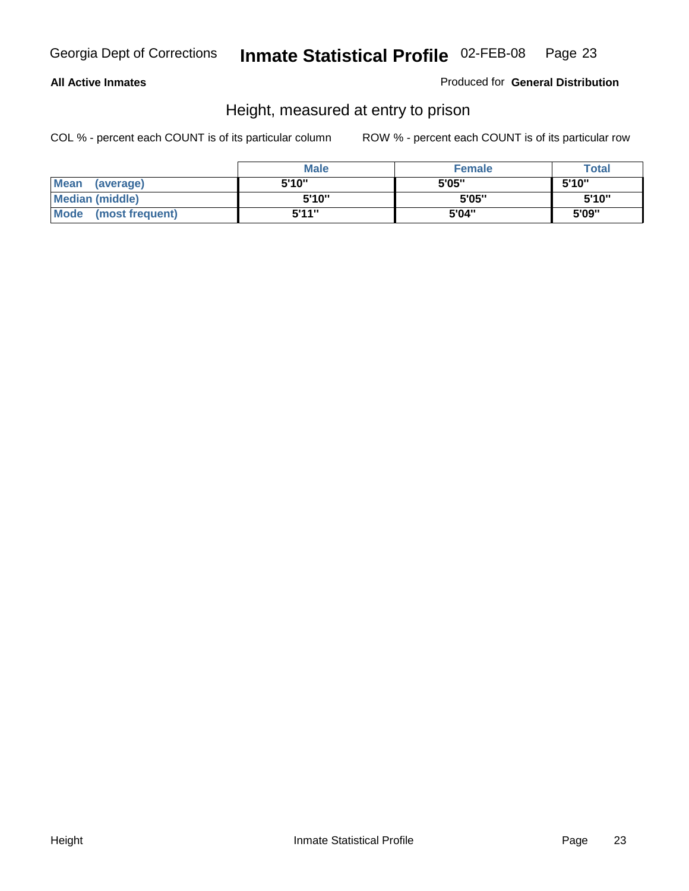**All Active Inmates**

Produced for **General Distribution**

## Height, measured at entry to prison

COL % - percent each COUNT is of its particular column

ROW % - percent each COUNT is of its particular row

| | Male | Female | Total |
|---|---|---|---|
| **Mean (average)** | 5'10" | 5'05" | 5'10" |
| **Median (middle)** | 5'10" | 5'05" | 5'10" |
| **Mode (most frequent)** | 5'11" | 5'04" | 5'09" |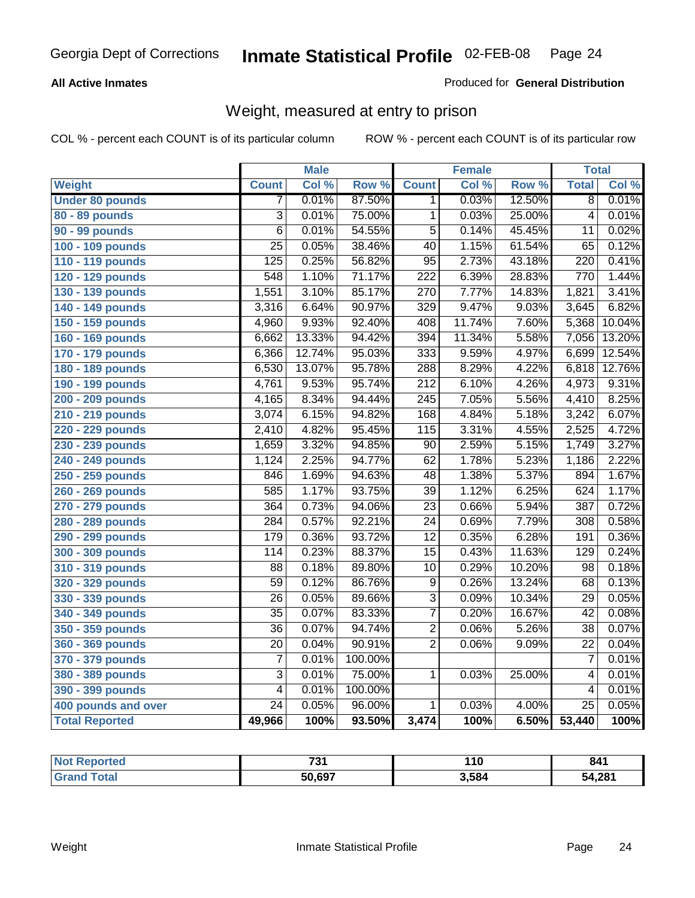Georgia Dept of Corrections **Inmate Statistical Profile** 02-FEB-08

**All Active Inmates**

Produced for **General Distribution**

## Weight, measured at entry to prison

COL % - percent each COUNT is of its particular column    ROW % - percent each COUNT is of its particular row

| Weight | Male | | | Female | | | Total | |
|---|---|---|---|---|---|---|---|---|
| | Count | Col % | Row % | Count | Col % | Row % | Total | Col % |
| Under 80 pounds | 7 | 0.01% | 87.50% | 1 | 0.03% | 12.50% | 8 | 0.01% |
| 80 - 89 pounds | 3 | 0.01% | 75.00% | 1 | 0.03% | 25.00% | 4 | 0.01% |
| 90 - 99 pounds | 6 | 0.01% | 54.55% | 5 | 0.14% | 45.45% | 11 | 0.02% |
| 100 - 109 pounds | 25 | 0.05% | 38.46% | 40 | 1.15% | 61.54% | 65 | 0.12% |
| 110 - 119 pounds | 125 | 0.25% | 56.82% | 95 | 2.73% | 43.18% | 220 | 0.41% |
| 120 - 129 pounds | 548 | 1.10% | 71.17% | 222 | 6.39% | 28.83% | 770 | 1.44% |
| 130 - 139 pounds | 1,551 | 3.10% | 85.17% | 270 | 7.77% | 14.83% | 1,821 | 3.41% |
| 140 - 149 pounds | 3,316 | 6.64% | 90.97% | 329 | 9.47% | 9.03% | 3,645 | 6.82% |
| 150 - 159 pounds | 4,960 | 9.93% | 92.40% | 408 | 11.74% | 7.60% | 5,368 | 10.04% |
| 160 - 169 pounds | 6,662 | 13.33% | 94.42% | 394 | 11.34% | 5.58% | 7,056 | 13.20% |
| 170 - 179 pounds | 6,366 | 12.74% | 95.03% | 333 | 9.59% | 4.97% | 6,699 | 12.54% |
| 180 - 189 pounds | 6,530 | 13.07% | 95.78% | 288 | 8.29% | 4.22% | 6,818 | 12.76% |
| 190 - 199 pounds | 4,761 | 9.53% | 95.74% | 212 | 6.10% | 4.26% | 4,973 | 9.31% |
| 200 - 209 pounds | 4,165 | 8.34% | 94.44% | 245 | 7.05% | 5.56% | 4,410 | 8.25% |
| 210 - 219 pounds | 3,074 | 6.15% | 94.82% | 168 | 4.84% | 5.18% | 3,242 | 6.07% |
| 220 - 229 pounds | 2,410 | 4.82% | 95.45% | 115 | 3.31% | 4.55% | 2,525 | 4.72% |
| 230 - 239 pounds | 1,659 | 3.32% | 94.85% | 90 | 2.59% | 5.15% | 1,749 | 3.27% |
| 240 - 249 pounds | 1,124 | 2.25% | 94.77% | 62 | 1.78% | 5.23% | 1,186 | 2.22% |
| 250 - 259 pounds | 846 | 1.69% | 94.63% | 48 | 1.38% | 5.37% | 894 | 1.67% |
| 260 - 269 pounds | 585 | 1.17% | 93.75% | 39 | 1.12% | 6.25% | 624 | 1.17% |
| 270 - 279 pounds | 364 | 0.73% | 94.06% | 23 | 0.66% | 5.94% | 387 | 0.72% |
| 280 - 289 pounds | 284 | 0.57% | 92.21% | 24 | 0.69% | 7.79% | 308 | 0.58% |
| 290 - 299 pounds | 179 | 0.36% | 93.72% | 12 | 0.35% | 6.28% | 191 | 0.36% |
| 300 - 309 pounds | 114 | 0.23% | 88.37% | 15 | 0.43% | 11.63% | 129 | 0.24% |
| 310 - 319 pounds | 88 | 0.18% | 89.80% | 10 | 0.29% | 10.20% | 98 | 0.18% |
| 320 - 329 pounds | 59 | 0.12% | 86.76% | 9 | 0.26% | 13.24% | 68 | 0.13% |
| 330 - 339 pounds | 26 | 0.05% | 89.66% | 3 | 0.09% | 10.34% | 29 | 0.05% |
| 340 - 349 pounds | 35 | 0.07% | 83.33% | 7 | 0.20% | 16.67% | 42 | 0.08% |
| 350 - 359 pounds | 36 | 0.07% | 94.74% | 2 | 0.06% | 5.26% | 38 | 0.07% |
| 360 - 369 pounds | 20 | 0.04% | 90.91% | 2 | 0.06% | 9.09% | 22 | 0.04% |
| 370 - 379 pounds | 7 | 0.01% | 100.00% | | | | 7 | 0.01% |
| 380 - 389 pounds | 3 | 0.01% | 75.00% | 1 | 0.03% | 25.00% | 4 | 0.01% |
| 390 - 399 pounds | 4 | 0.01% | 100.00% | | | | 4 | 0.01% |
| 400 pounds and over | 24 | 0.05% | 96.00% | 1 | 0.03% | 4.00% | 25 | 0.05% |
| **Total Reported** | **49,966** | **100%** | **93.50%** | **3,474** | **100%** | **6.50%** | **53,440** | **100%** |

| | Male | Female | Total |
|---|---|---|---|
| Not Reported | 731 | 110 | 841 |
| Grand Total | 50,697 | 3,584 | 54,281 |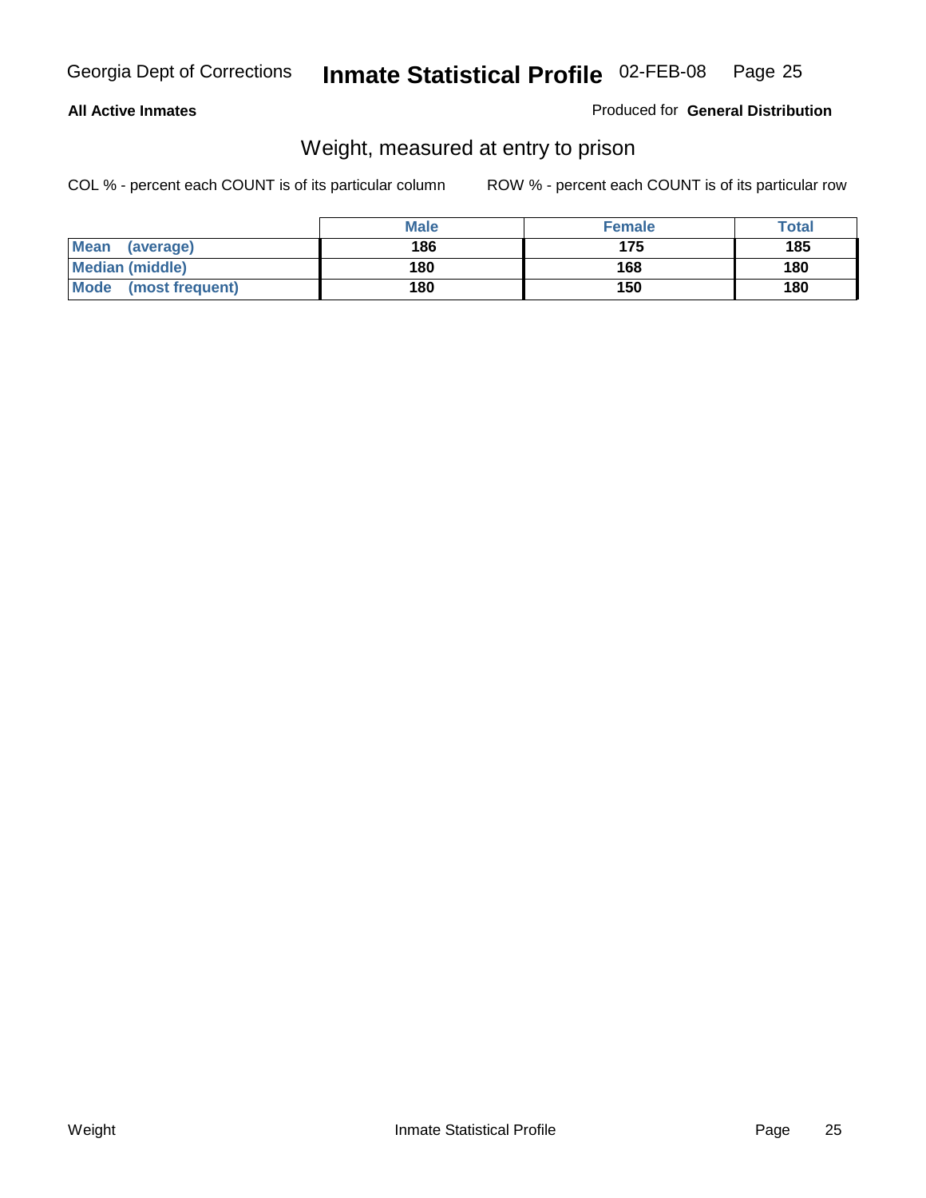**All Active Inmates**

Produced for **General Distribution**

## Weight, measured at entry to prison

COL % - percent each COUNT is of its particular column

ROW % - percent each COUNT is of its particular row

| | Male | Female | Total |
|---|---|---|---|
| **Mean (average)** | 186 | 175 | 185 |
| **Median (middle)** | 180 | 168 | 180 |
| **Mode (most frequent)** | 180 | 150 | 180 |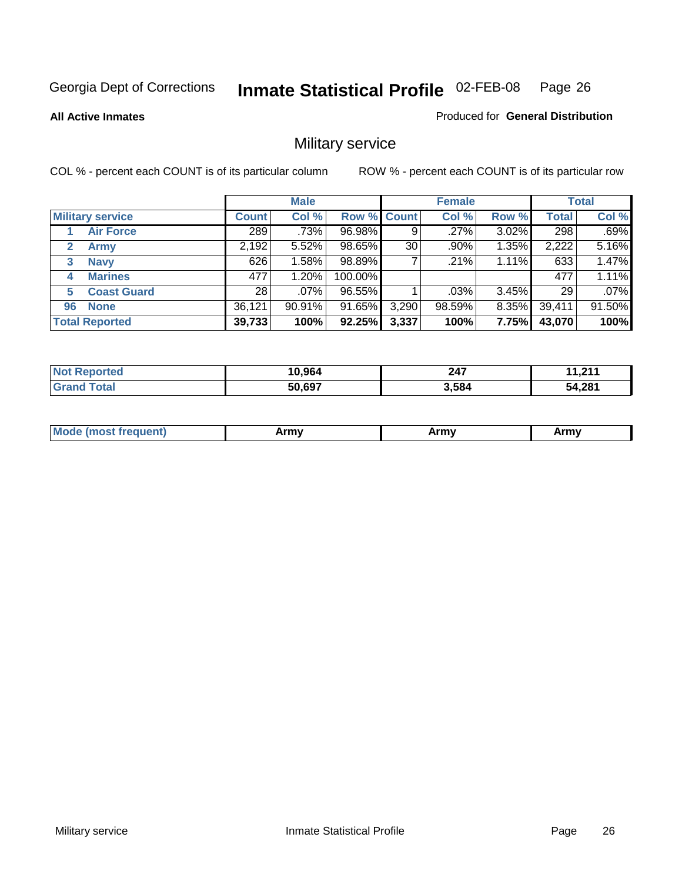Georgia Dept of Corrections **Inmate Statistical Profile** 02-FEB-08

**All Active Inmates**

Produced for **General Distribution**

## Military service

COL % - percent each COUNT is of its particular column

ROW % - percent each COUNT is of its particular row

| | | Male | | | Female | | | Total | |
|---|---|---|---|---|---|---|---|---|---|
| **Military service** | | **Count** | **Col %** | **Row %** | **Count** | **Col %** | **Row %** | **Total** | **Col %** |
| 1 | Air Force | 289 | .73% | 96.98% | 9 | .27% | 3.02% | 298 | .69% |
| 2 | Army | 2,192 | 5.52% | 98.65% | 30 | .90% | 1.35% | 2,222 | 5.16% |
| 3 | Navy | 626 | 1.58% | 98.89% | 7 | .21% | 1.11% | 633 | 1.47% |
| 4 | Marines | 477 | 1.20% | 100.00% | | | | 477 | 1.11% |
| 5 | Coast Guard | 28 | .07% | 96.55% | 1 | .03% | 3.45% | 29 | .07% |
| 96 | None | 36,121 | 90.91% | 91.65% | 3,290 | 98.59% | 8.35% | 39,411 | 91.50% |
| **Total Reported** | | **39,733** | **100%** | **92.25%** | **3,337** | **100%** | **7.75%** | **43,070** | **100%** |

| | Male | Female | Total |
|---|---|---|---|
| **Not Reported** | **10,964** | **247** | **11,211** |
| **Grand Total** | **50,697** | **3,584** | **54,281** |

| | Male | Female | Total |
|---|---|---|---|
| **Mode (most frequent)** | **Army** | **Army** | **Army** |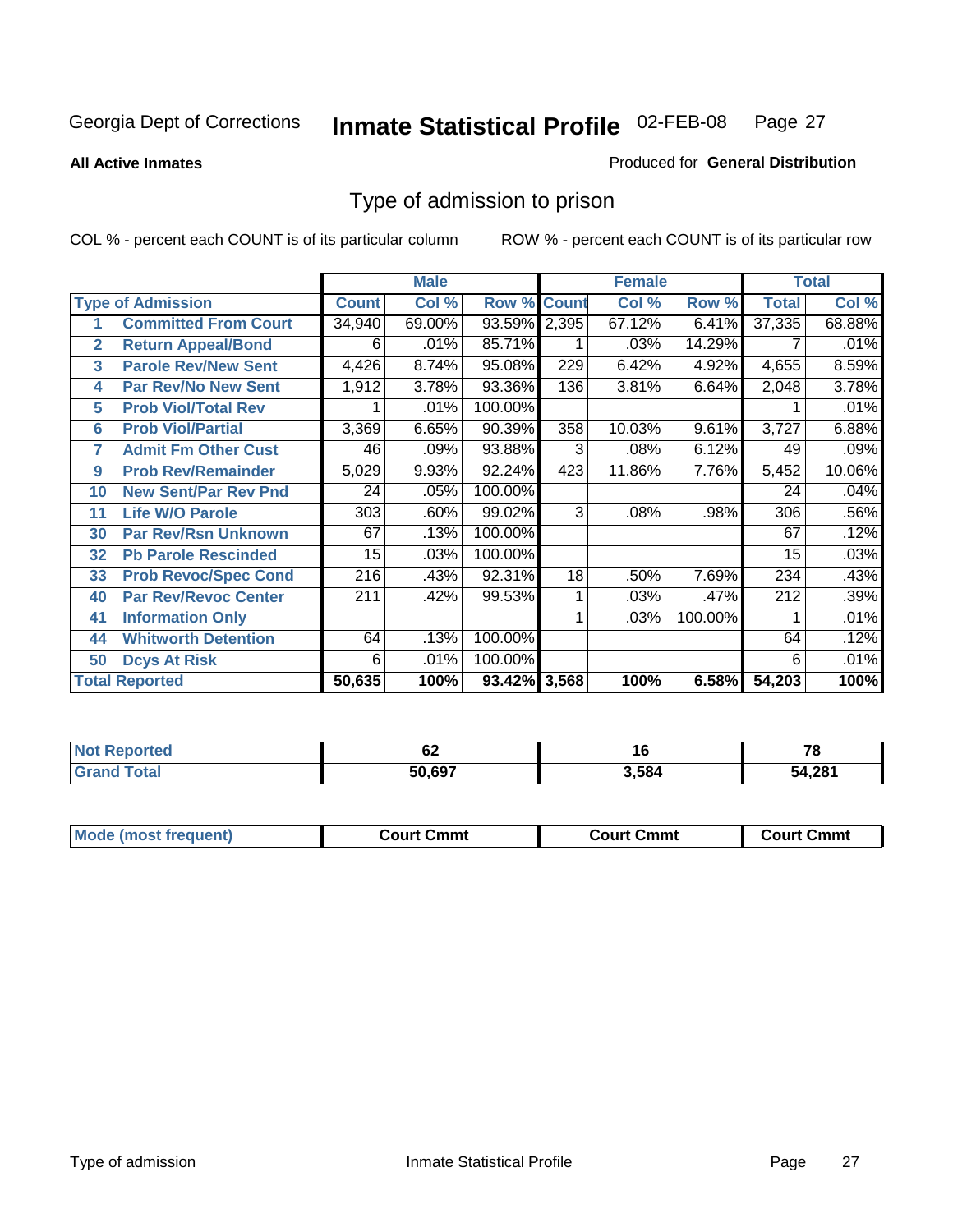Georgia Dept of Corrections **Inmate Statistical Profile** 02-FEB-08 Page 27

**All Active Inmates**

Produced for **General Distribution**

## Type of admission to prison

COL % - percent each COUNT is of its particular column

ROW % - percent each COUNT is of its particular row

| | | Male | | | Female | | | Total | |
|---|---|---|---|---|---|---|---|---|---|
| **Type of Admission** | | **Count** | **Col %** | **Row %** | **Count** | **Col %** | **Row %** | **Total** | **Col %** |
| 1 | **Committed From Court** | 34,940 | 69.00% | 93.59% | 2,395 | 67.12% | 6.41% | 37,335 | 68.88% |
| 2 | **Return Appeal/Bond** | 6 | .01% | 85.71% | 1 | .03% | 14.29% | 7 | .01% |
| 3 | **Parole Rev/New Sent** | 4,426 | 8.74% | 95.08% | 229 | 6.42% | 4.92% | 4,655 | 8.59% |
| 4 | **Par Rev/No New Sent** | 1,912 | 3.78% | 93.36% | 136 | 3.81% | 6.64% | 2,048 | 3.78% |
| 5 | **Prob Viol/Total Rev** | 1 | .01% | 100.00% | | | | 1 | .01% |
| 6 | **Prob Viol/Partial** | 3,369 | 6.65% | 90.39% | 358 | 10.03% | 9.61% | 3,727 | 6.88% |
| 7 | **Admit Fm Other Cust** | 46 | .09% | 93.88% | 3 | .08% | 6.12% | 49 | .09% |
| 9 | **Prob Rev/Remainder** | 5,029 | 9.93% | 92.24% | 423 | 11.86% | 7.76% | 5,452 | 10.06% |
| 10 | **New Sent/Par Rev Pnd** | 24 | .05% | 100.00% | | | | 24 | .04% |
| 11 | **Life W/O Parole** | 303 | .60% | 99.02% | 3 | .08% | .98% | 306 | .56% |
| 30 | **Par Rev/Rsn Unknown** | 67 | .13% | 100.00% | | | | 67 | .12% |
| 32 | **Pb Parole Rescinded** | 15 | .03% | 100.00% | | | | 15 | .03% |
| 33 | **Prob Revoc/Spec Cond** | 216 | .43% | 92.31% | 18 | .50% | 7.69% | 234 | .43% |
| 40 | **Par Rev/Revoc Center** | 211 | .42% | 99.53% | 1 | .03% | .47% | 212 | .39% |
| 41 | **Information Only** | | | | 1 | .03% | 100.00% | 1 | .01% |
| 44 | **Whitworth Detention** | 64 | .13% | 100.00% | | | | 64 | .12% |
| 50 | **Dcys At Risk** | 6 | .01% | 100.00% | | | | 6 | .01% |
| **Total Reported** | | **50,635** | **100%** | **93.42%** | **3,568** | **100%** | **6.58%** | **54,203** | **100%** |

| | Male | Female | Total |
|---|---|---|---|
| **Not Reported** | **62** | **16** | **78** |
| **Grand Total** | **50,697** | **3,584** | **54,281** |

| | Male | Female | Total |
|---|---|---|---|
| **Mode (most frequent)** | **Court Cmmt** | **Court Cmmt** | **Court Cmmt** |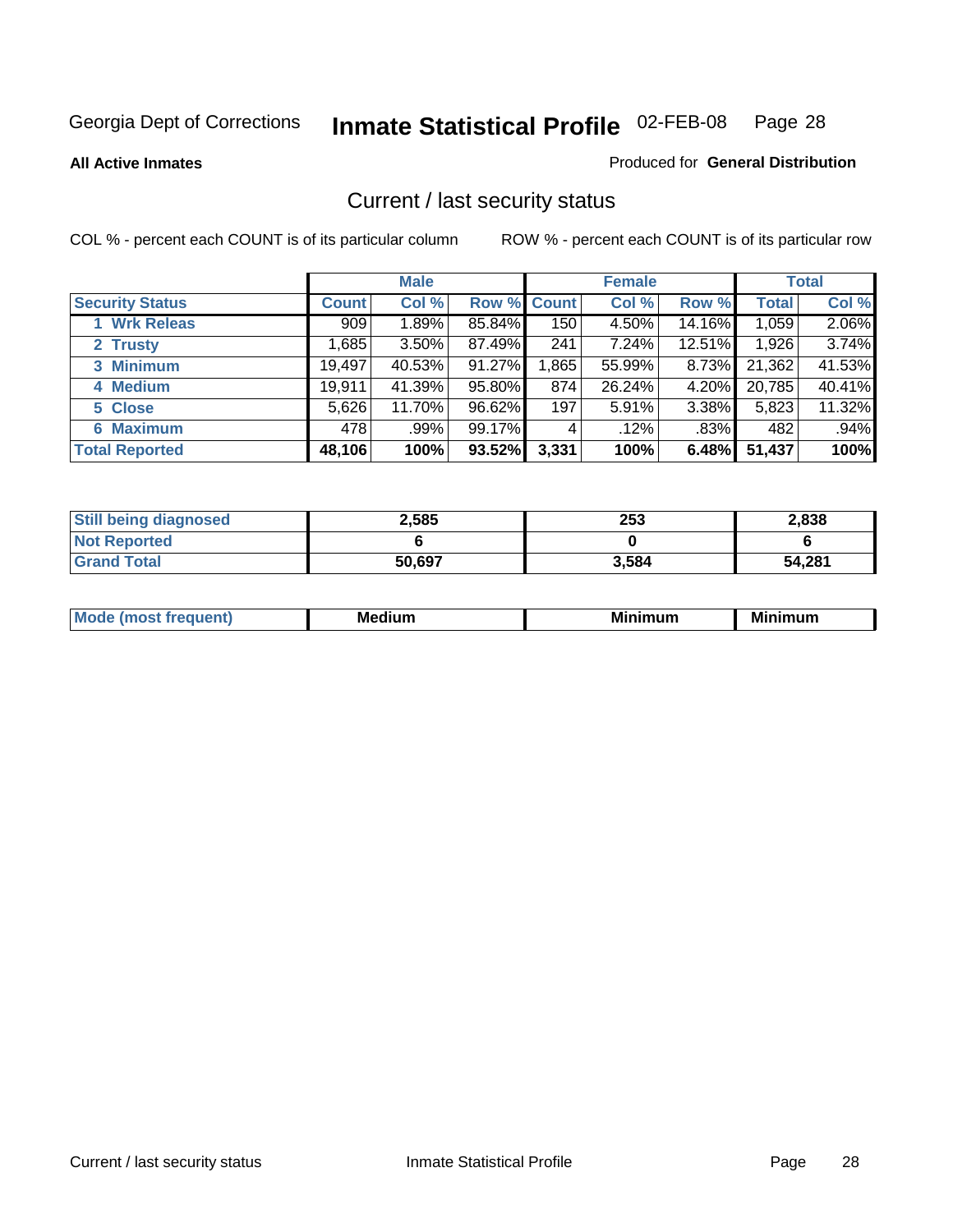Georgia Dept of Corrections **Inmate Statistical Profile** 02-FEB-08

**All Active Inmates**

Produced for **General Distribution**

## Current / last security status

COL % - percent each COUNT is of its particular column

ROW % - percent each COUNT is of its particular row

| | Male | | | Female | | | Total | |
|---|---|---|---|---|---|---|---|---|
| **Security Status** | **Count** | **Col %** | **Row %** | **Count** | **Col %** | **Row %** | **Total** | **Col %** |
| 1 Wrk Releas | 909 | 1.89% | 85.84% | 150 | 4.50% | 14.16% | 1,059 | 2.06% |
| 2 Trusty | 1,685 | 3.50% | 87.49% | 241 | 7.24% | 12.51% | 1,926 | 3.74% |
| 3 Minimum | 19,497 | 40.53% | 91.27% | 1,865 | 55.99% | 8.73% | 21,362 | 41.53% |
| 4 Medium | 19,911 | 41.39% | 95.80% | 874 | 26.24% | 4.20% | 20,785 | 40.41% |
| 5 Close | 5,626 | 11.70% | 96.62% | 197 | 5.91% | 3.38% | 5,823 | 11.32% |
| 6 Maximum | 478 | .99% | 99.17% | 4 | .12% | .83% | 482 | .94% |
| **Total Reported** | **48,106** | **100%** | **93.52%** | **3,331** | **100%** | **6.48%** | **51,437** | **100%** |

| | Male | Female | Total |
|---|---|---|---|
| **Still being diagnosed** | **2,585** | **253** | **2,838** |
| **Not Reported** | **6** | **0** | **6** |
| **Grand Total** | **50,697** | **3,584** | **54,281** |

| | Male | Female | Total |
|---|---|---|---|
| **Mode (most frequent)** | **Medium** | **Minimum** | **Minimum** |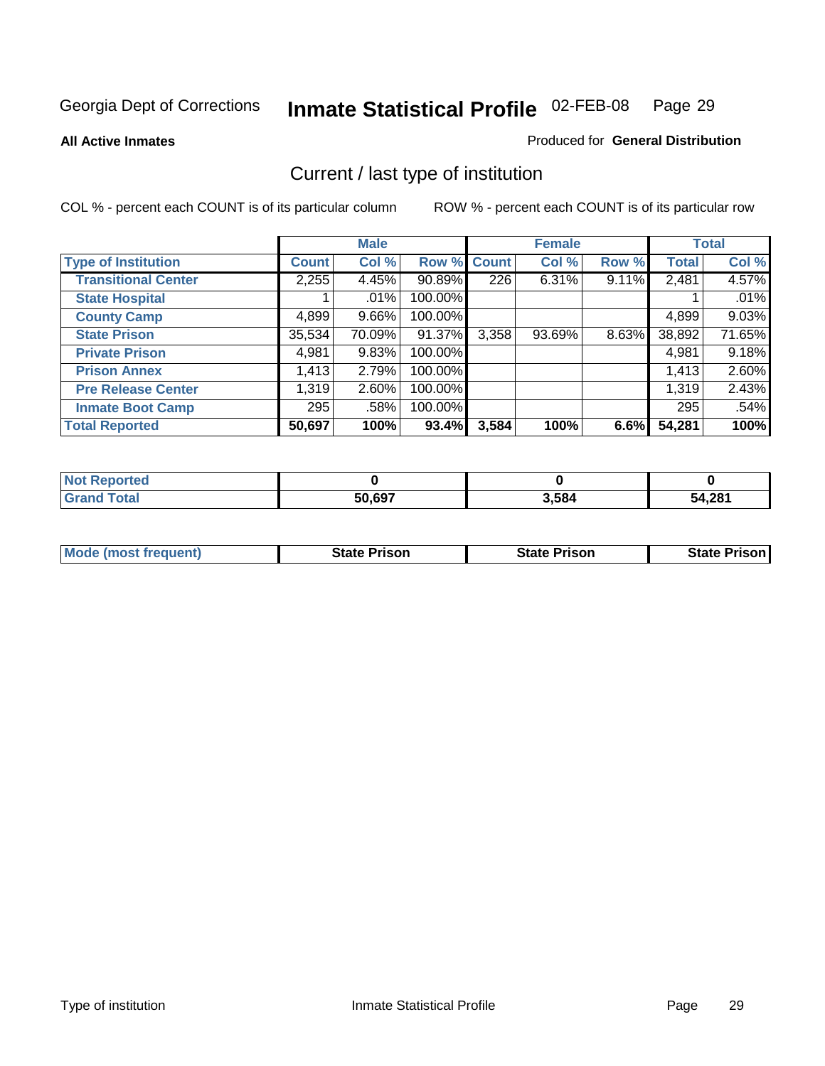Georgia Dept of Corrections **Inmate Statistical Profile** 02-FEB-08

**All Active Inmates**

Produced for **General Distribution**

## Current / last type of institution

COL % - percent each COUNT is of its particular column

ROW % - percent each COUNT is of its particular row

| | Male | | | Female | | | Total | |
|---|---|---|---|---|---|---|---|---|
| **Type of Institution** | **Count** | **Col %** | **Row %** | **Count** | **Col %** | **Row %** | **Total** | **Col %** |
| **Transitional Center** | 2,255 | 4.45% | 90.89% | 226 | 6.31% | 9.11% | 2,481 | 4.57% |
| **State Hospital** | 1 | .01% | 100.00% | | | | 1 | .01% |
| **County Camp** | 4,899 | 9.66% | 100.00% | | | | 4,899 | 9.03% |
| **State Prison** | 35,534 | 70.09% | 91.37% | 3,358 | 93.69% | 8.63% | 38,892 | 71.65% |
| **Private Prison** | 4,981 | 9.83% | 100.00% | | | | 4,981 | 9.18% |
| **Prison Annex** | 1,413 | 2.79% | 100.00% | | | | 1,413 | 2.60% |
| **Pre Release Center** | 1,319 | 2.60% | 100.00% | | | | 1,319 | 2.43% |
| **Inmate Boot Camp** | 295 | .58% | 100.00% | | | | 295 | .54% |
| **Total Reported** | **50,697** | **100%** | **93.4%** | **3,584** | **100%** | **6.6%** | **54,281** | **100%** |

| | Male | Female | Total |
|---|---|---|---|
| **Not Reported** | **0** | **0** | **0** |
| **Grand Total** | **50,697** | **3,584** | **54,281** |

| | Male | Female | Total |
|---|---|---|---|
| **Mode (most frequent)** | **State Prison** | **State Prison** | **State Prison** |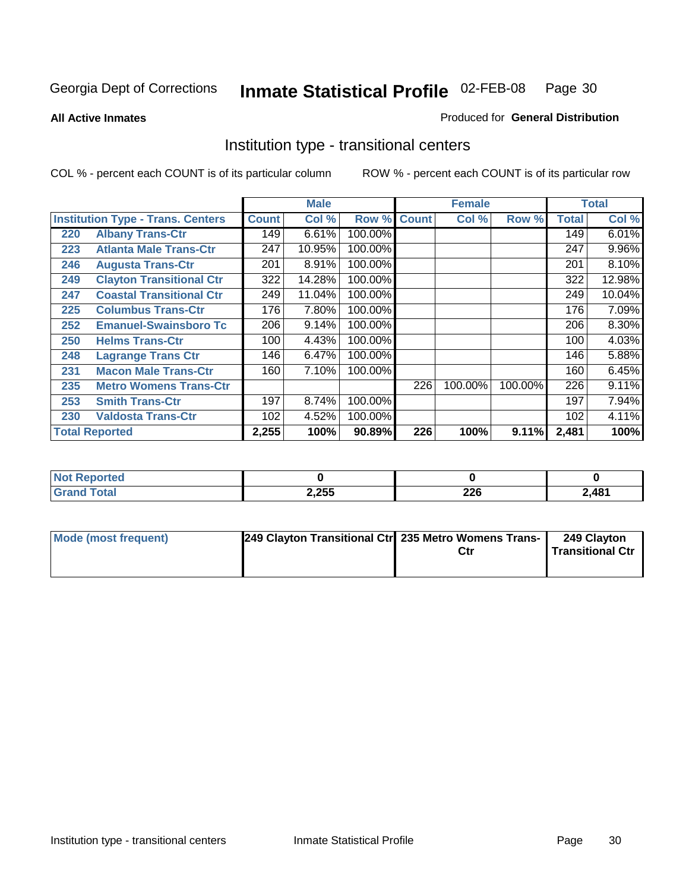Georgia Dept of Corrections **Inmate Statistical Profile** 02-FEB-08

**All Active Inmates**

Produced for **General Distribution**

## Institution type - transitional centers

COL % - percent each COUNT is of its particular column

ROW % - percent each COUNT is of its particular row

| | | Male | | | Female | | | Total | |
|---|---|---|---|---|---|---|---|---|---|
| **Institution Type - Trans. Centers** | | **Count** | **Col %** | **Row %** | **Count** | **Col %** | **Row %** | **Total** | **Col %** |
| 220 | Albany Trans-Ctr | 149 | 6.61% | 100.00% | | | | 149 | 6.01% |
| 223 | Atlanta Male Trans-Ctr | 247 | 10.95% | 100.00% | | | | 247 | 9.96% |
| 246 | Augusta Trans-Ctr | 201 | 8.91% | 100.00% | | | | 201 | 8.10% |
| 249 | Clayton Transitional Ctr | 322 | 14.28% | 100.00% | | | | 322 | 12.98% |
| 247 | Coastal Transitional Ctr | 249 | 11.04% | 100.00% | | | | 249 | 10.04% |
| 225 | Columbus Trans-Ctr | 176 | 7.80% | 100.00% | | | | 176 | 7.09% |
| 252 | Emanuel-Swainsboro Tc | 206 | 9.14% | 100.00% | | | | 206 | 8.30% |
| 250 | Helms Trans-Ctr | 100 | 4.43% | 100.00% | | | | 100 | 4.03% |
| 248 | Lagrange Trans Ctr | 146 | 6.47% | 100.00% | | | | 146 | 5.88% |
| 231 | Macon Male Trans-Ctr | 160 | 7.10% | 100.00% | | | | 160 | 6.45% |
| 235 | Metro Womens Trans-Ctr | | | | 226 | 100.00% | 100.00% | 226 | 9.11% |
| 253 | Smith Trans-Ctr | 197 | 8.74% | 100.00% | | | | 197 | 7.94% |
| 230 | Valdosta Trans-Ctr | 102 | 4.52% | 100.00% | | | | 102 | 4.11% |
| **Total Reported** | | **2,255** | **100%** | **90.89%** | **226** | **100%** | **9.11%** | **2,481** | **100%** |

| | Male | Female | Total |
|---|---|---|---|
| **Not Reported** | **0** | **0** | **0** |
| **Grand Total** | **2,255** | **226** | **2,481** |

| | Male | Female | Total |
|---|---|---|---|
| **Mode (most frequent)** | **249 Clayton Transitional Ctr** | **235 Metro Womens Trans-Ctr** | **249 Clayton Transitional Ctr** |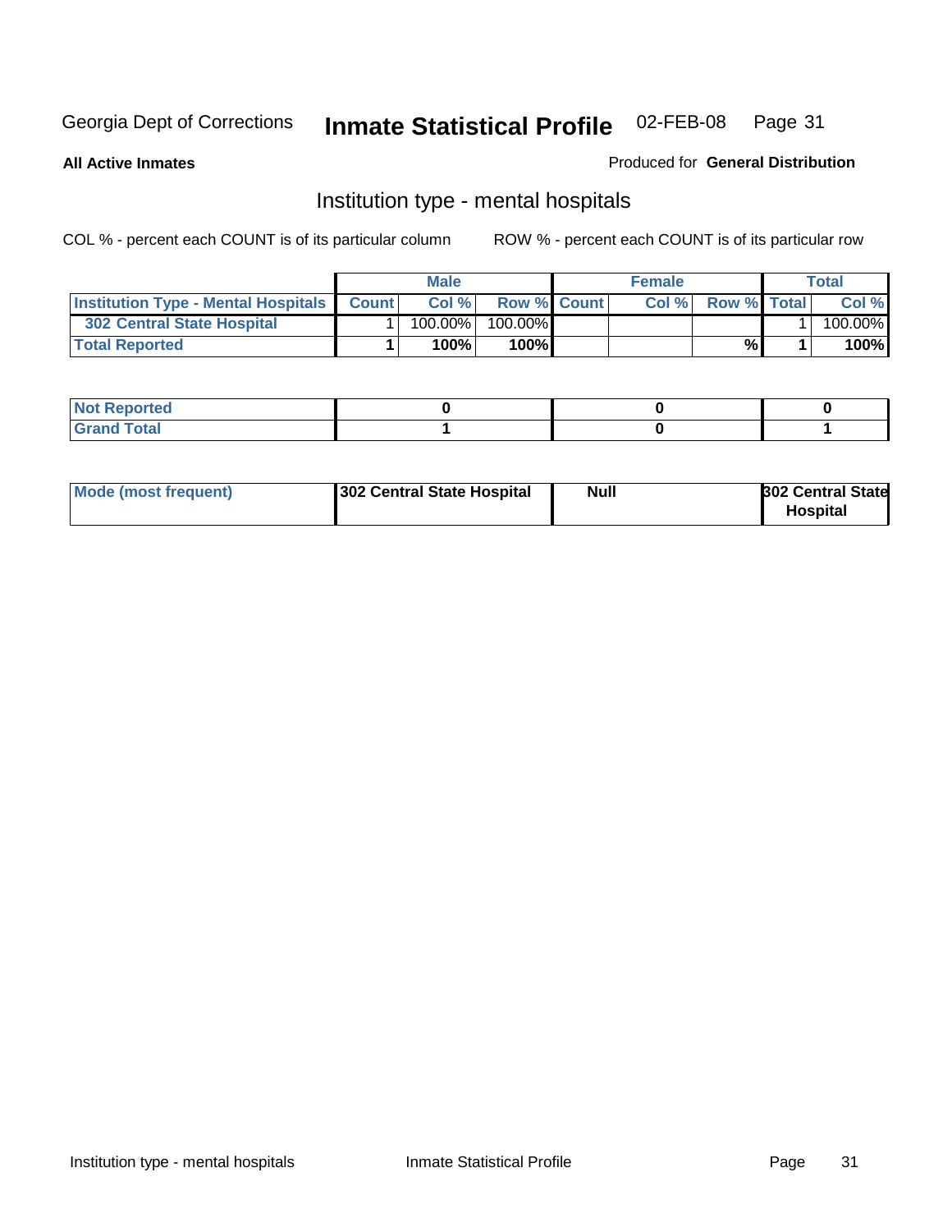Georgia Dept of Corrections **Inmate Statistical Profile** 02-FEB-08

**All Active Inmates**

Produced for **General Distribution**

## Institution type - mental hospitals

COL % - percent each COUNT is of its particular column

ROW % - percent each COUNT is of its particular row

| | Male | | | Female | | | Total | |
|---|---|---|---|---|---|---|---|---|
| **Institution Type - Mental Hospitals** | **Count** | **Col %** | **Row %** | **Count** | **Col %** | **Row %** | **Total** | **Col %** |
| **302 Central State Hospital** | 1 | 100.00% | 100.00% | | | | 1 | 100.00% |
| **Total Reported** | **1** | **100%** | **100%** | | | **%** | **1** | **100%** |

| | Male | Female | Total |
|---|---|---|---|
| **Not Reported** | **0** | **0** | **0** |
| **Grand Total** | **1** | **0** | **1** |

| | Male | Female | Total |
|---|---|---|---|
| **Mode (most frequent)** | **302 Central State Hospital** | **Null** | **302 Central State Hospital** |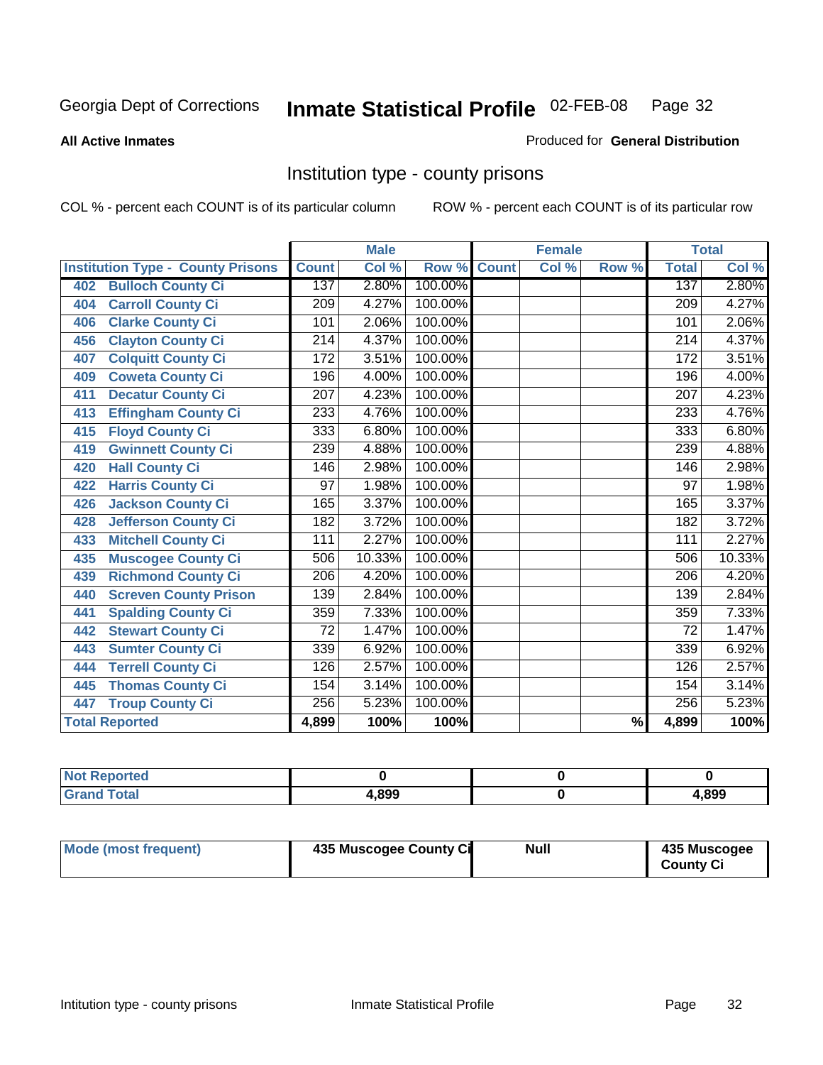Georgia Dept of Corrections **Inmate Statistical Profile** 02-FEB-08

**All Active Inmates**

Produced for **General Distribution**

## Institution type - county prisons

COL % - percent each COUNT is of its particular column

ROW % - percent each COUNT is of its particular row

| Institution Type - County Prisons | Male | | | Female | | | Total | |
|---|---|---|---|---|---|---|---|---|
| | Count | Col % | Row % | Count | Col % | Row % | Total | Col % |
| 402 Bulloch County Ci | 137 | 2.80% | 100.00% | | | | 137 | 2.80% |
| 404 Carroll County Ci | 209 | 4.27% | 100.00% | | | | 209 | 4.27% |
| 406 Clarke County Ci | 101 | 2.06% | 100.00% | | | | 101 | 2.06% |
| 456 Clayton County Ci | 214 | 4.37% | 100.00% | | | | 214 | 4.37% |
| 407 Colquitt County Ci | 172 | 3.51% | 100.00% | | | | 172 | 3.51% |
| 409 Coweta County Ci | 196 | 4.00% | 100.00% | | | | 196 | 4.00% |
| 411 Decatur County Ci | 207 | 4.23% | 100.00% | | | | 207 | 4.23% |
| 413 Effingham County Ci | 233 | 4.76% | 100.00% | | | | 233 | 4.76% |
| 415 Floyd County Ci | 333 | 6.80% | 100.00% | | | | 333 | 6.80% |
| 419 Gwinnett County Ci | 239 | 4.88% | 100.00% | | | | 239 | 4.88% |
| 420 Hall County Ci | 146 | 2.98% | 100.00% | | | | 146 | 2.98% |
| 422 Harris County Ci | 97 | 1.98% | 100.00% | | | | 97 | 1.98% |
| 426 Jackson County Ci | 165 | 3.37% | 100.00% | | | | 165 | 3.37% |
| 428 Jefferson County Ci | 182 | 3.72% | 100.00% | | | | 182 | 3.72% |
| 433 Mitchell County Ci | 111 | 2.27% | 100.00% | | | | 111 | 2.27% |
| 435 Muscogee County Ci | 506 | 10.33% | 100.00% | | | | 506 | 10.33% |
| 439 Richmond County Ci | 206 | 4.20% | 100.00% | | | | 206 | 4.20% |
| 440 Screven County Prison | 139 | 2.84% | 100.00% | | | | 139 | 2.84% |
| 441 Spalding County Ci | 359 | 7.33% | 100.00% | | | | 359 | 7.33% |
| 442 Stewart County Ci | 72 | 1.47% | 100.00% | | | | 72 | 1.47% |
| 443 Sumter County Ci | 339 | 6.92% | 100.00% | | | | 339 | 6.92% |
| 444 Terrell County Ci | 126 | 2.57% | 100.00% | | | | 126 | 2.57% |
| 445 Thomas County Ci | 154 | 3.14% | 100.00% | | | | 154 | 3.14% |
| 447 Troup County Ci | 256 | 5.23% | 100.00% | | | | 256 | 5.23% |
| **Total Reported** | **4,899** | **100%** | **100%** | | | **%** | **4,899** | **100%** |

| | Male | Female | Total |
|---|---|---|---|
| Not Reported | 0 | 0 | 0 |
| Grand Total | 4,899 | 0 | 4,899 |

| | Male | Female | Total |
|---|---|---|---|
| Mode (most frequent) | 435 Muscogee County Ci | Null | 435 Muscogee County Ci |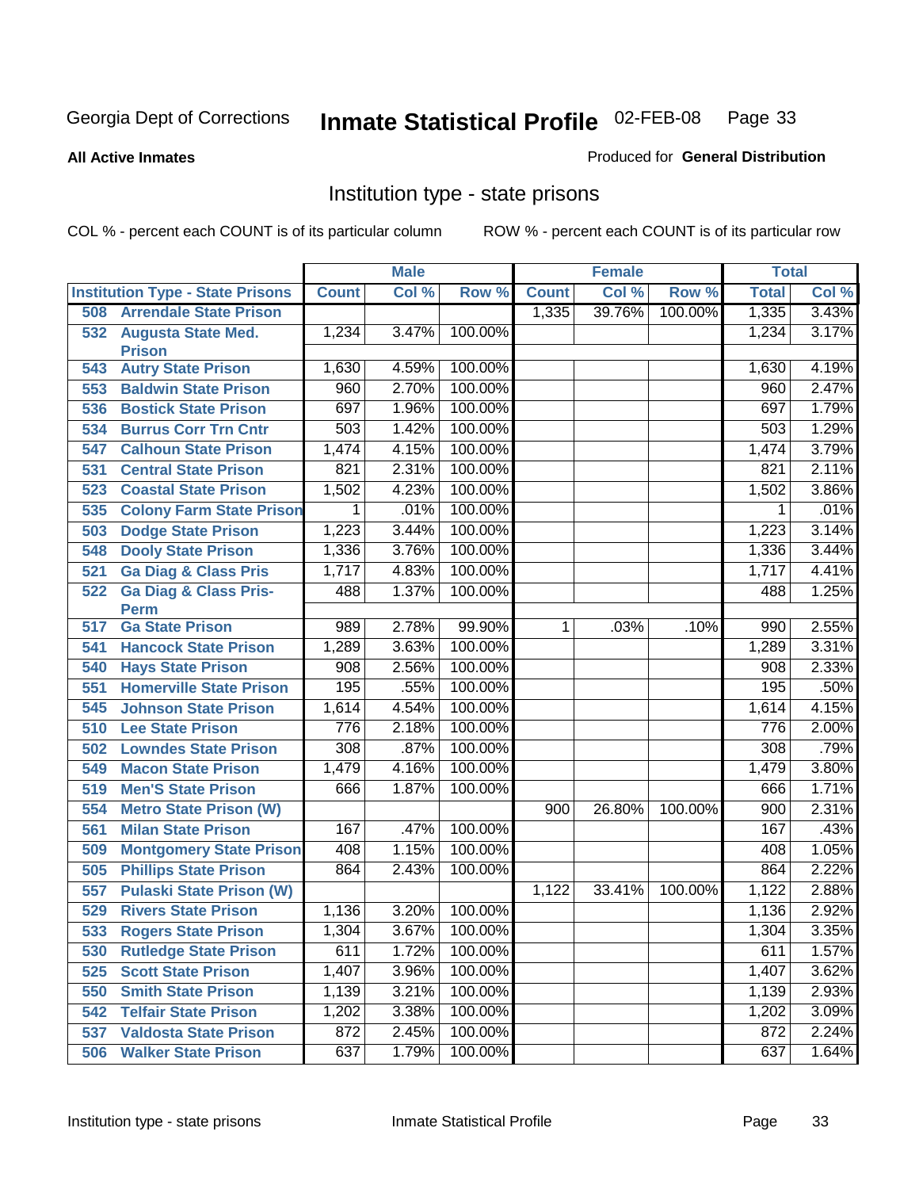Georgia Dept of Corrections **Inmate Statistical Profile** 02-FEB-08

**All Active Inmates**

Produced for **General Distribution**

## Institution type - state prisons

COL % - percent each COUNT is of its particular column ROW % - percent each COUNT is of its particular row

| Institution Type - State Prisons | Male | | | Female | | | Total | |
|---|---|---|---|---|---|---|---|---|
| | Count | Col % | Row % | Count | Col % | Row % | Total | Col % |
| 508 Arrendale State Prison | | | | 1,335 | 39.76% | 100.00% | 1,335 | 3.43% |
| 532 Augusta State Med. Prison | 1,234 | 3.47% | 100.00% | | | | 1,234 | 3.17% |
| 543 Autry State Prison | 1,630 | 4.59% | 100.00% | | | | 1,630 | 4.19% |
| 553 Baldwin State Prison | 960 | 2.70% | 100.00% | | | | 960 | 2.47% |
| 536 Bostick State Prison | 697 | 1.96% | 100.00% | | | | 697 | 1.79% |
| 534 Burrus Corr Trn Cntr | 503 | 1.42% | 100.00% | | | | 503 | 1.29% |
| 547 Calhoun State Prison | 1,474 | 4.15% | 100.00% | | | | 1,474 | 3.79% |
| 531 Central State Prison | 821 | 2.31% | 100.00% | | | | 821 | 2.11% |
| 523 Coastal State Prison | 1,502 | 4.23% | 100.00% | | | | 1,502 | 3.86% |
| 535 Colony Farm State Prison | 1 | .01% | 100.00% | | | | 1 | .01% |
| 503 Dodge State Prison | 1,223 | 3.44% | 100.00% | | | | 1,223 | 3.14% |
| 548 Dooly State Prison | 1,336 | 3.76% | 100.00% | | | | 1,336 | 3.44% |
| 521 Ga Diag & Class Pris | 1,717 | 4.83% | 100.00% | | | | 1,717 | 4.41% |
| 522 Ga Diag & Class Pris-Perm | 488 | 1.37% | 100.00% | | | | 488 | 1.25% |
| 517 Ga State Prison | 989 | 2.78% | 99.90% | 1 | .03% | .10% | 990 | 2.55% |
| 541 Hancock State Prison | 1,289 | 3.63% | 100.00% | | | | 1,289 | 3.31% |
| 540 Hays State Prison | 908 | 2.56% | 100.00% | | | | 908 | 2.33% |
| 551 Homerville State Prison | 195 | .55% | 100.00% | | | | 195 | .50% |
| 545 Johnson State Prison | 1,614 | 4.54% | 100.00% | | | | 1,614 | 4.15% |
| 510 Lee State Prison | 776 | 2.18% | 100.00% | | | | 776 | 2.00% |
| 502 Lowndes State Prison | 308 | .87% | 100.00% | | | | 308 | .79% |
| 549 Macon State Prison | 1,479 | 4.16% | 100.00% | | | | 1,479 | 3.80% |
| 519 Men'S State Prison | 666 | 1.87% | 100.00% | | | | 666 | 1.71% |
| 554 Metro State Prison (W) | | | | 900 | 26.80% | 100.00% | 900 | 2.31% |
| 561 Milan State Prison | 167 | .47% | 100.00% | | | | 167 | .43% |
| 509 Montgomery State Prison | 408 | 1.15% | 100.00% | | | | 408 | 1.05% |
| 505 Phillips State Prison | 864 | 2.43% | 100.00% | | | | 864 | 2.22% |
| 557 Pulaski State Prison (W) | | | | 1,122 | 33.41% | 100.00% | 1,122 | 2.88% |
| 529 Rivers State Prison | 1,136 | 3.20% | 100.00% | | | | 1,136 | 2.92% |
| 533 Rogers State Prison | 1,304 | 3.67% | 100.00% | | | | 1,304 | 3.35% |
| 530 Rutledge State Prison | 611 | 1.72% | 100.00% | | | | 611 | 1.57% |
| 525 Scott State Prison | 1,407 | 3.96% | 100.00% | | | | 1,407 | 3.62% |
| 550 Smith State Prison | 1,139 | 3.21% | 100.00% | | | | 1,139 | 2.93% |
| 542 Telfair State Prison | 1,202 | 3.38% | 100.00% | | | | 1,202 | 3.09% |
| 537 Valdosta State Prison | 872 | 2.45% | 100.00% | | | | 872 | 2.24% |
| 506 Walker State Prison | 637 | 1.79% | 100.00% | | | | 637 | 1.64% |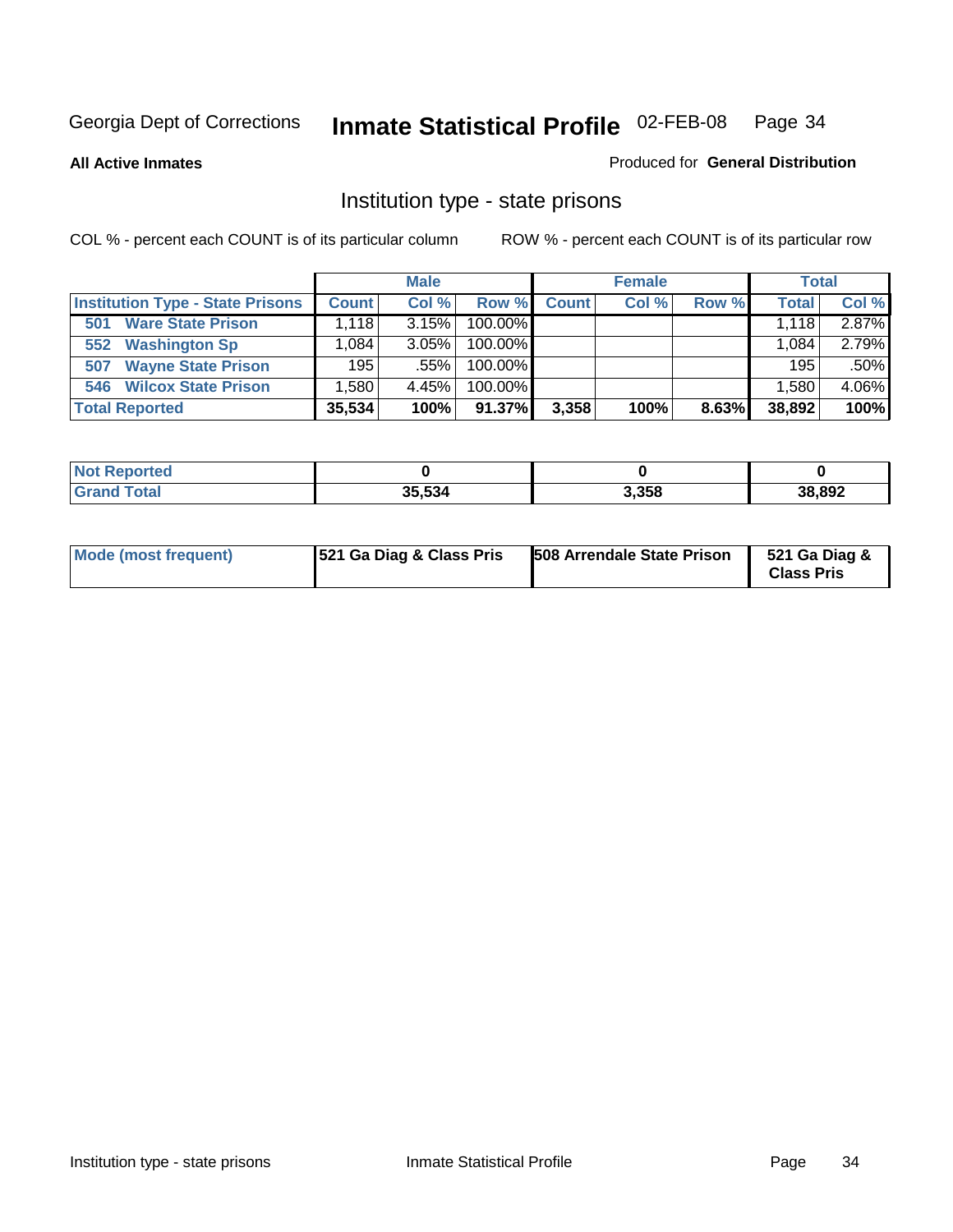Georgia Dept of Corrections **Inmate Statistical Profile** 02-FEB-08 Page 34

**All Active Inmates**

Produced for **General Distribution**

## Institution type - state prisons

COL % - percent each COUNT is of its particular column

ROW % - percent each COUNT is of its particular row

| | Male | | | Female | | | Total | |
|---|---|---|---|---|---|---|---|---|
| **Institution Type - State Prisons** | **Count** | **Col %** | **Row %** | **Count** | **Col %** | **Row %** | **Total** | **Col %** |
| **501 Ware State Prison** | 1,118 | 3.15% | 100.00% | | | | 1,118 | 2.87% |
| **552 Washington Sp** | 1,084 | 3.05% | 100.00% | | | | 1,084 | 2.79% |
| **507 Wayne State Prison** | 195 | .55% | 100.00% | | | | 195 | .50% |
| **546 Wilcox State Prison** | 1,580 | 4.45% | 100.00% | | | | 1,580 | 4.06% |
| **Total Reported** | **35,534** | **100%** | **91.37%** | **3,358** | **100%** | **8.63%** | **38,892** | **100%** |

| | Male | Female | Total |
|---|---|---|---|
| **Not Reported** | **0** | **0** | **0** |
| **Grand Total** | **35,534** | **3,358** | **38,892** |

| | Male | Female | Total |
|---|---|---|---|
| **Mode (most frequent)** | **521 Ga Diag & Class Pris** | **508 Arrendale State Prison** | **521 Ga Diag & Class Pris** |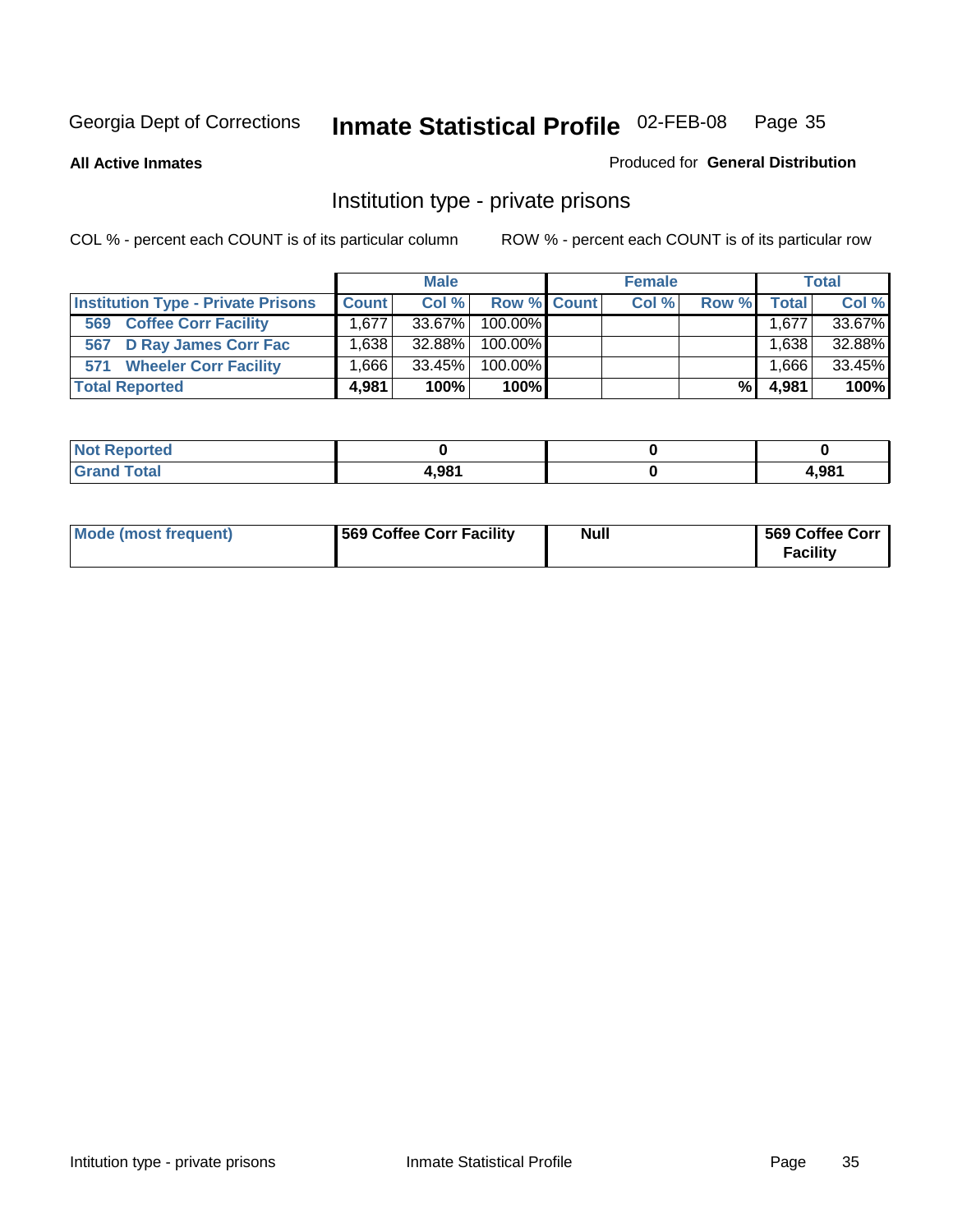Georgia Dept of Corrections **Inmate Statistical Profile** 02-FEB-08

**All Active Inmates** Produced for **General Distribution**

## Institution type - private prisons

COL % - percent each COUNT is of its particular column ROW % - percent each COUNT is of its particular row

| | Male | | | Female | | | Total | |
|---|---|---|---|---|---|---|---|---|
| **Institution Type - Private Prisons** | **Count** | **Col %** | **Row %** | **Count** | **Col %** | **Row %** | **Total** | **Col %** |
| 569 Coffee Corr Facility | 1,677 | 33.67% | 100.00% | | | | 1,677 | 33.67% |
| 567 D Ray James Corr Fac | 1,638 | 32.88% | 100.00% | | | | 1,638 | 32.88% |
| 571 Wheeler Corr Facility | 1,666 | 33.45% | 100.00% | | | | 1,666 | 33.45% |
| **Total Reported** | **4,981** | **100%** | **100%** | | | **%** | **4,981** | **100%** |

| | Male | Female | Total |
|---|---|---|---|
| Not Reported | 0 | 0 | 0 |
| Grand Total | 4,981 | 0 | 4,981 |

| | Male | Female | Total |
|---|---|---|---|
| Mode (most frequent) | 569 Coffee Corr Facility | Null | 569 Coffee Corr Facility |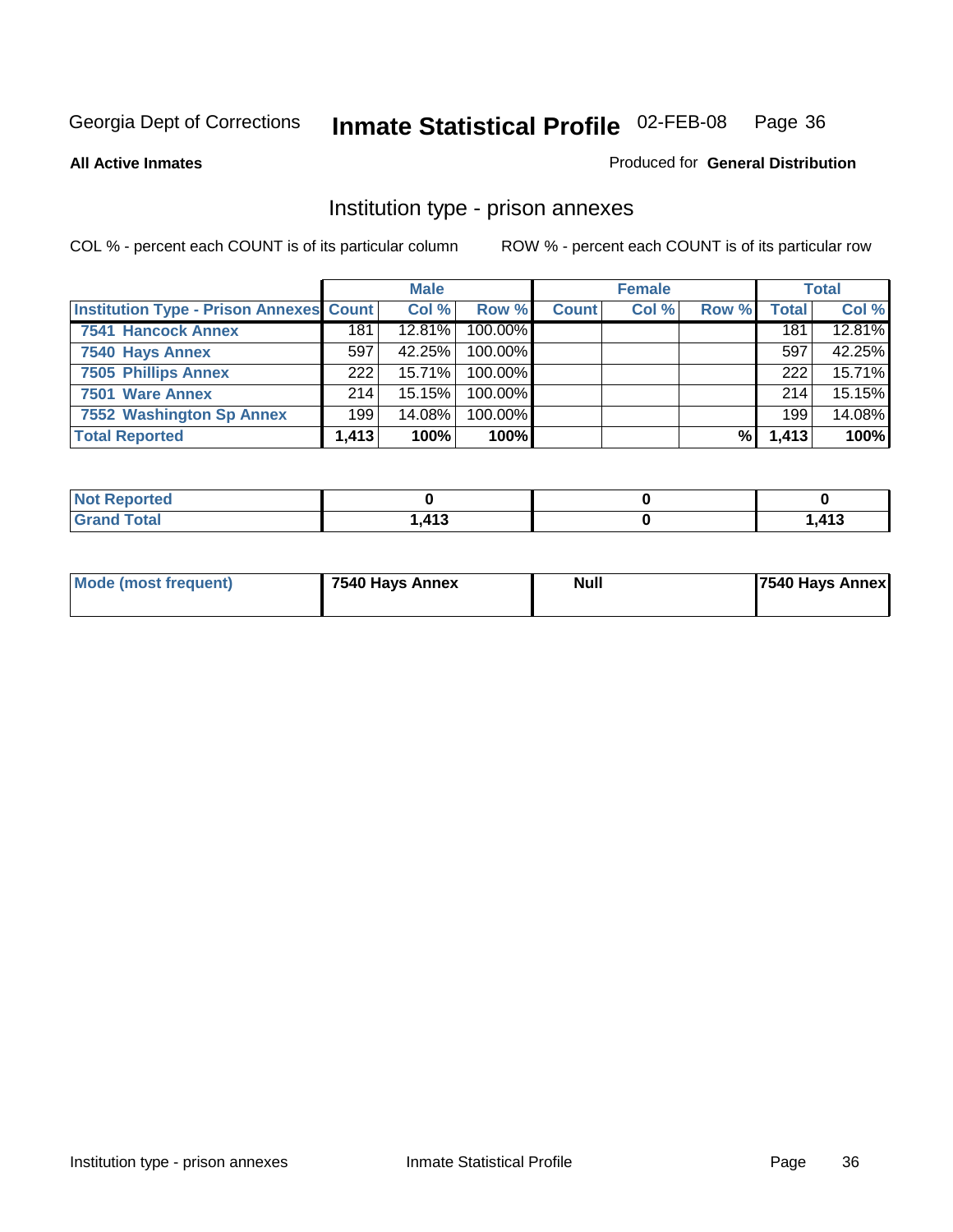Georgia Dept of Corrections **Inmate Statistical Profile** 02-FEB-08

**All Active Inmates**

Produced for **General Distribution**

## Institution type - prison annexes

COL % - percent each COUNT is of its particular column ROW % - percent each COUNT is of its particular row

| | Male | | | Female | | | Total | |
|---|---|---|---|---|---|---|---|---|
| Institution Type - Prison Annexes | Count | Col % | Row % | Count | Col % | Row % | Total | Col % |
| 7541 Hancock Annex | 181 | 12.81% | 100.00% | | | | 181 | 12.81% |
| 7540 Hays Annex | 597 | 42.25% | 100.00% | | | | 597 | 42.25% |
| 7505 Phillips Annex | 222 | 15.71% | 100.00% | | | | 222 | 15.71% |
| 7501 Ware Annex | 214 | 15.15% | 100.00% | | | | 214 | 15.15% |
| 7552 Washington Sp Annex | 199 | 14.08% | 100.00% | | | | 199 | 14.08% |
| **Total Reported** | **1,413** | **100%** | **100%** | | | **%** | **1,413** | **100%** |

| | Male | Female | Total |
|---|---|---|---|
| Not Reported | 0 | 0 | 0 |
| Grand Total | 1,413 | 0 | 1,413 |

| | Male | Female | Total |
|---|---|---|---|
| Mode (most frequent) | 7540 Hays Annex | Null | 7540 Hays Annex |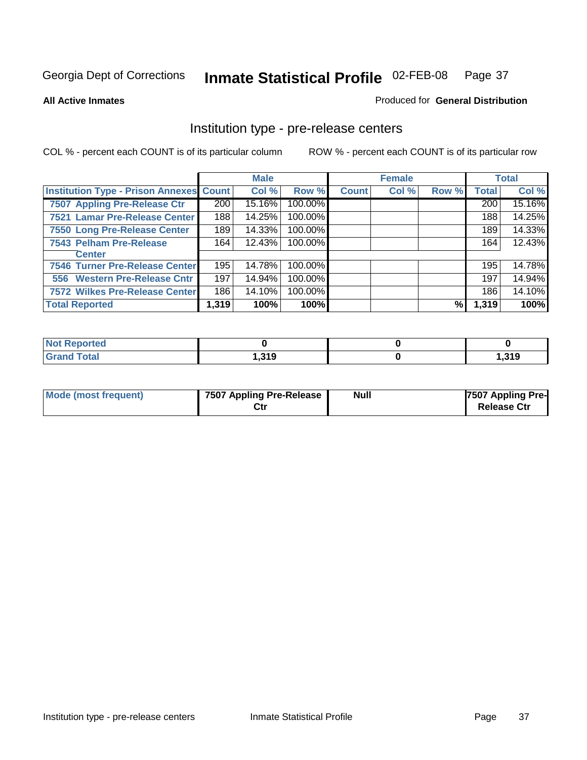Georgia Dept of Corrections **Inmate Statistical Profile** 02-FEB-08

**All Active Inmates**

Produced for **General Distribution**

## Institution type - pre-release centers

COL % - percent each COUNT is of its particular column    ROW % - percent each COUNT is of its particular row

| | Male | | | Female | | | Total | |
|---|---|---|---|---|---|---|---|---|
| **Institution Type - Prison Annexes** | **Count** | **Col %** | **Row %** | **Count** | **Col %** | **Row %** | **Total** | **Col %** |
| 7507 Appling Pre-Release Ctr | 200 | 15.16% | 100.00% | | | | 200 | 15.16% |
| 7521 Lamar Pre-Release Center | 188 | 14.25% | 100.00% | | | | 188 | 14.25% |
| 7550 Long Pre-Release Center | 189 | 14.33% | 100.00% | | | | 189 | 14.33% |
| 7543 Pelham Pre-Release Center | 164 | 12.43% | 100.00% | | | | 164 | 12.43% |
| 7546 Turner Pre-Release Center | 195 | 14.78% | 100.00% | | | | 195 | 14.78% |
| 556 Western Pre-Release Cntr | 197 | 14.94% | 100.00% | | | | 197 | 14.94% |
| 7572 Wilkes Pre-Release Center | 186 | 14.10% | 100.00% | | | | 186 | 14.10% |
| **Total Reported** | **1,319** | **100%** | **100%** | | | **%** | **1,319** | **100%** |

| | Male | Female | Total |
|---|---|---|---|
| **Not Reported** | **0** | **0** | **0** |
| **Grand Total** | **1,319** | **0** | **1,319** |

| | Male | Female | Total |
|---|---|---|---|
| **Mode (most frequent)** | **7507 Appling Pre-Release Ctr** | **Null** | **7507 Appling Pre-Release Ctr** |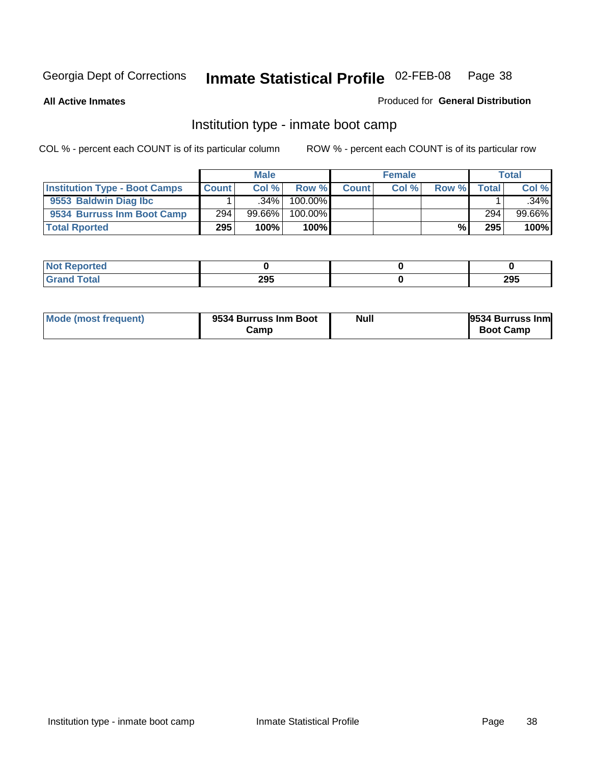Georgia Dept of Corrections **Inmate Statistical Profile** 02-FEB-08

**All Active Inmates**

Produced for **General Distribution**

## Institution type - inmate boot camp

COL % - percent each COUNT is of its particular column

ROW % - percent each COUNT is of its particular row

| | Male | | | Female | | | Total | |
|---|---|---|---|---|---|---|---|---|
| **Institution Type - Boot Camps** | **Count** | **Col %** | **Row %** | **Count** | **Col %** | **Row %** | **Total** | **Col %** |
| **9553 Baldwin Diag Ibc** | 1 | .34% | 100.00% | | | | 1 | .34% |
| **9534 Burruss Inm Boot Camp** | 294 | 99.66% | 100.00% | | | | 294 | 99.66% |
| **Total Rported** | **295** | **100%** | **100%** | | | **%** | **295** | **100%** |

| | Male | Female | Total |
|---|---|---|---|
| **Not Reported** | **0** | **0** | **0** |
| **Grand Total** | **295** | **0** | **295** |

| | Male | Female | Total |
|---|---|---|---|
| **Mode (most frequent)** | **9534 Burruss Inm Boot Camp** | **Null** | **9534 Burruss Inm Boot Camp** |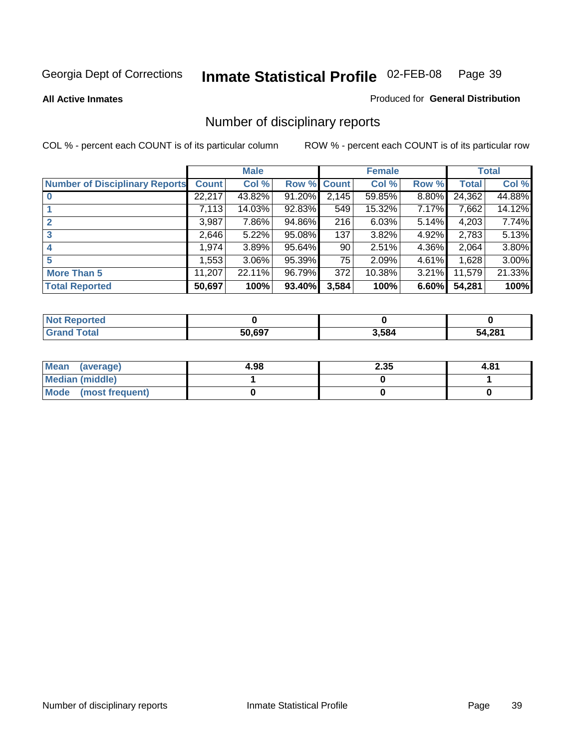Georgia Dept of Corrections **Inmate Statistical Profile** 02-FEB-08

**All Active Inmates**

Produced for **General Distribution**

## Number of disciplinary reports

COL % - percent each COUNT is of its particular column ROW % - percent each COUNT is of its particular row

| | Male | | | Female | | | Total | |
|---|---|---|---|---|---|---|---|---|
| Number of Disciplinary Reports | Count | Col % | Row % | Count | Col % | Row % | Total | Col % |
| 0 | 22,217 | 43.82% | 91.20% | 2,145 | 59.85% | 8.80% | 24,362 | 44.88% |
| 1 | 7,113 | 14.03% | 92.83% | 549 | 15.32% | 7.17% | 7,662 | 14.12% |
| 2 | 3,987 | 7.86% | 94.86% | 216 | 6.03% | 5.14% | 4,203 | 7.74% |
| 3 | 2,646 | 5.22% | 95.08% | 137 | 3.82% | 4.92% | 2,783 | 5.13% |
| 4 | 1,974 | 3.89% | 95.64% | 90 | 2.51% | 4.36% | 2,064 | 3.80% |
| 5 | 1,553 | 3.06% | 95.39% | 75 | 2.09% | 4.61% | 1,628 | 3.00% |
| More Than 5 | 11,207 | 22.11% | 96.79% | 372 | 10.38% | 3.21% | 11,579 | 21.33% |
| **Total Reported** | **50,697** | **100%** | **93.40%** | **3,584** | **100%** | **6.60%** | **54,281** | **100%** |

| | Male | Female | Total |
|---|---|---|---|
| Not Reported | **0** | **0** | **0** |
| Grand Total | **50,697** | **3,584** | **54,281** |

| | Male | Female | Total |
|---|---|---|---|
| Mean (average) | **4.98** | **2.35** | **4.81** |
| Median (middle) | **1** | **0** | **1** |
| Mode (most frequent) | **0** | **0** | **0** |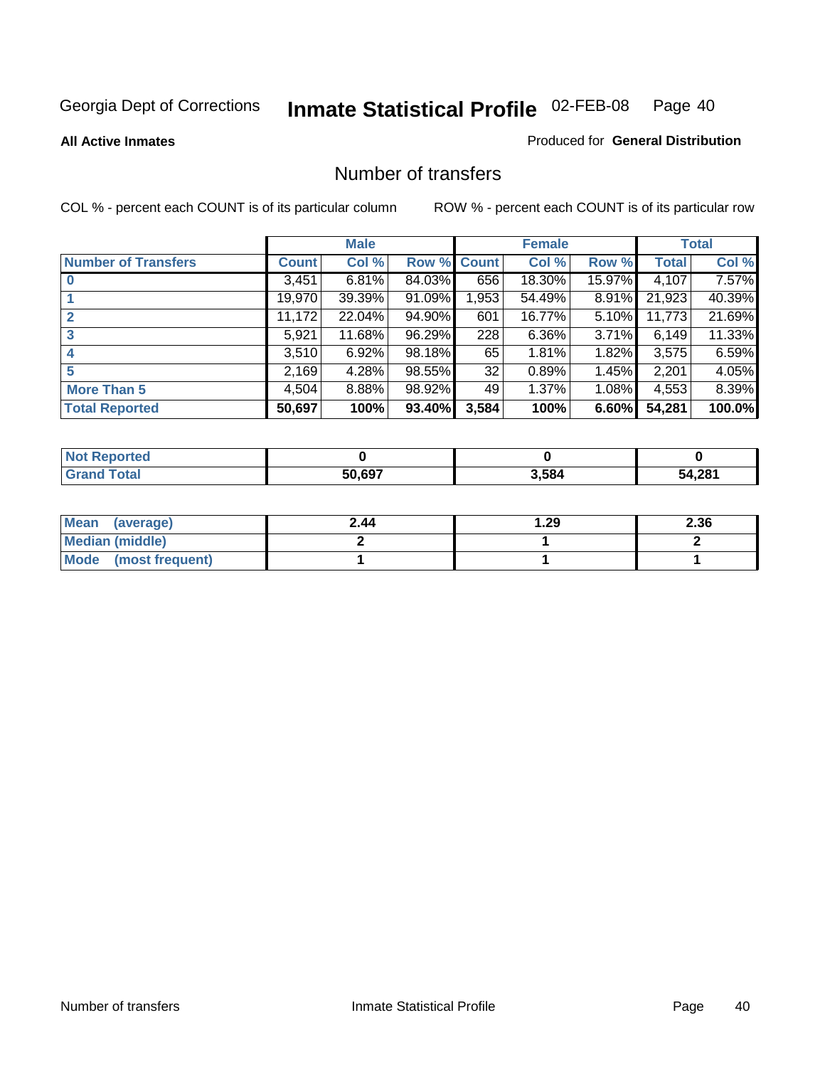Georgia Dept of Corrections **Inmate Statistical Profile** 02-FEB-08

**All Active Inmates**

Produced for **General Distribution**

## Number of transfers

COL % - percent each COUNT is of its particular column

ROW % - percent each COUNT is of its particular row

| | Male | | | Female | | | Total | |
|---|---|---|---|---|---|---|---|---|
| **Number of Transfers** | **Count** | **Col %** | **Row %** | **Count** | **Col %** | **Row %** | **Total** | **Col %** |
| **0** | 3,451 | 6.81% | 84.03% | 656 | 18.30% | 15.97% | 4,107 | 7.57% |
| **1** | 19,970 | 39.39% | 91.09% | 1,953 | 54.49% | 8.91% | 21,923 | 40.39% |
| **2** | 11,172 | 22.04% | 94.90% | 601 | 16.77% | 5.10% | 11,773 | 21.69% |
| **3** | 5,921 | 11.68% | 96.29% | 228 | 6.36% | 3.71% | 6,149 | 11.33% |
| **4** | 3,510 | 6.92% | 98.18% | 65 | 1.81% | 1.82% | 3,575 | 6.59% |
| **5** | 2,169 | 4.28% | 98.55% | 32 | 0.89% | 1.45% | 2,201 | 4.05% |
| **More Than 5** | 4,504 | 8.88% | 98.92% | 49 | 1.37% | 1.08% | 4,553 | 8.39% |
| **Total Reported** | **50,697** | **100%** | **93.40%** | **3,584** | **100%** | **6.60%** | **54,281** | **100.0%** |

| | Male | Female | Total |
|---|---|---|---|
| **Not Reported** | **0** | **0** | **0** |
| **Grand Total** | **50,697** | **3,584** | **54,281** |

| | Male | Female | Total |
|---|---|---|---|
| **Mean (average)** | **2.44** | **1.29** | **2.36** |
| **Median (middle)** | **2** | **1** | **2** |
| **Mode (most frequent)** | **1** | **1** | **1** |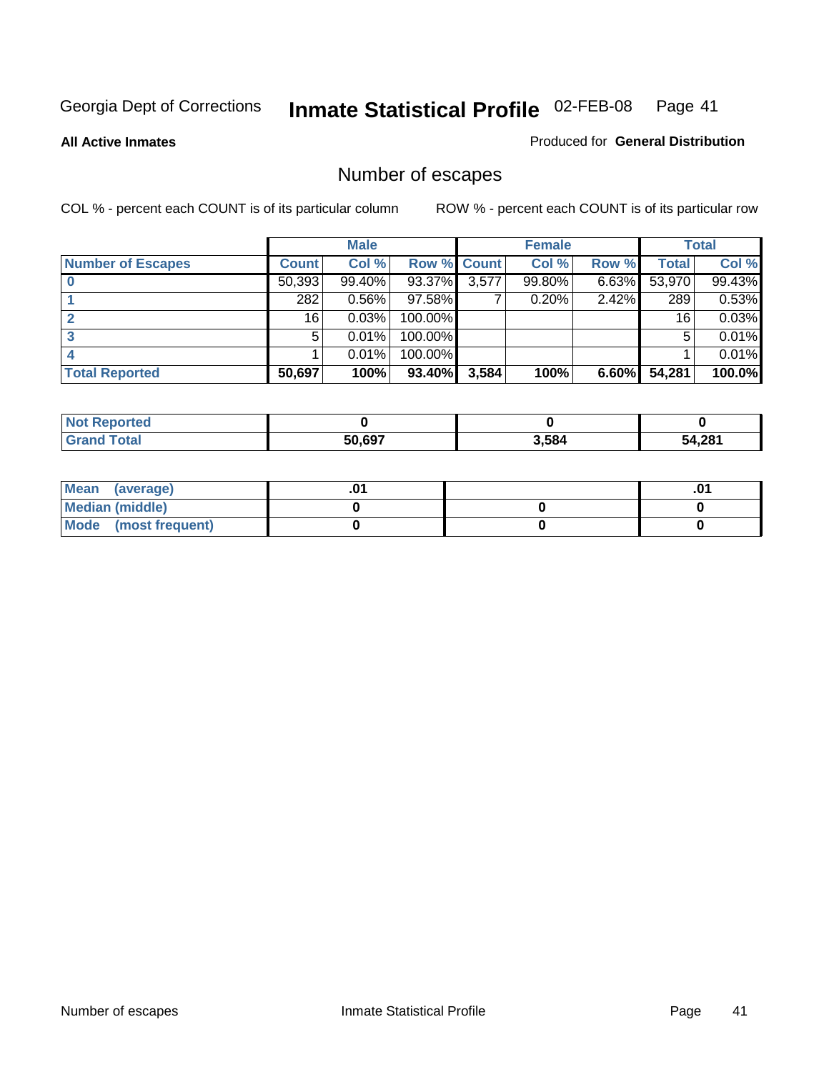Georgia Dept of Corrections **Inmate Statistical Profile** 02-FEB-08

**All Active Inmates**

Produced for **General Distribution**

# Number of escapes

COL % - percent each COUNT is of its particular column

ROW % - percent each COUNT is of its particular row

| | Male | | | Female | | | Total | |
|---|---|---|---|---|---|---|---|---|
| **Number of Escapes** | **Count** | **Col %** | **Row %** | **Count** | **Col %** | **Row %** | **Total** | **Col %** |
| **0** | 50,393 | 99.40% | 93.37% | 3,577 | 99.80% | 6.63% | 53,970 | 99.43% |
| **1** | 282 | 0.56% | 97.58% | 7 | 0.20% | 2.42% | 289 | 0.53% |
| **2** | 16 | 0.03% | 100.00% | | | | 16 | 0.03% |
| **3** | 5 | 0.01% | 100.00% | | | | 5 | 0.01% |
| **4** | 1 | 0.01% | 100.00% | | | | 1 | 0.01% |
| **Total Reported** | **50,697** | **100%** | **93.40%** | **3,584** | **100%** | **6.60%** | **54,281** | **100.0%** |

| | Male | Female | Total |
|---|---|---|---|
| **Not Reported** | **0** | **0** | **0** |
| **Grand Total** | **50,697** | **3,584** | **54,281** |

| | Male | Female | Total |
|---|---|---|---|
| **Mean (average)** | **.01** | | **.01** |
| **Median (middle)** | **0** | **0** | **0** |
| **Mode (most frequent)** | **0** | **0** | **0** |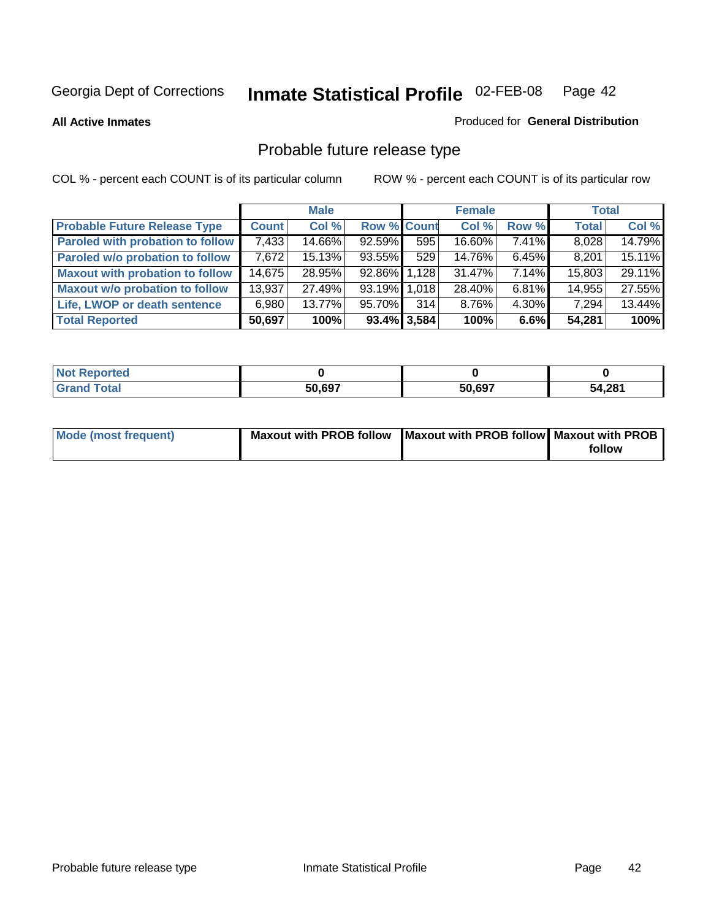Georgia Dept of Corrections **Inmate Statistical Profile** 02-FEB-08

**All Active Inmates**

Produced for **General Distribution**

## Probable future release type

COL % - percent each COUNT is of its particular column

ROW % - percent each COUNT is of its particular row

| | Male | | | Female | | | Total | |
|---|---|---|---|---|---|---|---|---|
| **Probable Future Release Type** | **Count** | **Col %** | **Row %** | **Count** | **Col %** | **Row %** | **Total** | **Col %** |
| Paroled with probation to follow | 7,433 | 14.66% | 92.59% | 595 | 16.60% | 7.41% | 8,028 | 14.79% |
| Paroled w/o probation to follow | 7,672 | 15.13% | 93.55% | 529 | 14.76% | 6.45% | 8,201 | 15.11% |
| Maxout with probation to follow | 14,675 | 28.95% | 92.86% | 1,128 | 31.47% | 7.14% | 15,803 | 29.11% |
| Maxout w/o probation to follow | 13,937 | 27.49% | 93.19% | 1,018 | 28.40% | 6.81% | 14,955 | 27.55% |
| Life, LWOP or death sentence | 6,980 | 13.77% | 95.70% | 314 | 8.76% | 4.30% | 7,294 | 13.44% |
| **Total Reported** | **50,697** | **100%** | **93.4%** | **3,584** | **100%** | **6.6%** | **54,281** | **100%** |

| | Male | Female | Total |
|---|---|---|---|
| **Not Reported** | **0** | **0** | **0** |
| **Grand Total** | **50,697** | **50,697** | **54,281** |

| | Male | Female | Total |
|---|---|---|---|
| **Mode (most frequent)** | **Maxout with PROB follow** | **Maxout with PROB follow** | **Maxout with PROB follow** |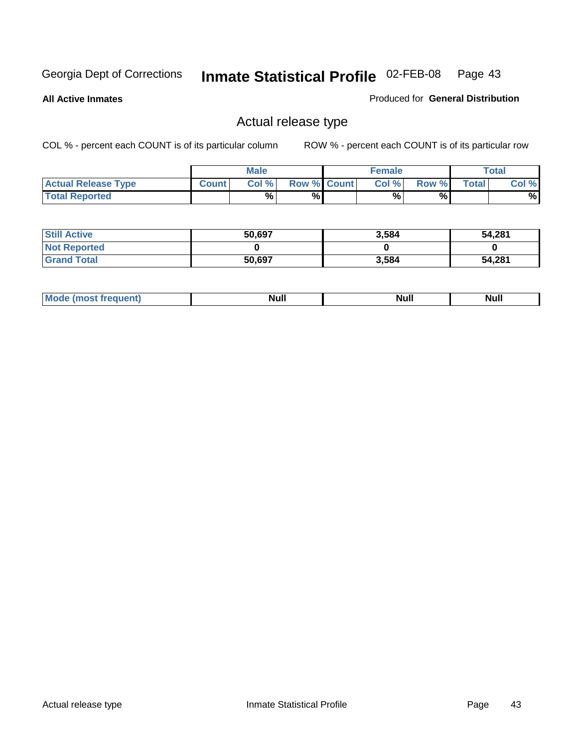Georgia Dept of Corrections **Inmate Statistical Profile** 02-FEB-08

**All Active Inmates**

Produced for **General Distribution**

## Actual release type

COL % - percent each COUNT is of its particular column ROW % - percent each COUNT is of its particular row

| | Male | | | Female | | | Total | |
|---|---|---|---|---|---|---|---|---|
| **Actual Release Type** | **Count** | **Col %** | **Row %** | **Count** | **Col %** | **Row %** | **Total** | **Col %** |
| **Total Reported** | | **%** | **%** | | **%** | **%** | | **%** |

| | Male | Female | Total |
|---|---|---|---|
| **Still Active** | **50,697** | **3,584** | **54,281** |
| **Not Reported** | **0** | **0** | **0** |
| **Grand Total** | **50,697** | **3,584** | **54,281** |

| | Male | Female | Total |
|---|---|---|---|
| **Mode (most frequent)** | **Null** | **Null** | **Null** |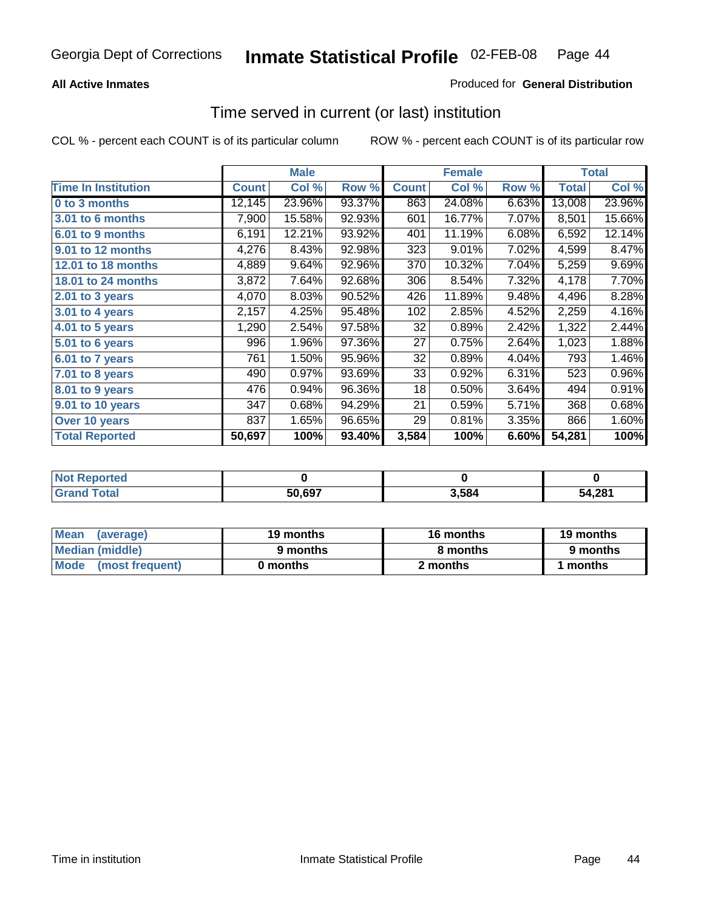Georgia Dept of Corrections **Inmate Statistical Profile** 02-FEB-08

**All Active Inmates**

Produced for **General Distribution**

## Time served in current (or last) institution

COL % - percent each COUNT is of its particular column

ROW % - percent each COUNT is of its particular row

| | Male | | | Female | | | Total | |
|---|---|---|---|---|---|---|---|---|
| **Time In Institution** | **Count** | **Col %** | **Row %** | **Count** | **Col %** | **Row %** | **Total** | **Col %** |
| **0 to 3 months** | 12,145 | 23.96% | 93.37% | 863 | 24.08% | 6.63% | 13,008 | 23.96% |
| **3.01 to 6 months** | 7,900 | 15.58% | 92.93% | 601 | 16.77% | 7.07% | 8,501 | 15.66% |
| **6.01 to 9 months** | 6,191 | 12.21% | 93.92% | 401 | 11.19% | 6.08% | 6,592 | 12.14% |
| **9.01 to 12 months** | 4,276 | 8.43% | 92.98% | 323 | 9.01% | 7.02% | 4,599 | 8.47% |
| **12.01 to 18 months** | 4,889 | 9.64% | 92.96% | 370 | 10.32% | 7.04% | 5,259 | 9.69% |
| **18.01 to 24 months** | 3,872 | 7.64% | 92.68% | 306 | 8.54% | 7.32% | 4,178 | 7.70% |
| **2.01 to 3 years** | 4,070 | 8.03% | 90.52% | 426 | 11.89% | 9.48% | 4,496 | 8.28% |
| **3.01 to 4 years** | 2,157 | 4.25% | 95.48% | 102 | 2.85% | 4.52% | 2,259 | 4.16% |
| **4.01 to 5 years** | 1,290 | 2.54% | 97.58% | 32 | 0.89% | 2.42% | 1,322 | 2.44% |
| **5.01 to 6 years** | 996 | 1.96% | 97.36% | 27 | 0.75% | 2.64% | 1,023 | 1.88% |
| **6.01 to 7 years** | 761 | 1.50% | 95.96% | 32 | 0.89% | 4.04% | 793 | 1.46% |
| **7.01 to 8 years** | 490 | 0.97% | 93.69% | 33 | 0.92% | 6.31% | 523 | 0.96% |
| **8.01 to 9 years** | 476 | 0.94% | 96.36% | 18 | 0.50% | 3.64% | 494 | 0.91% |
| **9.01 to 10 years** | 347 | 0.68% | 94.29% | 21 | 0.59% | 5.71% | 368 | 0.68% |
| **Over 10 years** | 837 | 1.65% | 96.65% | 29 | 0.81% | 3.35% | 866 | 1.60% |
| **Total Reported** | **50,697** | **100%** | **93.40%** | **3,584** | **100%** | **6.60%** | **54,281** | **100%** |

| | Male | Female | Total |
|---|---|---|---|
| **Not Reported** | **0** | **0** | **0** |
| **Grand Total** | **50,697** | **3,584** | **54,281** |

| | Male | Female | Total |
|---|---|---|---|
| **Mean (average)** | **19 months** | **16 months** | **19 months** |
| **Median (middle)** | **9 months** | **8 months** | **9 months** |
| **Mode (most frequent)** | **0 months** | **2 months** | **1 months** |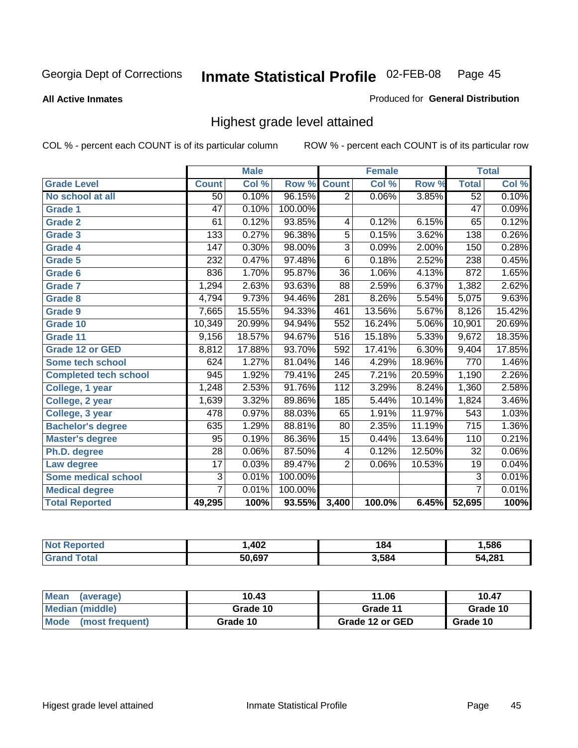Georgia Dept of Corrections **Inmate Statistical Profile** 02-FEB-08

**All Active Inmates**

Produced for **General Distribution**

## Highest grade level attained

COL % - percent each COUNT is of its particular column

ROW % - percent each COUNT is of its particular row

| | Male | | | Female | | | Total | |
|---|---|---|---|---|---|---|---|---|
| **Grade Level** | **Count** | **Col %** | **Row %** | **Count** | **Col %** | **Row %** | **Total** | **Col %** |
| No school at all | 50 | 0.10% | 96.15% | 2 | 0.06% | 3.85% | 52 | 0.10% |
| Grade 1 | 47 | 0.10% | 100.00% | | | | 47 | 0.09% |
| Grade 2 | 61 | 0.12% | 93.85% | 4 | 0.12% | 6.15% | 65 | 0.12% |
| Grade 3 | 133 | 0.27% | 96.38% | 5 | 0.15% | 3.62% | 138 | 0.26% |
| Grade 4 | 147 | 0.30% | 98.00% | 3 | 0.09% | 2.00% | 150 | 0.28% |
| Grade 5 | 232 | 0.47% | 97.48% | 6 | 0.18% | 2.52% | 238 | 0.45% |
| Grade 6 | 836 | 1.70% | 95.87% | 36 | 1.06% | 4.13% | 872 | 1.65% |
| Grade 7 | 1,294 | 2.63% | 93.63% | 88 | 2.59% | 6.37% | 1,382 | 2.62% |
| Grade 8 | 4,794 | 9.73% | 94.46% | 281 | 8.26% | 5.54% | 5,075 | 9.63% |
| Grade 9 | 7,665 | 15.55% | 94.33% | 461 | 13.56% | 5.67% | 8,126 | 15.42% |
| Grade 10 | 10,349 | 20.99% | 94.94% | 552 | 16.24% | 5.06% | 10,901 | 20.69% |
| Grade 11 | 9,156 | 18.57% | 94.67% | 516 | 15.18% | 5.33% | 9,672 | 18.35% |
| Grade 12 or GED | 8,812 | 17.88% | 93.70% | 592 | 17.41% | 6.30% | 9,404 | 17.85% |
| Some tech school | 624 | 1.27% | 81.04% | 146 | 4.29% | 18.96% | 770 | 1.46% |
| Completed tech school | 945 | 1.92% | 79.41% | 245 | 7.21% | 20.59% | 1,190 | 2.26% |
| College, 1 year | 1,248 | 2.53% | 91.76% | 112 | 3.29% | 8.24% | 1,360 | 2.58% |
| College, 2 year | 1,639 | 3.32% | 89.86% | 185 | 5.44% | 10.14% | 1,824 | 3.46% |
| College, 3 year | 478 | 0.97% | 88.03% | 65 | 1.91% | 11.97% | 543 | 1.03% |
| Bachelor's degree | 635 | 1.29% | 88.81% | 80 | 2.35% | 11.19% | 715 | 1.36% |
| Master's degree | 95 | 0.19% | 86.36% | 15 | 0.44% | 13.64% | 110 | 0.21% |
| Ph.D. degree | 28 | 0.06% | 87.50% | 4 | 0.12% | 12.50% | 32 | 0.06% |
| Law degree | 17 | 0.03% | 89.47% | 2 | 0.06% | 10.53% | 19 | 0.04% |
| Some medical school | 3 | 0.01% | 100.00% | | | | 3 | 0.01% |
| Medical degree | 7 | 0.01% | 100.00% | | | | 7 | 0.01% |
| **Total Reported** | **49,295** | **100%** | **93.55%** | **3,400** | **100.0%** | **6.45%** | **52,695** | **100%** |

| | Male | Female | Total |
|---|---|---|---|
| Not Reported | 1,402 | 184 | 1,586 |
| Grand Total | 50,697 | 3,584 | 54,281 |

| | Male | Female | Total |
|---|---|---|---|
| Mean (average) | 10.43 | 11.06 | 10.47 |
| Median (middle) | Grade 10 | Grade 11 | Grade 10 |
| Mode (most frequent) | Grade 10 | Grade 12 or GED | Grade 10 |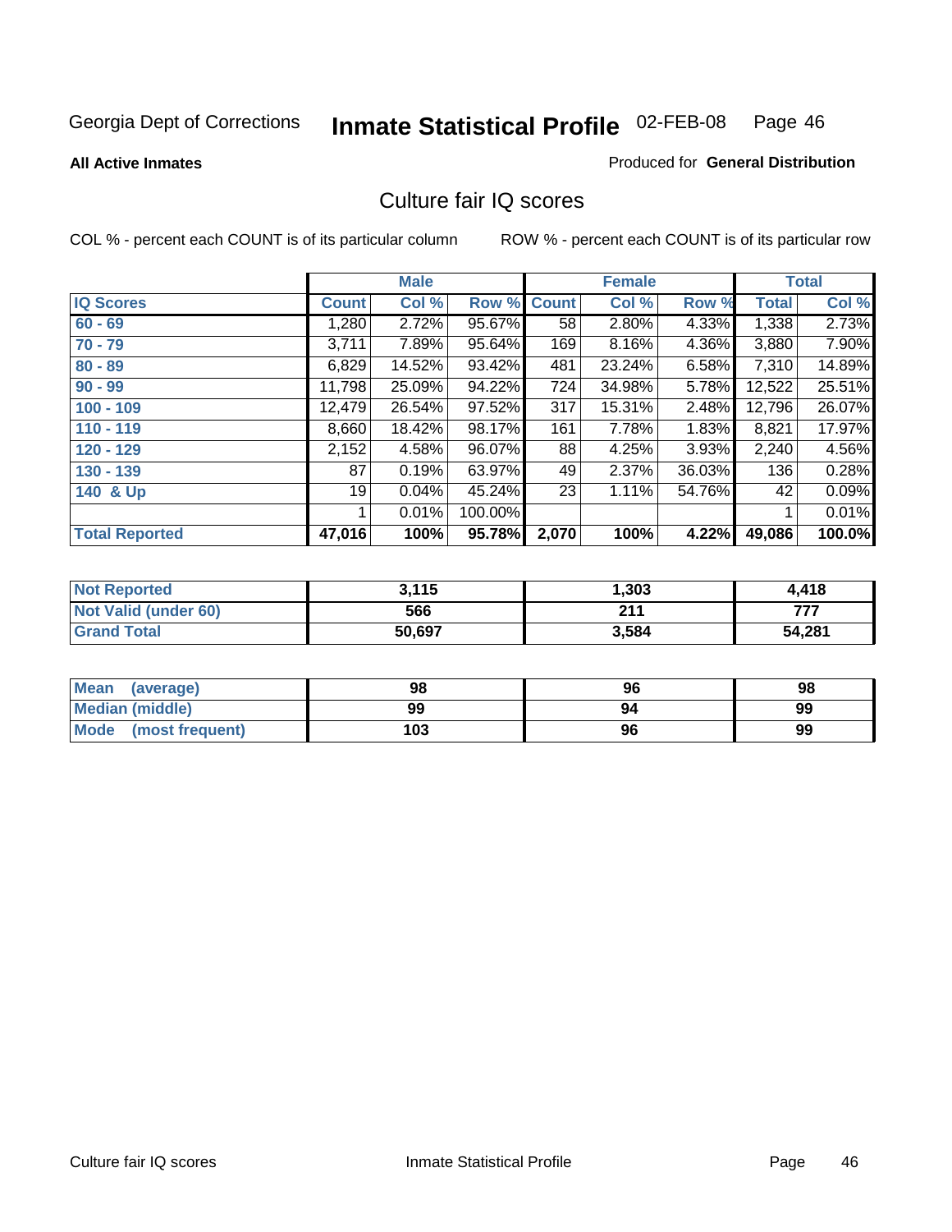Georgia Dept of Corrections **Inmate Statistical Profile** 02-FEB-08

**All Active Inmates**

Produced for **General Distribution**

## Culture fair IQ scores

COL % - percent each COUNT is of its particular column

ROW % - percent each COUNT is of its particular row

| | Male | | | Female | | | Total | |
|---|---|---|---|---|---|---|---|---|
| **IQ Scores** | **Count** | **Col %** | **Row %** | **Count** | **Col %** | **Row %** | **Total** | **Col %** |
| 60 - 69 | 1,280 | 2.72% | 95.67% | 58 | 2.80% | 4.33% | 1,338 | 2.73% |
| 70 - 79 | 3,711 | 7.89% | 95.64% | 169 | 8.16% | 4.36% | 3,880 | 7.90% |
| 80 - 89 | 6,829 | 14.52% | 93.42% | 481 | 23.24% | 6.58% | 7,310 | 14.89% |
| 90 - 99 | 11,798 | 25.09% | 94.22% | 724 | 34.98% | 5.78% | 12,522 | 25.51% |
| 100 - 109 | 12,479 | 26.54% | 97.52% | 317 | 15.31% | 2.48% | 12,796 | 26.07% |
| 110 - 119 | 8,660 | 18.42% | 98.17% | 161 | 7.78% | 1.83% | 8,821 | 17.97% |
| 120 - 129 | 2,152 | 4.58% | 96.07% | 88 | 4.25% | 3.93% | 2,240 | 4.56% |
| 130 - 139 | 87 | 0.19% | 63.97% | 49 | 2.37% | 36.03% | 136 | 0.28% |
| 140 & Up | 19 | 0.04% | 45.24% | 23 | 1.11% | 54.76% | 42 | 0.09% |
| | 1 | 0.01% | 100.00% | | | | 1 | 0.01% |
| **Total Reported** | **47,016** | **100%** | **95.78%** | **2,070** | **100%** | **4.22%** | **49,086** | **100.0%** |

| | Male | Female | Total |
|---|---|---|---|
| Not Reported | 3,115 | 1,303 | 4,418 |
| Not Valid (under 60) | 566 | 211 | 777 |
| Grand Total | 50,697 | 3,584 | 54,281 |

| | Male | Female | Total |
|---|---|---|---|
| Mean (average) | 98 | 96 | 98 |
| Median (middle) | 99 | 94 | 99 |
| Mode (most frequent) | 103 | 96 | 99 |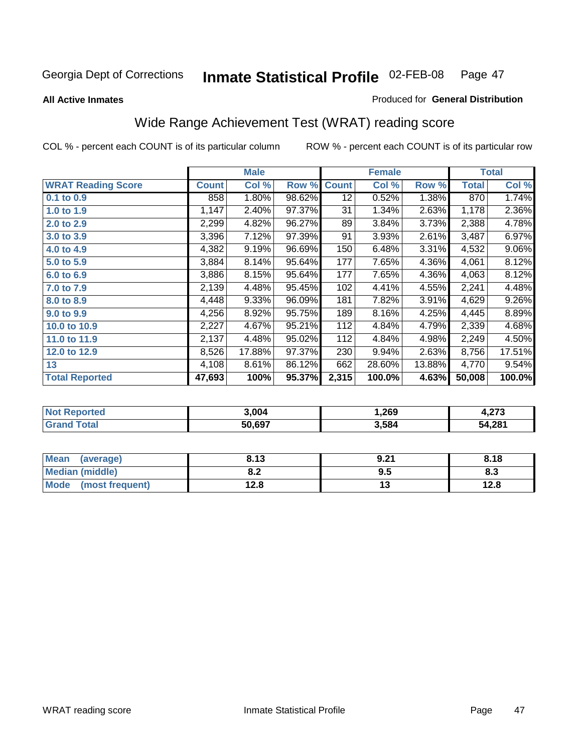Georgia Dept of Corrections **Inmate Statistical Profile** 02-FEB-08

**All Active Inmates**

Produced for **General Distribution**

## Wide Range Achievement Test (WRAT) reading score

COL % - percent each COUNT is of its particular column

ROW % - percent each COUNT is of its particular row

| | Male | | | Female | | | Total | |
|---|---|---|---|---|---|---|---|---|
| **WRAT Reading Score** | **Count** | **Col %** | **Row %** | **Count** | **Col %** | **Row %** | **Total** | **Col %** |
| **0.1 to 0.9** | 858 | 1.80% | 98.62% | 12 | 0.52% | 1.38% | 870 | 1.74% |
| **1.0 to 1.9** | 1,147 | 2.40% | 97.37% | 31 | 1.34% | 2.63% | 1,178 | 2.36% |
| **2.0 to 2.9** | 2,299 | 4.82% | 96.27% | 89 | 3.84% | 3.73% | 2,388 | 4.78% |
| **3.0 to 3.9** | 3,396 | 7.12% | 97.39% | 91 | 3.93% | 2.61% | 3,487 | 6.97% |
| **4.0 to 4.9** | 4,382 | 9.19% | 96.69% | 150 | 6.48% | 3.31% | 4,532 | 9.06% |
| **5.0 to 5.9** | 3,884 | 8.14% | 95.64% | 177 | 7.65% | 4.36% | 4,061 | 8.12% |
| **6.0 to 6.9** | 3,886 | 8.15% | 95.64% | 177 | 7.65% | 4.36% | 4,063 | 8.12% |
| **7.0 to 7.9** | 2,139 | 4.48% | 95.45% | 102 | 4.41% | 4.55% | 2,241 | 4.48% |
| **8.0 to 8.9** | 4,448 | 9.33% | 96.09% | 181 | 7.82% | 3.91% | 4,629 | 9.26% |
| **9.0 to 9.9** | 4,256 | 8.92% | 95.75% | 189 | 8.16% | 4.25% | 4,445 | 8.89% |
| **10.0 to 10.9** | 2,227 | 4.67% | 95.21% | 112 | 4.84% | 4.79% | 2,339 | 4.68% |
| **11.0 to 11.9** | 2,137 | 4.48% | 95.02% | 112 | 4.84% | 4.98% | 2,249 | 4.50% |
| **12.0 to 12.9** | 8,526 | 17.88% | 97.37% | 230 | 9.94% | 2.63% | 8,756 | 17.51% |
| **13** | 4,108 | 8.61% | 86.12% | 662 | 28.60% | 13.88% | 4,770 | 9.54% |
| **Total Reported** | **47,693** | **100%** | **95.37%** | **2,315** | **100.0%** | **4.63%** | **50,008** | **100.0%** |

| | Male | Female | Total |
|---|---|---|---|
| **Not Reported** | **3,004** | **1,269** | **4,273** |
| **Grand Total** | **50,697** | **3,584** | **54,281** |

| | Male | Female | Total |
|---|---|---|---|
| **Mean (average)** | **8.13** | **9.21** | **8.18** |
| **Median (middle)** | **8.2** | **9.5** | **8.3** |
| **Mode (most frequent)** | **12.8** | **13** | **12.8** |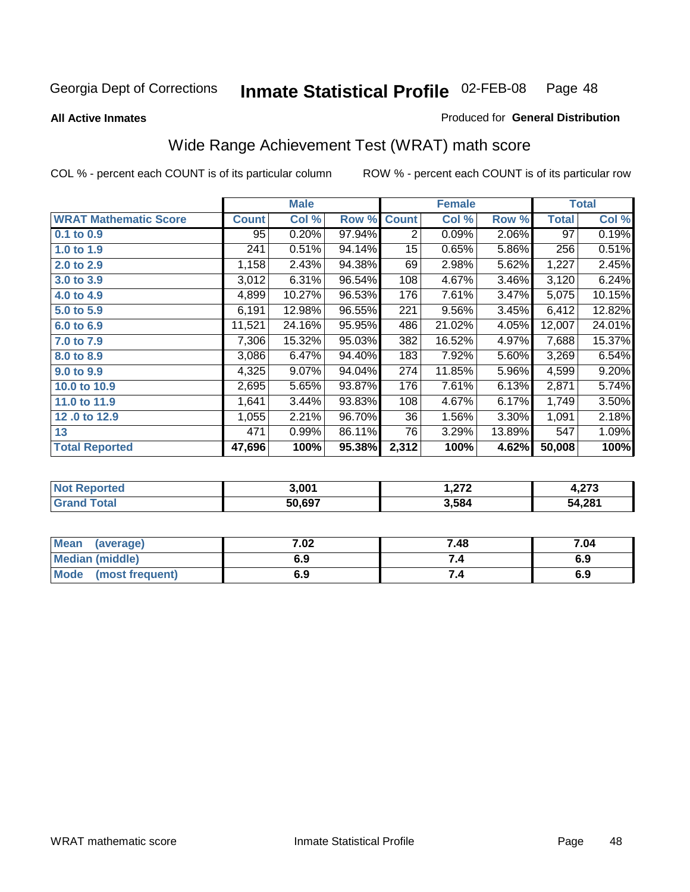Georgia Dept of Corrections **Inmate Statistical Profile** 02-FEB-08

**All Active Inmates**

Produced for **General Distribution**

## Wide Range Achievement Test (WRAT) math score

COL % - percent each COUNT is of its particular column

ROW % - percent each COUNT is of its particular row

| | Male | | | Female | | | Total | |
|---|---|---|---|---|---|---|---|---|
| **WRAT Mathematic Score** | **Count** | **Col %** | **Row %** | **Count** | **Col %** | **Row %** | **Total** | **Col %** |
| 0.1 to 0.9 | 95 | 0.20% | 97.94% | 2 | 0.09% | 2.06% | 97 | 0.19% |
| 1.0 to 1.9 | 241 | 0.51% | 94.14% | 15 | 0.65% | 5.86% | 256 | 0.51% |
| 2.0 to 2.9 | 1,158 | 2.43% | 94.38% | 69 | 2.98% | 5.62% | 1,227 | 2.45% |
| 3.0 to 3.9 | 3,012 | 6.31% | 96.54% | 108 | 4.67% | 3.46% | 3,120 | 6.24% |
| 4.0 to 4.9 | 4,899 | 10.27% | 96.53% | 176 | 7.61% | 3.47% | 5,075 | 10.15% |
| 5.0 to 5.9 | 6,191 | 12.98% | 96.55% | 221 | 9.56% | 3.45% | 6,412 | 12.82% |
| 6.0 to 6.9 | 11,521 | 24.16% | 95.95% | 486 | 21.02% | 4.05% | 12,007 | 24.01% |
| 7.0 to 7.9 | 7,306 | 15.32% | 95.03% | 382 | 16.52% | 4.97% | 7,688 | 15.37% |
| 8.0 to 8.9 | 3,086 | 6.47% | 94.40% | 183 | 7.92% | 5.60% | 3,269 | 6.54% |
| 9.0 to 9.9 | 4,325 | 9.07% | 94.04% | 274 | 11.85% | 5.96% | 4,599 | 9.20% |
| 10.0 to 10.9 | 2,695 | 5.65% | 93.87% | 176 | 7.61% | 6.13% | 2,871 | 5.74% |
| 11.0 to 11.9 | 1,641 | 3.44% | 93.83% | 108 | 4.67% | 6.17% | 1,749 | 3.50% |
| 12 .0 to 12.9 | 1,055 | 2.21% | 96.70% | 36 | 1.56% | 3.30% | 1,091 | 2.18% |
| 13 | 471 | 0.99% | 86.11% | 76 | 3.29% | 13.89% | 547 | 1.09% |
| **Total Reported** | **47,696** | **100%** | **95.38%** | **2,312** | **100%** | **4.62%** | **50,008** | **100%** |

| | Male | Female | Total |
|---|---|---|---|
| **Not Reported** | **3,001** | **1,272** | **4,273** |
| **Grand Total** | **50,697** | **3,584** | **54,281** |

| | Male | Female | Total |
|---|---|---|---|
| **Mean (average)** | **7.02** | **7.48** | **7.04** |
| **Median (middle)** | **6.9** | **7.4** | **6.9** |
| **Mode (most frequent)** | **6.9** | **7.4** | **6.9** |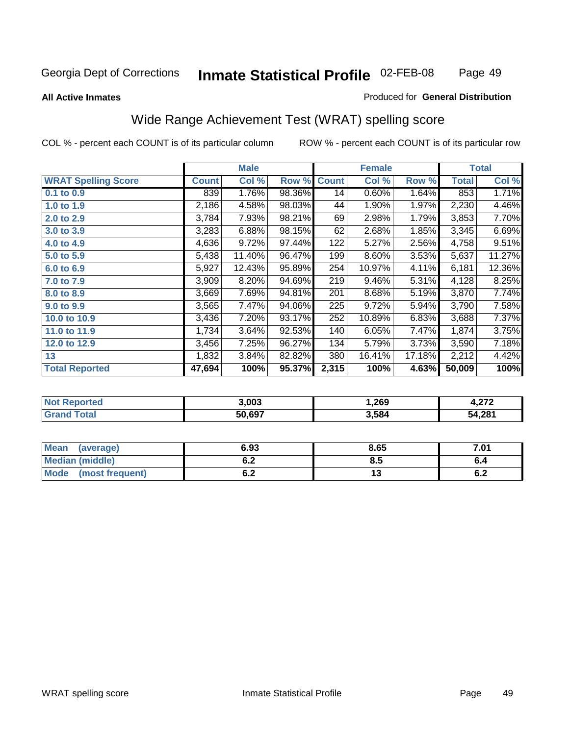Georgia Dept of Corrections **Inmate Statistical Profile** 02-FEB-08

**All Active Inmates**

Produced for **General Distribution**

## Wide Range Achievement Test (WRAT) spelling score

COL % - percent each COUNT is of its particular column

ROW % - percent each COUNT is of its particular row

| | Male | | | Female | | | Total | |
|---|---|---|---|---|---|---|---|---|
| **WRAT Spelling Score** | **Count** | **Col %** | **Row %** | **Count** | **Col %** | **Row %** | **Total** | **Col %** |
| **0.1 to 0.9** | 839 | 1.76% | 98.36% | 14 | 0.60% | 1.64% | 853 | 1.71% |
| **1.0 to 1.9** | 2,186 | 4.58% | 98.03% | 44 | 1.90% | 1.97% | 2,230 | 4.46% |
| **2.0 to 2.9** | 3,784 | 7.93% | 98.21% | 69 | 2.98% | 1.79% | 3,853 | 7.70% |
| **3.0 to 3.9** | 3,283 | 6.88% | 98.15% | 62 | 2.68% | 1.85% | 3,345 | 6.69% |
| **4.0 to 4.9** | 4,636 | 9.72% | 97.44% | 122 | 5.27% | 2.56% | 4,758 | 9.51% |
| **5.0 to 5.9** | 5,438 | 11.40% | 96.47% | 199 | 8.60% | 3.53% | 5,637 | 11.27% |
| **6.0 to 6.9** | 5,927 | 12.43% | 95.89% | 254 | 10.97% | 4.11% | 6,181 | 12.36% |
| **7.0 to 7.9** | 3,909 | 8.20% | 94.69% | 219 | 9.46% | 5.31% | 4,128 | 8.25% |
| **8.0 to 8.9** | 3,669 | 7.69% | 94.81% | 201 | 8.68% | 5.19% | 3,870 | 7.74% |
| **9.0 to 9.9** | 3,565 | 7.47% | 94.06% | 225 | 9.72% | 5.94% | 3,790 | 7.58% |
| **10.0 to 10.9** | 3,436 | 7.20% | 93.17% | 252 | 10.89% | 6.83% | 3,688 | 7.37% |
| **11.0 to 11.9** | 1,734 | 3.64% | 92.53% | 140 | 6.05% | 7.47% | 1,874 | 3.75% |
| **12.0 to 12.9** | 3,456 | 7.25% | 96.27% | 134 | 5.79% | 3.73% | 3,590 | 7.18% |
| **13** | 1,832 | 3.84% | 82.82% | 380 | 16.41% | 17.18% | 2,212 | 4.42% |
| **Total Reported** | **47,694** | **100%** | **95.37%** | **2,315** | **100%** | **4.63%** | **50,009** | **100%** |

| | Male | Female | Total |
|---|---|---|---|
| **Not Reported** | **3,003** | **1,269** | **4,272** |
| **Grand Total** | **50,697** | **3,584** | **54,281** |

| | Male | Female | Total |
|---|---|---|---|
| **Mean (average)** | **6.93** | **8.65** | **7.01** |
| **Median (middle)** | **6.2** | **8.5** | **6.4** |
| **Mode (most frequent)** | **6.2** | **13** | **6.2** |

WRAT spelling score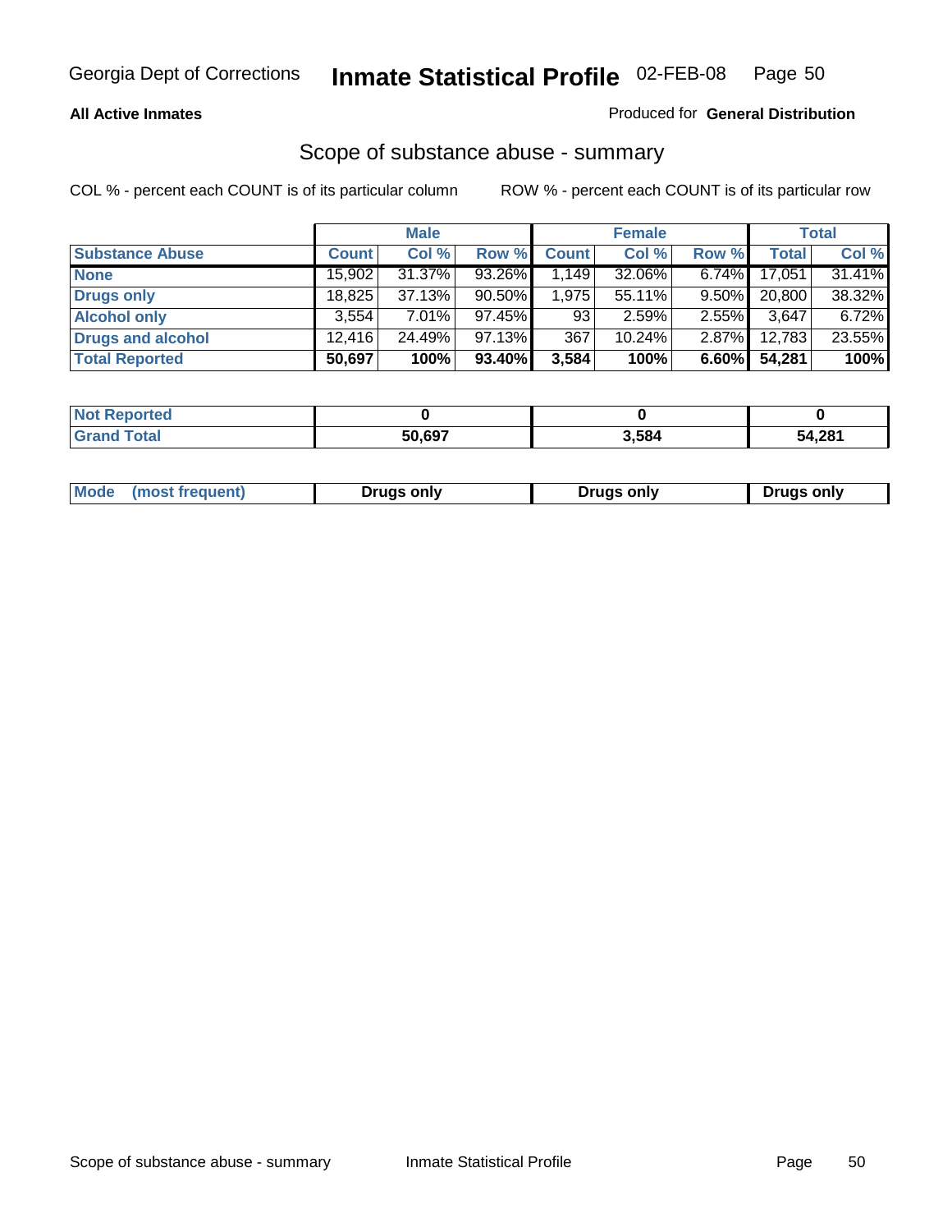# Scope of substance abuse - summary

**All Active Inmates**

Produced for **General Distribution**

COL % - percent each COUNT is of its particular column

ROW % - percent each COUNT is of its particular row

| | Male | | | Female | | | Total | |
|---|---|---|---|---|---|---|---|---|
| Substance Abuse | Count | Col % | Row % | Count | Col % | Row % | Total | Col % |
| None | 15,902 | 31.37% | 93.26% | 1,149 | 32.06% | 6.74% | 17,051 | 31.41% |
| Drugs only | 18,825 | 37.13% | 90.50% | 1,975 | 55.11% | 9.50% | 20,800 | 38.32% |
| Alcohol only | 3,554 | 7.01% | 97.45% | 93 | 2.59% | 2.55% | 3,647 | 6.72% |
| Drugs and alcohol | 12,416 | 24.49% | 97.13% | 367 | 10.24% | 2.87% | 12,783 | 23.55% |
| **Total Reported** | **50,697** | **100%** | **93.40%** | **3,584** | **100%** | **6.60%** | **54,281** | **100%** |

| | Male | Female | Total |
|---|---|---|---|
| Not Reported | **0** | **0** | **0** |
| Grand Total | **50,697** | **3,584** | **54,281** |

| | Male | Female | Total |
|---|---|---|---|
| Mode (most frequent) | **Drugs only** | **Drugs only** | **Drugs only** |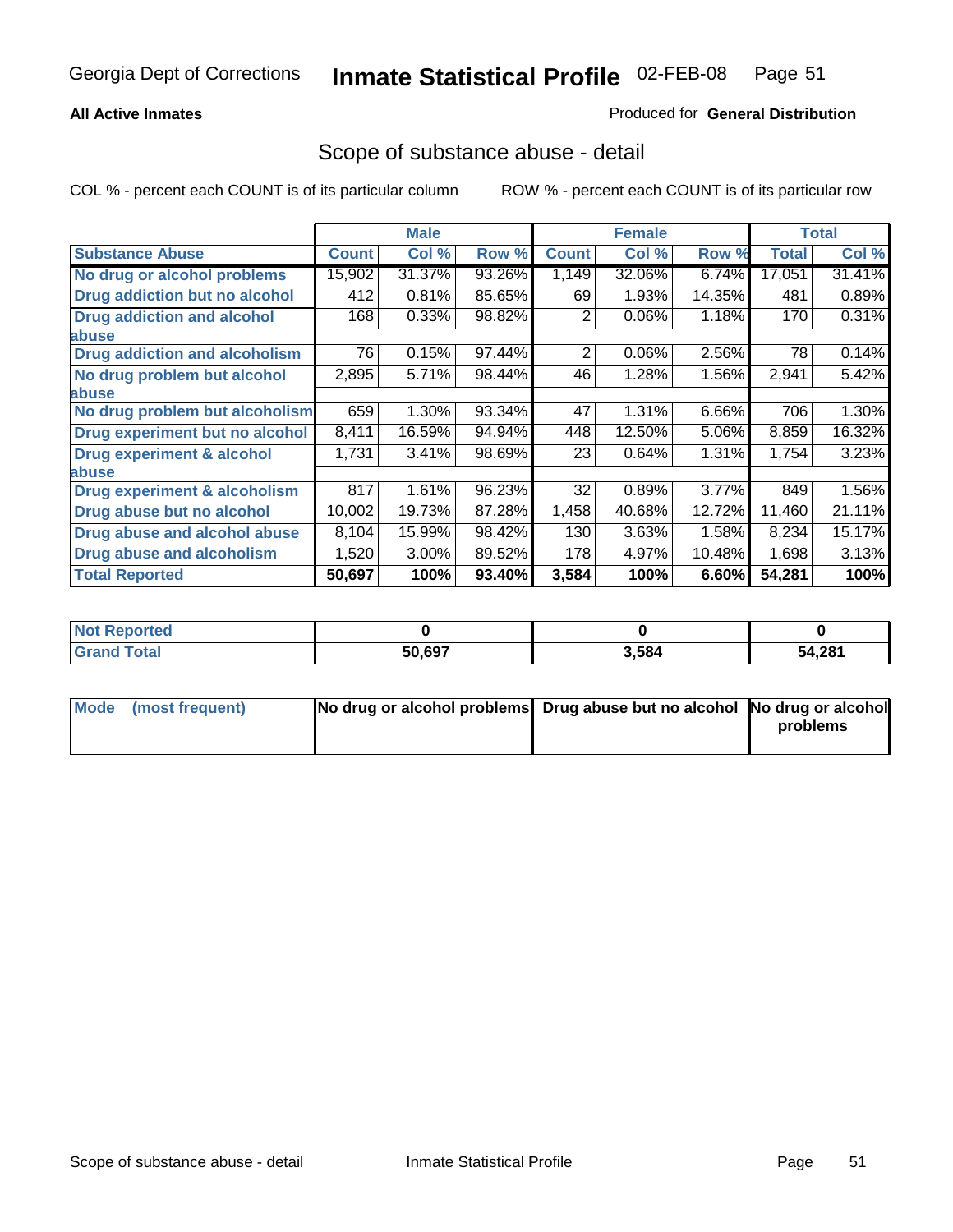# Inmate Statistical Profile

Georgia Dept of Corrections — 02-FEB-08

**All Active Inmates**

Produced for **General Distribution**

## Scope of substance abuse - detail

COL % - percent each COUNT is of its particular column

ROW % - percent each COUNT is of its particular row

| | Male | | | Female | | | Total | |
|---|---|---|---|---|---|---|---|---|
| **Substance Abuse** | **Count** | **Col %** | **Row %** | **Count** | **Col %** | **Row %** | **Total** | **Col %** |
| No drug or alcohol problems | 15,902 | 31.37% | 93.26% | 1,149 | 32.06% | 6.74% | 17,051 | 31.41% |
| Drug addiction but no alcohol | 412 | 0.81% | 85.65% | 69 | 1.93% | 14.35% | 481 | 0.89% |
| Drug addiction and alcohol abuse | 168 | 0.33% | 98.82% | 2 | 0.06% | 1.18% | 170 | 0.31% |
| Drug addiction and alcoholism | 76 | 0.15% | 97.44% | 2 | 0.06% | 2.56% | 78 | 0.14% |
| No drug problem but alcohol abuse | 2,895 | 5.71% | 98.44% | 46 | 1.28% | 1.56% | 2,941 | 5.42% |
| No drug problem but alcoholism | 659 | 1.30% | 93.34% | 47 | 1.31% | 6.66% | 706 | 1.30% |
| Drug experiment but no alcohol | 8,411 | 16.59% | 94.94% | 448 | 12.50% | 5.06% | 8,859 | 16.32% |
| Drug experiment & alcohol abuse | 1,731 | 3.41% | 98.69% | 23 | 0.64% | 1.31% | 1,754 | 3.23% |
| Drug experiment & alcoholism | 817 | 1.61% | 96.23% | 32 | 0.89% | 3.77% | 849 | 1.56% |
| Drug abuse but no alcohol | 10,002 | 19.73% | 87.28% | 1,458 | 40.68% | 12.72% | 11,460 | 21.11% |
| Drug abuse and alcohol abuse | 8,104 | 15.99% | 98.42% | 130 | 3.63% | 1.58% | 8,234 | 15.17% |
| Drug abuse and alcoholism | 1,520 | 3.00% | 89.52% | 178 | 4.97% | 10.48% | 1,698 | 3.13% |
| **Total Reported** | **50,697** | **100%** | **93.40%** | **3,584** | **100%** | **6.60%** | **54,281** | **100%** |

| | Male | Female | Total |
|---|---|---|---|
| Not Reported | **0** | **0** | **0** |
| Grand Total | **50,697** | **3,584** | **54,281** |

| | Male | Female | Total |
|---|---|---|---|
| Mode (most frequent) | **No drug or alcohol problems** | **Drug abuse but no alcohol** | **No drug or alcohol problems** |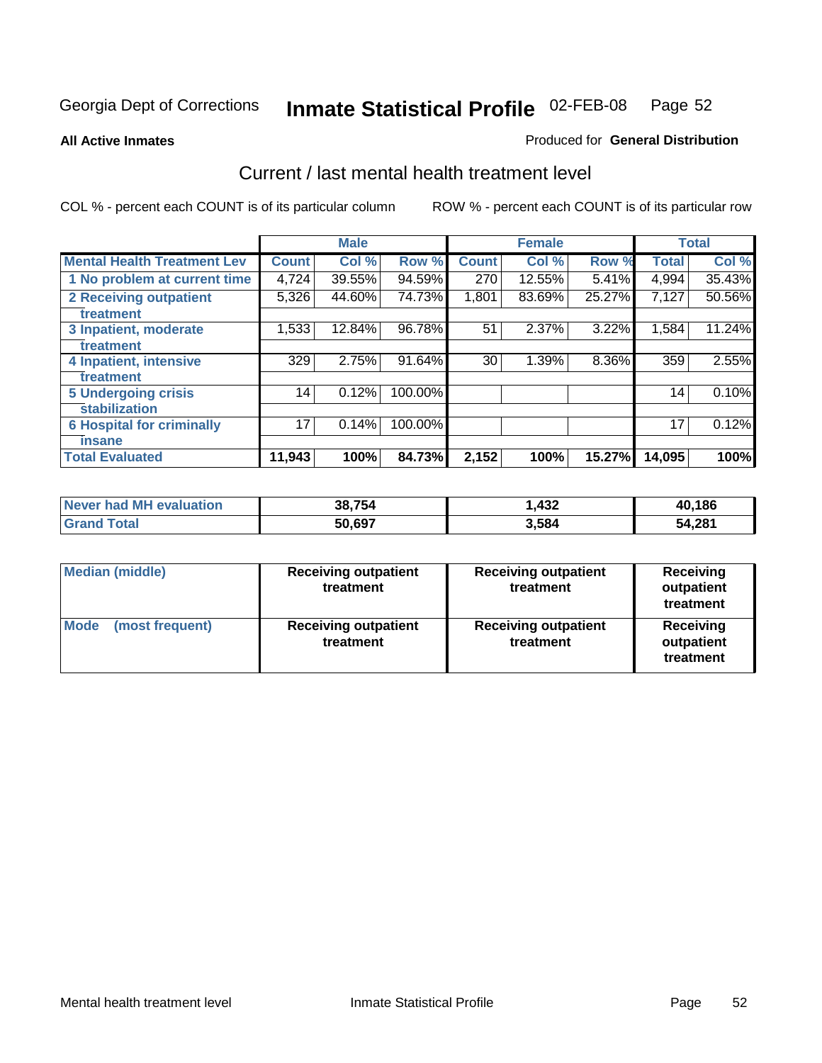Georgia Dept of Corrections **Inmate Statistical Profile** 02-FEB-08

**All Active Inmates**

Produced for **General Distribution**

## Current / last mental health treatment level

COL % - percent each COUNT is of its particular column

ROW % - percent each COUNT is of its particular row

| | Male | | | Female | | | Total | |
|---|---|---|---|---|---|---|---|---|
| **Mental Health Treatment Lev** | **Count** | **Col %** | **Row %** | **Count** | **Col %** | **Row %** | **Total** | **Col %** |
| 1 No problem at current time | 4,724 | 39.55% | 94.59% | 270 | 12.55% | 5.41% | 4,994 | 35.43% |
| 2 Receiving outpatient treatment | 5,326 | 44.60% | 74.73% | 1,801 | 83.69% | 25.27% | 7,127 | 50.56% |
| 3 Inpatient, moderate treatment | 1,533 | 12.84% | 96.78% | 51 | 2.37% | 3.22% | 1,584 | 11.24% |
| 4 Inpatient, intensive treatment | 329 | 2.75% | 91.64% | 30 | 1.39% | 8.36% | 359 | 2.55% |
| 5 Undergoing crisis stabilization | 14 | 0.12% | 100.00% | | | | 14 | 0.10% |
| 6 Hospital for criminally insane | 17 | 0.14% | 100.00% | | | | 17 | 0.12% |
| **Total Evaluated** | **11,943** | **100%** | **84.73%** | **2,152** | **100%** | **15.27%** | **14,095** | **100%** |

| | Male | Female | Total |
|---|---|---|---|
| **Never had MH evaluation** | **38,754** | **1,432** | **40,186** |
| **Grand Total** | **50,697** | **3,584** | **54,281** |

| | Male | Female | Total |
|---|---|---|---|
| **Median (middle)** | **Receiving outpatient treatment** | **Receiving outpatient treatment** | **Receiving outpatient treatment** |
| **Mode (most frequent)** | **Receiving outpatient treatment** | **Receiving outpatient treatment** | **Receiving outpatient treatment** |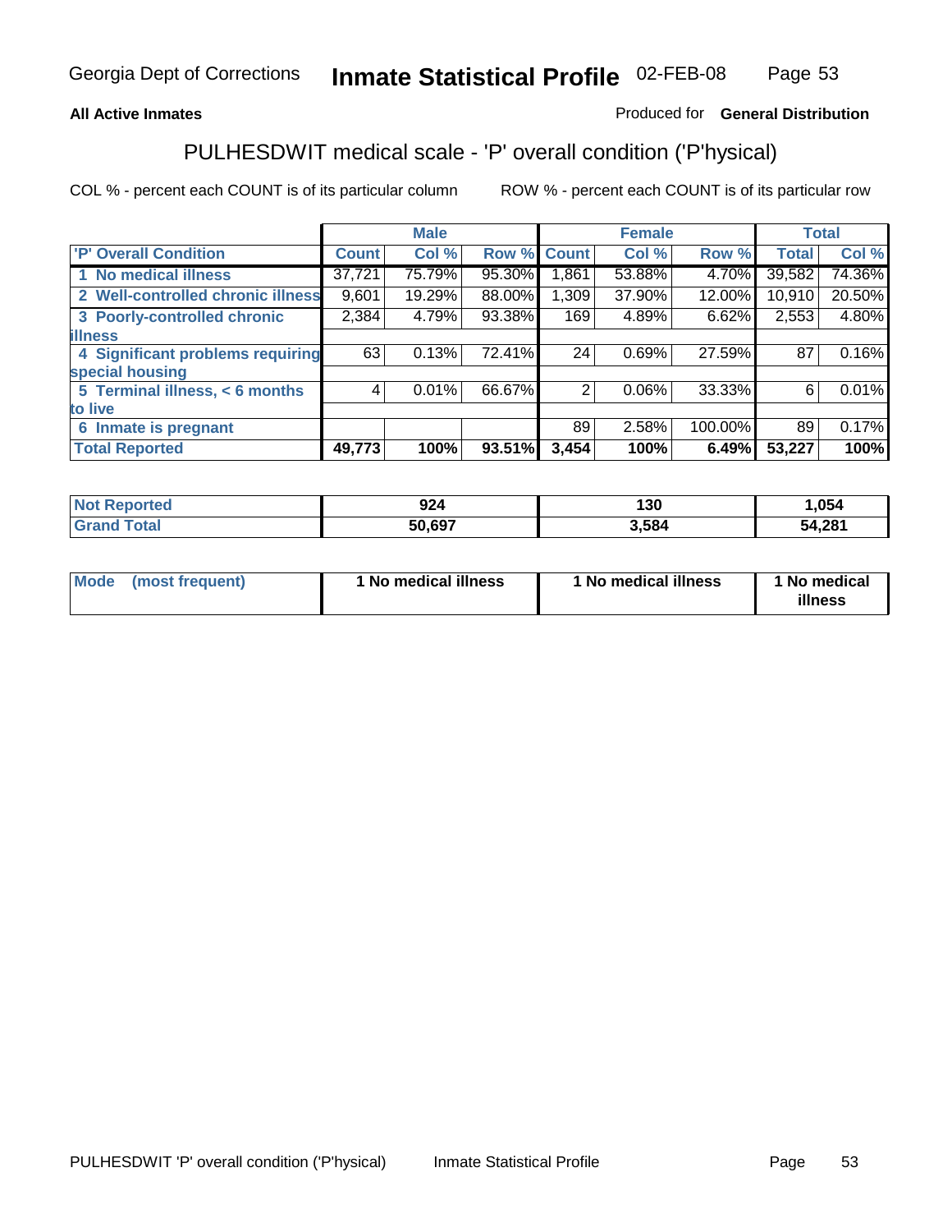**All Active Inmates** Produced for **General Distribution**

## PULHESDWIT medical scale - 'P' overall condition ('P'hysical)

COL % - percent each COUNT is of its particular column ROW % - percent each COUNT is of its particular row

| 'P' Overall Condition | Male | | | Female | | | Total | |
|---|---|---|---|---|---|---|---|---|
| | Count | Col % | Row % | Count | Col % | Row % | Total | Col % |
| 1 No medical illness | 37,721 | 75.79% | 95.30% | 1,861 | 53.88% | 4.70% | 39,582 | 74.36% |
| 2 Well-controlled chronic illness | 9,601 | 19.29% | 88.00% | 1,309 | 37.90% | 12.00% | 10,910 | 20.50% |
| 3 Poorly-controlled chronic illness | 2,384 | 4.79% | 93.38% | 169 | 4.89% | 6.62% | 2,553 | 4.80% |
| 4 Significant problems requiring special housing | 63 | 0.13% | 72.41% | 24 | 0.69% | 27.59% | 87 | 0.16% |
| 5 Terminal illness, < 6 months to live | 4 | 0.01% | 66.67% | 2 | 0.06% | 33.33% | 6 | 0.01% |
| 6 Inmate is pregnant | | | | 89 | 2.58% | 100.00% | 89 | 0.17% |
| **Total Reported** | **49,773** | **100%** | **93.51%** | **3,454** | **100%** | **6.49%** | **53,227** | **100%** |

| | Male | Female | Total |
|---|---|---|---|
| Not Reported | 924 | 130 | 1,054 |
| Grand Total | 50,697 | 3,584 | 54,281 |

| | Male | Female | Total |
|---|---|---|---|
| Mode (most frequent) | 1 No medical illness | 1 No medical illness | 1 No medical illness |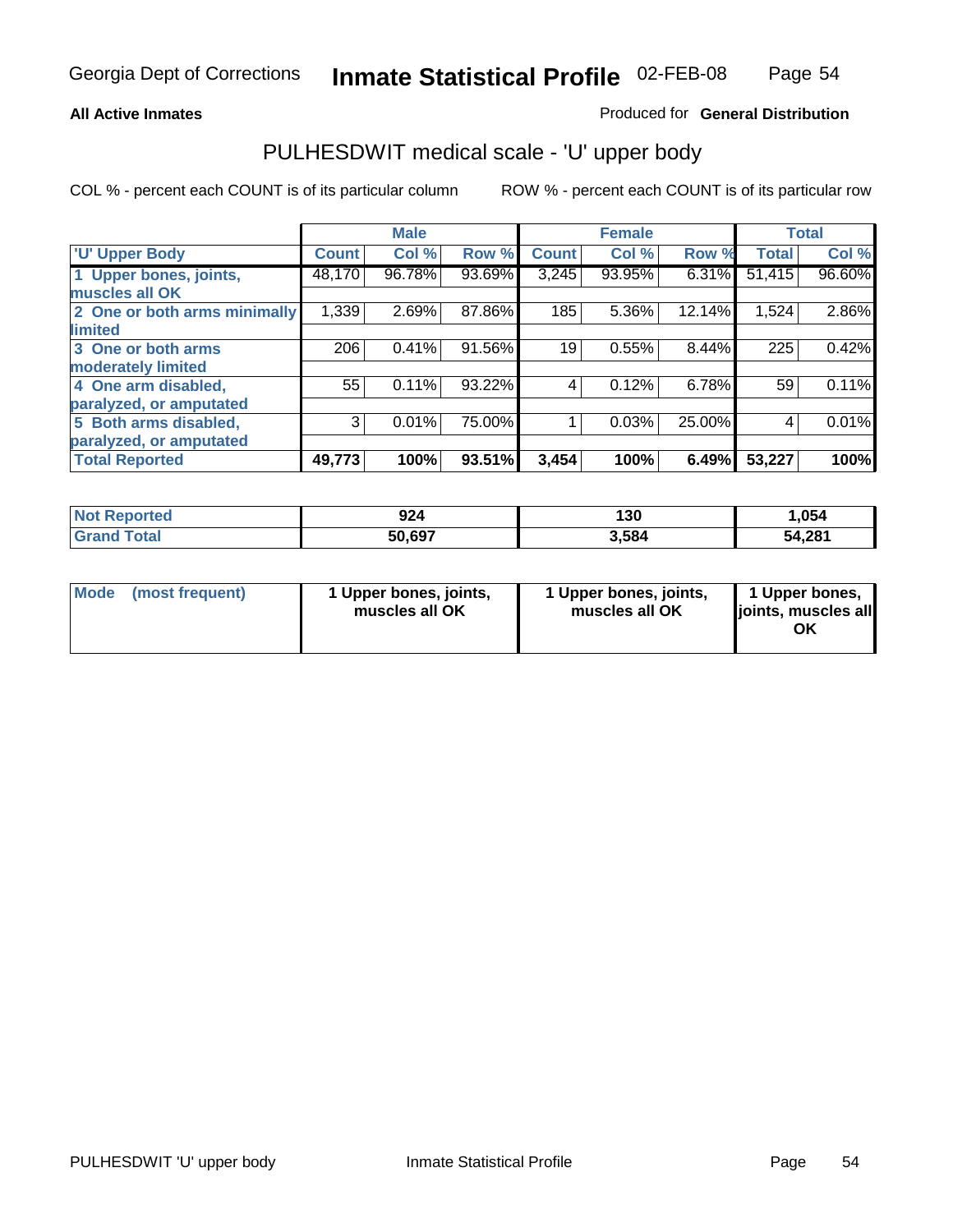**All Active Inmates**

Produced for **General Distribution**

## PULHESDWIT medical scale - 'U' upper body

COL % - percent each COUNT is of its particular column

ROW % - percent each COUNT is of its particular row

| | Male | | | Female | | | Total | |
|---|---|---|---|---|---|---|---|---|
| **'U' Upper Body** | **Count** | **Col %** | **Row %** | **Count** | **Col %** | **Row %** | **Total** | **Col %** |
| 1 Upper bones, joints, muscles all OK | 48,170 | 96.78% | 93.69% | 3,245 | 93.95% | 6.31% | 51,415 | 96.60% |
| 2 One or both arms minimally limited | 1,339 | 2.69% | 87.86% | 185 | 5.36% | 12.14% | 1,524 | 2.86% |
| 3 One or both arms moderately limited | 206 | 0.41% | 91.56% | 19 | 0.55% | 8.44% | 225 | 0.42% |
| 4 One arm disabled, paralyzed, or amputated | 55 | 0.11% | 93.22% | 4 | 0.12% | 6.78% | 59 | 0.11% |
| 5 Both arms disabled, paralyzed, or amputated | 3 | 0.01% | 75.00% | 1 | 0.03% | 25.00% | 4 | 0.01% |
| **Total Reported** | **49,773** | **100%** | **93.51%** | **3,454** | **100%** | **6.49%** | **53,227** | **100%** |

| | Male | Female | Total |
|---|---|---|---|
| **Not Reported** | **924** | **130** | **1,054** |
| **Grand Total** | **50,697** | **3,584** | **54,281** |

| | Male | Female | Total |
|---|---|---|---|
| **Mode (most frequent)** | **1 Upper bones, joints, muscles all OK** | **1 Upper bones, joints, muscles all OK** | **1 Upper bones, joints, muscles all OK** |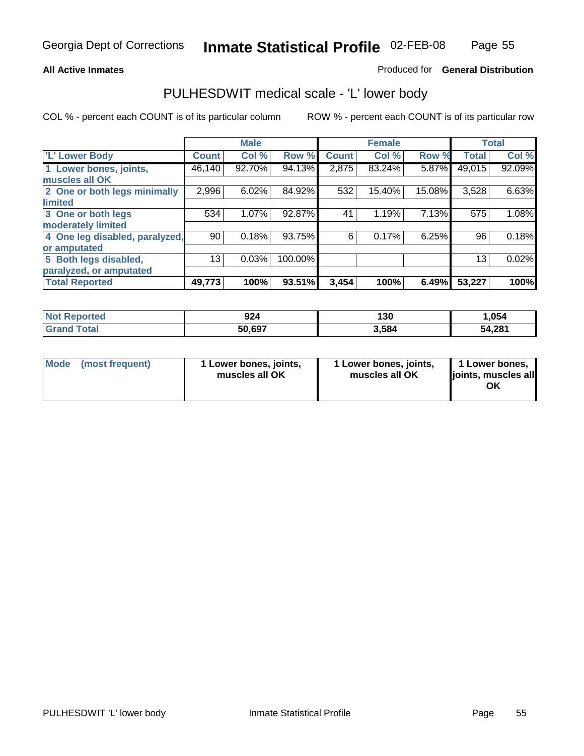# PULHESDWIT medical scale - 'L' lower body

**All Active Inmates**

Produced for **General Distribution**

COL % - percent each COUNT is of its particular column

ROW % - percent each COUNT is of its particular row

| | Male | | | Female | | | Total | |
|---|---|---|---|---|---|---|---|---|
| **'L' Lower Body** | **Count** | **Col %** | **Row %** | **Count** | **Col %** | **Row %** | **Total** | **Col %** |
| **1 Lower bones, joints, muscles all OK** | 46,140 | 92.70% | 94.13% | 2,875 | 83.24% | 5.87% | 49,015 | 92.09% |
| **2 One or both legs minimally limited** | 2,996 | 6.02% | 84.92% | 532 | 15.40% | 15.08% | 3,528 | 6.63% |
| **3 One or both legs moderately limited** | 534 | 1.07% | 92.87% | 41 | 1.19% | 7.13% | 575 | 1.08% |
| **4 One leg disabled, paralyzed, or amputated** | 90 | 0.18% | 93.75% | 6 | 0.17% | 6.25% | 96 | 0.18% |
| **5 Both legs disabled, paralyzed, or amputated** | 13 | 0.03% | 100.00% | | | | 13 | 0.02% |
| **Total Reported** | **49,773** | **100%** | **93.51%** | **3,454** | **100%** | **6.49%** | **53,227** | **100%** |

| | Male | Female | Total |
|---|---|---|---|
| **Not Reported** | **924** | **130** | **1,054** |
| **Grand Total** | **50,697** | **3,584** | **54,281** |

| | Male | Female | Total |
|---|---|---|---|
| **Mode (most frequent)** | **1 Lower bones, joints, muscles all OK** | **1 Lower bones, joints, muscles all OK** | **1 Lower bones, joints, muscles all OK** |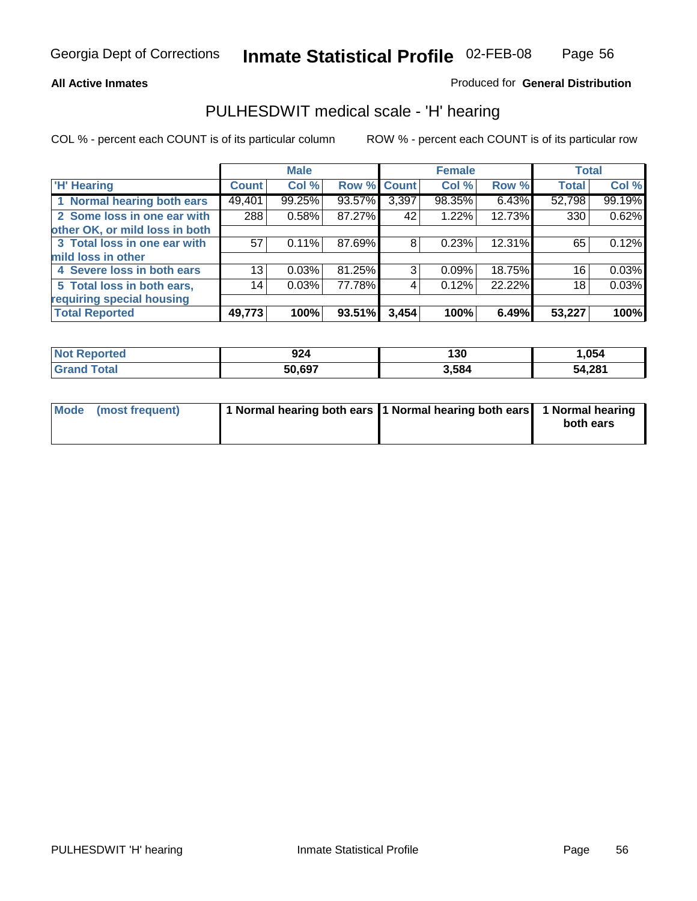Georgia Dept of Corrections **Inmate Statistical Profile** 02-FEB-08

**All Active Inmates**

Produced for **General Distribution**

## PULHESDWIT medical scale - 'H' hearing

COL % - percent each COUNT is of its particular column

ROW % - percent each COUNT is of its particular row

| | Male | | | Female | | | Total | |
|---|---|---|---|---|---|---|---|---|
| 'H' Hearing | Count | Col % | Row % | Count | Col % | Row % | Total | Col % |
| 1 Normal hearing both ears | 49,401 | 99.25% | 93.57% | 3,397 | 98.35% | 6.43% | 52,798 | 99.19% |
| 2 Some loss in one ear with other OK, or mild loss in both | 288 | 0.58% | 87.27% | 42 | 1.22% | 12.73% | 330 | 0.62% |
| 3 Total loss in one ear with mild loss in other | 57 | 0.11% | 87.69% | 8 | 0.23% | 12.31% | 65 | 0.12% |
| 4 Severe loss in both ears | 13 | 0.03% | 81.25% | 3 | 0.09% | 18.75% | 16 | 0.03% |
| 5 Total loss in both ears, requiring special housing | 14 | 0.03% | 77.78% | 4 | 0.12% | 22.22% | 18 | 0.03% |
| **Total Reported** | **49,773** | **100%** | **93.51%** | **3,454** | **100%** | **6.49%** | **53,227** | **100%** |

| | Male | Female | Total |
|---|---|---|---|
| Not Reported | 924 | 130 | 1,054 |
| Grand Total | 50,697 | 3,584 | 54,281 |

| | Male | Female | Total |
|---|---|---|---|
| Mode (most frequent) | 1 Normal hearing both ears | 1 Normal hearing both ears | 1 Normal hearing both ears |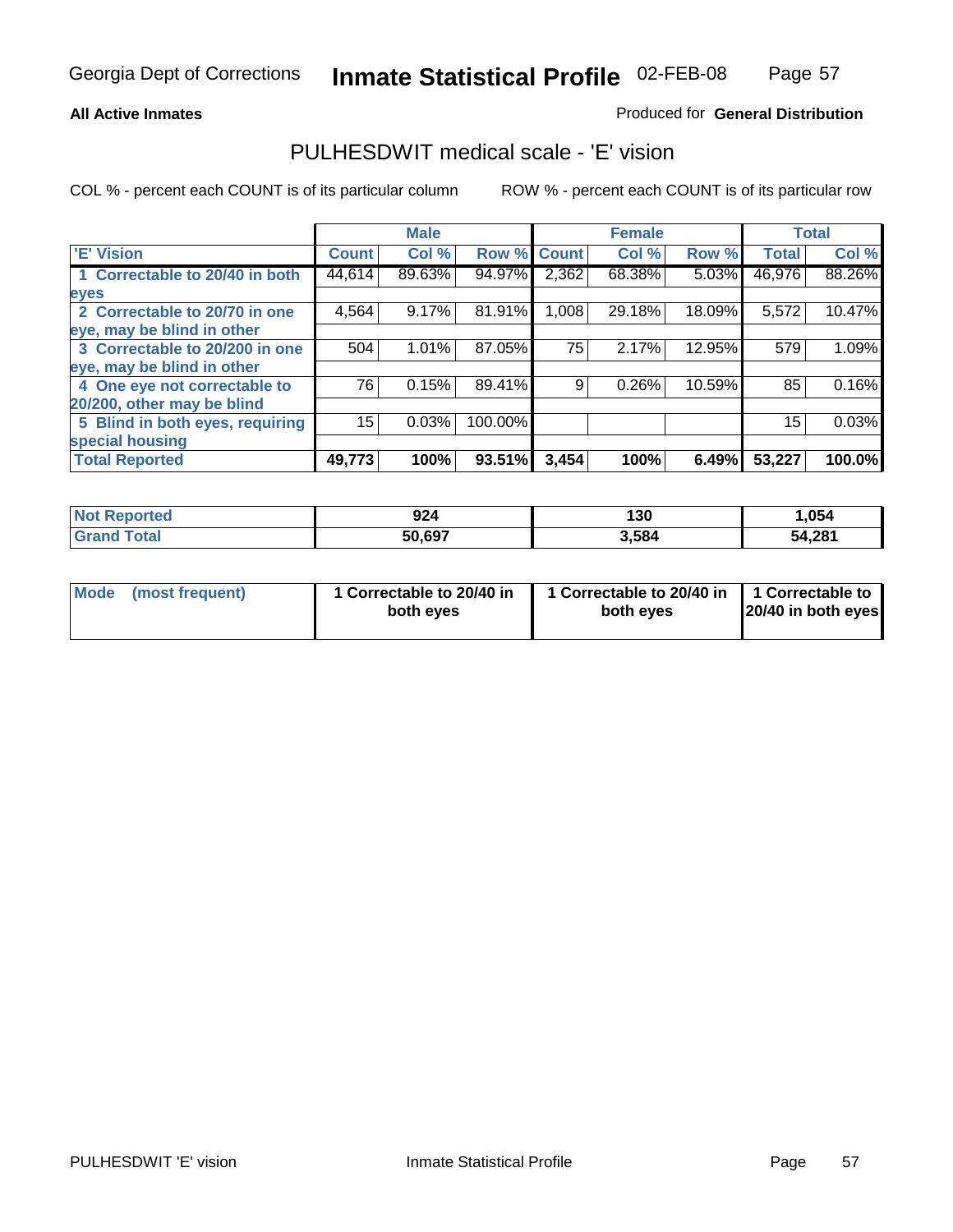# Inmate Statistical Profile

Georgia Dept of Corrections — 02-FEB-08

**All Active Inmates** — Produced for **General Distribution**

## PULHESDWIT medical scale - 'E' vision

COL % - percent each COUNT is of its particular column

ROW % - percent each COUNT is of its particular row

| | Male | | | Female | | | Total | |
|---|---|---|---|---|---|---|---|---|
| 'E' Vision | Count | Col % | Row % | Count | Col % | Row % | Total | Col % |
| 1 Correctable to 20/40 in both eyes | 44,614 | 89.63% | 94.97% | 2,362 | 68.38% | 5.03% | 46,976 | 88.26% |
| 2 Correctable to 20/70 in one eye, may be blind in other | 4,564 | 9.17% | 81.91% | 1,008 | 29.18% | 18.09% | 5,572 | 10.47% |
| 3 Correctable to 20/200 in one eye, may be blind in other | 504 | 1.01% | 87.05% | 75 | 2.17% | 12.95% | 579 | 1.09% |
| 4 One eye not correctable to 20/200, other may be blind | 76 | 0.15% | 89.41% | 9 | 0.26% | 10.59% | 85 | 0.16% |
| 5 Blind in both eyes, requiring special housing | 15 | 0.03% | 100.00% | | | | 15 | 0.03% |
| **Total Reported** | **49,773** | **100%** | **93.51%** | **3,454** | **100%** | **6.49%** | **53,227** | **100.0%** |

| | Male | Female | Total |
|---|---|---|---|
| Not Reported | 924 | 130 | 1,054 |
| Grand Total | 50,697 | 3,584 | 54,281 |

| | Male | Female | Total |
|---|---|---|---|
| Mode (most frequent) | 1 Correctable to 20/40 in both eyes | 1 Correctable to 20/40 in both eyes | 1 Correctable to 20/40 in both eyes |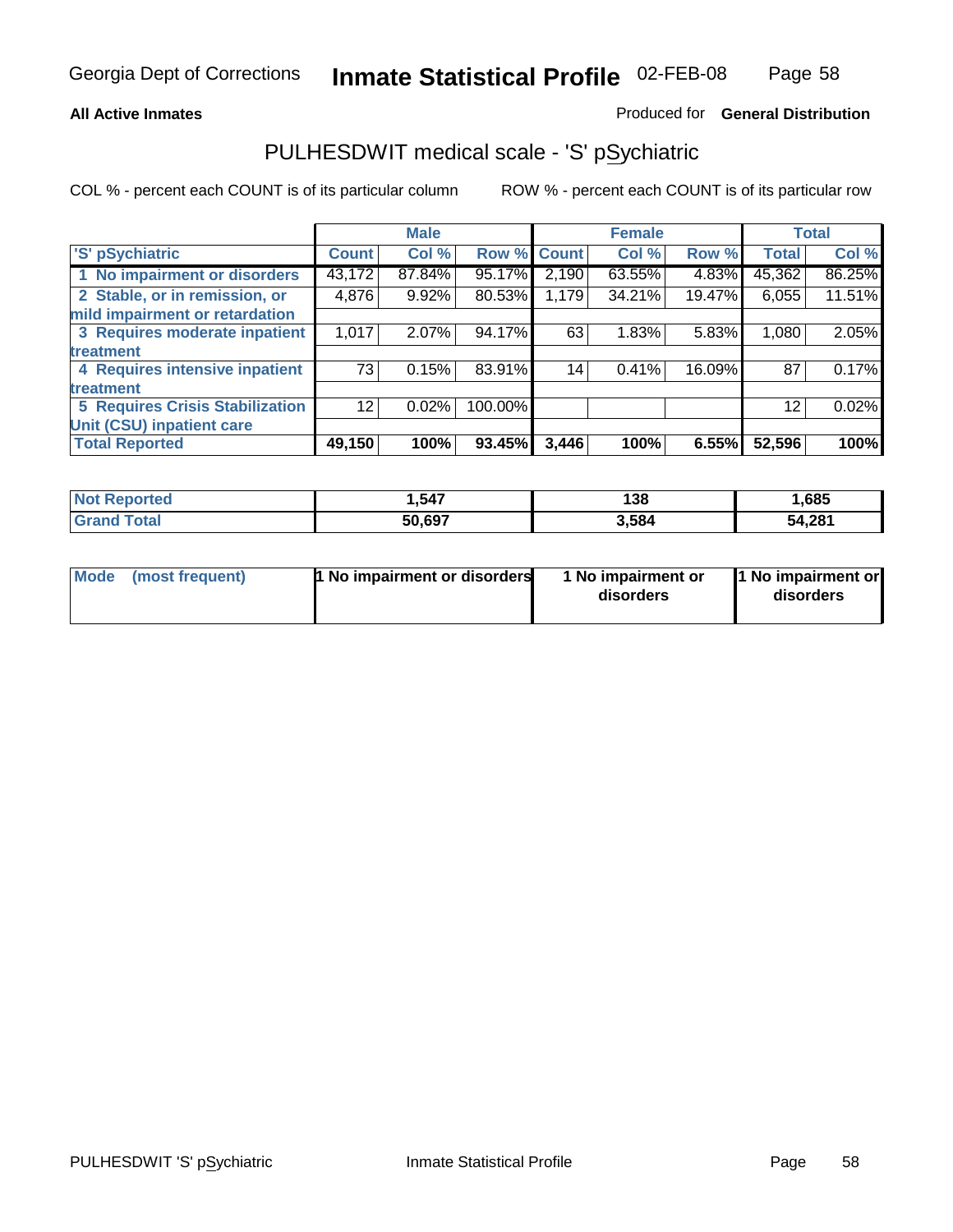Georgia Dept of Corrections **Inmate Statistical Profile** 02-FEB-08

**All Active Inmates** Produced for **General Distribution**

## PULHESDWIT medical scale - 'S' pSychiatric

COL % - percent each COUNT is of its particular column ROW % - percent each COUNT is of its particular row

| | Male | | | Female | | | Total | |
|---|---|---|---|---|---|---|---|---|
| 'S' pSychiatric | Count | Col % | Row % | Count | Col % | Row % | Total | Col % |
| 1 No impairment or disorders | 43,172 | 87.84% | 95.17% | 2,190 | 63.55% | 4.83% | 45,362 | 86.25% |
| 2 Stable, or in remission, or mild impairment or retardation | 4,876 | 9.92% | 80.53% | 1,179 | 34.21% | 19.47% | 6,055 | 11.51% |
| 3 Requires moderate inpatient treatment | 1,017 | 2.07% | 94.17% | 63 | 1.83% | 5.83% | 1,080 | 2.05% |
| 4 Requires intensive inpatient treatment | 73 | 0.15% | 83.91% | 14 | 0.41% | 16.09% | 87 | 0.17% |
| 5 Requires Crisis Stabilization Unit (CSU) inpatient care | 12 | 0.02% | 100.00% | | | | 12 | 0.02% |
| **Total Reported** | **49,150** | **100%** | **93.45%** | **3,446** | **100%** | **6.55%** | **52,596** | **100%** |

| | Male | Female | Total |
|---|---|---|---|
| Not Reported | 1,547 | 138 | 1,685 |
| Grand Total | 50,697 | 3,584 | 54,281 |

| | Male | Female | Total |
|---|---|---|---|
| Mode (most frequent) | 1 No impairment or disorders | 1 No impairment or disorders | 1 No impairment or disorders |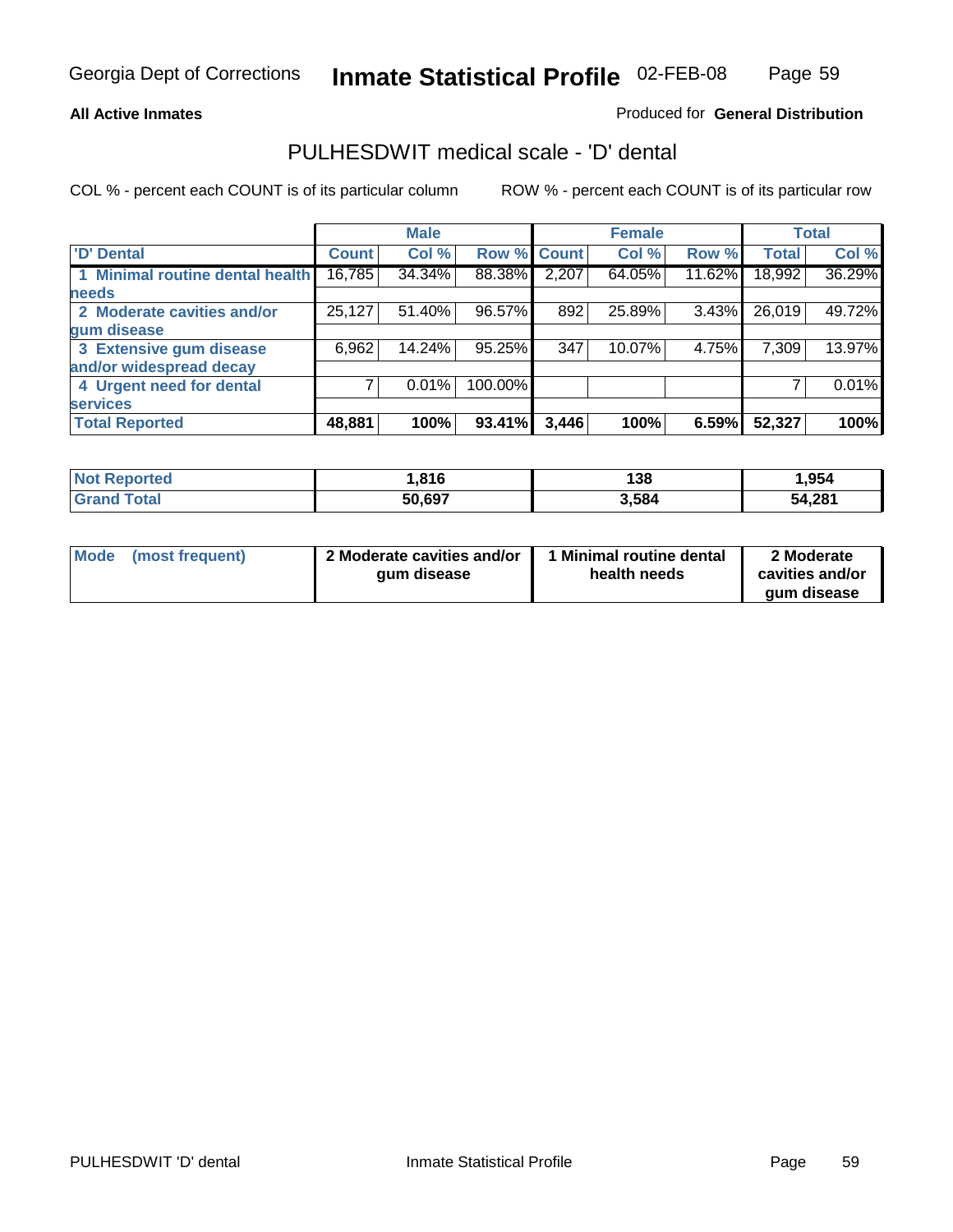**All Active Inmates**

Produced for **General Distribution**

## PULHESDWIT medical scale - 'D' dental

COL % - percent each COUNT is of its particular column

ROW % - percent each COUNT is of its particular row

| | Male | | | Female | | | Total | |
|---|---|---|---|---|---|---|---|---|
| 'D' Dental | Count | Col % | Row % | Count | Col % | Row % | Total | Col % |
| 1 Minimal routine dental health needs | 16,785 | 34.34% | 88.38% | 2,207 | 64.05% | 11.62% | 18,992 | 36.29% |
| 2 Moderate cavities and/or gum disease | 25,127 | 51.40% | 96.57% | 892 | 25.89% | 3.43% | 26,019 | 49.72% |
| 3 Extensive gum disease and/or widespread decay | 6,962 | 14.24% | 95.25% | 347 | 10.07% | 4.75% | 7,309 | 13.97% |
| 4 Urgent need for dental services | 7 | 0.01% | 100.00% | | | | 7 | 0.01% |
| **Total Reported** | **48,881** | **100%** | **93.41%** | **3,446** | **100%** | **6.59%** | **52,327** | **100%** |

| | Male | Female | Total |
|---|---|---|---|
| Not Reported | 1,816 | 138 | 1,954 |
| Grand Total | 50,697 | 3,584 | 54,281 |

| | Male | Female | Total |
|---|---|---|---|
| Mode (most frequent) | 2 Moderate cavities and/or gum disease | 1 Minimal routine dental health needs | 2 Moderate cavities and/or gum disease |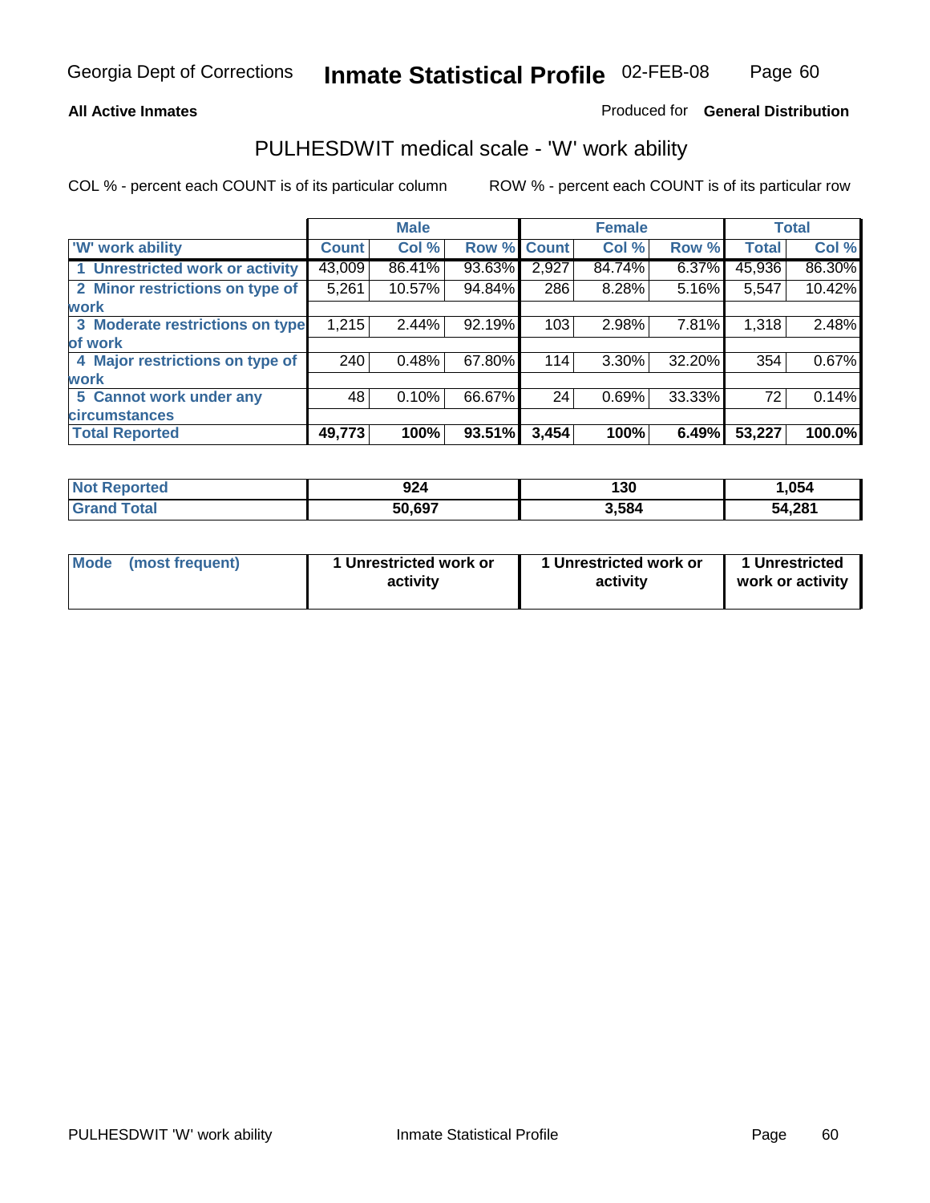Georgia Dept of Corrections **Inmate Statistical Profile** 02-FEB-08

**All Active Inmates**

Produced for **General Distribution**

## PULHESDWIT medical scale - 'W' work ability

COL % - percent each COUNT is of its particular column

ROW % - percent each COUNT is of its particular row

| | Male | | | Female | | | Total | |
|---|---|---|---|---|---|---|---|---|
| 'W' work ability | Count | Col % | Row % | Count | Col % | Row % | Total | Col % |
| 1 Unrestricted work or activity | 43,009 | 86.41% | 93.63% | 2,927 | 84.74% | 6.37% | 45,936 | 86.30% |
| 2 Minor restrictions on type of work | 5,261 | 10.57% | 94.84% | 286 | 8.28% | 5.16% | 5,547 | 10.42% |
| 3 Moderate restrictions on type of work | 1,215 | 2.44% | 92.19% | 103 | 2.98% | 7.81% | 1,318 | 2.48% |
| 4 Major restrictions on type of work | 240 | 0.48% | 67.80% | 114 | 3.30% | 32.20% | 354 | 0.67% |
| 5 Cannot work under any circumstances | 48 | 0.10% | 66.67% | 24 | 0.69% | 33.33% | 72 | 0.14% |
| **Total Reported** | **49,773** | **100%** | **93.51%** | **3,454** | **100%** | **6.49%** | **53,227** | **100.0%** |

| | Male | Female | Total |
|---|---|---|---|
| Not Reported | 924 | 130 | 1,054 |
| Grand Total | 50,697 | 3,584 | 54,281 |

| | Male | Female | Total |
|---|---|---|---|
| Mode (most frequent) | 1 Unrestricted work or activity | 1 Unrestricted work or activity | 1 Unrestricted work or activity |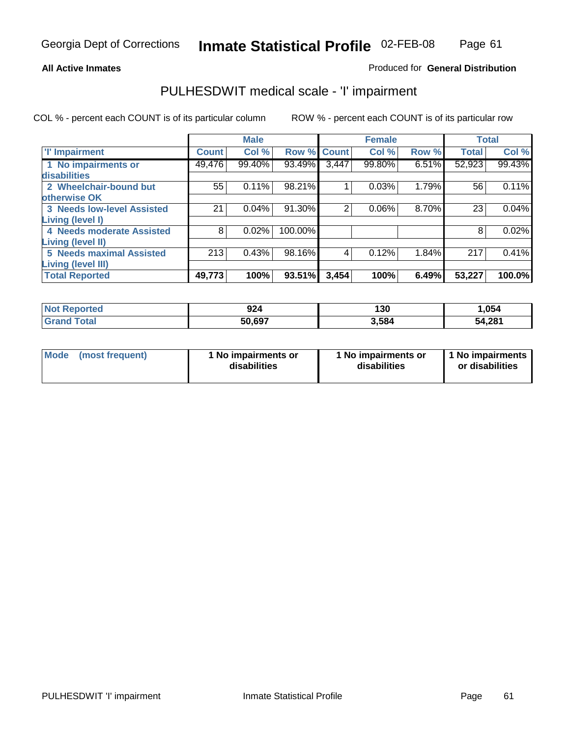# Inmate Statistical Profile

Georgia Dept of Corrections — 02-FEB-08

**All Active Inmates**

Produced for **General Distribution**

## PULHESDWIT medical scale - 'I' impairment

COL % - percent each COUNT is of its particular column    ROW % - percent each COUNT is of its particular row

| | Male | | | Female | | | Total | |
|---|---|---|---|---|---|---|---|---|
| **'I' Impairment** | **Count** | **Col %** | **Row %** | **Count** | **Col %** | **Row %** | **Total** | **Col %** |
| 1 No impairments or disabilities | 49,476 | 99.40% | 93.49% | 3,447 | 99.80% | 6.51% | 52,923 | 99.43% |
| 2 Wheelchair-bound but otherwise OK | 55 | 0.11% | 98.21% | 1 | 0.03% | 1.79% | 56 | 0.11% |
| 3 Needs low-level Assisted Living (level I) | 21 | 0.04% | 91.30% | 2 | 0.06% | 8.70% | 23 | 0.04% |
| 4 Needs moderate Assisted Living (level II) | 8 | 0.02% | 100.00% | | | | 8 | 0.02% |
| 5 Needs maximal Assisted Living (level III) | 213 | 0.43% | 98.16% | 4 | 0.12% | 1.84% | 217 | 0.41% |
| **Total Reported** | **49,773** | **100%** | **93.51%** | **3,454** | **100%** | **6.49%** | **53,227** | **100.0%** |

| | Male | Female | Total |
|---|---|---|---|
| **Not Reported** | **924** | **130** | **1,054** |
| **Grand Total** | **50,697** | **3,584** | **54,281** |

| | Male | Female | Total |
|---|---|---|---|
| **Mode (most frequent)** | **1 No impairments or disabilities** | **1 No impairments or disabilities** | **1 No impairments or disabilities** |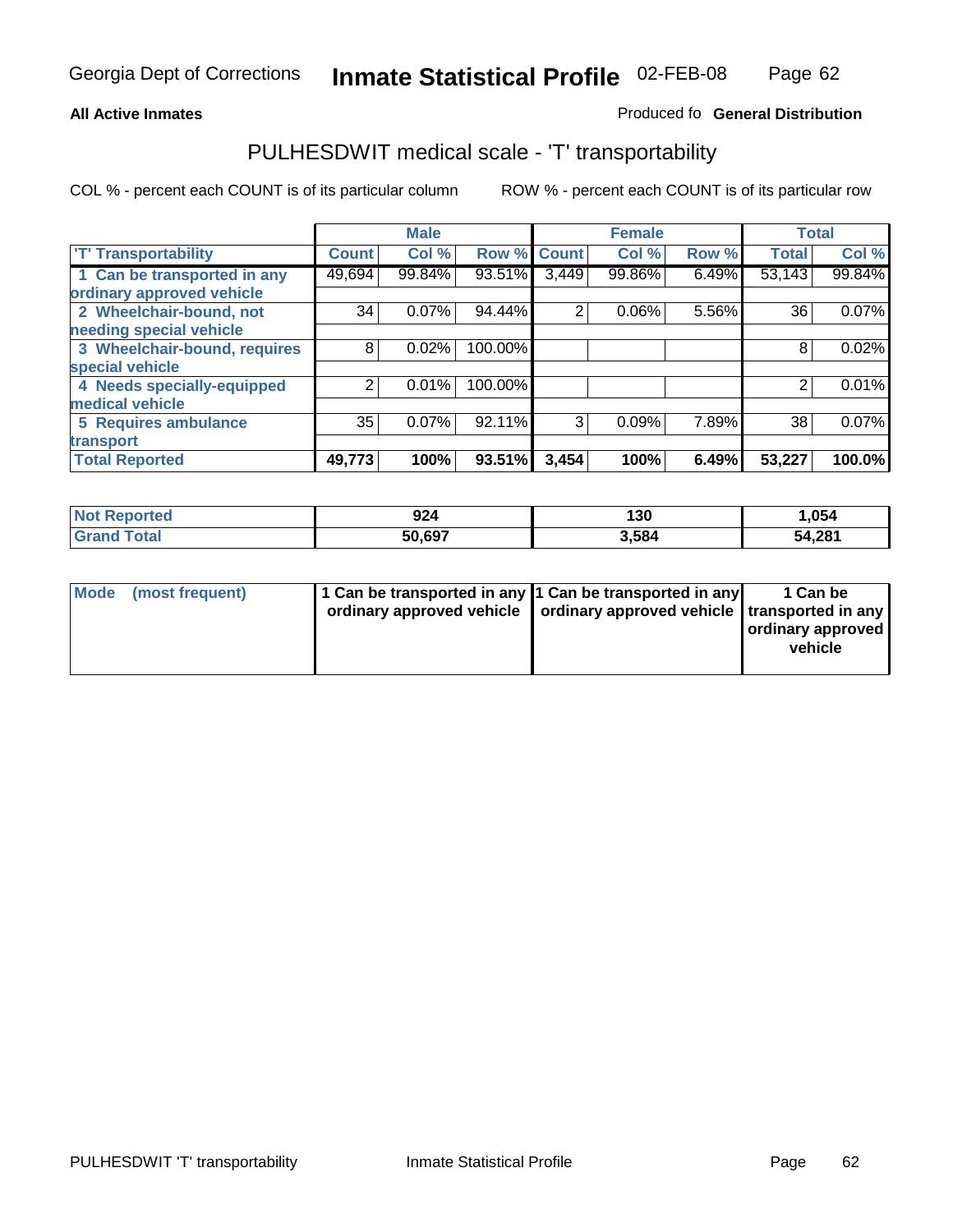**All Active Inmates**

Produced fo **General Distribution**

# PULHESDWIT medical scale - 'T' transportability

COL % - percent each COUNT is of its particular column

ROW % - percent each COUNT is of its particular row

| | Male | | | Female | | | Total | |
|---|---|---|---|---|---|---|---|---|
| 'T' Transportability | Count | Col % | Row % | Count | Col % | Row % | Total | Col % |
| 1 Can be transported in any ordinary approved vehicle | 49,694 | 99.84% | 93.51% | 3,449 | 99.86% | 6.49% | 53,143 | 99.84% |
| 2 Wheelchair-bound, not needing special vehicle | 34 | 0.07% | 94.44% | 2 | 0.06% | 5.56% | 36 | 0.07% |
| 3 Wheelchair-bound, requires special vehicle | 8 | 0.02% | 100.00% | | | | 8 | 0.02% |
| 4 Needs specially-equipped medical vehicle | 2 | 0.01% | 100.00% | | | | 2 | 0.01% |
| 5 Requires ambulance transport | 35 | 0.07% | 92.11% | 3 | 0.09% | 7.89% | 38 | 0.07% |
| **Total Reported** | **49,773** | **100%** | **93.51%** | **3,454** | **100%** | **6.49%** | **53,227** | **100.0%** |

| | Male | Female | Total |
|---|---|---|---|
| Not Reported | 924 | 130 | 1,054 |
| Grand Total | 50,697 | 3,584 | 54,281 |

| | Male | Female | Total |
|---|---|---|---|
| Mode (most frequent) | 1 Can be transported in any ordinary approved vehicle | 1 Can be transported in any ordinary approved vehicle | 1 Can be transported in any ordinary approved vehicle |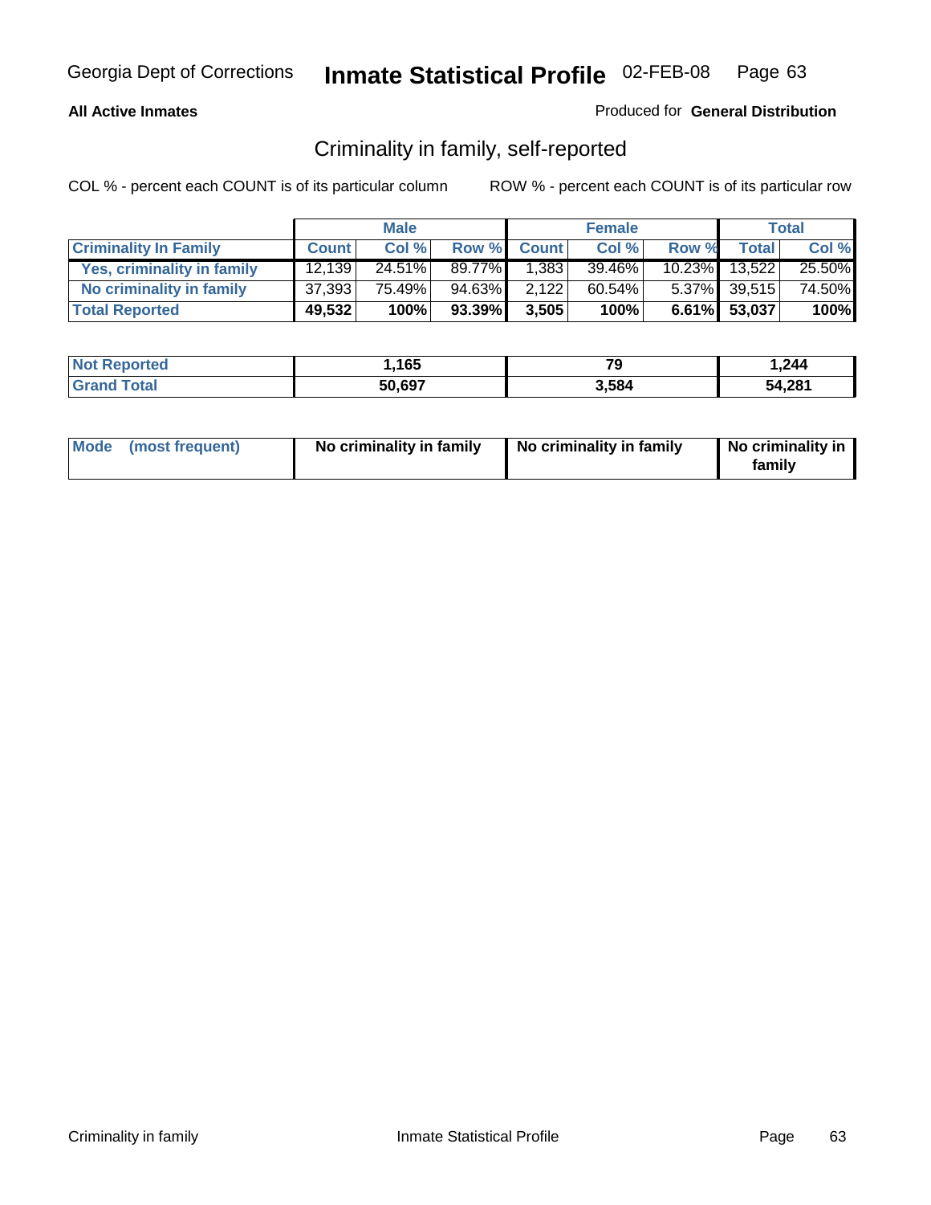**All Active Inmates**

Produced for **General Distribution**

## Criminality in family, self-reported

COL % - percent each COUNT is of its particular column

ROW % - percent each COUNT is of its particular row

| | Male | | | Female | | | Total | |
|---|---|---|---|---|---|---|---|---|
| **Criminality In Family** | **Count** | **Col %** | **Row %** | **Count** | **Col %** | **Row %** | **Total** | **Col %** |
| Yes, criminality in family | 12,139 | 24.51% | 89.77% | 1,383 | 39.46% | 10.23% | 13,522 | 25.50% |
| No criminality in family | 37,393 | 75.49% | 94.63% | 2,122 | 60.54% | 5.37% | 39,515 | 74.50% |
| **Total Reported** | **49,532** | **100%** | **93.39%** | **3,505** | **100%** | **6.61%** | **53,037** | **100%** |

| | Male | Female | Total |
|---|---|---|---|
| **Not Reported** | **1,165** | **79** | **1,244** |
| **Grand Total** | **50,697** | **3,584** | **54,281** |

| | Male | Female | Total |
|---|---|---|---|
| **Mode (most frequent)** | **No criminality in family** | **No criminality in family** | **No criminality in family** |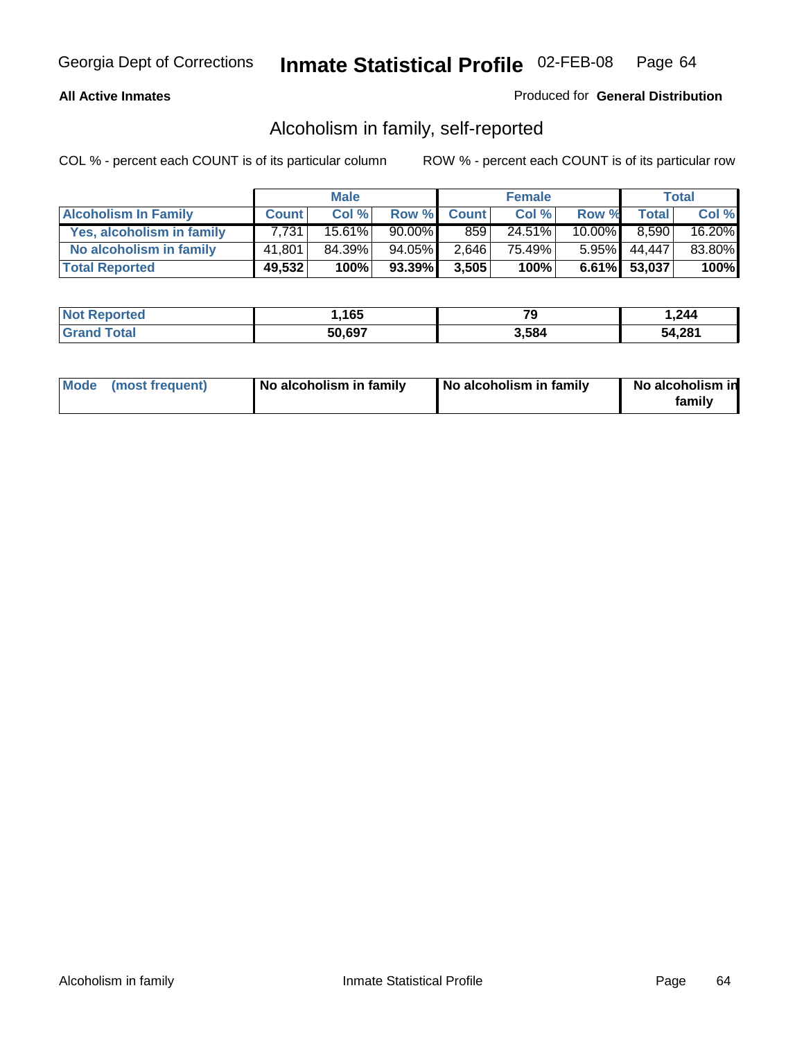Georgia Dept of Corrections **Inmate Statistical Profile** 02-FEB-08

**All Active Inmates**

Produced for **General Distribution**

## Alcoholism in family, self-reported

COL % - percent each COUNT is of its particular column    ROW % - percent each COUNT is of its particular row

| | Male | | | Female | | | Total | |
|---|---|---|---|---|---|---|---|---|
| **Alcoholism In Family** | **Count** | **Col %** | **Row %** | **Count** | **Col %** | **Row %** | **Total** | **Col %** |
| **Yes, alcoholism in family** | 7,731 | 15.61% | 90.00% | 859 | 24.51% | 10.00% | 8,590 | 16.20% |
| **No alcoholism in family** | 41,801 | 84.39% | 94.05% | 2,646 | 75.49% | 5.95% | 44,447 | 83.80% |
| **Total Reported** | **49,532** | **100%** | **93.39%** | **3,505** | **100%** | **6.61%** | **53,037** | **100%** |

| | Male | Female | Total |
|---|---|---|---|
| **Not Reported** | **1,165** | **79** | **1,244** |
| **Grand Total** | **50,697** | **3,584** | **54,281** |

| | Male | Female | Total |
|---|---|---|---|
| **Mode (most frequent)** | **No alcoholism in family** | **No alcoholism in family** | **No alcoholism in family** |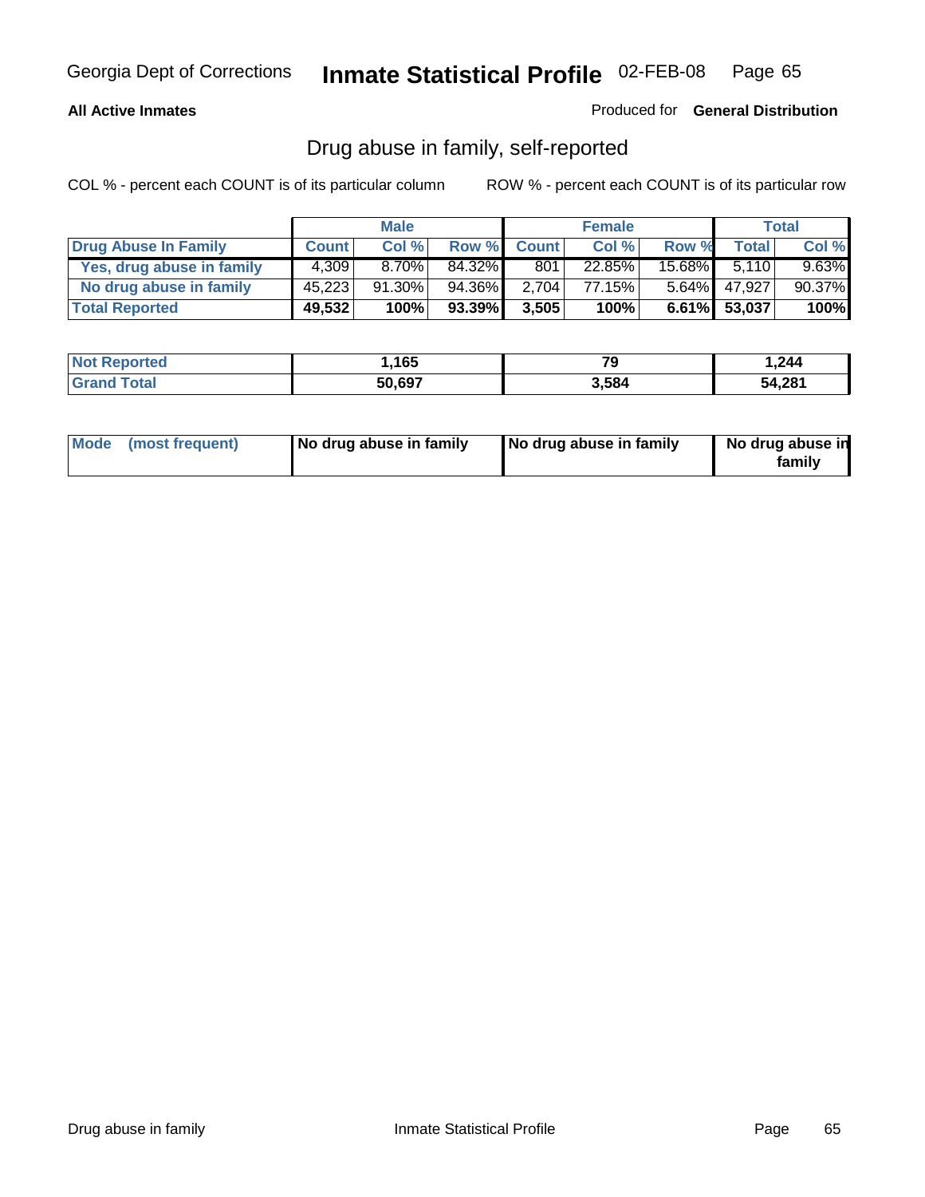Georgia Dept of Corrections **Inmate Statistical Profile** 02-FEB-08

**All Active Inmates**

Produced for **General Distribution**

## Drug abuse in family, self-reported

COL % - percent each COUNT is of its particular column

ROW % - percent each COUNT is of its particular row

| | Male | | | Female | | | Total | |
|---|---|---|---|---|---|---|---|---|
| **Drug Abuse In Family** | **Count** | **Col %** | **Row %** | **Count** | **Col %** | **Row %** | **Total** | **Col %** |
| **Yes, drug abuse in family** | 4,309 | 8.70% | 84.32% | 801 | 22.85% | 15.68% | 5,110 | 9.63% |
| **No drug abuse in family** | 45,223 | 91.30% | 94.36% | 2,704 | 77.15% | 5.64% | 47,927 | 90.37% |
| **Total Reported** | **49,532** | **100%** | **93.39%** | **3,505** | **100%** | **6.61%** | **53,037** | **100%** |

| | Male | Female | Total |
|---|---|---|---|
| **Not Reported** | **1,165** | **79** | **1,244** |
| **Grand Total** | **50,697** | **3,584** | **54,281** |

| | Male | Female | Total |
|---|---|---|---|
| **Mode (most frequent)** | **No drug abuse in family** | **No drug abuse in family** | **No drug abuse in family** |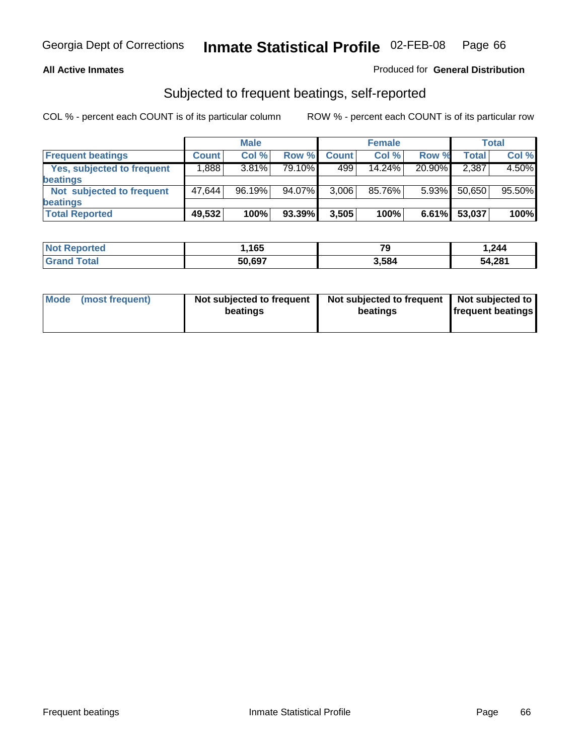Georgia Dept of Corrections **Inmate Statistical Profile** 02-FEB-08

**All Active Inmates**

Produced for **General Distribution**

## Subjected to frequent beatings, self-reported

COL % - percent each COUNT is of its particular column

ROW % - percent each COUNT is of its particular row

| | Male | | | Female | | | Total | |
|---|---|---|---|---|---|---|---|---|
| **Frequent beatings** | **Count** | **Col %** | **Row %** | **Count** | **Col %** | **Row %** | **Total** | **Col %** |
| **Yes, subjected to frequent beatings** | 1,888 | 3.81% | 79.10% | 499 | 14.24% | 20.90% | 2,387 | 4.50% |
| **Not subjected to frequent beatings** | 47,644 | 96.19% | 94.07% | 3,006 | 85.76% | 5.93% | 50,650 | 95.50% |
| **Total Reported** | **49,532** | **100%** | **93.39%** | **3,505** | **100%** | **6.61%** | **53,037** | **100%** |

| | Male | Female | Total |
|---|---|---|---|
| **Not Reported** | **1,165** | **79** | **1,244** |
| **Grand Total** | **50,697** | **3,584** | **54,281** |

| | Male | Female | Total |
|---|---|---|---|
| **Mode (most frequent)** | **Not subjected to frequent beatings** | **Not subjected to frequent beatings** | **Not subjected to frequent beatings** |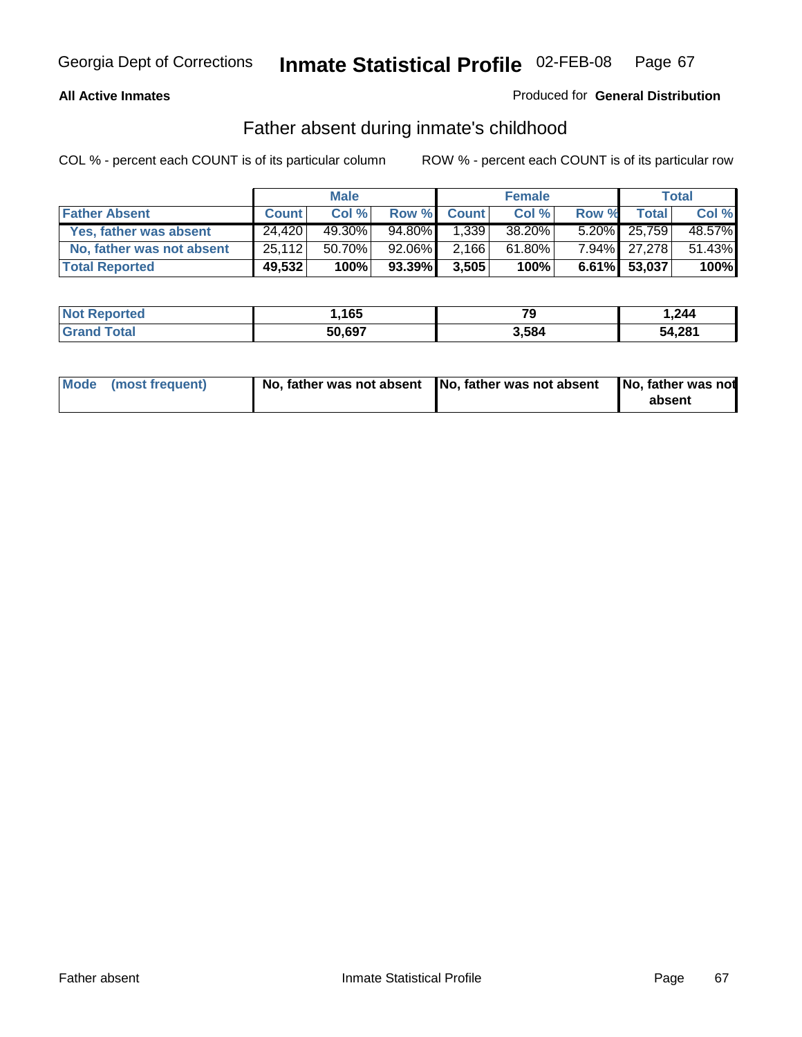Georgia Dept of Corrections **Inmate Statistical Profile** 02-FEB-08

**All Active Inmates**

Produced for **General Distribution**

## Father absent during inmate's childhood

COL % - percent each COUNT is of its particular column

ROW % - percent each COUNT is of its particular row

| | Male | | | Female | | | Total | |
|---|---|---|---|---|---|---|---|---|
| **Father Absent** | **Count** | **Col %** | **Row %** | **Count** | **Col %** | **Row %** | **Total** | **Col %** |
| **Yes, father was absent** | 24,420 | 49.30% | 94.80% | 1,339 | 38.20% | 5.20% | 25,759 | 48.57% |
| **No, father was not absent** | 25,112 | 50.70% | 92.06% | 2,166 | 61.80% | 7.94% | 27,278 | 51.43% |
| **Total Reported** | **49,532** | **100%** | **93.39%** | **3,505** | **100%** | **6.61%** | **53,037** | **100%** |

| | Male | Female | Total |
|---|---|---|---|
| **Not Reported** | **1,165** | **79** | **1,244** |
| **Grand Total** | **50,697** | **3,584** | **54,281** |

| | Male | Female | Total |
|---|---|---|---|
| **Mode (most frequent)** | **No, father was not absent** | **No, father was not absent** | **No, father was not absent** |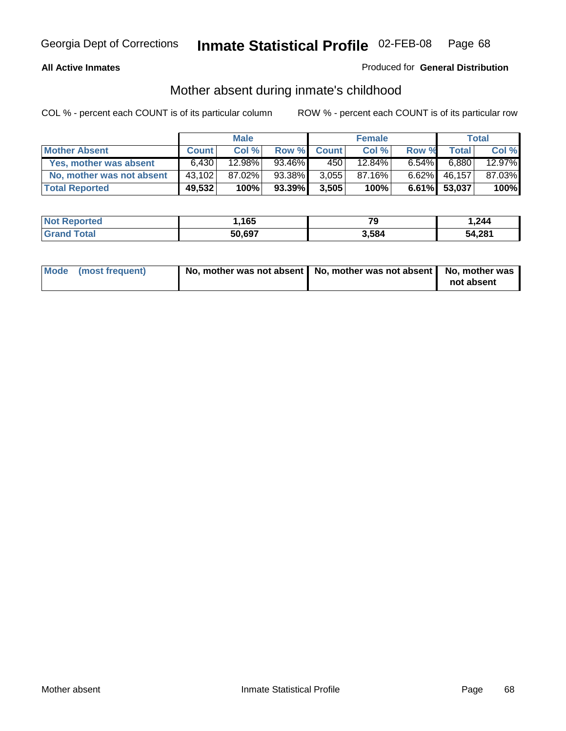Georgia Dept of Corrections **Inmate Statistical Profile** 02-FEB-08

**All Active Inmates**

Produced for **General Distribution**

## Mother absent during inmate's childhood

COL % - percent each COUNT is of its particular column

ROW % - percent each COUNT is of its particular row

| | Male | | | Female | | | Total | |
|---|---|---|---|---|---|---|---|---|
| **Mother Absent** | **Count** | **Col %** | **Row %** | **Count** | **Col %** | **Row %** | **Total** | **Col %** |
| **Yes, mother was absent** | 6,430 | 12.98% | 93.46% | 450 | 12.84% | 6.54% | 6,880 | 12.97% |
| **No, mother was not absent** | 43,102 | 87.02% | 93.38% | 3,055 | 87.16% | 6.62% | 46,157 | 87.03% |
| **Total Reported** | **49,532** | **100%** | **93.39%** | **3,505** | **100%** | **6.61%** | **53,037** | **100%** |

| | Male | Female | Total |
|---|---|---|---|
| **Not Reported** | **1,165** | **79** | **1,244** |
| **Grand Total** | **50,697** | **3,584** | **54,281** |

| | Male | Female | Total |
|---|---|---|---|
| **Mode (most frequent)** | **No, mother was not absent** | **No, mother was not absent** | **No, mother was not absent** |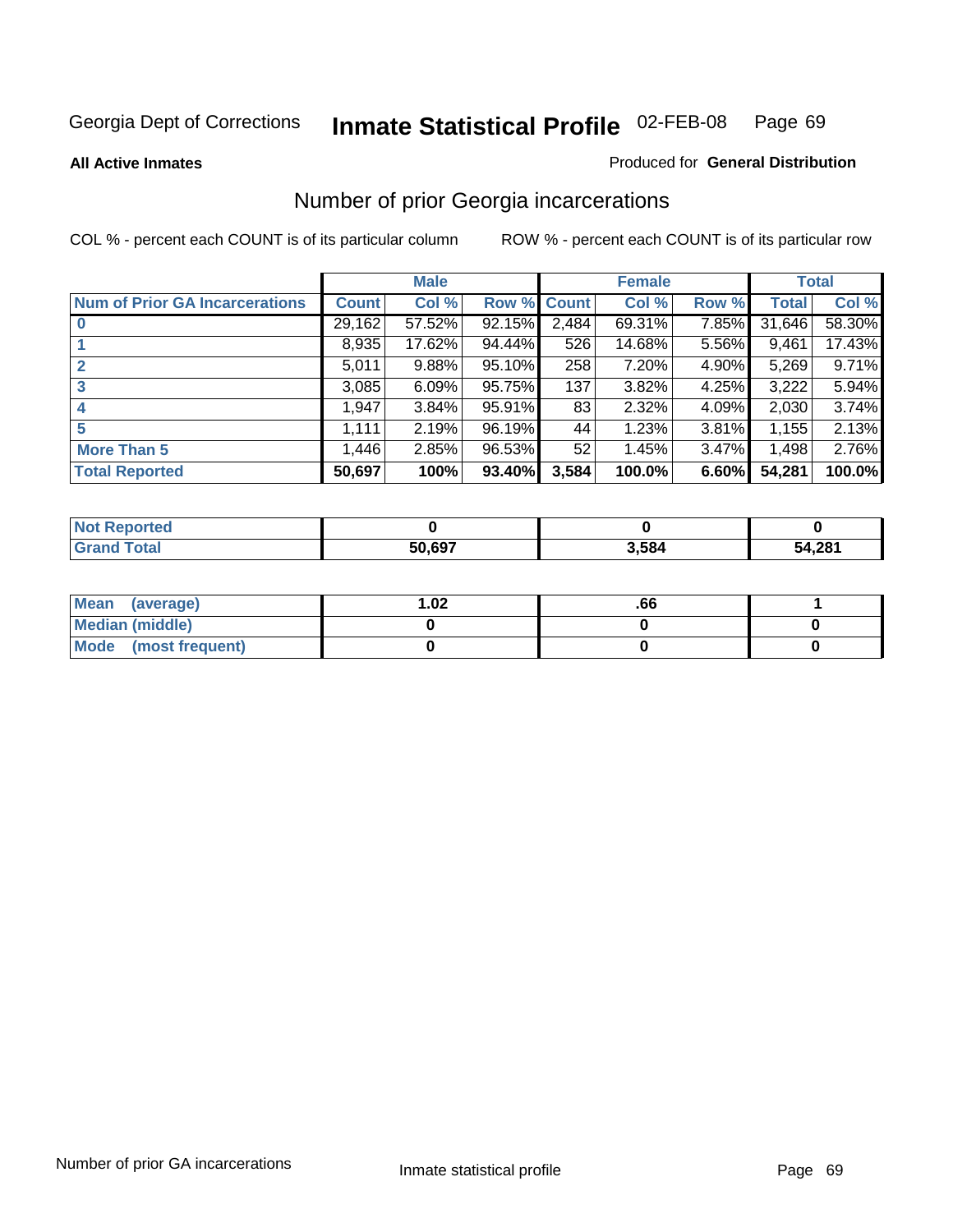Georgia Dept of Corrections **Inmate Statistical Profile** 02-FEB-08

**All Active Inmates**

Produced for **General Distribution**

## Number of prior Georgia incarcerations

COL % - percent each COUNT is of its particular column

ROW % - percent each COUNT is of its particular row

| | Male | | | Female | | | Total | |
|---|---|---|---|---|---|---|---|---|
| **Num of Prior GA Incarcerations** | **Count** | **Col %** | **Row %** | **Count** | **Col %** | **Row %** | **Total** | **Col %** |
| **0** | 29,162 | 57.52% | 92.15% | 2,484 | 69.31% | 7.85% | 31,646 | 58.30% |
| **1** | 8,935 | 17.62% | 94.44% | 526 | 14.68% | 5.56% | 9,461 | 17.43% |
| **2** | 5,011 | 9.88% | 95.10% | 258 | 7.20% | 4.90% | 5,269 | 9.71% |
| **3** | 3,085 | 6.09% | 95.75% | 137 | 3.82% | 4.25% | 3,222 | 5.94% |
| **4** | 1,947 | 3.84% | 95.91% | 83 | 2.32% | 4.09% | 2,030 | 3.74% |
| **5** | 1,111 | 2.19% | 96.19% | 44 | 1.23% | 3.81% | 1,155 | 2.13% |
| **More Than 5** | 1,446 | 2.85% | 96.53% | 52 | 1.45% | 3.47% | 1,498 | 2.76% |
| **Total Reported** | **50,697** | **100%** | **93.40%** | **3,584** | **100.0%** | **6.60%** | **54,281** | **100.0%** |

| | Male | Female | Total |
|---|---|---|---|
| **Not Reported** | **0** | **0** | **0** |
| **Grand Total** | **50,697** | **3,584** | **54,281** |

| | Male | Female | Total |
|---|---|---|---|
| **Mean (average)** | **1.02** | **.66** | **1** |
| **Median (middle)** | **0** | **0** | **0** |
| **Mode (most frequent)** | **0** | **0** | **0** |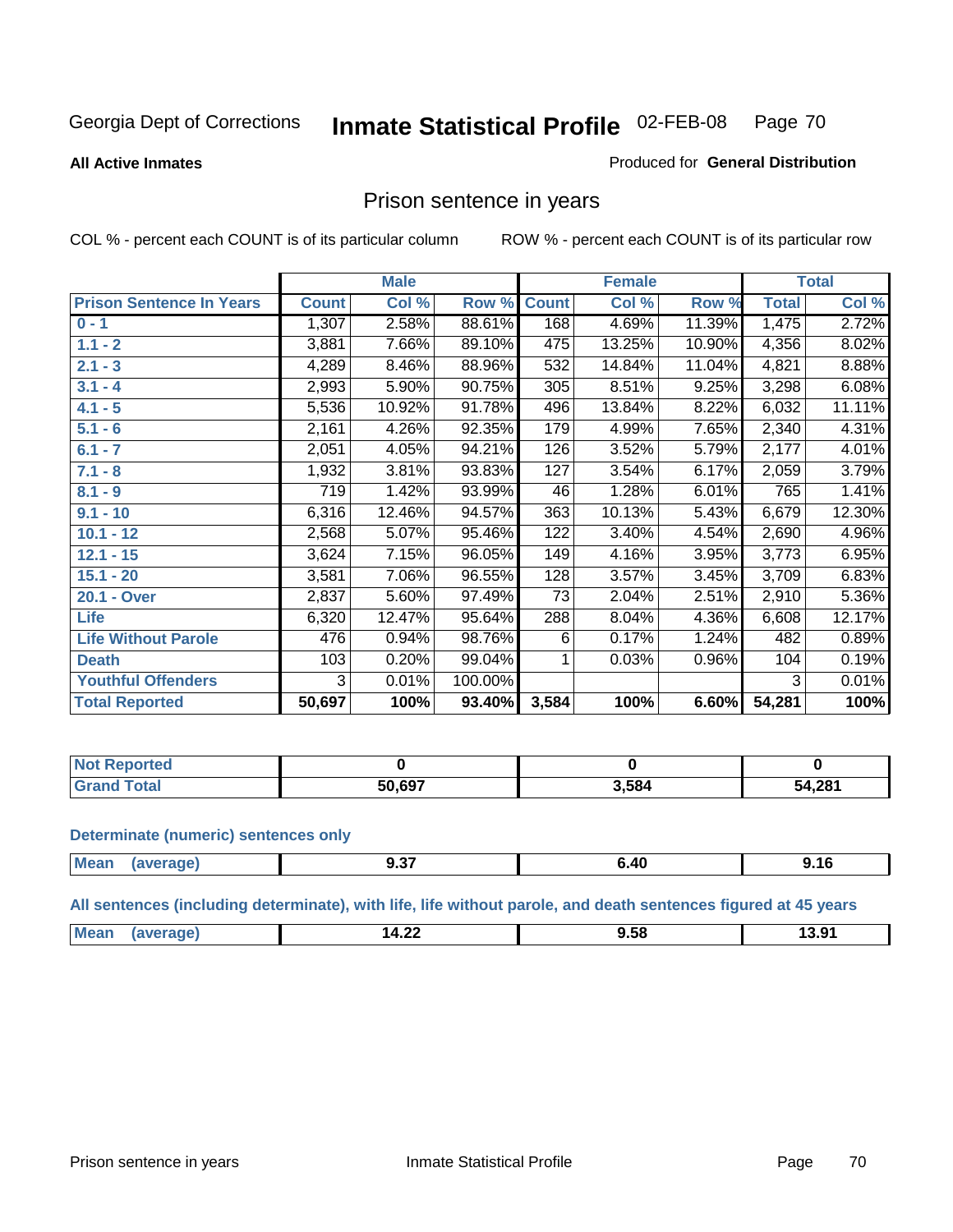Georgia Dept of Corrections **Inmate Statistical Profile** 02-FEB-08

**All Active Inmates**

Produced for **General Distribution**

## Prison sentence in years

COL % - percent each COUNT is of its particular column ROW % - percent each COUNT is of its particular row

| | Male | | | Female | | | Total | |
|---|---|---|---|---|---|---|---|---|
| **Prison Sentence In Years** | **Count** | **Col %** | **Row %** | **Count** | **Col %** | **Row %** | **Total** | **Col %** |
| **0 - 1** | 1,307 | 2.58% | 88.61% | 168 | 4.69% | 11.39% | 1,475 | 2.72% |
| **1.1 - 2** | 3,881 | 7.66% | 89.10% | 475 | 13.25% | 10.90% | 4,356 | 8.02% |
| **2.1 - 3** | 4,289 | 8.46% | 88.96% | 532 | 14.84% | 11.04% | 4,821 | 8.88% |
| **3.1 - 4** | 2,993 | 5.90% | 90.75% | 305 | 8.51% | 9.25% | 3,298 | 6.08% |
| **4.1 - 5** | 5,536 | 10.92% | 91.78% | 496 | 13.84% | 8.22% | 6,032 | 11.11% |
| **5.1 - 6** | 2,161 | 4.26% | 92.35% | 179 | 4.99% | 7.65% | 2,340 | 4.31% |
| **6.1 - 7** | 2,051 | 4.05% | 94.21% | 126 | 3.52% | 5.79% | 2,177 | 4.01% |
| **7.1 - 8** | 1,932 | 3.81% | 93.83% | 127 | 3.54% | 6.17% | 2,059 | 3.79% |
| **8.1 - 9** | 719 | 1.42% | 93.99% | 46 | 1.28% | 6.01% | 765 | 1.41% |
| **9.1 - 10** | 6,316 | 12.46% | 94.57% | 363 | 10.13% | 5.43% | 6,679 | 12.30% |
| **10.1 - 12** | 2,568 | 5.07% | 95.46% | 122 | 3.40% | 4.54% | 2,690 | 4.96% |
| **12.1 - 15** | 3,624 | 7.15% | 96.05% | 149 | 4.16% | 3.95% | 3,773 | 6.95% |
| **15.1 - 20** | 3,581 | 7.06% | 96.55% | 128 | 3.57% | 3.45% | 3,709 | 6.83% |
| **20.1 - Over** | 2,837 | 5.60% | 97.49% | 73 | 2.04% | 2.51% | 2,910 | 5.36% |
| **Life** | 6,320 | 12.47% | 95.64% | 288 | 8.04% | 4.36% | 6,608 | 12.17% |
| **Life Without Parole** | 476 | 0.94% | 98.76% | 6 | 0.17% | 1.24% | 482 | 0.89% |
| **Death** | 103 | 0.20% | 99.04% | 1 | 0.03% | 0.96% | 104 | 0.19% |
| **Youthful Offenders** | 3 | 0.01% | 100.00% | | | | 3 | 0.01% |
| **Total Reported** | **50,697** | **100%** | **93.40%** | **3,584** | **100%** | **6.60%** | **54,281** | **100%** |

| | Male | Female | Total |
|---|---|---|---|
| **Not Reported** | **0** | **0** | **0** |
| **Grand Total** | **50,697** | **3,584** | **54,281** |

**Determinate (numeric) sentences only**

| | Male | Female | Total |
|---|---|---|---|
| **Mean (average)** | **9.37** | **6.40** | **9.16** |

**All sentences (including determinate), with life, life without parole, and death sentences figured at 45 years**

| | Male | Female | Total |
|---|---|---|---|
| **Mean (average)** | **14.22** | **9.58** | **13.91** |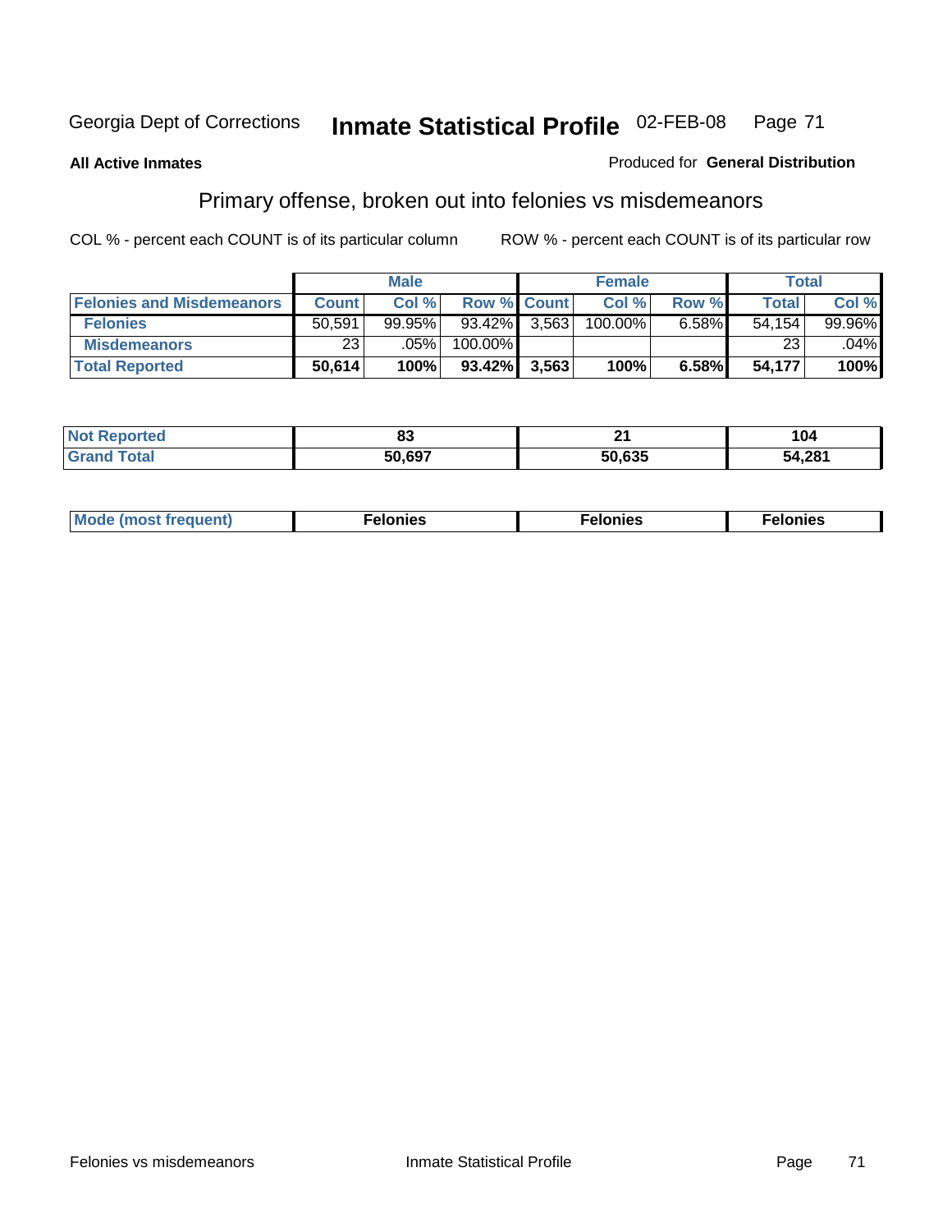Georgia Dept of Corrections **Inmate Statistical Profile** 02-FEB-08

**All Active Inmates**

Produced for **General Distribution**

## Primary offense, broken out into felonies vs misdemeanors

COL % - percent each COUNT is of its particular column

ROW % - percent each COUNT is of its particular row

| | Male | | | Female | | | Total | |
|---|---|---|---|---|---|---|---|---|
| **Felonies and Misdemeanors** | **Count** | **Col %** | **Row %** | **Count** | **Col %** | **Row %** | **Total** | **Col %** |
| **Felonies** | 50,591 | 99.95% | 93.42% | 3,563 | 100.00% | 6.58% | 54,154 | 99.96% |
| **Misdemeanors** | 23 | .05% | 100.00% | | | | 23 | .04% |
| **Total Reported** | **50,614** | **100%** | **93.42%** | **3,563** | **100%** | **6.58%** | **54,177** | **100%** |

| | Male | Female | Total |
|---|---|---|---|
| **Not Reported** | **83** | **21** | **104** |
| **Grand Total** | **50,697** | **50,635** | **54,281** |

| | Male | Female | Total |
|---|---|---|---|
| **Mode (most frequent)** | **Felonies** | **Felonies** | **Felonies** |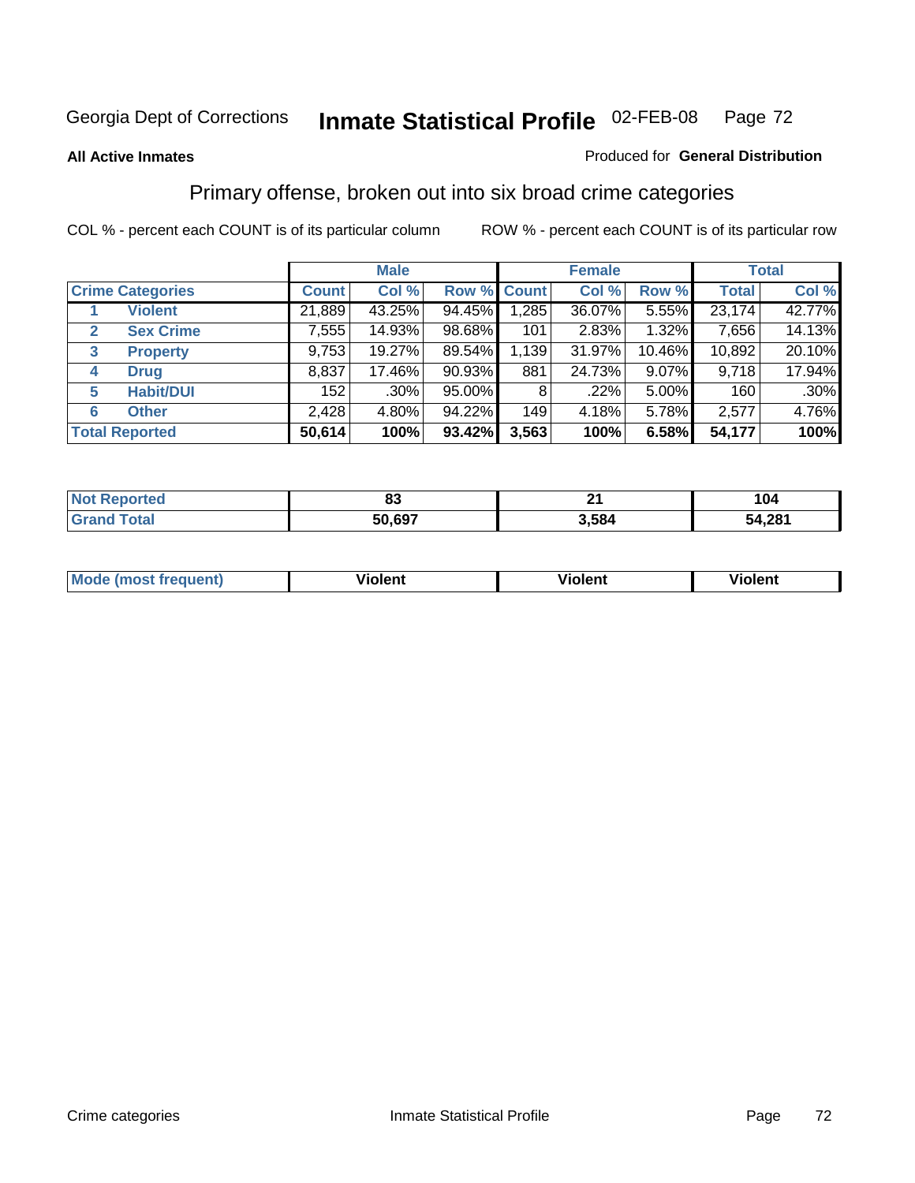Georgia Dept of Corrections **Inmate Statistical Profile** 02-FEB-08

**All Active Inmates**

Produced for **General Distribution**

## Primary offense, broken out into six broad crime categories

COL % - percent each COUNT is of its particular column

ROW % - percent each COUNT is of its particular row

| | | Male | | | Female | | | Total | |
|---|---|---|---|---|---|---|---|---|---|
| **Crime Categories** | | **Count** | **Col %** | **Row %** | **Count** | **Col %** | **Row %** | **Total** | **Col %** |
| 1 | **Violent** | 21,889 | 43.25% | 94.45% | 1,285 | 36.07% | 5.55% | 23,174 | 42.77% |
| 2 | **Sex Crime** | 7,555 | 14.93% | 98.68% | 101 | 2.83% | 1.32% | 7,656 | 14.13% |
| 3 | **Property** | 9,753 | 19.27% | 89.54% | 1,139 | 31.97% | 10.46% | 10,892 | 20.10% |
| 4 | **Drug** | 8,837 | 17.46% | 90.93% | 881 | 24.73% | 9.07% | 9,718 | 17.94% |
| 5 | **Habit/DUI** | 152 | .30% | 95.00% | 8 | .22% | 5.00% | 160 | .30% |
| 6 | **Other** | 2,428 | 4.80% | 94.22% | 149 | 4.18% | 5.78% | 2,577 | 4.76% |
| **Total Reported** | | **50,614** | **100%** | **93.42%** | **3,563** | **100%** | **6.58%** | **54,177** | **100%** |

| | Male | Female | Total |
|---|---|---|---|
| **Not Reported** | **83** | **21** | **104** |
| **Grand Total** | **50,697** | **3,584** | **54,281** |

| | Male | Female | Total |
|---|---|---|---|
| **Mode (most frequent)** | **Violent** | **Violent** | **Violent** |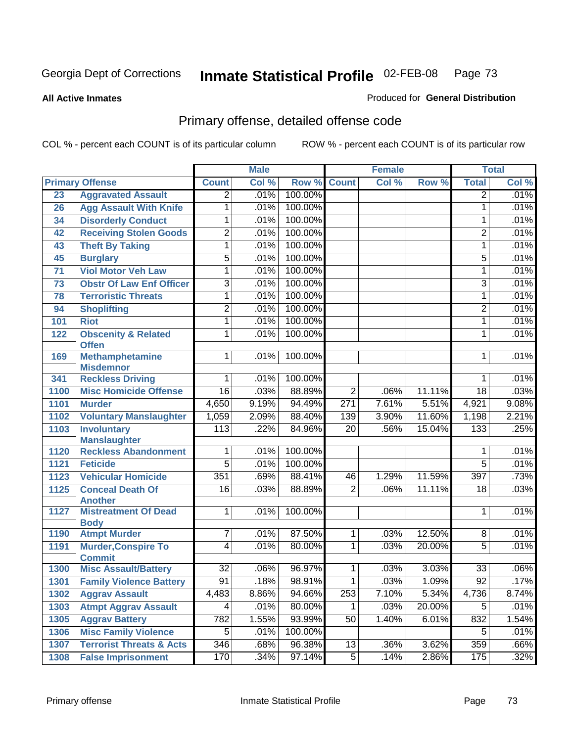Georgia Dept of Corrections **Inmate Statistical Profile** 02-FEB-08

**All Active Inmates**

Produced for **General Distribution**

## Primary offense, detailed offense code

COL % - percent each COUNT is of its particular column

ROW % - percent each COUNT is of its particular row

| Primary Offense | | Male | | | Female | | | Total | |
|---|---|---|---|---|---|---|---|---|---|
| | | Count | Col % | Row % | Count | Col % | Row % | Total | Col % |
| 23 | Aggravated Assault | 2 | .01% | 100.00% | | | | 2 | .01% |
| 26 | Agg Assault With Knife | 1 | .01% | 100.00% | | | | 1 | .01% |
| 34 | Disorderly Conduct | 1 | .01% | 100.00% | | | | 1 | .01% |
| 42 | Receiving Stolen Goods | 2 | .01% | 100.00% | | | | 2 | .01% |
| 43 | Theft By Taking | 1 | .01% | 100.00% | | | | 1 | .01% |
| 45 | Burglary | 5 | .01% | 100.00% | | | | 5 | .01% |
| 71 | Viol Motor Veh Law | 1 | .01% | 100.00% | | | | 1 | .01% |
| 73 | Obstr Of Law Enf Officer | 3 | .01% | 100.00% | | | | 3 | .01% |
| 78 | Terroristic Threats | 1 | .01% | 100.00% | | | | 1 | .01% |
| 94 | Shoplifting | 2 | .01% | 100.00% | | | | 2 | .01% |
| 101 | Riot | 1 | .01% | 100.00% | | | | 1 | .01% |
| 122 | Obscenity & Related Offen | 1 | .01% | 100.00% | | | | 1 | .01% |
| 169 | Methamphetamine Misdemnor | 1 | .01% | 100.00% | | | | 1 | .01% |
| 341 | Reckless Driving | 1 | .01% | 100.00% | | | | 1 | .01% |
| 1100 | Misc Homicide Offense | 16 | .03% | 88.89% | 2 | .06% | 11.11% | 18 | .03% |
| 1101 | Murder | 4,650 | 9.19% | 94.49% | 271 | 7.61% | 5.51% | 4,921 | 9.08% |
| 1102 | Voluntary Manslaughter | 1,059 | 2.09% | 88.40% | 139 | 3.90% | 11.60% | 1,198 | 2.21% |
| 1103 | Involuntary Manslaughter | 113 | .22% | 84.96% | 20 | .56% | 15.04% | 133 | .25% |
| 1120 | Reckless Abandonment | 1 | .01% | 100.00% | | | | 1 | .01% |
| 1121 | Feticide | 5 | .01% | 100.00% | | | | 5 | .01% |
| 1123 | Vehicular Homicide | 351 | .69% | 88.41% | 46 | 1.29% | 11.59% | 397 | .73% |
| 1125 | Conceal Death Of Another | 16 | .03% | 88.89% | 2 | .06% | 11.11% | 18 | .03% |
| 1127 | Mistreatment Of Dead Body | 1 | .01% | 100.00% | | | | 1 | .01% |
| 1190 | Atmpt Murder | 7 | .01% | 87.50% | 1 | .03% | 12.50% | 8 | .01% |
| 1191 | Murder,Conspire To Commit | 4 | .01% | 80.00% | 1 | .03% | 20.00% | 5 | .01% |
| 1300 | Misc Assault/Battery | 32 | .06% | 96.97% | 1 | .03% | 3.03% | 33 | .06% |
| 1301 | Family Violence Battery | 91 | .18% | 98.91% | 1 | .03% | 1.09% | 92 | .17% |
| 1302 | Aggrav Assault | 4,483 | 8.86% | 94.66% | 253 | 7.10% | 5.34% | 4,736 | 8.74% |
| 1303 | Atmpt Aggrav Assault | 4 | .01% | 80.00% | 1 | .03% | 20.00% | 5 | .01% |
| 1305 | Aggrav Battery | 782 | 1.55% | 93.99% | 50 | 1.40% | 6.01% | 832 | 1.54% |
| 1306 | Misc Family Violence | 5 | .01% | 100.00% | | | | 5 | .01% |
| 1307 | Terrorist Threats & Acts | 346 | .68% | 96.38% | 13 | .36% | 3.62% | 359 | .66% |
| 1308 | False Imprisonment | 170 | .34% | 97.14% | 5 | .14% | 2.86% | 175 | .32% |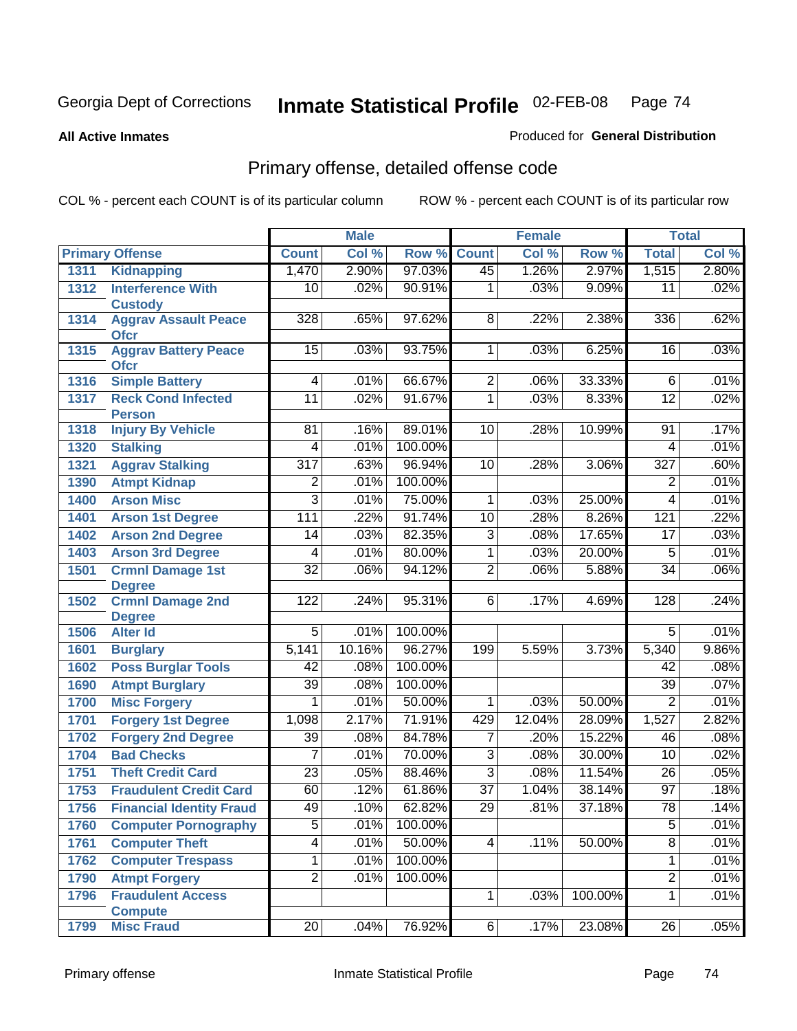Georgia Dept of Corrections **Inmate Statistical Profile** 02-FEB-08

**All Active Inmates** Produced for **General Distribution**

## Primary offense, detailed offense code

COL % - percent each COUNT is of its particular column ROW % - percent each COUNT is of its particular row

| Primary Offense | | Male | | | Female | | | Total | |
|---|---|---|---|---|---|---|---|---|---|
| | | Count | Col % | Row % | Count | Col % | Row % | Total | Col % |
| 1311 | Kidnapping | 1,470 | 2.90% | 97.03% | 45 | 1.26% | 2.97% | 1,515 | 2.80% |
| 1312 | Interference With Custody | 10 | .02% | 90.91% | 1 | .03% | 9.09% | 11 | .02% |
| 1314 | Aggrav Assault Peace Ofcr | 328 | .65% | 97.62% | 8 | .22% | 2.38% | 336 | .62% |
| 1315 | Aggrav Battery Peace Ofcr | 15 | .03% | 93.75% | 1 | .03% | 6.25% | 16 | .03% |
| 1316 | Simple Battery | 4 | .01% | 66.67% | 2 | .06% | 33.33% | 6 | .01% |
| 1317 | Reck Cond Infected Person | 11 | .02% | 91.67% | 1 | .03% | 8.33% | 12 | .02% |
| 1318 | Injury By Vehicle | 81 | .16% | 89.01% | 10 | .28% | 10.99% | 91 | .17% |
| 1320 | Stalking | 4 | .01% | 100.00% | | | | 4 | .01% |
| 1321 | Aggrav Stalking | 317 | .63% | 96.94% | 10 | .28% | 3.06% | 327 | .60% |
| 1390 | Atmpt Kidnap | 2 | .01% | 100.00% | | | | 2 | .01% |
| 1400 | Arson Misc | 3 | .01% | 75.00% | 1 | .03% | 25.00% | 4 | .01% |
| 1401 | Arson 1st Degree | 111 | .22% | 91.74% | 10 | .28% | 8.26% | 121 | .22% |
| 1402 | Arson 2nd Degree | 14 | .03% | 82.35% | 3 | .08% | 17.65% | 17 | .03% |
| 1403 | Arson 3rd Degree | 4 | .01% | 80.00% | 1 | .03% | 20.00% | 5 | .01% |
| 1501 | Crmnl Damage 1st Degree | 32 | .06% | 94.12% | 2 | .06% | 5.88% | 34 | .06% |
| 1502 | Crmnl Damage 2nd Degree | 122 | .24% | 95.31% | 6 | .17% | 4.69% | 128 | .24% |
| 1506 | Alter Id | 5 | .01% | 100.00% | | | | 5 | .01% |
| 1601 | Burglary | 5,141 | 10.16% | 96.27% | 199 | 5.59% | 3.73% | 5,340 | 9.86% |
| 1602 | Poss Burglar Tools | 42 | .08% | 100.00% | | | | 42 | .08% |
| 1690 | Atmpt Burglary | 39 | .08% | 100.00% | | | | 39 | .07% |
| 1700 | Misc Forgery | 1 | .01% | 50.00% | 1 | .03% | 50.00% | 2 | .01% |
| 1701 | Forgery 1st Degree | 1,098 | 2.17% | 71.91% | 429 | 12.04% | 28.09% | 1,527 | 2.82% |
| 1702 | Forgery 2nd Degree | 39 | .08% | 84.78% | 7 | .20% | 15.22% | 46 | .08% |
| 1704 | Bad Checks | 7 | .01% | 70.00% | 3 | .08% | 30.00% | 10 | .02% |
| 1751 | Theft Credit Card | 23 | .05% | 88.46% | 3 | .08% | 11.54% | 26 | .05% |
| 1753 | Fraudulent Credit Card | 60 | .12% | 61.86% | 37 | 1.04% | 38.14% | 97 | .18% |
| 1756 | Financial Identity Fraud | 49 | .10% | 62.82% | 29 | .81% | 37.18% | 78 | .14% |
| 1760 | Computer Pornography | 5 | .01% | 100.00% | | | | 5 | .01% |
| 1761 | Computer Theft | 4 | .01% | 50.00% | 4 | .11% | 50.00% | 8 | .01% |
| 1762 | Computer Trespass | 1 | .01% | 100.00% | | | | 1 | .01% |
| 1790 | Atmpt Forgery | 2 | .01% | 100.00% | | | | 2 | .01% |
| 1796 | Fraudulent Access Compute | | | | 1 | .03% | 100.00% | 1 | .01% |
| 1799 | Misc Fraud | 20 | .04% | 76.92% | 6 | .17% | 23.08% | 26 | .05% |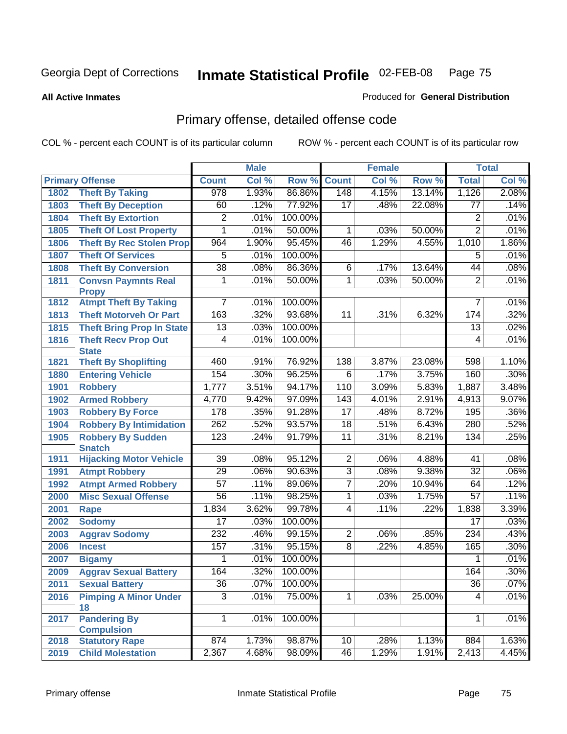Georgia Dept of Corrections **Inmate Statistical Profile** 02-FEB-08

**All Active Inmates** Produced for **General Distribution**

## Primary offense, detailed offense code

COL % - percent each COUNT is of its particular column ROW % - percent each COUNT is of its particular row

| Primary Offense | | Male | | | Female | | | Total | |
|---|---|---|---|---|---|---|---|---|---|
| | | Count | Col % | Row % | Count | Col % | Row % | Total | Col % |
| 1802 | Theft By Taking | 978 | 1.93% | 86.86% | 148 | 4.15% | 13.14% | 1,126 | 2.08% |
| 1803 | Theft By Deception | 60 | .12% | 77.92% | 17 | .48% | 22.08% | 77 | .14% |
| 1804 | Theft By Extortion | 2 | .01% | 100.00% | | | | 2 | .01% |
| 1805 | Theft Of Lost Property | 1 | .01% | 50.00% | 1 | .03% | 50.00% | 2 | .01% |
| 1806 | Theft By Rec Stolen Prop | 964 | 1.90% | 95.45% | 46 | 1.29% | 4.55% | 1,010 | 1.86% |
| 1807 | Theft Of Services | 5 | .01% | 100.00% | | | | 5 | .01% |
| 1808 | Theft By Conversion | 38 | .08% | 86.36% | 6 | .17% | 13.64% | 44 | .08% |
| 1811 | Convsn Paymnts Real Propy | 1 | .01% | 50.00% | 1 | .03% | 50.00% | 2 | .01% |
| 1812 | Atmpt Theft By Taking | 7 | .01% | 100.00% | | | | 7 | .01% |
| 1813 | Theft Motorveh Or Part | 163 | .32% | 93.68% | 11 | .31% | 6.32% | 174 | .32% |
| 1815 | Theft Bring Prop In State | 13 | .03% | 100.00% | | | | 13 | .02% |
| 1816 | Theft Recv Prop Out State | 4 | .01% | 100.00% | | | | 4 | .01% |
| 1821 | Theft By Shoplifting | 460 | .91% | 76.92% | 138 | 3.87% | 23.08% | 598 | 1.10% |
| 1880 | Entering Vehicle | 154 | .30% | 96.25% | 6 | .17% | 3.75% | 160 | .30% |
| 1901 | Robbery | 1,777 | 3.51% | 94.17% | 110 | 3.09% | 5.83% | 1,887 | 3.48% |
| 1902 | Armed Robbery | 4,770 | 9.42% | 97.09% | 143 | 4.01% | 2.91% | 4,913 | 9.07% |
| 1903 | Robbery By Force | 178 | .35% | 91.28% | 17 | .48% | 8.72% | 195 | .36% |
| 1904 | Robbery By Intimidation | 262 | .52% | 93.57% | 18 | .51% | 6.43% | 280 | .52% |
| 1905 | Robbery By Sudden Snatch | 123 | .24% | 91.79% | 11 | .31% | 8.21% | 134 | .25% |
| 1911 | Hijacking Motor Vehicle | 39 | .08% | 95.12% | 2 | .06% | 4.88% | 41 | .08% |
| 1991 | Atmpt Robbery | 29 | .06% | 90.63% | 3 | .08% | 9.38% | 32 | .06% |
| 1992 | Atmpt Armed Robbery | 57 | .11% | 89.06% | 7 | .20% | 10.94% | 64 | .12% |
| 2000 | Misc Sexual Offense | 56 | .11% | 98.25% | 1 | .03% | 1.75% | 57 | .11% |
| 2001 | Rape | 1,834 | 3.62% | 99.78% | 4 | .11% | .22% | 1,838 | 3.39% |
| 2002 | Sodomy | 17 | .03% | 100.00% | | | | 17 | .03% |
| 2003 | Aggrav Sodomy | 232 | .46% | 99.15% | 2 | .06% | .85% | 234 | .43% |
| 2006 | Incest | 157 | .31% | 95.15% | 8 | .22% | 4.85% | 165 | .30% |
| 2007 | Bigamy | 1 | .01% | 100.00% | | | | 1 | .01% |
| 2009 | Aggrav Sexual Battery | 164 | .32% | 100.00% | | | | 164 | .30% |
| 2011 | Sexual Battery | 36 | .07% | 100.00% | | | | 36 | .07% |
| 2016 | Pimping A Minor Under 18 | 3 | .01% | 75.00% | 1 | .03% | 25.00% | 4 | .01% |
| 2017 | Pandering By Compulsion | 1 | .01% | 100.00% | | | | 1 | .01% |
| 2018 | Statutory Rape | 874 | 1.73% | 98.87% | 10 | .28% | 1.13% | 884 | 1.63% |
| 2019 | Child Molestation | 2,367 | 4.68% | 98.09% | 46 | 1.29% | 1.91% | 2,413 | 4.45% |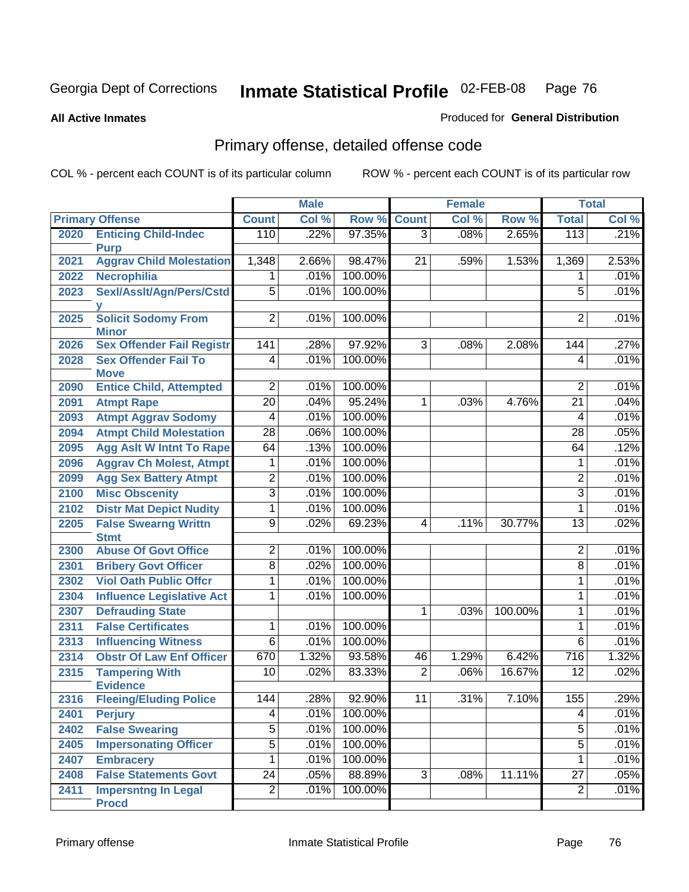Georgia Dept of Corrections **Inmate Statistical Profile** 02-FEB-08

**All Active Inmates**

Produced for **General Distribution**

## Primary offense, detailed offense code

COL % - percent each COUNT is of its particular column ROW % - percent each COUNT is of its particular row

| Primary Offense | | Male | | | Female | | | Total | |
|---|---|---|---|---|---|---|---|---|---|
| | | Count | Col % | Row % | Count | Col % | Row % | Total | Col % |
| 2020 | Enticing Child-Indec Purp | 110 | .22% | 97.35% | 3 | .08% | 2.65% | 113 | .21% |
| 2021 | Aggrav Child Molestation | 1,348 | 2.66% | 98.47% | 21 | .59% | 1.53% | 1,369 | 2.53% |
| 2022 | Necrophilia | 1 | .01% | 100.00% | | | | 1 | .01% |
| 2023 | Sexl/Asslt/Agn/Pers/Cstdy | 5 | .01% | 100.00% | | | | 5 | .01% |
| 2025 | Solicit Sodomy From Minor | 2 | .01% | 100.00% | | | | 2 | .01% |
| 2026 | Sex Offender Fail Registr | 141 | .28% | 97.92% | 3 | .08% | 2.08% | 144 | .27% |
| 2028 | Sex Offender Fail To Move | 4 | .01% | 100.00% | | | | 4 | .01% |
| 2090 | Entice Child, Attempted | 2 | .01% | 100.00% | | | | 2 | .01% |
| 2091 | Atmpt Rape | 20 | .04% | 95.24% | 1 | .03% | 4.76% | 21 | .04% |
| 2093 | Atmpt Aggrav Sodomy | 4 | .01% | 100.00% | | | | 4 | .01% |
| 2094 | Atmpt Child Molestation | 28 | .06% | 100.00% | | | | 28 | .05% |
| 2095 | Agg Aslt W Intnt To Rape | 64 | .13% | 100.00% | | | | 64 | .12% |
| 2096 | Aggrav Ch Molest, Atmpt | 1 | .01% | 100.00% | | | | 1 | .01% |
| 2099 | Agg Sex Battery Atmpt | 2 | .01% | 100.00% | | | | 2 | .01% |
| 2100 | Misc Obscenity | 3 | .01% | 100.00% | | | | 3 | .01% |
| 2102 | Distr Mat Depict Nudity | 1 | .01% | 100.00% | | | | 1 | .01% |
| 2205 | False Swearng Writtn Stmt | 9 | .02% | 69.23% | 4 | .11% | 30.77% | 13 | .02% |
| 2300 | Abuse Of Govt Office | 2 | .01% | 100.00% | | | | 2 | .01% |
| 2301 | Bribery Govt Officer | 8 | .02% | 100.00% | | | | 8 | .01% |
| 2302 | Viol Oath Public Offcr | 1 | .01% | 100.00% | | | | 1 | .01% |
| 2304 | Influence Legislative Act | 1 | .01% | 100.00% | | | | 1 | .01% |
| 2307 | Defrauding State | | | | 1 | .03% | 100.00% | 1 | .01% |
| 2311 | False Certificates | 1 | .01% | 100.00% | | | | 1 | .01% |
| 2313 | Influencing Witness | 6 | .01% | 100.00% | | | | 6 | .01% |
| 2314 | Obstr Of Law Enf Officer | 670 | 1.32% | 93.58% | 46 | 1.29% | 6.42% | 716 | 1.32% |
| 2315 | Tampering With Evidence | 10 | .02% | 83.33% | 2 | .06% | 16.67% | 12 | .02% |
| 2316 | Fleeing/Eluding Police | 144 | .28% | 92.90% | 11 | .31% | 7.10% | 155 | .29% |
| 2401 | Perjury | 4 | .01% | 100.00% | | | | 4 | .01% |
| 2402 | False Swearing | 5 | .01% | 100.00% | | | | 5 | .01% |
| 2405 | Impersonating Officer | 5 | .01% | 100.00% | | | | 5 | .01% |
| 2407 | Embracery | 1 | .01% | 100.00% | | | | 1 | .01% |
| 2408 | False Statements Govt | 24 | .05% | 88.89% | 3 | .08% | 11.11% | 27 | .05% |
| 2411 | Impersntng In Legal Procd | 2 | .01% | 100.00% | | | | 2 | .01% |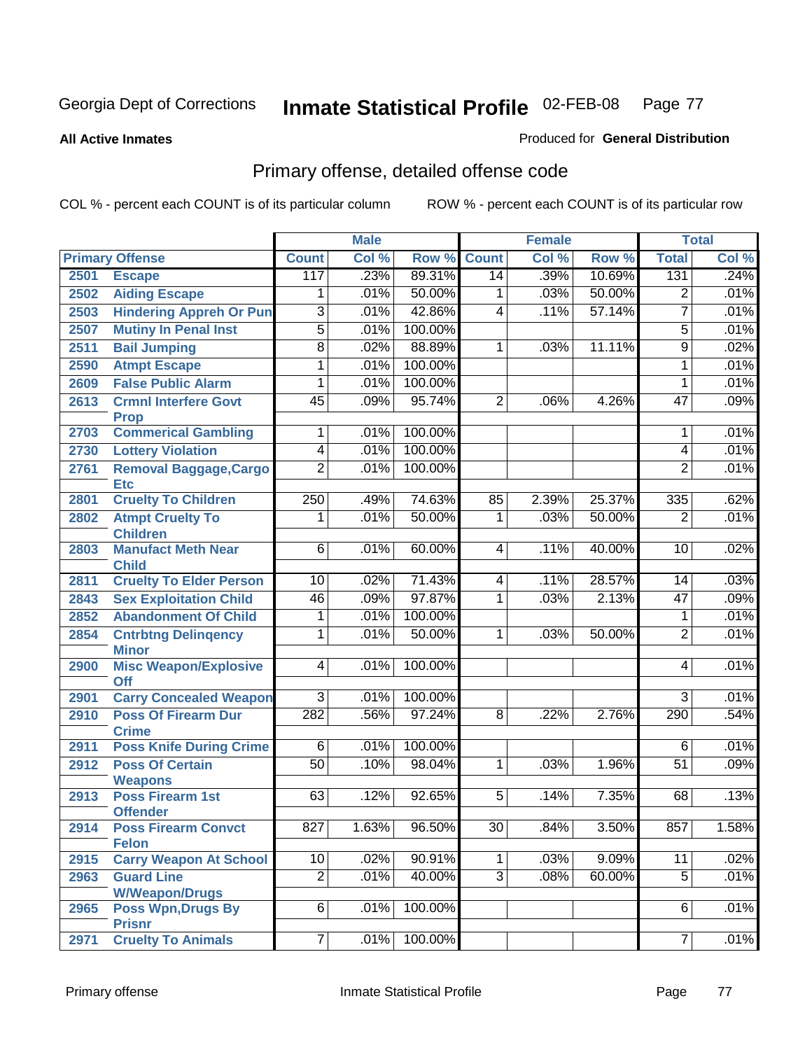Georgia Dept of Corrections

# Inmate Statistical Profile 02-FEB-08

**All Active Inmates**

Produced for **General Distribution**

## Primary offense, detailed offense code

COL % - percent each COUNT is of its particular column

ROW % - percent each COUNT is of its particular row

| Primary Offense | | Male | | | Female | | | Total | |
|---|---|---|---|---|---|---|---|---|---|
| | | Count | Col % | Row % | Count | Col % | Row % | Total | Col % |
| 2501 | Escape | 117 | .23% | 89.31% | 14 | .39% | 10.69% | 131 | .24% |
| 2502 | Aiding Escape | 1 | .01% | 50.00% | 1 | .03% | 50.00% | 2 | .01% |
| 2503 | Hindering Appreh Or Pun | 3 | .01% | 42.86% | 4 | .11% | 57.14% | 7 | .01% |
| 2507 | Mutiny In Penal Inst | 5 | .01% | 100.00% | | | | 5 | .01% |
| 2511 | Bail Jumping | 8 | .02% | 88.89% | 1 | .03% | 11.11% | 9 | .02% |
| 2590 | Atmpt Escape | 1 | .01% | 100.00% | | | | 1 | .01% |
| 2609 | False Public Alarm | 1 | .01% | 100.00% | | | | 1 | .01% |
| 2613 | Crmnl Interfere Govt Prop | 45 | .09% | 95.74% | 2 | .06% | 4.26% | 47 | .09% |
| 2703 | Commerical Gambling | 1 | .01% | 100.00% | | | | 1 | .01% |
| 2730 | Lottery Violation | 4 | .01% | 100.00% | | | | 4 | .01% |
| 2761 | Removal Baggage,Cargo Etc | 2 | .01% | 100.00% | | | | 2 | .01% |
| 2801 | Cruelty To Children | 250 | .49% | 74.63% | 85 | 2.39% | 25.37% | 335 | .62% |
| 2802 | Atmpt Cruelty To Children | 1 | .01% | 50.00% | 1 | .03% | 50.00% | 2 | .01% |
| 2803 | Manufact Meth Near Child | 6 | .01% | 60.00% | 4 | .11% | 40.00% | 10 | .02% |
| 2811 | Cruelty To Elder Person | 10 | .02% | 71.43% | 4 | .11% | 28.57% | 14 | .03% |
| 2843 | Sex Exploitation Child | 46 | .09% | 97.87% | 1 | .03% | 2.13% | 47 | .09% |
| 2852 | Abandonment Of Child | 1 | .01% | 100.00% | | | | 1 | .01% |
| 2854 | Cntrbtng Delinqency Minor | 1 | .01% | 50.00% | 1 | .03% | 50.00% | 2 | .01% |
| 2900 | Misc Weapon/Explosive Off | 4 | .01% | 100.00% | | | | 4 | .01% |
| 2901 | Carry Concealed Weapon | 3 | .01% | 100.00% | | | | 3 | .01% |
| 2910 | Poss Of Firearm Dur Crime | 282 | .56% | 97.24% | 8 | .22% | 2.76% | 290 | .54% |
| 2911 | Poss Knife During Crime | 6 | .01% | 100.00% | | | | 6 | .01% |
| 2912 | Poss Of Certain Weapons | 50 | .10% | 98.04% | 1 | .03% | 1.96% | 51 | .09% |
| 2913 | Poss Firearm 1st Offender | 63 | .12% | 92.65% | 5 | .14% | 7.35% | 68 | .13% |
| 2914 | Poss Firearm Convct Felon | 827 | 1.63% | 96.50% | 30 | .84% | 3.50% | 857 | 1.58% |
| 2915 | Carry Weapon At School | 10 | .02% | 90.91% | 1 | .03% | 9.09% | 11 | .02% |
| 2963 | Guard Line W/Weapon/Drugs | 2 | .01% | 40.00% | 3 | .08% | 60.00% | 5 | .01% |
| 2965 | Poss Wpn,Drugs By Prisnr | 6 | .01% | 100.00% | | | | 6 | .01% |
| 2971 | Cruelty To Animals | 7 | .01% | 100.00% | | | | 7 | .01% |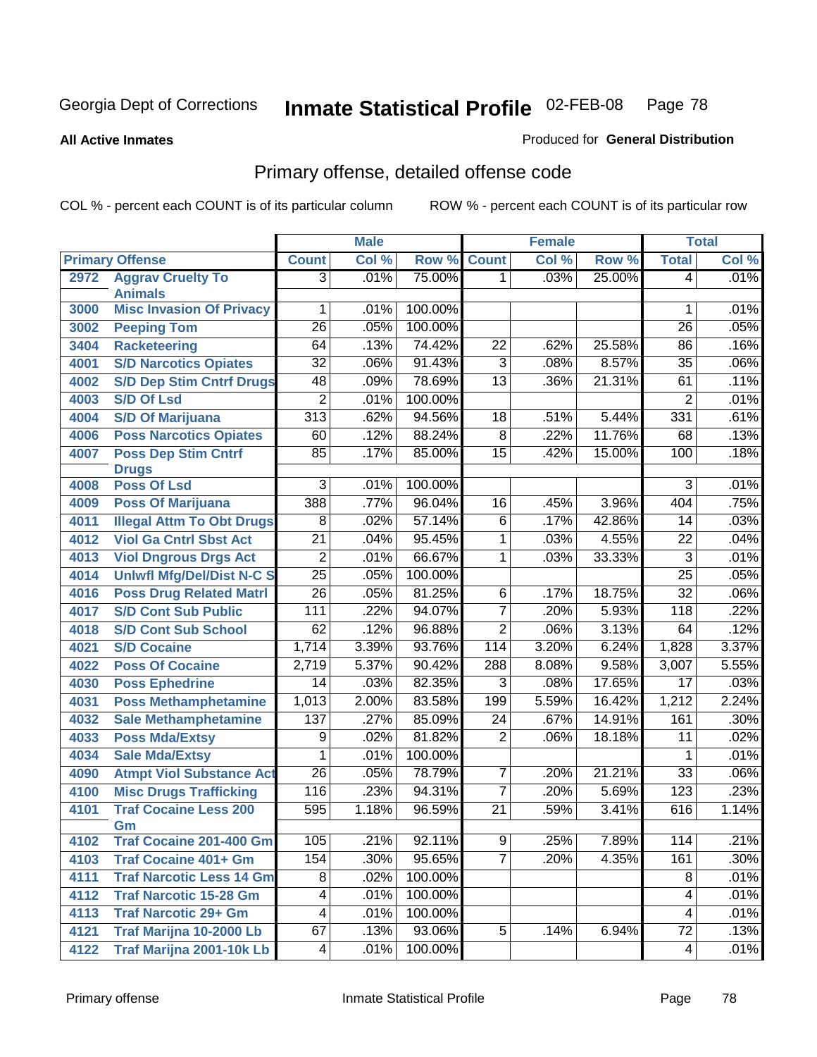Georgia Dept of Corrections

# Inmate Statistical Profile 02-FEB-08

**All Active Inmates**

Produced for **General Distribution**

## Primary offense, detailed offense code

COL % - percent each COUNT is of its particular column

ROW % - percent each COUNT is of its particular row

| Primary Offense | | Male | | | Female | | | Total | |
|---|---|---|---|---|---|---|---|---|---|
| | | Count | Col % | Row % | Count | Col % | Row % | Total | Col % |
| 2972 | Aggrav Cruelty To Animals | 3 | .01% | 75.00% | 1 | .03% | 25.00% | 4 | .01% |
| 3000 | Misc Invasion Of Privacy | 1 | .01% | 100.00% | | | | 1 | .01% |
| 3002 | Peeping Tom | 26 | .05% | 100.00% | | | | 26 | .05% |
| 3404 | Racketeering | 64 | .13% | 74.42% | 22 | .62% | 25.58% | 86 | .16% |
| 4001 | S/D Narcotics Opiates | 32 | .06% | 91.43% | 3 | .08% | 8.57% | 35 | .06% |
| 4002 | S/D Dep Stim Cntrf Drugs | 48 | .09% | 78.69% | 13 | .36% | 21.31% | 61 | .11% |
| 4003 | S/D Of Lsd | 2 | .01% | 100.00% | | | | 2 | .01% |
| 4004 | S/D Of Marijuana | 313 | .62% | 94.56% | 18 | .51% | 5.44% | 331 | .61% |
| 4006 | Poss Narcotics Opiates | 60 | .12% | 88.24% | 8 | .22% | 11.76% | 68 | .13% |
| 4007 | Poss Dep Stim Cntrf Drugs | 85 | .17% | 85.00% | 15 | .42% | 15.00% | 100 | .18% |
| 4008 | Poss Of Lsd | 3 | .01% | 100.00% | | | | 3 | .01% |
| 4009 | Poss Of Marijuana | 388 | .77% | 96.04% | 16 | .45% | 3.96% | 404 | .75% |
| 4011 | Illegal Attm To Obt Drugs | 8 | .02% | 57.14% | 6 | .17% | 42.86% | 14 | .03% |
| 4012 | Viol Ga Cntrl Sbst Act | 21 | .04% | 95.45% | 1 | .03% | 4.55% | 22 | .04% |
| 4013 | Viol Dngrous Drgs Act | 2 | .01% | 66.67% | 1 | .03% | 33.33% | 3 | .01% |
| 4014 | Unlwfl Mfg/Del/Dist N-C S | 25 | .05% | 100.00% | | | | 25 | .05% |
| 4016 | Poss Drug Related Matrl | 26 | .05% | 81.25% | 6 | .17% | 18.75% | 32 | .06% |
| 4017 | S/D Cont Sub Public | 111 | .22% | 94.07% | 7 | .20% | 5.93% | 118 | .22% |
| 4018 | S/D Cont Sub School | 62 | .12% | 96.88% | 2 | .06% | 3.13% | 64 | .12% |
| 4021 | S/D Cocaine | 1,714 | 3.39% | 93.76% | 114 | 3.20% | 6.24% | 1,828 | 3.37% |
| 4022 | Poss Of Cocaine | 2,719 | 5.37% | 90.42% | 288 | 8.08% | 9.58% | 3,007 | 5.55% |
| 4030 | Poss Ephedrine | 14 | .03% | 82.35% | 3 | .08% | 17.65% | 17 | .03% |
| 4031 | Poss Methamphetamine | 1,013 | 2.00% | 83.58% | 199 | 5.59% | 16.42% | 1,212 | 2.24% |
| 4032 | Sale Methamphetamine | 137 | .27% | 85.09% | 24 | .67% | 14.91% | 161 | .30% |
| 4033 | Poss Mda/Extsy | 9 | .02% | 81.82% | 2 | .06% | 18.18% | 11 | .02% |
| 4034 | Sale Mda/Extsy | 1 | .01% | 100.00% | | | | 1 | .01% |
| 4090 | Atmpt Viol Substance Act | 26 | .05% | 78.79% | 7 | .20% | 21.21% | 33 | .06% |
| 4100 | Misc Drugs Trafficking | 116 | .23% | 94.31% | 7 | .20% | 5.69% | 123 | .23% |
| 4101 | Traf Cocaine Less 200 Gm | 595 | 1.18% | 96.59% | 21 | .59% | 3.41% | 616 | 1.14% |
| 4102 | Traf Cocaine 201-400 Gm | 105 | .21% | 92.11% | 9 | .25% | 7.89% | 114 | .21% |
| 4103 | Traf Cocaine 401+ Gm | 154 | .30% | 95.65% | 7 | .20% | 4.35% | 161 | .30% |
| 4111 | Traf Narcotic Less 14 Gm | 8 | .02% | 100.00% | | | | 8 | .01% |
| 4112 | Traf Narcotic 15-28 Gm | 4 | .01% | 100.00% | | | | 4 | .01% |
| 4113 | Traf Narcotic 29+ Gm | 4 | .01% | 100.00% | | | | 4 | .01% |
| 4121 | Traf Marijna 10-2000 Lb | 67 | .13% | 93.06% | 5 | .14% | 6.94% | 72 | .13% |
| 4122 | Traf Marijna 2001-10k Lb | 4 | .01% | 100.00% | | | | 4 | .01% |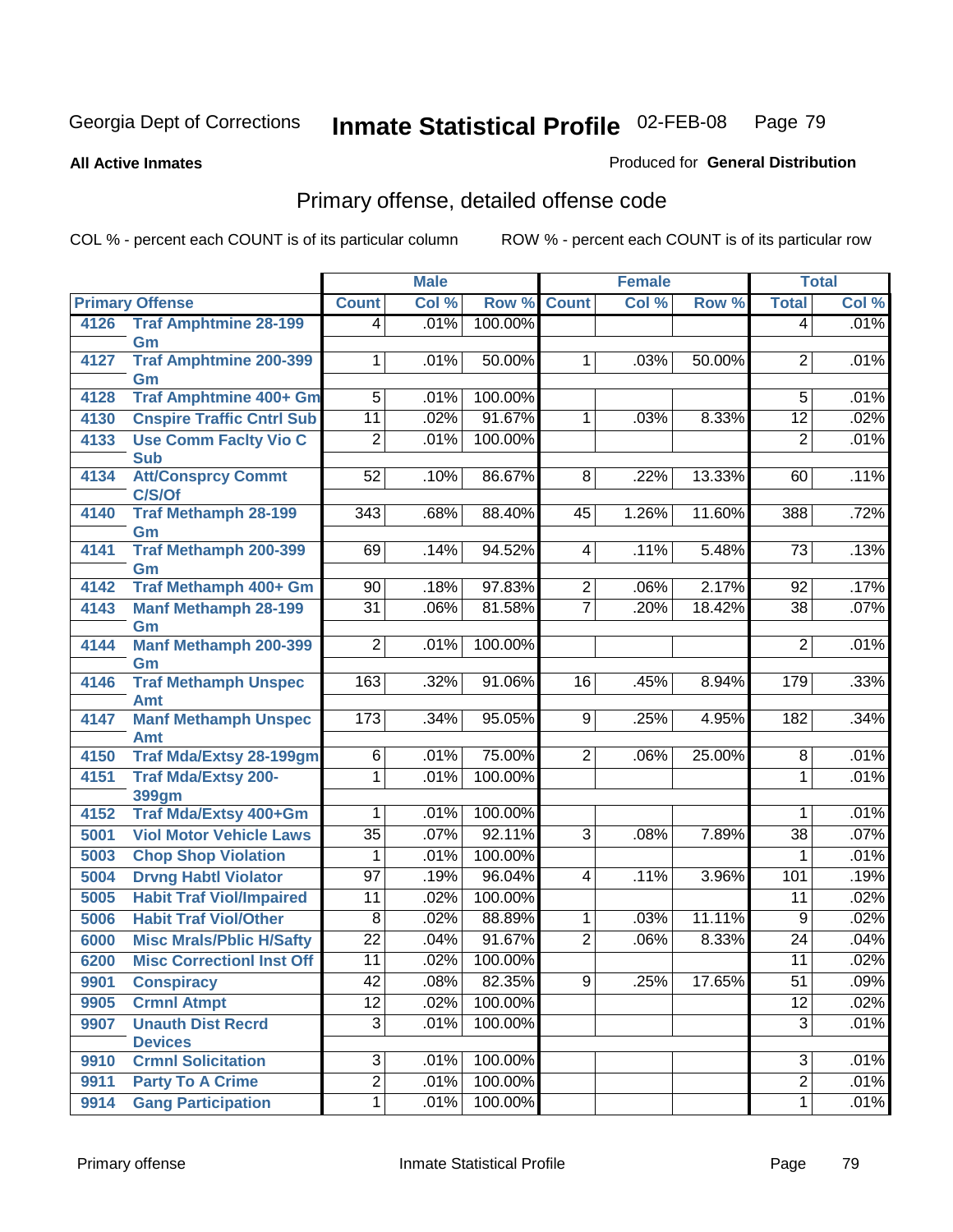Georgia Dept of Corrections **Inmate Statistical Profile** 02-FEB-08

**All Active Inmates**

Produced for **General Distribution**

## Primary offense, detailed offense code

COL % - percent each COUNT is of its particular column ROW % - percent each COUNT is of its particular row

| Primary Offense | | Male | | | Female | | | Total | |
|---|---|---|---|---|---|---|---|---|---|
| | | Count | Col % | Row % | Count | Col % | Row % | Total | Col % |
| 4126 | Traf Amphtmine 28-199 Gm | 4 | .01% | 100.00% | | | | 4 | .01% |
| 4127 | Traf Amphtmine 200-399 Gm | 1 | .01% | 50.00% | 1 | .03% | 50.00% | 2 | .01% |
| 4128 | Traf Amphtmine 400+ Gm | 5 | .01% | 100.00% | | | | 5 | .01% |
| 4130 | Cnspire Traffic Cntrl Sub | 11 | .02% | 91.67% | 1 | .03% | 8.33% | 12 | .02% |
| 4133 | Use Comm Faclty Vio C Sub | 2 | .01% | 100.00% | | | | 2 | .01% |
| 4134 | Att/Consprcy Commt C/S/Of | 52 | .10% | 86.67% | 8 | .22% | 13.33% | 60 | .11% |
| 4140 | Traf Methamph 28-199 Gm | 343 | .68% | 88.40% | 45 | 1.26% | 11.60% | 388 | .72% |
| 4141 | Traf Methamph 200-399 Gm | 69 | .14% | 94.52% | 4 | .11% | 5.48% | 73 | .13% |
| 4142 | Traf Methamph 400+ Gm | 90 | .18% | 97.83% | 2 | .06% | 2.17% | 92 | .17% |
| 4143 | Manf Methamph 28-199 Gm | 31 | .06% | 81.58% | 7 | .20% | 18.42% | 38 | .07% |
| 4144 | Manf Methamph 200-399 Gm | 2 | .01% | 100.00% | | | | 2 | .01% |
| 4146 | Traf Methamph Unspec Amt | 163 | .32% | 91.06% | 16 | .45% | 8.94% | 179 | .33% |
| 4147 | Manf Methamph Unspec Amt | 173 | .34% | 95.05% | 9 | .25% | 4.95% | 182 | .34% |
| 4150 | Traf Mda/Extsy 28-199gm | 6 | .01% | 75.00% | 2 | .06% | 25.00% | 8 | .01% |
| 4151 | Traf Mda/Extsy 200-399gm | 1 | .01% | 100.00% | | | | 1 | .01% |
| 4152 | Traf Mda/Extsy 400+Gm | 1 | .01% | 100.00% | | | | 1 | .01% |
| 5001 | Viol Motor Vehicle Laws | 35 | .07% | 92.11% | 3 | .08% | 7.89% | 38 | .07% |
| 5003 | Chop Shop Violation | 1 | .01% | 100.00% | | | | 1 | .01% |
| 5004 | Drvng Habtl Violator | 97 | .19% | 96.04% | 4 | .11% | 3.96% | 101 | .19% |
| 5005 | Habit Traf Viol/Impaired | 11 | .02% | 100.00% | | | | 11 | .02% |
| 5006 | Habit Traf Viol/Other | 8 | .02% | 88.89% | 1 | .03% | 11.11% | 9 | .02% |
| 6000 | Misc Mrals/Pblic H/Safty | 22 | .04% | 91.67% | 2 | .06% | 8.33% | 24 | .04% |
| 6200 | Misc Correctionl Inst Off | 11 | .02% | 100.00% | | | | 11 | .02% |
| 9901 | Conspiracy | 42 | .08% | 82.35% | 9 | .25% | 17.65% | 51 | .09% |
| 9905 | Crmnl Atmpt | 12 | .02% | 100.00% | | | | 12 | .02% |
| 9907 | Unauth Dist Recrd Devices | 3 | .01% | 100.00% | | | | 3 | .01% |
| 9910 | Crmnl Solicitation | 3 | .01% | 100.00% | | | | 3 | .01% |
| 9911 | Party To A Crime | 2 | .01% | 100.00% | | | | 2 | .01% |
| 9914 | Gang Participation | 1 | .01% | 100.00% | | | | 1 | .01% |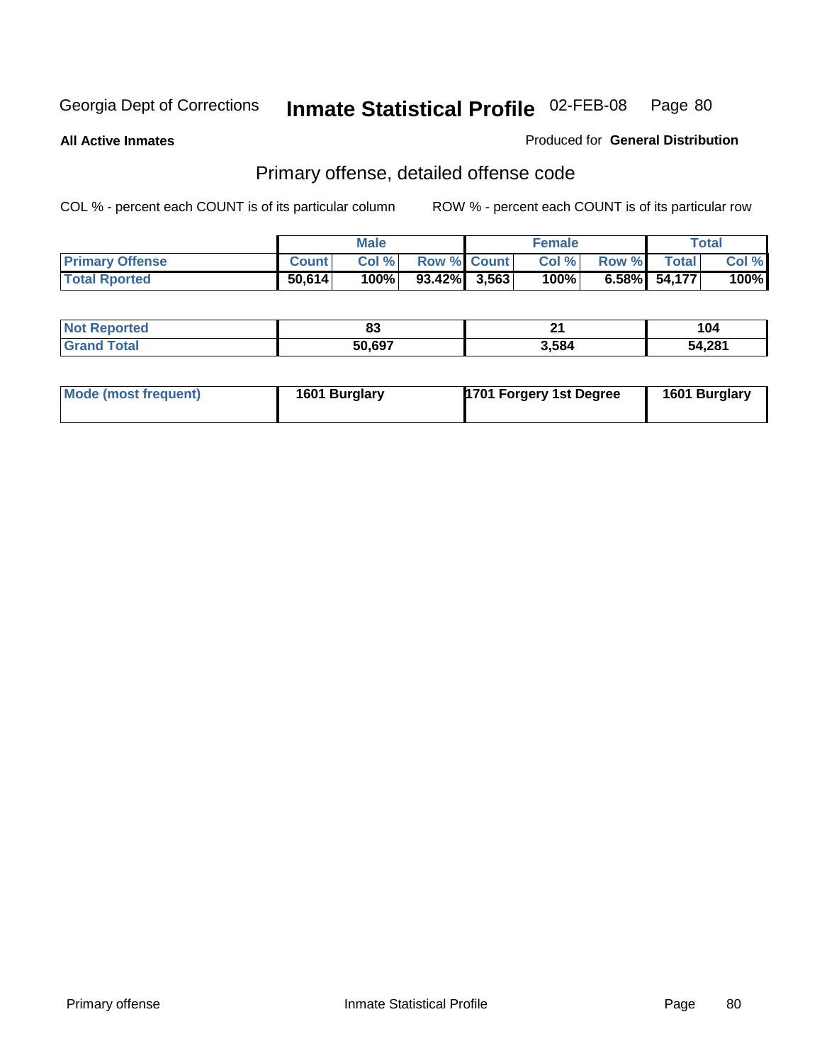Georgia Dept of Corrections **Inmate Statistical Profile** 02-FEB-08

**All Active Inmates**

Produced for **General Distribution**

## Primary offense, detailed offense code

COL % - percent each COUNT is of its particular column

ROW % - percent each COUNT is of its particular row

| | Male | | | Female | | | Total | |
|---|---|---|---|---|---|---|---|---|
| **Primary Offense** | **Count** | **Col %** | **Row %** | **Count** | **Col %** | **Row %** | **Total** | **Col %** |
| **Total Rported** | **50,614** | **100%** | **93.42%** | **3,563** | **100%** | **6.58%** | **54,177** | **100%** |

| | Male | Female | Total |
|---|---|---|---|
| **Not Reported** | **83** | **21** | **104** |
| **Grand Total** | **50,697** | **3,584** | **54,281** |

| | Male | Female | Total |
|---|---|---|---|
| **Mode (most frequent)** | **1601 Burglary** | **1701 Forgery 1st Degree** | **1601 Burglary** |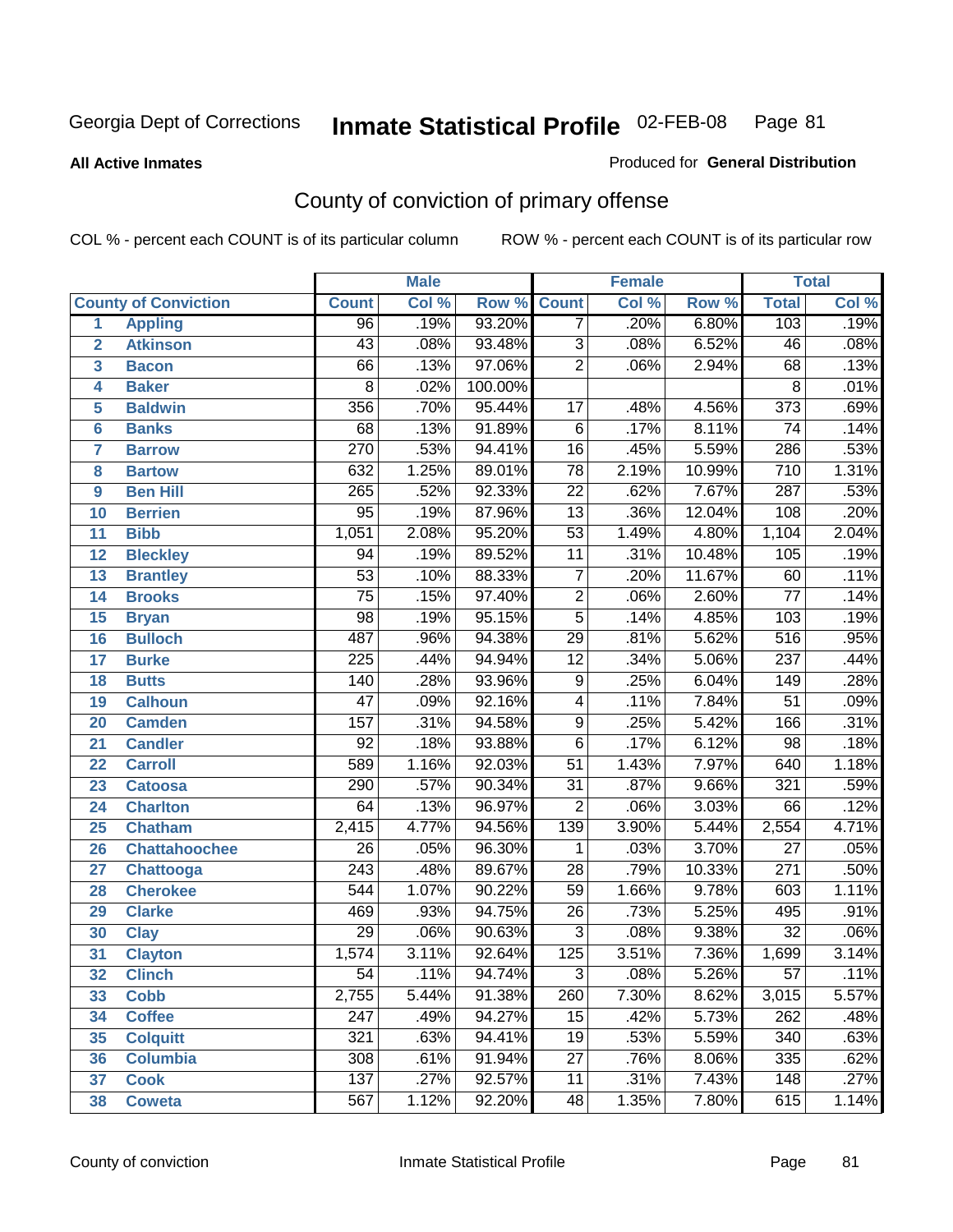Georgia Dept of Corrections **Inmate Statistical Profile** 02-FEB-08

**All Active Inmates**

Produced for **General Distribution**

## County of conviction of primary offense

COL % - percent each COUNT is of its particular column

ROW % - percent each COUNT is of its particular row

| | | Male | | | Female | | | Total | |
|---|---|---|---|---|---|---|---|---|---|
| **County of Conviction** | | **Count** | **Col %** | **Row %** | **Count** | **Col %** | **Row %** | **Total** | **Col %** |
| 1 | **Appling** | 96 | .19% | 93.20% | 7 | .20% | 6.80% | 103 | .19% |
| 2 | **Atkinson** | 43 | .08% | 93.48% | 3 | .08% | 6.52% | 46 | .08% |
| 3 | **Bacon** | 66 | .13% | 97.06% | 2 | .06% | 2.94% | 68 | .13% |
| 4 | **Baker** | 8 | .02% | 100.00% | | | | 8 | .01% |
| 5 | **Baldwin** | 356 | .70% | 95.44% | 17 | .48% | 4.56% | 373 | .69% |
| 6 | **Banks** | 68 | .13% | 91.89% | 6 | .17% | 8.11% | 74 | .14% |
| 7 | **Barrow** | 270 | .53% | 94.41% | 16 | .45% | 5.59% | 286 | .53% |
| 8 | **Bartow** | 632 | 1.25% | 89.01% | 78 | 2.19% | 10.99% | 710 | 1.31% |
| 9 | **Ben Hill** | 265 | .52% | 92.33% | 22 | .62% | 7.67% | 287 | .53% |
| 10 | **Berrien** | 95 | .19% | 87.96% | 13 | .36% | 12.04% | 108 | .20% |
| 11 | **Bibb** | 1,051 | 2.08% | 95.20% | 53 | 1.49% | 4.80% | 1,104 | 2.04% |
| 12 | **Bleckley** | 94 | .19% | 89.52% | 11 | .31% | 10.48% | 105 | .19% |
| 13 | **Brantley** | 53 | .10% | 88.33% | 7 | .20% | 11.67% | 60 | .11% |
| 14 | **Brooks** | 75 | .15% | 97.40% | 2 | .06% | 2.60% | 77 | .14% |
| 15 | **Bryan** | 98 | .19% | 95.15% | 5 | .14% | 4.85% | 103 | .19% |
| 16 | **Bulloch** | 487 | .96% | 94.38% | 29 | .81% | 5.62% | 516 | .95% |
| 17 | **Burke** | 225 | .44% | 94.94% | 12 | .34% | 5.06% | 237 | .44% |
| 18 | **Butts** | 140 | .28% | 93.96% | 9 | .25% | 6.04% | 149 | .28% |
| 19 | **Calhoun** | 47 | .09% | 92.16% | 4 | .11% | 7.84% | 51 | .09% |
| 20 | **Camden** | 157 | .31% | 94.58% | 9 | .25% | 5.42% | 166 | .31% |
| 21 | **Candler** | 92 | .18% | 93.88% | 6 | .17% | 6.12% | 98 | .18% |
| 22 | **Carroll** | 589 | 1.16% | 92.03% | 51 | 1.43% | 7.97% | 640 | 1.18% |
| 23 | **Catoosa** | 290 | .57% | 90.34% | 31 | .87% | 9.66% | 321 | .59% |
| 24 | **Charlton** | 64 | .13% | 96.97% | 2 | .06% | 3.03% | 66 | .12% |
| 25 | **Chatham** | 2,415 | 4.77% | 94.56% | 139 | 3.90% | 5.44% | 2,554 | 4.71% |
| 26 | **Chattahoochee** | 26 | .05% | 96.30% | 1 | .03% | 3.70% | 27 | .05% |
| 27 | **Chattooga** | 243 | .48% | 89.67% | 28 | .79% | 10.33% | 271 | .50% |
| 28 | **Cherokee** | 544 | 1.07% | 90.22% | 59 | 1.66% | 9.78% | 603 | 1.11% |
| 29 | **Clarke** | 469 | .93% | 94.75% | 26 | .73% | 5.25% | 495 | .91% |
| 30 | **Clay** | 29 | .06% | 90.63% | 3 | .08% | 9.38% | 32 | .06% |
| 31 | **Clayton** | 1,574 | 3.11% | 92.64% | 125 | 3.51% | 7.36% | 1,699 | 3.14% |
| 32 | **Clinch** | 54 | .11% | 94.74% | 3 | .08% | 5.26% | 57 | .11% |
| 33 | **Cobb** | 2,755 | 5.44% | 91.38% | 260 | 7.30% | 8.62% | 3,015 | 5.57% |
| 34 | **Coffee** | 247 | .49% | 94.27% | 15 | .42% | 5.73% | 262 | .48% |
| 35 | **Colquitt** | 321 | .63% | 94.41% | 19 | .53% | 5.59% | 340 | .63% |
| 36 | **Columbia** | 308 | .61% | 91.94% | 27 | .76% | 8.06% | 335 | .62% |
| 37 | **Cook** | 137 | .27% | 92.57% | 11 | .31% | 7.43% | 148 | .27% |
| 38 | **Coweta** | 567 | 1.12% | 92.20% | 48 | 1.35% | 7.80% | 615 | 1.14% |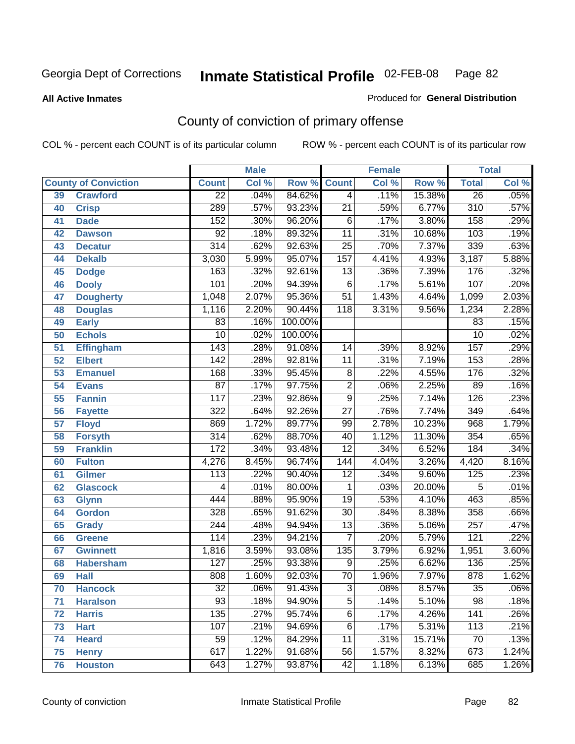Georgia Dept of Corrections **Inmate Statistical Profile** 02-FEB-08

**All Active Inmates** Produced for **General Distribution**

## County of conviction of primary offense

COL % - percent each COUNT is of its particular column ROW % - percent each COUNT is of its particular row

| | | Male | | | Female | | | Total | |
|---|---|---|---|---|---|---|---|---|---|
| County of Conviction | | Count | Col % | Row % | Count | Col % | Row % | Total | Col % |
| 39 | Crawford | 22 | .04% | 84.62% | 4 | .11% | 15.38% | 26 | .05% |
| 40 | Crisp | 289 | .57% | 93.23% | 21 | .59% | 6.77% | 310 | .57% |
| 41 | Dade | 152 | .30% | 96.20% | 6 | .17% | 3.80% | 158 | .29% |
| 42 | Dawson | 92 | .18% | 89.32% | 11 | .31% | 10.68% | 103 | .19% |
| 43 | Decatur | 314 | .62% | 92.63% | 25 | .70% | 7.37% | 339 | .63% |
| 44 | Dekalb | 3,030 | 5.99% | 95.07% | 157 | 4.41% | 4.93% | 3,187 | 5.88% |
| 45 | Dodge | 163 | .32% | 92.61% | 13 | .36% | 7.39% | 176 | .32% |
| 46 | Dooly | 101 | .20% | 94.39% | 6 | .17% | 5.61% | 107 | .20% |
| 47 | Dougherty | 1,048 | 2.07% | 95.36% | 51 | 1.43% | 4.64% | 1,099 | 2.03% |
| 48 | Douglas | 1,116 | 2.20% | 90.44% | 118 | 3.31% | 9.56% | 1,234 | 2.28% |
| 49 | Early | 83 | .16% | 100.00% | | | | 83 | .15% |
| 50 | Echols | 10 | .02% | 100.00% | | | | 10 | .02% |
| 51 | Effingham | 143 | .28% | 91.08% | 14 | .39% | 8.92% | 157 | .29% |
| 52 | Elbert | 142 | .28% | 92.81% | 11 | .31% | 7.19% | 153 | .28% |
| 53 | Emanuel | 168 | .33% | 95.45% | 8 | .22% | 4.55% | 176 | .32% |
| 54 | Evans | 87 | .17% | 97.75% | 2 | .06% | 2.25% | 89 | .16% |
| 55 | Fannin | 117 | .23% | 92.86% | 9 | .25% | 7.14% | 126 | .23% |
| 56 | Fayette | 322 | .64% | 92.26% | 27 | .76% | 7.74% | 349 | .64% |
| 57 | Floyd | 869 | 1.72% | 89.77% | 99 | 2.78% | 10.23% | 968 | 1.79% |
| 58 | Forsyth | 314 | .62% | 88.70% | 40 | 1.12% | 11.30% | 354 | .65% |
| 59 | Franklin | 172 | .34% | 93.48% | 12 | .34% | 6.52% | 184 | .34% |
| 60 | Fulton | 4,276 | 8.45% | 96.74% | 144 | 4.04% | 3.26% | 4,420 | 8.16% |
| 61 | Gilmer | 113 | .22% | 90.40% | 12 | .34% | 9.60% | 125 | .23% |
| 62 | Glascock | 4 | .01% | 80.00% | 1 | .03% | 20.00% | 5 | .01% |
| 63 | Glynn | 444 | .88% | 95.90% | 19 | .53% | 4.10% | 463 | .85% |
| 64 | Gordon | 328 | .65% | 91.62% | 30 | .84% | 8.38% | 358 | .66% |
| 65 | Grady | 244 | .48% | 94.94% | 13 | .36% | 5.06% | 257 | .47% |
| 66 | Greene | 114 | .23% | 94.21% | 7 | .20% | 5.79% | 121 | .22% |
| 67 | Gwinnett | 1,816 | 3.59% | 93.08% | 135 | 3.79% | 6.92% | 1,951 | 3.60% |
| 68 | Habersham | 127 | .25% | 93.38% | 9 | .25% | 6.62% | 136 | .25% |
| 69 | Hall | 808 | 1.60% | 92.03% | 70 | 1.96% | 7.97% | 878 | 1.62% |
| 70 | Hancock | 32 | .06% | 91.43% | 3 | .08% | 8.57% | 35 | .06% |
| 71 | Haralson | 93 | .18% | 94.90% | 5 | .14% | 5.10% | 98 | .18% |
| 72 | Harris | 135 | .27% | 95.74% | 6 | .17% | 4.26% | 141 | .26% |
| 73 | Hart | 107 | .21% | 94.69% | 6 | .17% | 5.31% | 113 | .21% |
| 74 | Heard | 59 | .12% | 84.29% | 11 | .31% | 15.71% | 70 | .13% |
| 75 | Henry | 617 | 1.22% | 91.68% | 56 | 1.57% | 8.32% | 673 | 1.24% |
| 76 | Houston | 643 | 1.27% | 93.87% | 42 | 1.18% | 6.13% | 685 | 1.26% |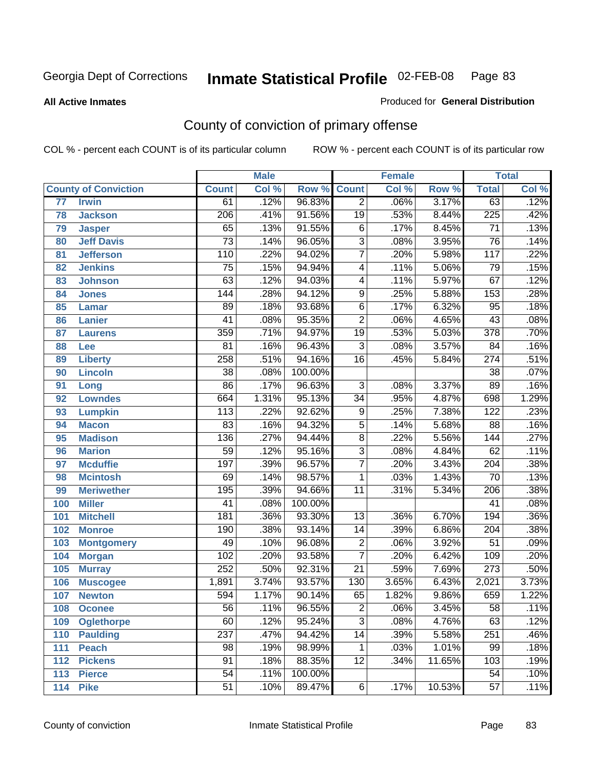Georgia Dept of Corrections **Inmate Statistical Profile** 02-FEB-08 Page 83

**All Active Inmates**

Produced for **General Distribution**

## County of conviction of primary offense

COL % - percent each COUNT is of its particular column ROW % - percent each COUNT is of its particular row

| County of Conviction | | Male | | | Female | | | Total | |
|---|---|---|---|---|---|---|---|---|---|
| | | Count | Col % | Row % | Count | Col % | Row % | Total | Col % |
| 77 | Irwin | 61 | .12% | 96.83% | 2 | .06% | 3.17% | 63 | .12% |
| 78 | Jackson | 206 | .41% | 91.56% | 19 | .53% | 8.44% | 225 | .42% |
| 79 | Jasper | 65 | .13% | 91.55% | 6 | .17% | 8.45% | 71 | .13% |
| 80 | Jeff Davis | 73 | .14% | 96.05% | 3 | .08% | 3.95% | 76 | .14% |
| 81 | Jefferson | 110 | .22% | 94.02% | 7 | .20% | 5.98% | 117 | .22% |
| 82 | Jenkins | 75 | .15% | 94.94% | 4 | .11% | 5.06% | 79 | .15% |
| 83 | Johnson | 63 | .12% | 94.03% | 4 | .11% | 5.97% | 67 | .12% |
| 84 | Jones | 144 | .28% | 94.12% | 9 | .25% | 5.88% | 153 | .28% |
| 85 | Lamar | 89 | .18% | 93.68% | 6 | .17% | 6.32% | 95 | .18% |
| 86 | Lanier | 41 | .08% | 95.35% | 2 | .06% | 4.65% | 43 | .08% |
| 87 | Laurens | 359 | .71% | 94.97% | 19 | .53% | 5.03% | 378 | .70% |
| 88 | Lee | 81 | .16% | 96.43% | 3 | .08% | 3.57% | 84 | .16% |
| 89 | Liberty | 258 | .51% | 94.16% | 16 | .45% | 5.84% | 274 | .51% |
| 90 | Lincoln | 38 | .08% | 100.00% | | | | 38 | .07% |
| 91 | Long | 86 | .17% | 96.63% | 3 | .08% | 3.37% | 89 | .16% |
| 92 | Lowndes | 664 | 1.31% | 95.13% | 34 | .95% | 4.87% | 698 | 1.29% |
| 93 | Lumpkin | 113 | .22% | 92.62% | 9 | .25% | 7.38% | 122 | .23% |
| 94 | Macon | 83 | .16% | 94.32% | 5 | .14% | 5.68% | 88 | .16% |
| 95 | Madison | 136 | .27% | 94.44% | 8 | .22% | 5.56% | 144 | .27% |
| 96 | Marion | 59 | .12% | 95.16% | 3 | .08% | 4.84% | 62 | .11% |
| 97 | Mcduffie | 197 | .39% | 96.57% | 7 | .20% | 3.43% | 204 | .38% |
| 98 | Mcintosh | 69 | .14% | 98.57% | 1 | .03% | 1.43% | 70 | .13% |
| 99 | Meriwether | 195 | .39% | 94.66% | 11 | .31% | 5.34% | 206 | .38% |
| 100 | Miller | 41 | .08% | 100.00% | | | | 41 | .08% |
| 101 | Mitchell | 181 | .36% | 93.30% | 13 | .36% | 6.70% | 194 | .36% |
| 102 | Monroe | 190 | .38% | 93.14% | 14 | .39% | 6.86% | 204 | .38% |
| 103 | Montgomery | 49 | .10% | 96.08% | 2 | .06% | 3.92% | 51 | .09% |
| 104 | Morgan | 102 | .20% | 93.58% | 7 | .20% | 6.42% | 109 | .20% |
| 105 | Murray | 252 | .50% | 92.31% | 21 | .59% | 7.69% | 273 | .50% |
| 106 | Muscogee | 1,891 | 3.74% | 93.57% | 130 | 3.65% | 6.43% | 2,021 | 3.73% |
| 107 | Newton | 594 | 1.17% | 90.14% | 65 | 1.82% | 9.86% | 659 | 1.22% |
| 108 | Oconee | 56 | .11% | 96.55% | 2 | .06% | 3.45% | 58 | .11% |
| 109 | Oglethorpe | 60 | .12% | 95.24% | 3 | .08% | 4.76% | 63 | .12% |
| 110 | Paulding | 237 | .47% | 94.42% | 14 | .39% | 5.58% | 251 | .46% |
| 111 | Peach | 98 | .19% | 98.99% | 1 | .03% | 1.01% | 99 | .18% |
| 112 | Pickens | 91 | .18% | 88.35% | 12 | .34% | 11.65% | 103 | .19% |
| 113 | Pierce | 54 | .11% | 100.00% | | | | 54 | .10% |
| 114 | Pike | 51 | .10% | 89.47% | 6 | .17% | 10.53% | 57 | .11% |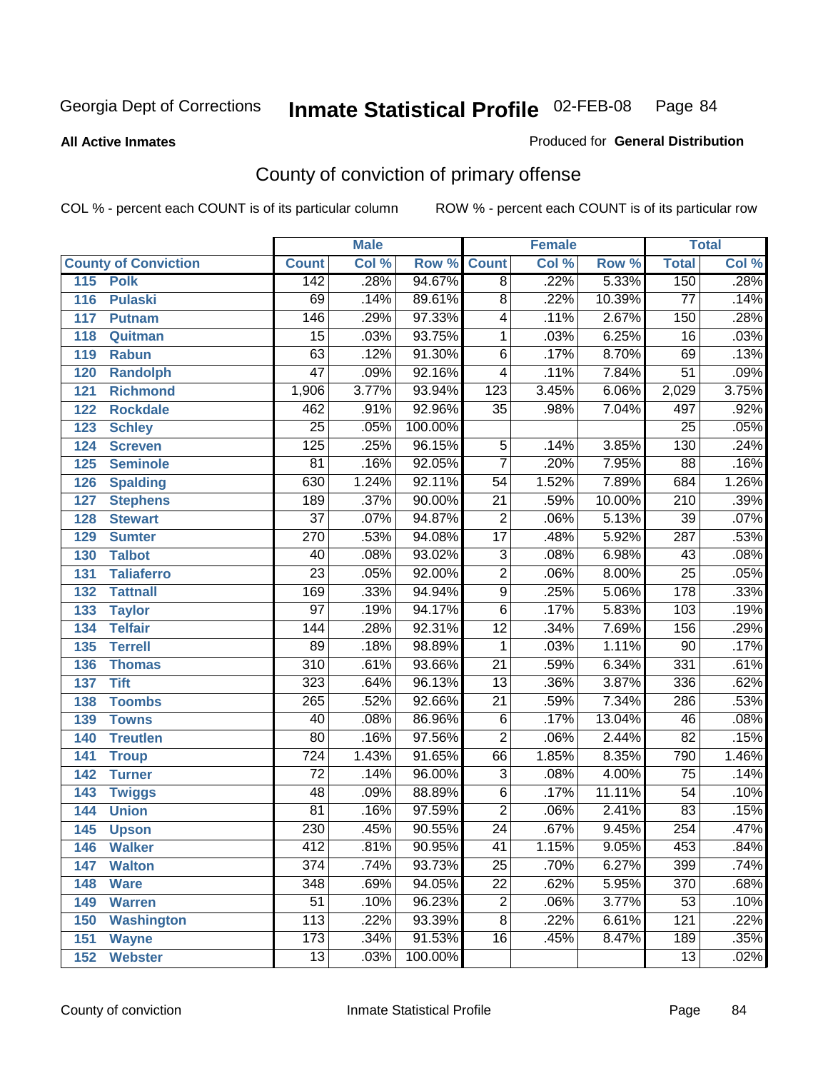Georgia Dept of Corrections **Inmate Statistical Profile** 02-FEB-08

**All Active Inmates** Produced for **General Distribution**

## County of conviction of primary offense

COL % - percent each COUNT is of its particular column ROW % - percent each COUNT is of its particular row

| County of Conviction | | Male | | | Female | | | Total | |
|---|---|---|---|---|---|---|---|---|---|
| | | Count | Col % | Row % | Count | Col % | Row % | Total | Col % |
| 115 | Polk | 142 | .28% | 94.67% | 8 | .22% | 5.33% | 150 | .28% |
| 116 | Pulaski | 69 | .14% | 89.61% | 8 | .22% | 10.39% | 77 | .14% |
| 117 | Putnam | 146 | .29% | 97.33% | 4 | .11% | 2.67% | 150 | .28% |
| 118 | Quitman | 15 | .03% | 93.75% | 1 | .03% | 6.25% | 16 | .03% |
| 119 | Rabun | 63 | .12% | 91.30% | 6 | .17% | 8.70% | 69 | .13% |
| 120 | Randolph | 47 | .09% | 92.16% | 4 | .11% | 7.84% | 51 | .09% |
| 121 | Richmond | 1,906 | 3.77% | 93.94% | 123 | 3.45% | 6.06% | 2,029 | 3.75% |
| 122 | Rockdale | 462 | .91% | 92.96% | 35 | .98% | 7.04% | 497 | .92% |
| 123 | Schley | 25 | .05% | 100.00% | | | | 25 | .05% |
| 124 | Screven | 125 | .25% | 96.15% | 5 | .14% | 3.85% | 130 | .24% |
| 125 | Seminole | 81 | .16% | 92.05% | 7 | .20% | 7.95% | 88 | .16% |
| 126 | Spalding | 630 | 1.24% | 92.11% | 54 | 1.52% | 7.89% | 684 | 1.26% |
| 127 | Stephens | 189 | .37% | 90.00% | 21 | .59% | 10.00% | 210 | .39% |
| 128 | Stewart | 37 | .07% | 94.87% | 2 | .06% | 5.13% | 39 | .07% |
| 129 | Sumter | 270 | .53% | 94.08% | 17 | .48% | 5.92% | 287 | .53% |
| 130 | Talbot | 40 | .08% | 93.02% | 3 | .08% | 6.98% | 43 | .08% |
| 131 | Taliaferro | 23 | .05% | 92.00% | 2 | .06% | 8.00% | 25 | .05% |
| 132 | Tattnall | 169 | .33% | 94.94% | 9 | .25% | 5.06% | 178 | .33% |
| 133 | Taylor | 97 | .19% | 94.17% | 6 | .17% | 5.83% | 103 | .19% |
| 134 | Telfair | 144 | .28% | 92.31% | 12 | .34% | 7.69% | 156 | .29% |
| 135 | Terrell | 89 | .18% | 98.89% | 1 | .03% | 1.11% | 90 | .17% |
| 136 | Thomas | 310 | .61% | 93.66% | 21 | .59% | 6.34% | 331 | .61% |
| 137 | Tift | 323 | .64% | 96.13% | 13 | .36% | 3.87% | 336 | .62% |
| 138 | Toombs | 265 | .52% | 92.66% | 21 | .59% | 7.34% | 286 | .53% |
| 139 | Towns | 40 | .08% | 86.96% | 6 | .17% | 13.04% | 46 | .08% |
| 140 | Treutlen | 80 | .16% | 97.56% | 2 | .06% | 2.44% | 82 | .15% |
| 141 | Troup | 724 | 1.43% | 91.65% | 66 | 1.85% | 8.35% | 790 | 1.46% |
| 142 | Turner | 72 | .14% | 96.00% | 3 | .08% | 4.00% | 75 | .14% |
| 143 | Twiggs | 48 | .09% | 88.89% | 6 | .17% | 11.11% | 54 | .10% |
| 144 | Union | 81 | .16% | 97.59% | 2 | .06% | 2.41% | 83 | .15% |
| 145 | Upson | 230 | .45% | 90.55% | 24 | .67% | 9.45% | 254 | .47% |
| 146 | Walker | 412 | .81% | 90.95% | 41 | 1.15% | 9.05% | 453 | .84% |
| 147 | Walton | 374 | .74% | 93.73% | 25 | .70% | 6.27% | 399 | .74% |
| 148 | Ware | 348 | .69% | 94.05% | 22 | .62% | 5.95% | 370 | .68% |
| 149 | Warren | 51 | .10% | 96.23% | 2 | .06% | 3.77% | 53 | .10% |
| 150 | Washington | 113 | .22% | 93.39% | 8 | .22% | 6.61% | 121 | .22% |
| 151 | Wayne | 173 | .34% | 91.53% | 16 | .45% | 8.47% | 189 | .35% |
| 152 | Webster | 13 | .03% | 100.00% | | | | 13 | .02% |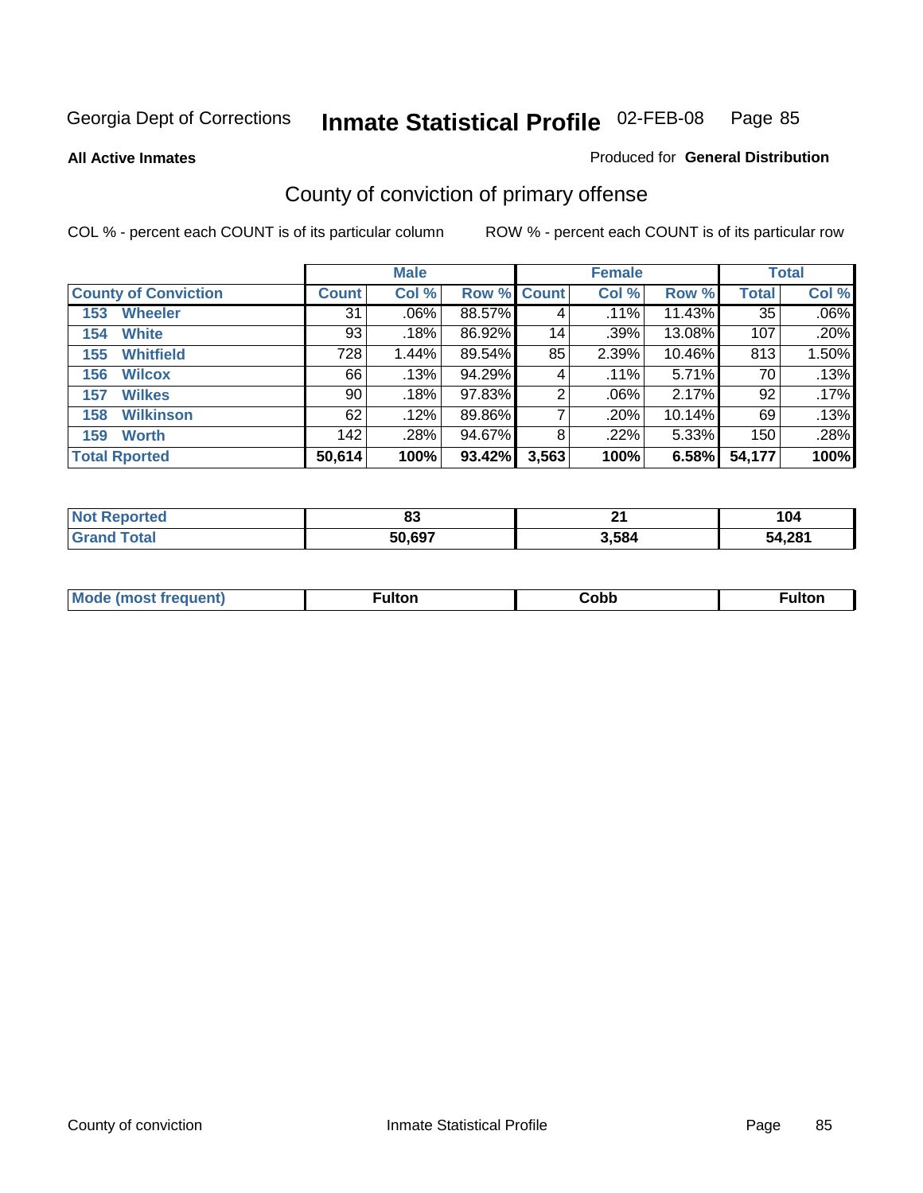Georgia Dept of Corrections **Inmate Statistical Profile** 02-FEB-08

**All Active Inmates**

Produced for **General Distribution**

## County of conviction of primary offense

COL % - percent each COUNT is of its particular column

ROW % - percent each COUNT is of its particular row

| | Male | | | Female | | | Total | |
|---|---|---|---|---|---|---|---|---|
| **County of Conviction** | **Count** | **Col %** | **Row %** | **Count** | **Col %** | **Row %** | **Total** | **Col %** |
| 153 Wheeler | 31 | .06% | 88.57% | 4 | .11% | 11.43% | 35 | .06% |
| 154 White | 93 | .18% | 86.92% | 14 | .39% | 13.08% | 107 | .20% |
| 155 Whitfield | 728 | 1.44% | 89.54% | 85 | 2.39% | 10.46% | 813 | 1.50% |
| 156 Wilcox | 66 | .13% | 94.29% | 4 | .11% | 5.71% | 70 | .13% |
| 157 Wilkes | 90 | .18% | 97.83% | 2 | .06% | 2.17% | 92 | .17% |
| 158 Wilkinson | 62 | .12% | 89.86% | 7 | .20% | 10.14% | 69 | .13% |
| 159 Worth | 142 | .28% | 94.67% | 8 | .22% | 5.33% | 150 | .28% |
| **Total Rported** | **50,614** | **100%** | **93.42%** | **3,563** | **100%** | **6.58%** | **54,177** | **100%** |

| | Male | Female | Total |
|---|---|---|---|
| **Not Reported** | **83** | **21** | **104** |
| **Grand Total** | **50,697** | **3,584** | **54,281** |

| | Male | Female | Total |
|---|---|---|---|
| **Mode (most frequent)** | **Fulton** | **Cobb** | **Fulton** |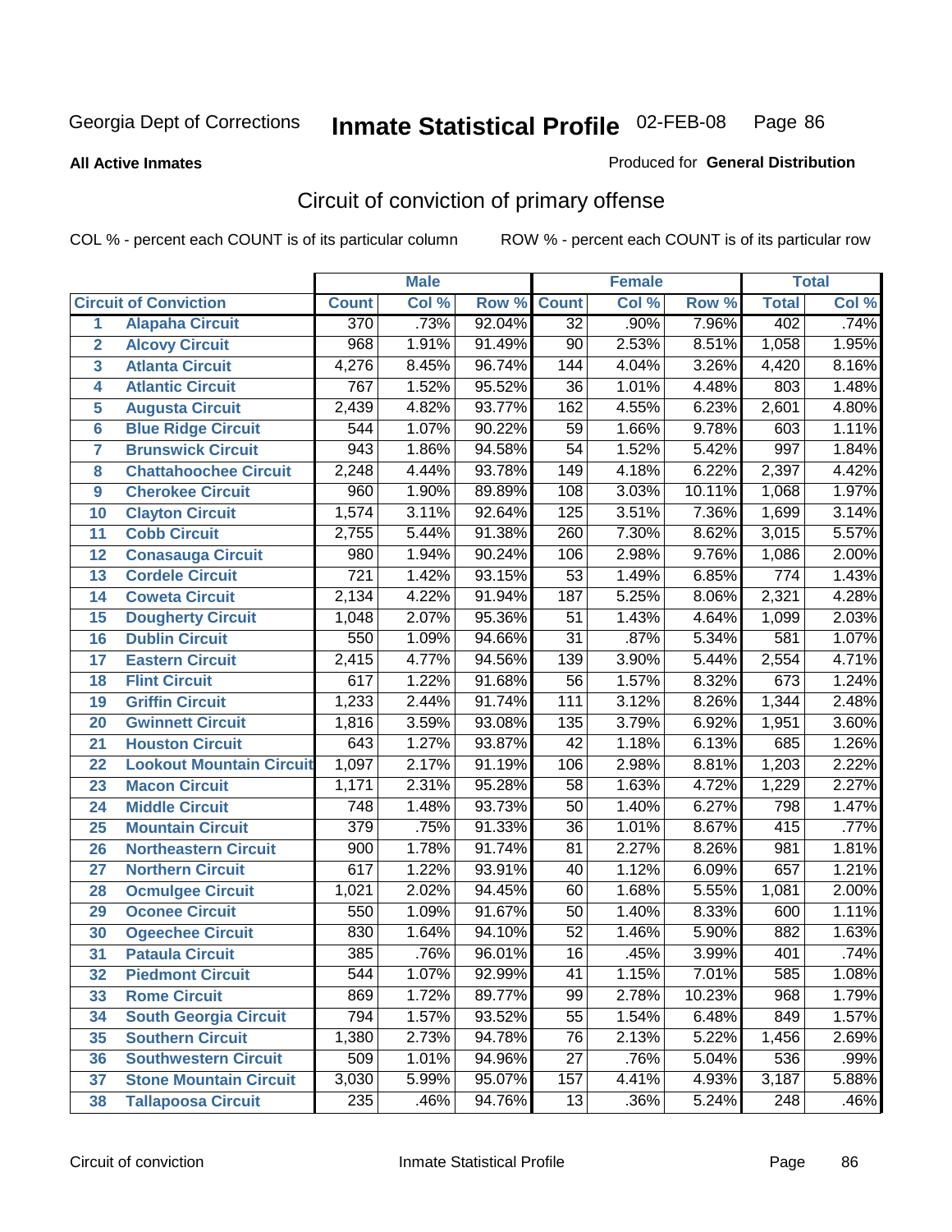Georgia Dept of Corrections **Inmate Statistical Profile** 02-FEB-08

**All Active Inmates**

Produced for **General Distribution**

## Circuit of conviction of primary offense

COL % - percent each COUNT is of its particular column ROW % - percent each COUNT is of its particular row

| Circuit of Conviction | | Male | | | Female | | | Total | |
|---|---|---|---|---|---|---|---|---|---|
| | | Count | Col % | Row % | Count | Col % | Row % | Total | Col % |
| 1 | Alapaha Circuit | 370 | .73% | 92.04% | 32 | .90% | 7.96% | 402 | .74% |
| 2 | Alcovy Circuit | 968 | 1.91% | 91.49% | 90 | 2.53% | 8.51% | 1,058 | 1.95% |
| 3 | Atlanta Circuit | 4,276 | 8.45% | 96.74% | 144 | 4.04% | 3.26% | 4,420 | 8.16% |
| 4 | Atlantic Circuit | 767 | 1.52% | 95.52% | 36 | 1.01% | 4.48% | 803 | 1.48% |
| 5 | Augusta Circuit | 2,439 | 4.82% | 93.77% | 162 | 4.55% | 6.23% | 2,601 | 4.80% |
| 6 | Blue Ridge Circuit | 544 | 1.07% | 90.22% | 59 | 1.66% | 9.78% | 603 | 1.11% |
| 7 | Brunswick Circuit | 943 | 1.86% | 94.58% | 54 | 1.52% | 5.42% | 997 | 1.84% |
| 8 | Chattahoochee Circuit | 2,248 | 4.44% | 93.78% | 149 | 4.18% | 6.22% | 2,397 | 4.42% |
| 9 | Cherokee Circuit | 960 | 1.90% | 89.89% | 108 | 3.03% | 10.11% | 1,068 | 1.97% |
| 10 | Clayton Circuit | 1,574 | 3.11% | 92.64% | 125 | 3.51% | 7.36% | 1,699 | 3.14% |
| 11 | Cobb Circuit | 2,755 | 5.44% | 91.38% | 260 | 7.30% | 8.62% | 3,015 | 5.57% |
| 12 | Conasauga Circuit | 980 | 1.94% | 90.24% | 106 | 2.98% | 9.76% | 1,086 | 2.00% |
| 13 | Cordele Circuit | 721 | 1.42% | 93.15% | 53 | 1.49% | 6.85% | 774 | 1.43% |
| 14 | Coweta Circuit | 2,134 | 4.22% | 91.94% | 187 | 5.25% | 8.06% | 2,321 | 4.28% |
| 15 | Dougherty Circuit | 1,048 | 2.07% | 95.36% | 51 | 1.43% | 4.64% | 1,099 | 2.03% |
| 16 | Dublin Circuit | 550 | 1.09% | 94.66% | 31 | .87% | 5.34% | 581 | 1.07% |
| 17 | Eastern Circuit | 2,415 | 4.77% | 94.56% | 139 | 3.90% | 5.44% | 2,554 | 4.71% |
| 18 | Flint Circuit | 617 | 1.22% | 91.68% | 56 | 1.57% | 8.32% | 673 | 1.24% |
| 19 | Griffin Circuit | 1,233 | 2.44% | 91.74% | 111 | 3.12% | 8.26% | 1,344 | 2.48% |
| 20 | Gwinnett Circuit | 1,816 | 3.59% | 93.08% | 135 | 3.79% | 6.92% | 1,951 | 3.60% |
| 21 | Houston Circuit | 643 | 1.27% | 93.87% | 42 | 1.18% | 6.13% | 685 | 1.26% |
| 22 | Lookout Mountain Circuit | 1,097 | 2.17% | 91.19% | 106 | 2.98% | 8.81% | 1,203 | 2.22% |
| 23 | Macon Circuit | 1,171 | 2.31% | 95.28% | 58 | 1.63% | 4.72% | 1,229 | 2.27% |
| 24 | Middle Circuit | 748 | 1.48% | 93.73% | 50 | 1.40% | 6.27% | 798 | 1.47% |
| 25 | Mountain Circuit | 379 | .75% | 91.33% | 36 | 1.01% | 8.67% | 415 | .77% |
| 26 | Northeastern Circuit | 900 | 1.78% | 91.74% | 81 | 2.27% | 8.26% | 981 | 1.81% |
| 27 | Northern Circuit | 617 | 1.22% | 93.91% | 40 | 1.12% | 6.09% | 657 | 1.21% |
| 28 | Ocmulgee Circuit | 1,021 | 2.02% | 94.45% | 60 | 1.68% | 5.55% | 1,081 | 2.00% |
| 29 | Oconee Circuit | 550 | 1.09% | 91.67% | 50 | 1.40% | 8.33% | 600 | 1.11% |
| 30 | Ogeechee Circuit | 830 | 1.64% | 94.10% | 52 | 1.46% | 5.90% | 882 | 1.63% |
| 31 | Pataula Circuit | 385 | .76% | 96.01% | 16 | .45% | 3.99% | 401 | .74% |
| 32 | Piedmont Circuit | 544 | 1.07% | 92.99% | 41 | 1.15% | 7.01% | 585 | 1.08% |
| 33 | Rome Circuit | 869 | 1.72% | 89.77% | 99 | 2.78% | 10.23% | 968 | 1.79% |
| 34 | South Georgia Circuit | 794 | 1.57% | 93.52% | 55 | 1.54% | 6.48% | 849 | 1.57% |
| 35 | Southern Circuit | 1,380 | 2.73% | 94.78% | 76 | 2.13% | 5.22% | 1,456 | 2.69% |
| 36 | Southwestern Circuit | 509 | 1.01% | 94.96% | 27 | .76% | 5.04% | 536 | .99% |
| 37 | Stone Mountain Circuit | 3,030 | 5.99% | 95.07% | 157 | 4.41% | 4.93% | 3,187 | 5.88% |
| 38 | Tallapoosa Circuit | 235 | .46% | 94.76% | 13 | .36% | 5.24% | 248 | .46% |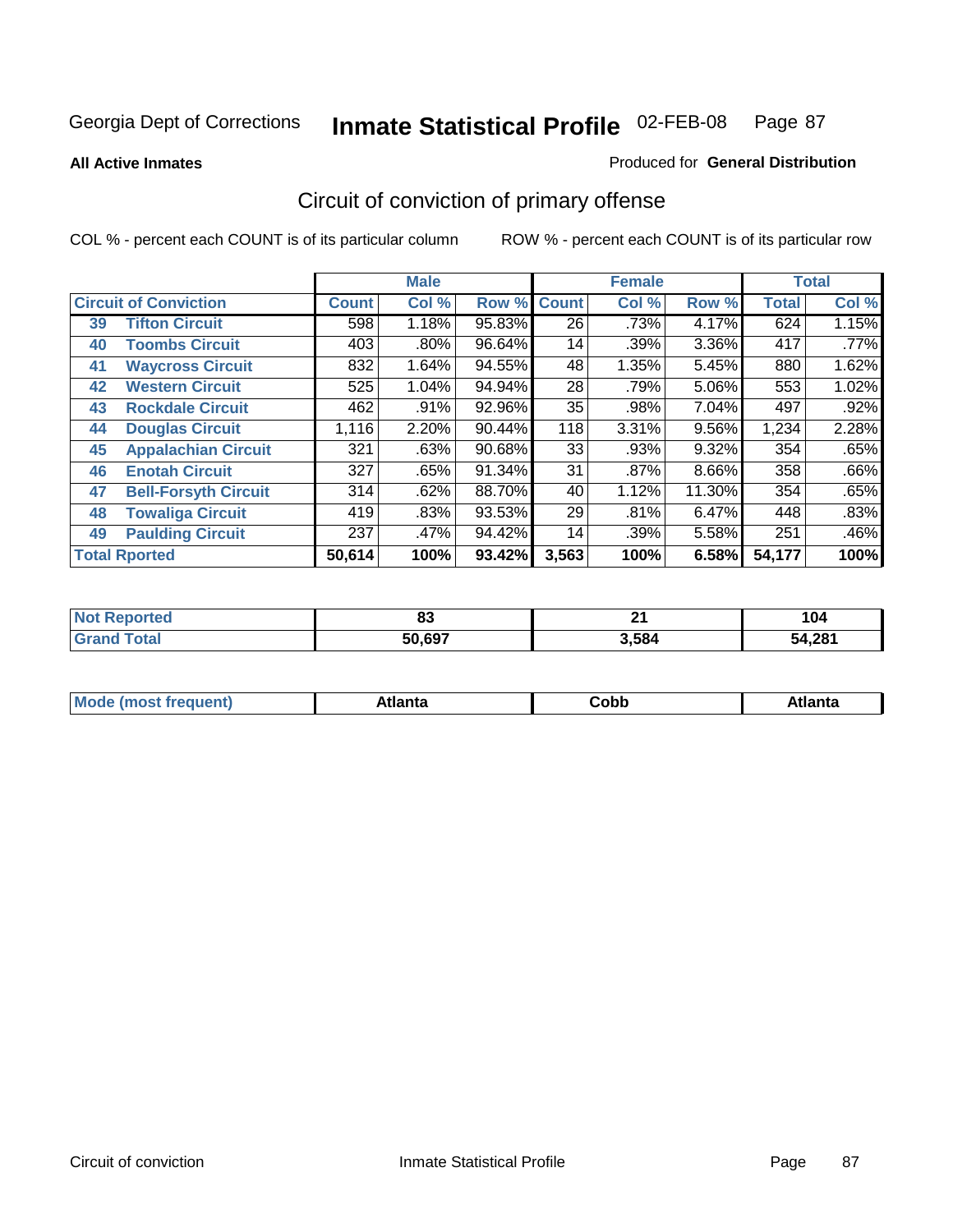Georgia Dept of Corrections

# Inmate Statistical Profile 02-FEB-08

**All Active Inmates**

Produced for **General Distribution**

## Circuit of conviction of primary offense

COL % - percent each COUNT is of its particular column

ROW % - percent each COUNT is of its particular row

| Circuit of Conviction | | Male | | | Female | | | Total | |
|---|---|---|---|---|---|---|---|---|---|
| | | Count | Col % | Row % | Count | Col % | Row % | Total | Col % |
| 39 | Tifton Circuit | 598 | 1.18% | 95.83% | 26 | .73% | 4.17% | 624 | 1.15% |
| 40 | Toombs Circuit | 403 | .80% | 96.64% | 14 | .39% | 3.36% | 417 | .77% |
| 41 | Waycross Circuit | 832 | 1.64% | 94.55% | 48 | 1.35% | 5.45% | 880 | 1.62% |
| 42 | Western Circuit | 525 | 1.04% | 94.94% | 28 | .79% | 5.06% | 553 | 1.02% |
| 43 | Rockdale Circuit | 462 | .91% | 92.96% | 35 | .98% | 7.04% | 497 | .92% |
| 44 | Douglas Circuit | 1,116 | 2.20% | 90.44% | 118 | 3.31% | 9.56% | 1,234 | 2.28% |
| 45 | Appalachian Circuit | 321 | .63% | 90.68% | 33 | .93% | 9.32% | 354 | .65% |
| 46 | Enotah Circuit | 327 | .65% | 91.34% | 31 | .87% | 8.66% | 358 | .66% |
| 47 | Bell-Forsyth Circuit | 314 | .62% | 88.70% | 40 | 1.12% | 11.30% | 354 | .65% |
| 48 | Towaliga Circuit | 419 | .83% | 93.53% | 29 | .81% | 6.47% | 448 | .83% |
| 49 | Paulding Circuit | 237 | .47% | 94.42% | 14 | .39% | 5.58% | 251 | .46% |
| **Total Rported** | | **50,614** | **100%** | **93.42%** | **3,563** | **100%** | **6.58%** | **54,177** | **100%** |

| | Male | Female | Total |
|---|---|---|---|
| Not Reported | 83 | 21 | 104 |
| Grand Total | 50,697 | 3,584 | 54,281 |

| | Male | Female | Total |
|---|---|---|---|
| Mode (most frequent) | Atlanta | Cobb | Atlanta |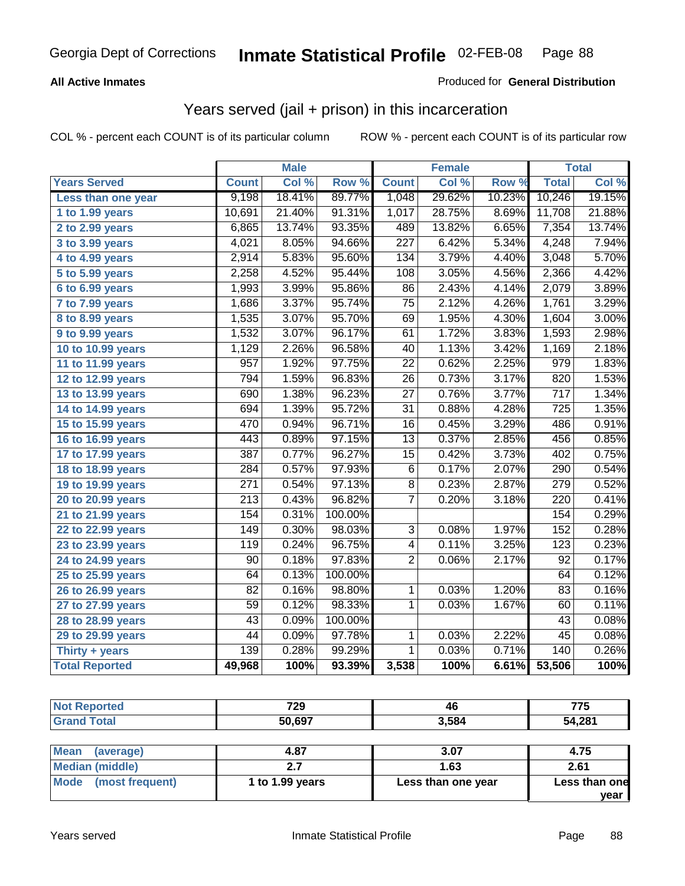Georgia Dept of Corrections **Inmate Statistical Profile** 02-FEB-08

**All Active Inmates**

Produced for **General Distribution**

## Years served (jail + prison) in this incarceration

COL % - percent each COUNT is of its particular column

ROW % - percent each COUNT is of its particular row

| | Male | | | Female | | | Total | |
|---|---|---|---|---|---|---|---|---|
| **Years Served** | **Count** | **Col %** | **Row %** | **Count** | **Col %** | **Row %** | **Total** | **Col %** |
| Less than one year | 9,198 | 18.41% | 89.77% | 1,048 | 29.62% | 10.23% | 10,246 | 19.15% |
| 1 to 1.99 years | 10,691 | 21.40% | 91.31% | 1,017 | 28.75% | 8.69% | 11,708 | 21.88% |
| 2 to 2.99 years | 6,865 | 13.74% | 93.35% | 489 | 13.82% | 6.65% | 7,354 | 13.74% |
| 3 to 3.99 years | 4,021 | 8.05% | 94.66% | 227 | 6.42% | 5.34% | 4,248 | 7.94% |
| 4 to 4.99 years | 2,914 | 5.83% | 95.60% | 134 | 3.79% | 4.40% | 3,048 | 5.70% |
| 5 to 5.99 years | 2,258 | 4.52% | 95.44% | 108 | 3.05% | 4.56% | 2,366 | 4.42% |
| 6 to 6.99 years | 1,993 | 3.99% | 95.86% | 86 | 2.43% | 4.14% | 2,079 | 3.89% |
| 7 to 7.99 years | 1,686 | 3.37% | 95.74% | 75 | 2.12% | 4.26% | 1,761 | 3.29% |
| 8 to 8.99 years | 1,535 | 3.07% | 95.70% | 69 | 1.95% | 4.30% | 1,604 | 3.00% |
| 9 to 9.99 years | 1,532 | 3.07% | 96.17% | 61 | 1.72% | 3.83% | 1,593 | 2.98% |
| 10 to 10.99 years | 1,129 | 2.26% | 96.58% | 40 | 1.13% | 3.42% | 1,169 | 2.18% |
| 11 to 11.99 years | 957 | 1.92% | 97.75% | 22 | 0.62% | 2.25% | 979 | 1.83% |
| 12 to 12.99 years | 794 | 1.59% | 96.83% | 26 | 0.73% | 3.17% | 820 | 1.53% |
| 13 to 13.99 years | 690 | 1.38% | 96.23% | 27 | 0.76% | 3.77% | 717 | 1.34% |
| 14 to 14.99 years | 694 | 1.39% | 95.72% | 31 | 0.88% | 4.28% | 725 | 1.35% |
| 15 to 15.99 years | 470 | 0.94% | 96.71% | 16 | 0.45% | 3.29% | 486 | 0.91% |
| 16 to 16.99 years | 443 | 0.89% | 97.15% | 13 | 0.37% | 2.85% | 456 | 0.85% |
| 17 to 17.99 years | 387 | 0.77% | 96.27% | 15 | 0.42% | 3.73% | 402 | 0.75% |
| 18 to 18.99 years | 284 | 0.57% | 97.93% | 6 | 0.17% | 2.07% | 290 | 0.54% |
| 19 to 19.99 years | 271 | 0.54% | 97.13% | 8 | 0.23% | 2.87% | 279 | 0.52% |
| 20 to 20.99 years | 213 | 0.43% | 96.82% | 7 | 0.20% | 3.18% | 220 | 0.41% |
| 21 to 21.99 years | 154 | 0.31% | 100.00% | | | | 154 | 0.29% |
| 22 to 22.99 years | 149 | 0.30% | 98.03% | 3 | 0.08% | 1.97% | 152 | 0.28% |
| 23 to 23.99 years | 119 | 0.24% | 96.75% | 4 | 0.11% | 3.25% | 123 | 0.23% |
| 24 to 24.99 years | 90 | 0.18% | 97.83% | 2 | 0.06% | 2.17% | 92 | 0.17% |
| 25 to 25.99 years | 64 | 0.13% | 100.00% | | | | 64 | 0.12% |
| 26 to 26.99 years | 82 | 0.16% | 98.80% | 1 | 0.03% | 1.20% | 83 | 0.16% |
| 27 to 27.99 years | 59 | 0.12% | 98.33% | 1 | 0.03% | 1.67% | 60 | 0.11% |
| 28 to 28.99 years | 43 | 0.09% | 100.00% | | | | 43 | 0.08% |
| 29 to 29.99 years | 44 | 0.09% | 97.78% | 1 | 0.03% | 2.22% | 45 | 0.08% |
| Thirty + years | 139 | 0.28% | 99.29% | 1 | 0.03% | 0.71% | 140 | 0.26% |
| **Total Reported** | **49,968** | **100%** | **93.39%** | **3,538** | **100%** | **6.61%** | **53,506** | **100%** |

| | Male | Female | Total |
|---|---|---|---|
| Not Reported | 729 | 46 | 775 |
| Grand Total | 50,697 | 3,584 | 54,281 |

| | Male | Female | Total |
|---|---|---|---|
| Mean (average) | 4.87 | 3.07 | 4.75 |
| Median (middle) | 2.7 | 1.63 | 2.61 |
| Mode (most frequent) | 1 to 1.99 years | Less than one year | Less than one year |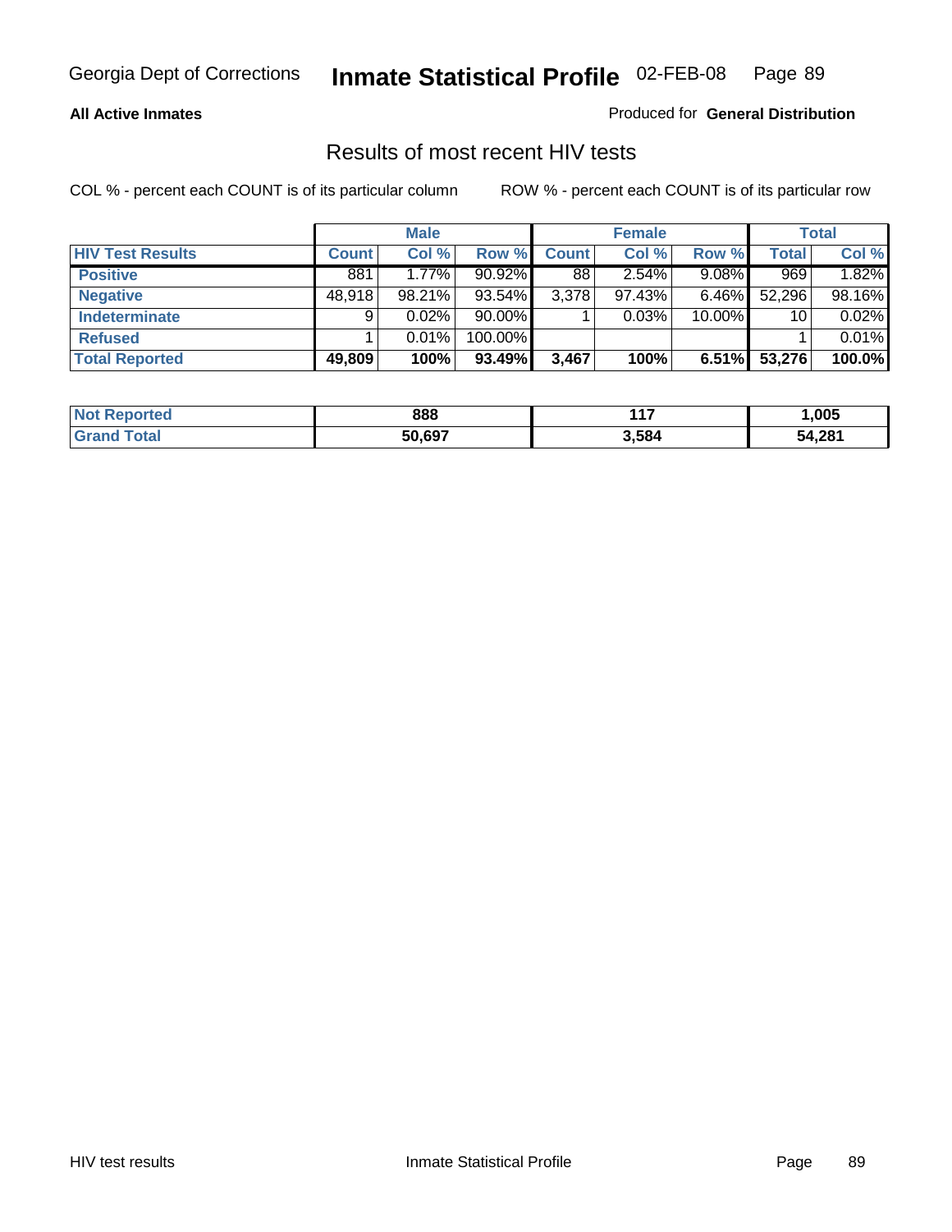**All Active Inmates**

Produced for **General Distribution**

## Results of most recent HIV tests

COL % - percent each COUNT is of its particular column

ROW % - percent each COUNT is of its particular row

| | Male | | | Female | | | Total | |
|---|---|---|---|---|---|---|---|---|
| **HIV Test Results** | **Count** | **Col %** | **Row %** | **Count** | **Col %** | **Row %** | **Total** | **Col %** |
| **Positive** | 881 | 1.77% | 90.92% | 88 | 2.54% | 9.08% | 969 | 1.82% |
| **Negative** | 48,918 | 98.21% | 93.54% | 3,378 | 97.43% | 6.46% | 52,296 | 98.16% |
| **Indeterminate** | 9 | 0.02% | 90.00% | 1 | 0.03% | 10.00% | 10 | 0.02% |
| **Refused** | 1 | 0.01% | 100.00% | | | | 1 | 0.01% |
| **Total Reported** | **49,809** | **100%** | **93.49%** | **3,467** | **100%** | **6.51%** | **53,276** | **100.0%** |

| | Male | Female | Total |
|---|---|---|---|
| **Not Reported** | **888** | **117** | **1,005** |
| **Grand Total** | **50,697** | **3,584** | **54,281** |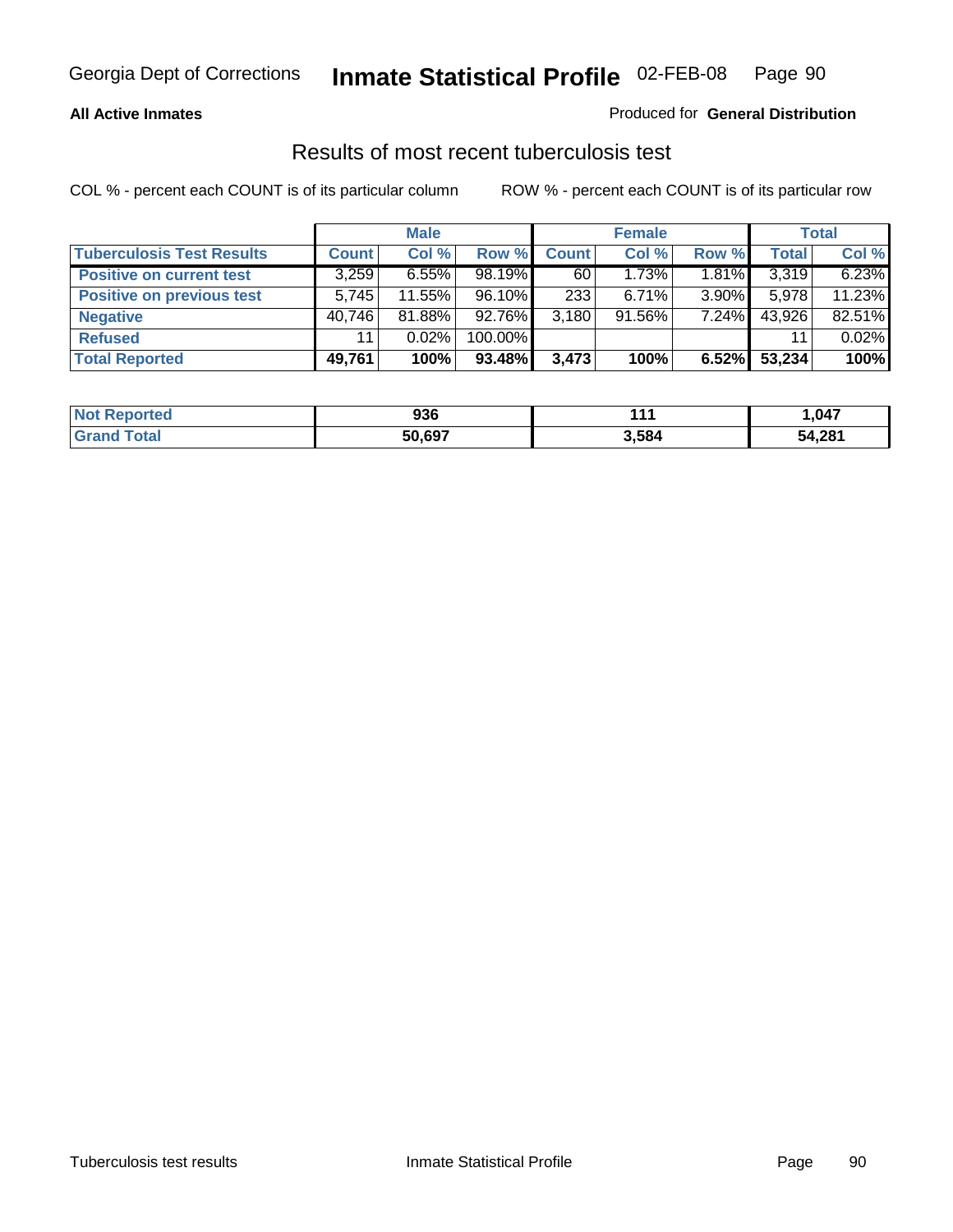**All Active Inmates**

Produced for **General Distribution**

## Results of most recent tuberculosis test

COL % - percent each COUNT is of its particular column ROW % - percent each COUNT is of its particular row

| | Male | | | Female | | | Total | |
|---|---|---|---|---|---|---|---|---|
| **Tuberculosis Test Results** | **Count** | **Col %** | **Row %** | **Count** | **Col %** | **Row %** | **Total** | **Col %** |
| **Positive on current test** | 3,259 | 6.55% | 98.19% | 60 | 1.73% | 1.81% | 3,319 | 6.23% |
| **Positive on previous test** | 5,745 | 11.55% | 96.10% | 233 | 6.71% | 3.90% | 5,978 | 11.23% |
| **Negative** | 40,746 | 81.88% | 92.76% | 3,180 | 91.56% | 7.24% | 43,926 | 82.51% |
| **Refused** | 11 | 0.02% | 100.00% | | | | 11 | 0.02% |
| **Total Reported** | **49,761** | **100%** | **93.48%** | **3,473** | **100%** | **6.52%** | **53,234** | **100%** |

| | Male | Female | Total |
|---|---|---|---|
| **Not Reported** | **936** | **111** | **1,047** |
| **Grand Total** | **50,697** | **3,584** | **54,281** |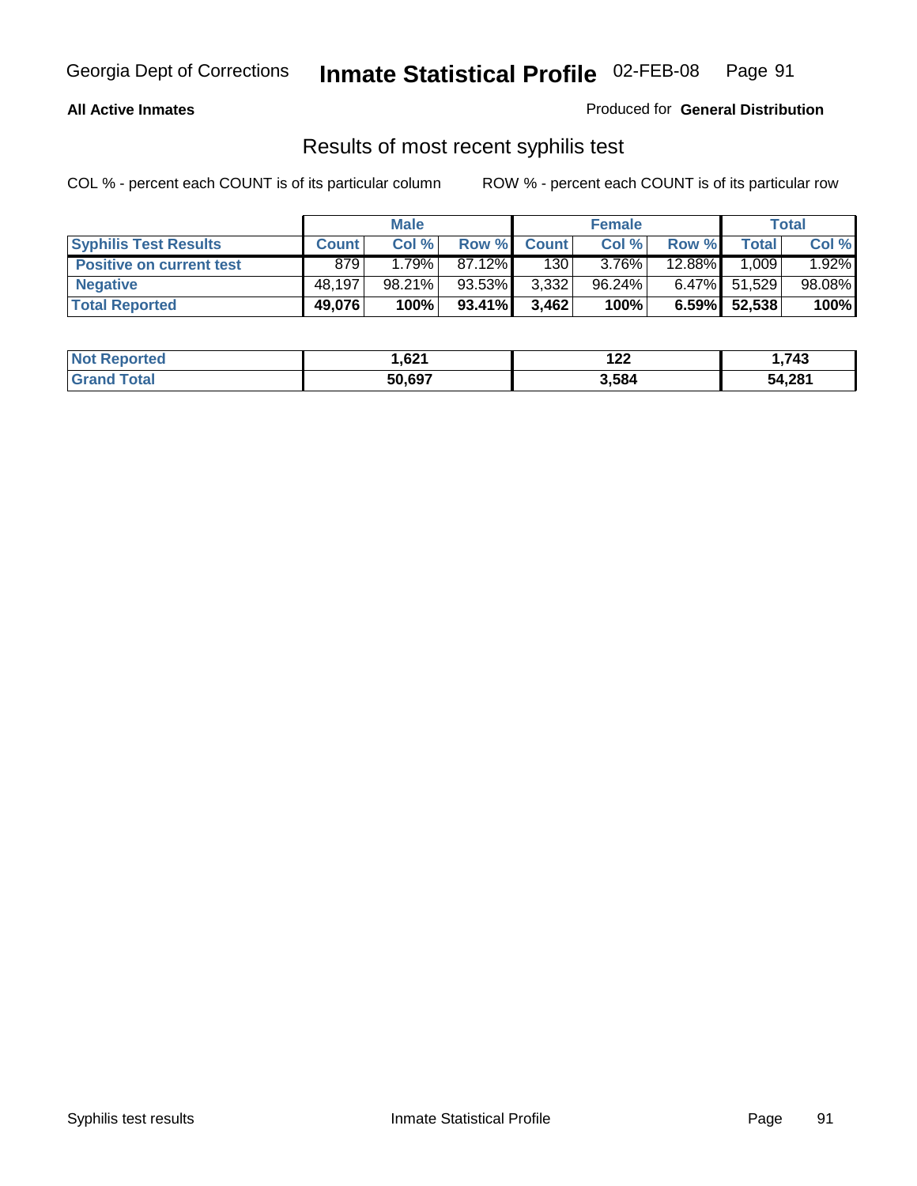Georgia Dept of Corrections **Inmate Statistical Profile** 02-FEB-08

**All Active Inmates**

Produced for **General Distribution**

## Results of most recent syphilis test

COL % - percent each COUNT is of its particular column ROW % - percent each COUNT is of its particular row

| | Male | | | Female | | | Total | |
|---|---|---|---|---|---|---|---|---|
| **Syphilis Test Results** | **Count** | **Col %** | **Row %** | **Count** | **Col %** | **Row %** | **Total** | **Col %** |
| **Positive on current test** | 879 | 1.79% | 87.12% | 130 | 3.76% | 12.88% | 1,009 | 1.92% |
| **Negative** | 48,197 | 98.21% | 93.53% | 3,332 | 96.24% | 6.47% | 51,529 | 98.08% |
| **Total Reported** | **49,076** | **100%** | **93.41%** | **3,462** | **100%** | **6.59%** | **52,538** | **100%** |

| | Male | Female | Total |
|---|---|---|---|
| **Not Reported** | **1,621** | **122** | **1,743** |
| **Grand Total** | **50,697** | **3,584** | **54,281** |

Syphilis test results Inmate Statistical Profile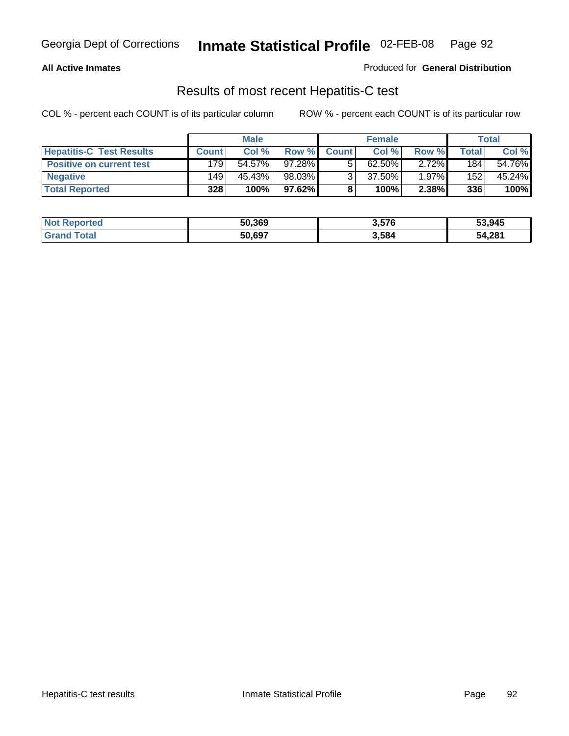Georgia Dept of Corrections **Inmate Statistical Profile** 02-FEB-08

**All Active Inmates**

Produced for **General Distribution**

## Results of most recent Hepatitis-C test

COL % - percent each COUNT is of its particular column

ROW % - percent each COUNT is of its particular row

| | Male | | | Female | | | Total | |
|---|---|---|---|---|---|---|---|---|
| **Hepatitis-C Test Results** | **Count** | **Col %** | **Row %** | **Count** | **Col %** | **Row %** | **Total** | **Col %** |
| **Positive on current test** | 179 | 54.57% | 97.28% | 5 | 62.50% | 2.72% | 184 | 54.76% |
| **Negative** | 149 | 45.43% | 98.03% | 3 | 37.50% | 1.97% | 152 | 45.24% |
| **Total Reported** | **328** | **100%** | **97.62%** | **8** | **100%** | **2.38%** | **336** | **100%** |

| | Male | Female | Total |
|---|---|---|---|
| **Not Reported** | **50,369** | **3,576** | **53,945** |
| **Grand Total** | **50,697** | **3,584** | **54,281** |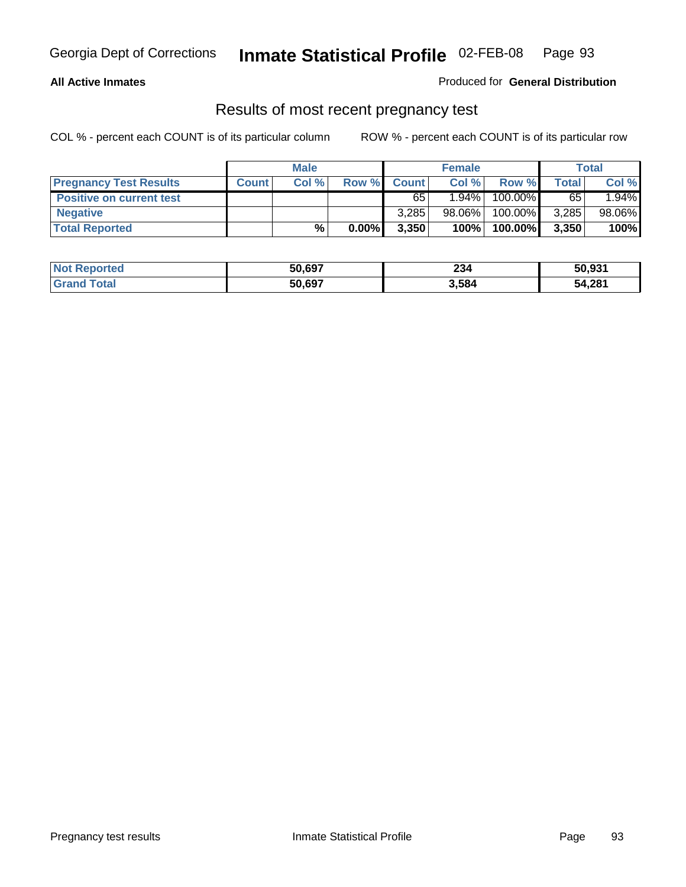## All Active Inmates

Produced for **General Distribution**

### Results of most recent pregnancy test

COL % - percent each COUNT is of its particular column

ROW % - percent each COUNT is of its particular row

| | Male | | | Female | | | Total | |
|---|---|---|---|---|---|---|---|---|
| **Pregnancy Test Results** | **Count** | **Col %** | **Row %** | **Count** | **Col %** | **Row %** | **Total** | **Col %** |
| **Positive on current test** | | | | 65 | 1.94% | 100.00% | 65 | 1.94% |
| **Negative** | | | | 3,285 | 98.06% | 100.00% | 3,285 | 98.06% |
| **Total Reported** | | **%** | **0.00%** | **3,350** | **100%** | **100.00%** | **3,350** | **100%** |

| | Male | Female | Total |
|---|---|---|---|
| **Not Reported** | **50,697** | **234** | **50,931** |
| **Grand Total** | **50,697** | **3,584** | **54,281** |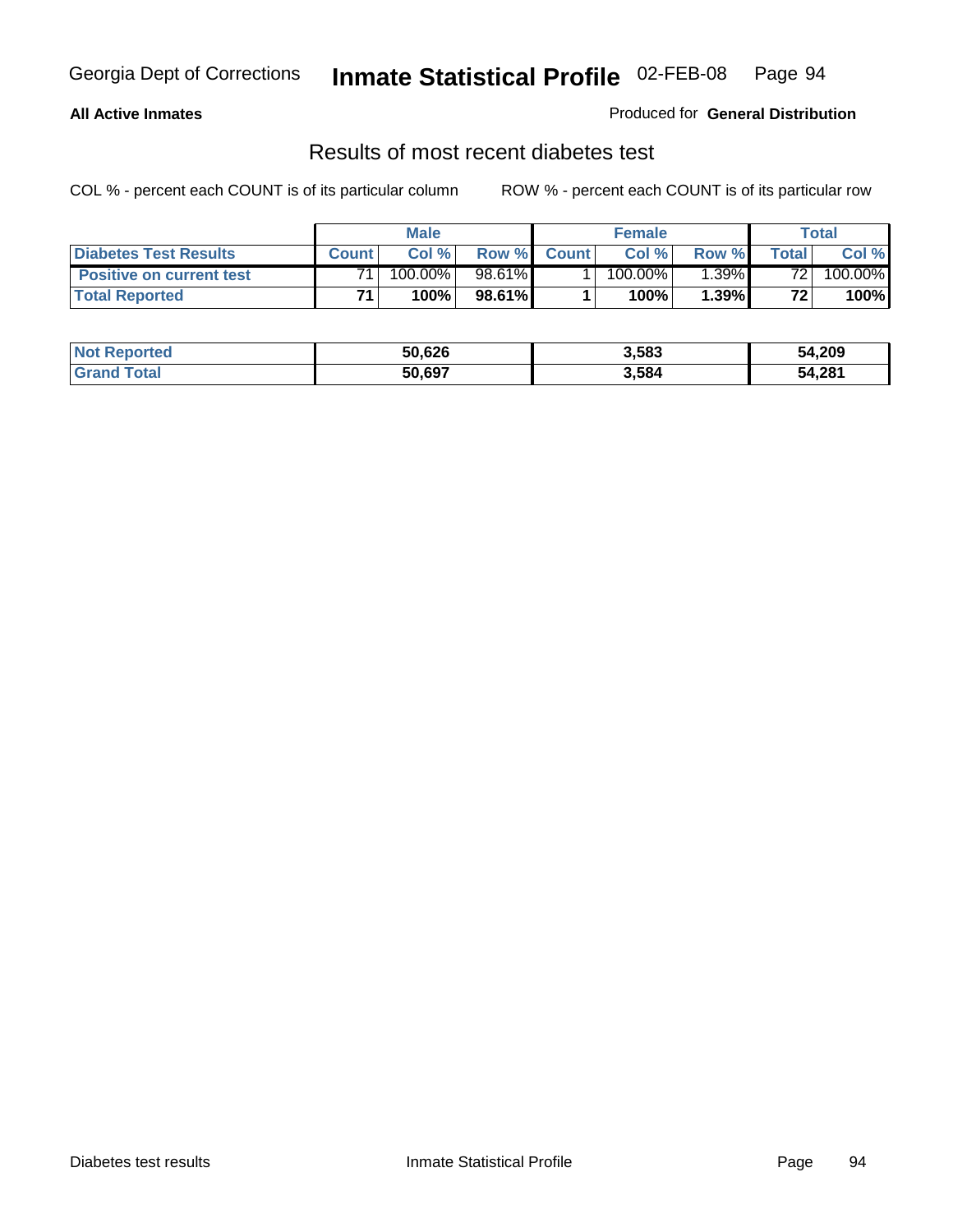**All Active Inmates**

Produced for **General Distribution**

## Results of most recent diabetes test

COL % - percent each COUNT is of its particular column        ROW % - percent each COUNT is of its particular row

| | Male | | | Female | | | Total | |
|---|---|---|---|---|---|---|---|---|
| **Diabetes Test Results** | **Count** | **Col %** | **Row %** | **Count** | **Col %** | **Row %** | **Total** | **Col %** |
| **Positive on current test** | 71 | 100.00% | 98.61% | 1 | 100.00% | 1.39% | 72 | 100.00% |
| **Total Reported** | **71** | **100%** | **98.61%** | **1** | **100%** | **1.39%** | **72** | **100%** |

| | Male | Female | Total |
|---|---|---|---|
| **Not Reported** | **50,626** | **3,583** | **54,209** |
| **Grand Total** | **50,697** | **3,584** | **54,281** |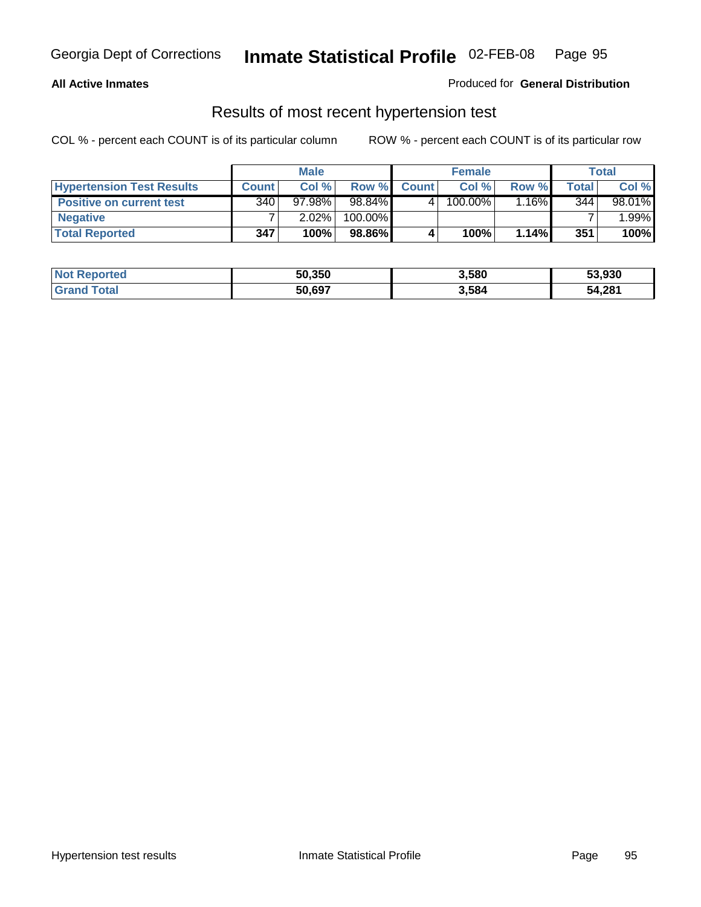**All Active Inmates**

Produced for **General Distribution**

## Results of most recent hypertension test

COL % - percent each COUNT is of its particular column

ROW % - percent each COUNT is of its particular row

| | Male | | | Female | | | Total | |
|---|---|---|---|---|---|---|---|---|
| **Hypertension Test Results** | **Count** | **Col %** | **Row %** | **Count** | **Col %** | **Row %** | **Total** | **Col %** |
| **Positive on current test** | 340 | 97.98% | 98.84% | 4 | 100.00% | 1.16% | 344 | 98.01% |
| **Negative** | 7 | 2.02% | 100.00% | | | | 7 | 1.99% |
| **Total Reported** | **347** | **100%** | **98.86%** | **4** | **100%** | **1.14%** | **351** | **100%** |

| | Male | Female | Total |
|---|---|---|---|
| **Not Reported** | **50,350** | **3,580** | **53,930** |
| **Grand Total** | **50,697** | **3,584** | **54,281** |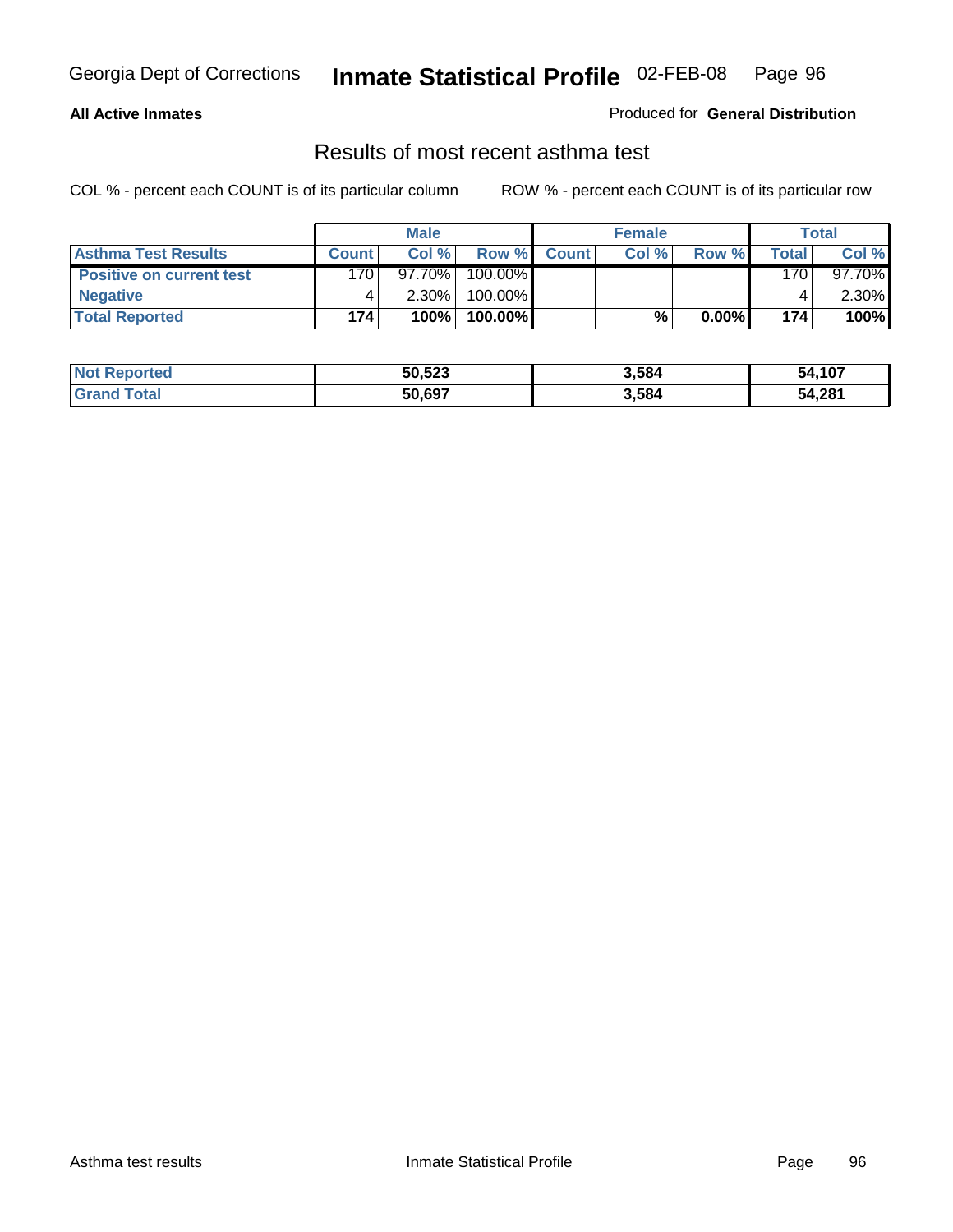Georgia Dept of Corrections **Inmate Statistical Profile** 02-FEB-08

**All Active Inmates**

Produced for **General Distribution**

## Results of most recent asthma test

COL % - percent each COUNT is of its particular column ROW % - percent each COUNT is of its particular row

| | Male | | | Female | | | Total | |
|---|---|---|---|---|---|---|---|---|
| **Asthma Test Results** | **Count** | **Col %** | **Row %** | **Count** | **Col %** | **Row %** | **Total** | **Col %** |
| **Positive on current test** | 170 | 97.70% | 100.00% | | | | 170 | 97.70% |
| **Negative** | 4 | 2.30% | 100.00% | | | | 4 | 2.30% |
| **Total Reported** | **174** | **100%** | **100.00%** | | **%** | **0.00%** | **174** | **100%** |

| | Male | Female | Total |
|---|---|---|---|
| **Not Reported** | **50,523** | **3,584** | **54,107** |
| **Grand Total** | **50,697** | **3,584** | **54,281** |